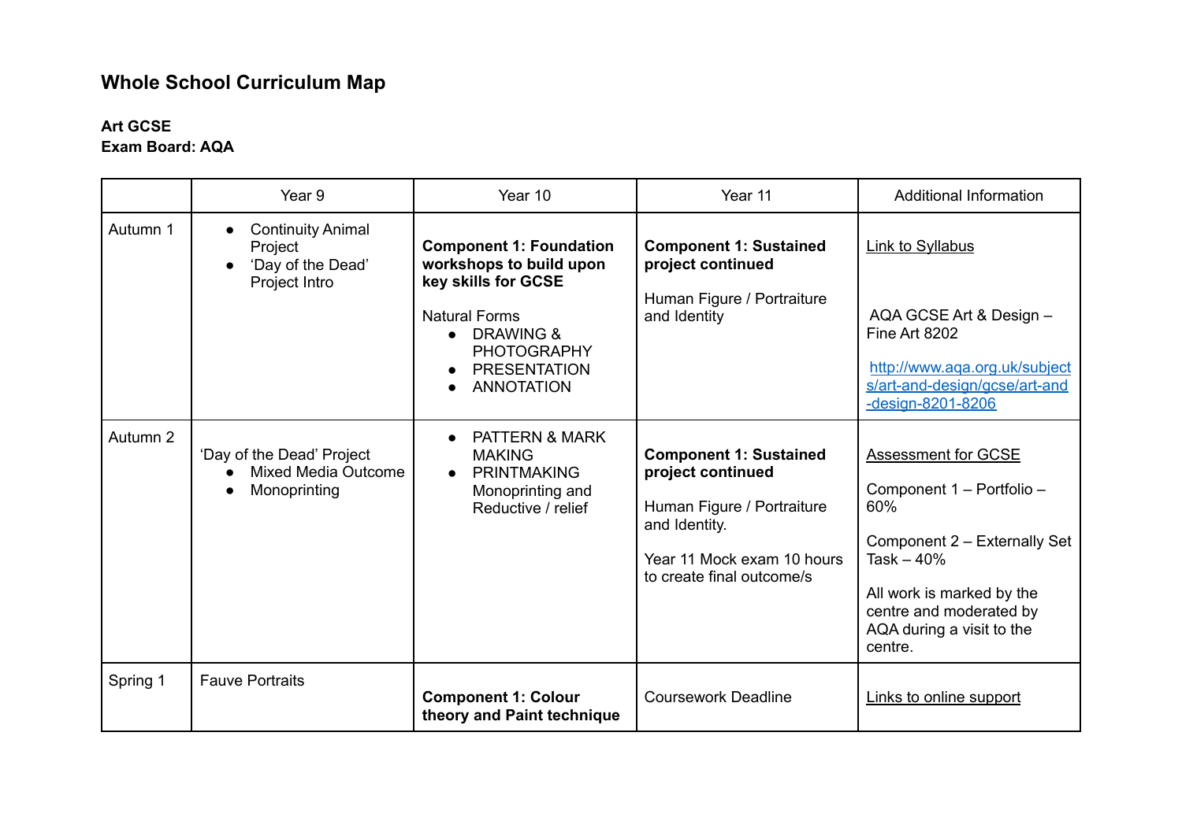# Whole School Curriculum Map

**Art GCSE**
**Exam Board: AQA**

| | Year 9 | Year 10 | Year 11 | Additional Information |
|---|---|---|---|---|
| Autumn 1 | • Continuity Animal Project<br>• 'Day of the Dead' Project Intro | **Component 1: Foundation workshops to build upon key skills for GCSE**<br><br>Natural Forms<br>• DRAWING & PHOTOGRAPHY<br>• PRESENTATION<br>• ANNOTATION | **Component 1: Sustained project continued**<br><br>Human Figure / Portraiture and Identity | Link to Syllabus<br><br>AQA GCSE Art & Design – Fine Art 8202<br><br>http://www.aqa.org.uk/subjects/art-and-design/gcse/art-and-design-8201-8206 |
| Autumn 2 | 'Day of the Dead' Project<br>• Mixed Media Outcome<br>• Monoprinting | • PATTERN & MARK MAKING<br>• PRINTMAKING Monoprinting and Reductive / relief | **Component 1: Sustained project continued**<br><br>Human Figure / Portraiture and Identity.<br><br>Year 11 Mock exam 10 hours to create final outcome/s | Assessment for GCSE<br><br>Component 1 – Portfolio – 60%<br><br>Component 2 – Externally Set Task – 40%<br><br>All work is marked by the centre and moderated by AQA during a visit to the centre. |
| Spring 1 | Fauve Portraits | **Component 1: Colour theory and Paint technique** | Coursework Deadline | Links to online support |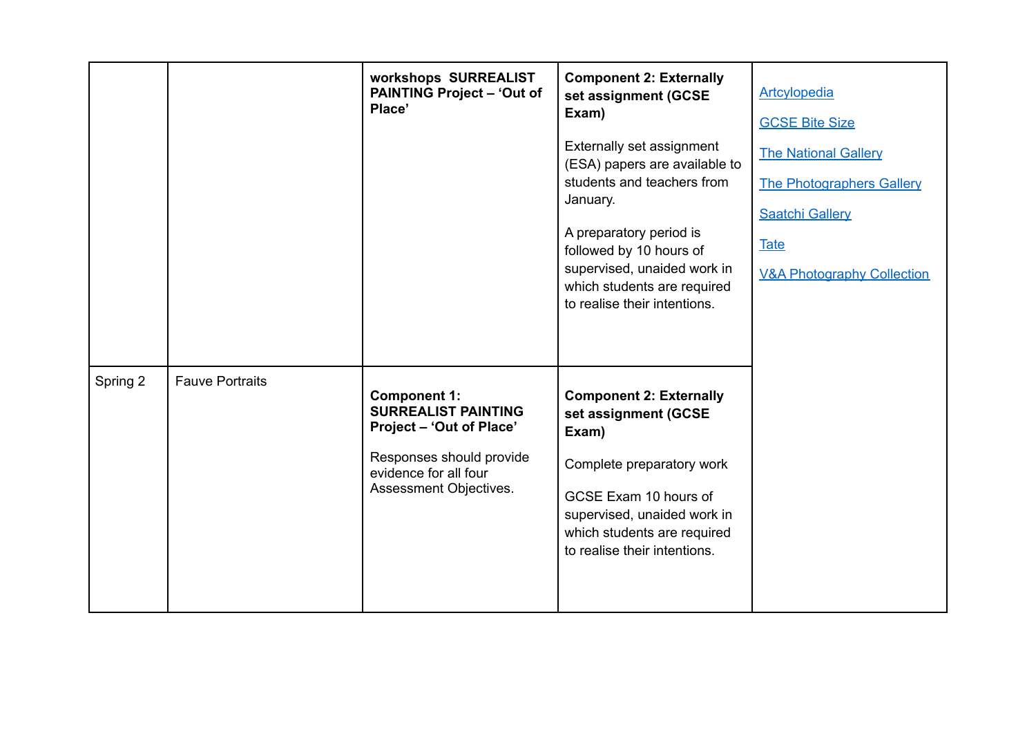| | | | | |
|---|---|---|---|---|
| | | **workshops SURREALIST PAINTING Project – 'Out of Place'** | **Component 2: Externally set assignment (GCSE Exam)**<br><br>Externally set assignment (ESA) papers are available to students and teachers from January.<br><br>A preparatory period is followed by 10 hours of supervised, unaided work in which students are required to realise their intentions. | [Artcylopedia]()<br><br>[GCSE Bite Size]()<br><br>[The National Gallery]()<br><br>[The Photographers Gallery]()<br><br>[Saatchi Gallery]()<br><br>[Tate]()<br><br>[V&A Photography Collection]() |
| Spring 2 | Fauve Portraits | **Component 1: SURREALIST PAINTING Project – 'Out of Place'**<br><br>Responses should provide evidence for all four Assessment Objectives. | **Component 2: Externally set assignment (GCSE Exam)**<br><br>Complete preparatory work<br><br>GCSE Exam 10 hours of supervised, unaided work in which students are required to realise their intentions. | |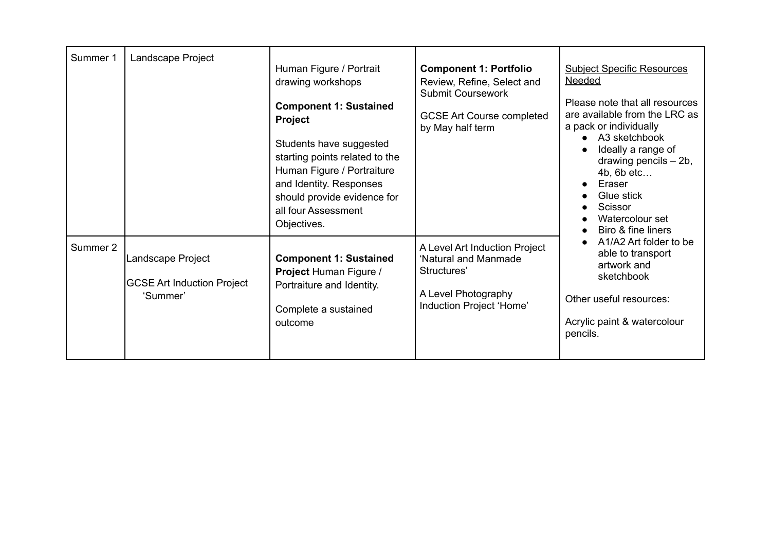| Summer 1 | Landscape Project | Human Figure / Portrait drawing workshops<br><br>**Component 1: Sustained Project**<br><br>Students have suggested starting points related to the Human Figure / Portraiture and Identity. Responses should provide evidence for all four Assessment Objectives. | **Component 1: Portfolio** Review, Refine, Select and Submit Coursework<br><br>GCSE Art Course completed by May half term | Subject Specific Resources Needed<br><br>Please note that all resources are available from the LRC as a pack or individually<br>● A3 sketchbook<br>● Ideally a range of drawing pencils – 2b, 4b, 6b etc…<br>● Eraser<br>● Glue stick<br>● Scissor<br>● Watercolour set<br>● Biro & fine liners<br>● A1/A2 Art folder to be able to transport artwork and sketchbook<br><br>Other useful resources:<br><br>Acrylic paint & watercolour pencils. |
|---|---|---|---|---|
| Summer 2 | Landscape Project<br><br>GCSE Art Induction Project 'Summer' | **Component 1: Sustained Project** Human Figure / Portraiture and Identity.<br><br>Complete a sustained outcome | A Level Art Induction Project 'Natural and Manmade Structures'<br><br>A Level Photography Induction Project 'Home' | |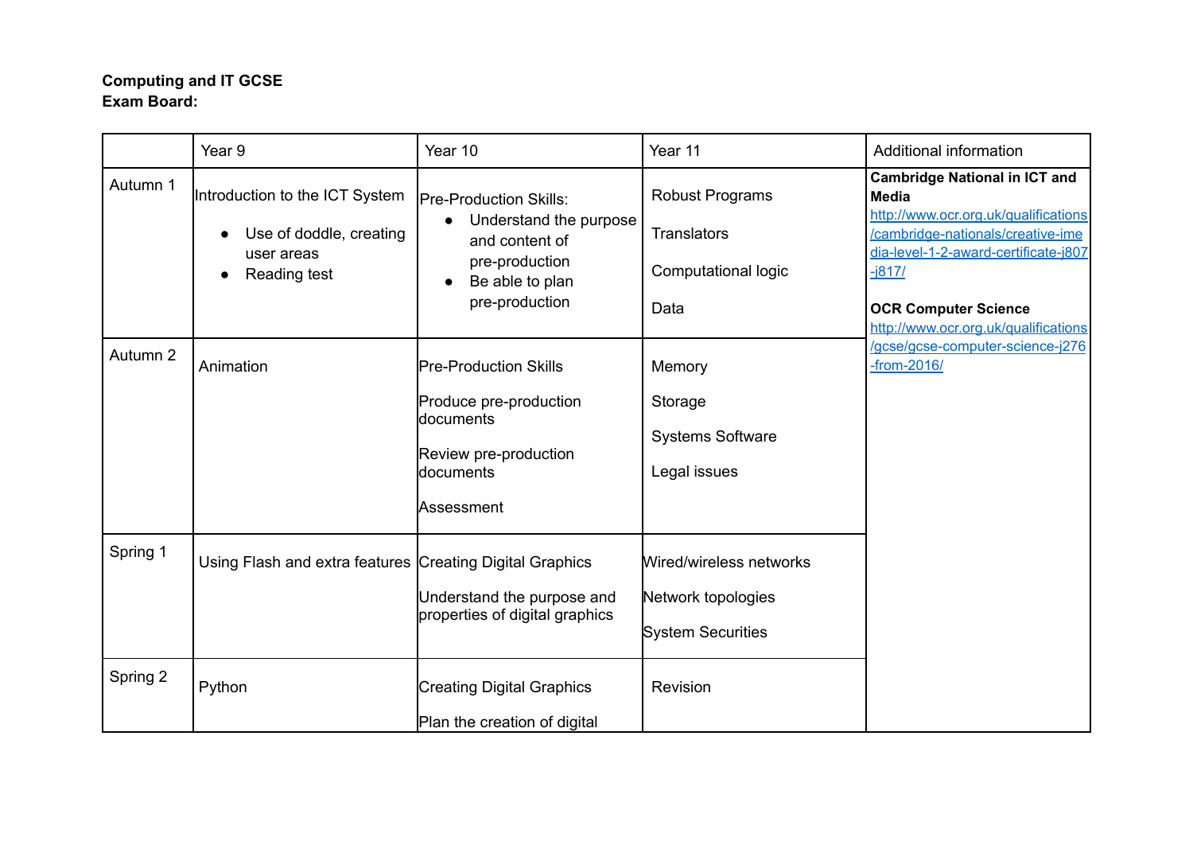**Computing and IT GCSE**
**Exam Board:**

| | Year 9 | Year 10 | Year 11 | Additional information |
|---|---|---|---|---|
| Autumn 1 | Introduction to the ICT System<br>• Use of doddle, creating user areas<br>• Reading test | Pre-Production Skills:<br>• Understand the purpose and content of pre-production<br>• Be able to plan pre-production | Robust Programs<br><br>Translators<br><br>Computational logic<br><br>Data | **Cambridge National in ICT and Media**<br>http://www.ocr.org.uk/qualifications/cambridge-nationals/creative-imedia-level-1-2-award-certificate-j807-j817/<br><br>**OCR Computer Science**<br>http://www.ocr.org.uk/qualifications/gcse/gcse-computer-science-j276-from-2016/ |
| Autumn 2 | Animation | Pre-Production Skills<br><br>Produce pre-production documents<br><br>Review pre-production documents<br><br>Assessment | Memory<br><br>Storage<br><br>Systems Software<br><br>Legal issues | |
| Spring 1 | Using Flash and extra features | Creating Digital Graphics<br><br>Understand the purpose and properties of digital graphics | Wired/wireless networks<br><br>Network topologies<br><br>System Securities | |
| Spring 2 | Python | Creating Digital Graphics<br><br>Plan the creation of digital | Revision | |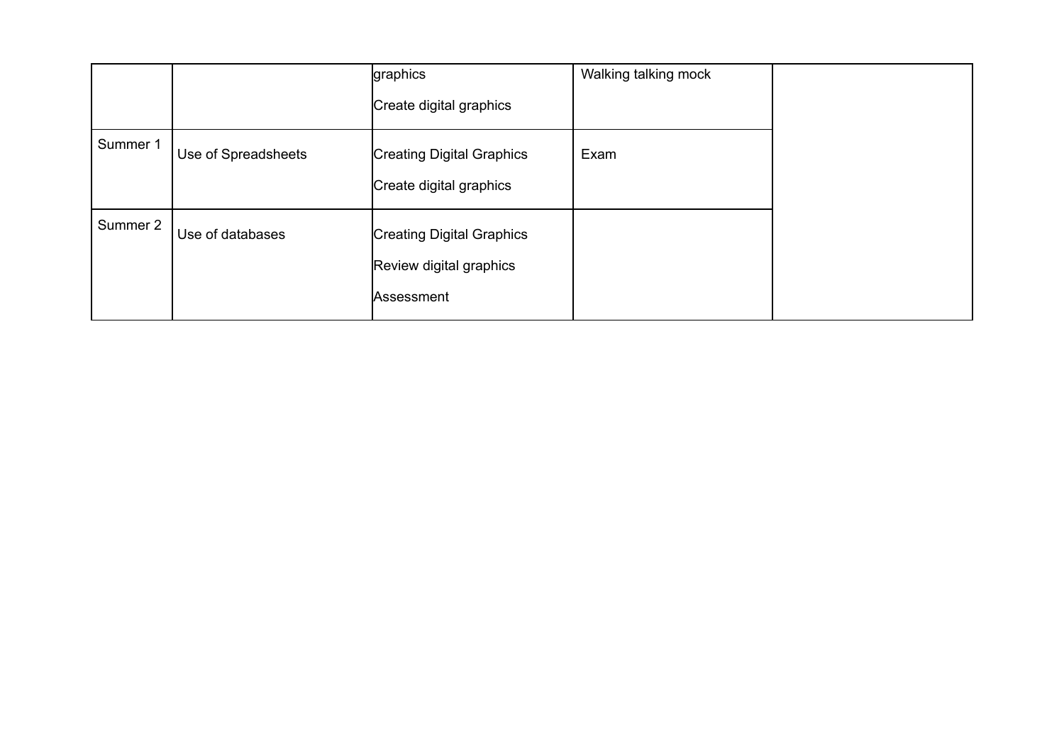| | | | | |
|---|---|---|---|---|
| | | graphics<br><br>Create digital graphics | Walking talking mock | |
| Summer 1 | Use of Spreadsheets | Creating Digital Graphics<br><br>Create digital graphics | Exam | |
| Summer 2 | Use of databases | Creating Digital Graphics<br><br>Review digital graphics<br><br>Assessment | | |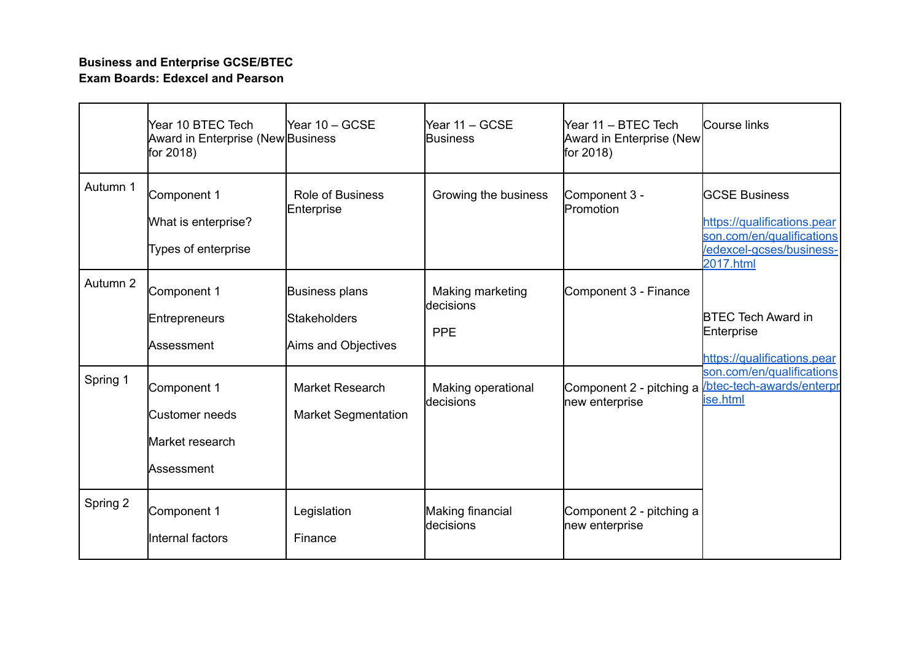**Business and Enterprise GCSE/BTEC**
**Exam Boards: Edexcel and Pearson**

| | Year 10 BTEC Tech Award in Enterprise (New for 2018) | Year 10 – GCSE Business | Year 11 – GCSE Business | Year 11 – BTEC Tech Award in Enterprise (New for 2018) | Course links |
|---|---|---|---|---|---|
| Autumn 1 | Component 1<br><br>What is enterprise?<br><br>Types of enterprise | Role of Business Enterprise | Growing the business | Component 3 - Promotion | GCSE Business<br><br>https://qualifications.pearson.com/en/qualifications/edexcel-gcses/business-2017.html<br><br>BTEC Tech Award in Enterprise<br><br>https://qualifications.pearson.com/en/qualifications/btec-tech-awards/enterprise.html |
| Autumn 2 | Component 1<br><br>Entrepreneurs<br><br>Assessment | Business plans<br><br>Stakeholders<br><br>Aims and Objectives | Making marketing decisions<br><br>PPE | Component 3 - Finance | |
| Spring 1 | Component 1<br><br>Customer needs<br><br>Market research<br><br>Assessment | Market Research<br><br>Market Segmentation | Making operational decisions | Component 2 - pitching a new enterprise | |
| Spring 2 | Component 1<br><br>Internal factors | Legislation<br><br>Finance | Making financial decisions | Component 2 - pitching a new enterprise | |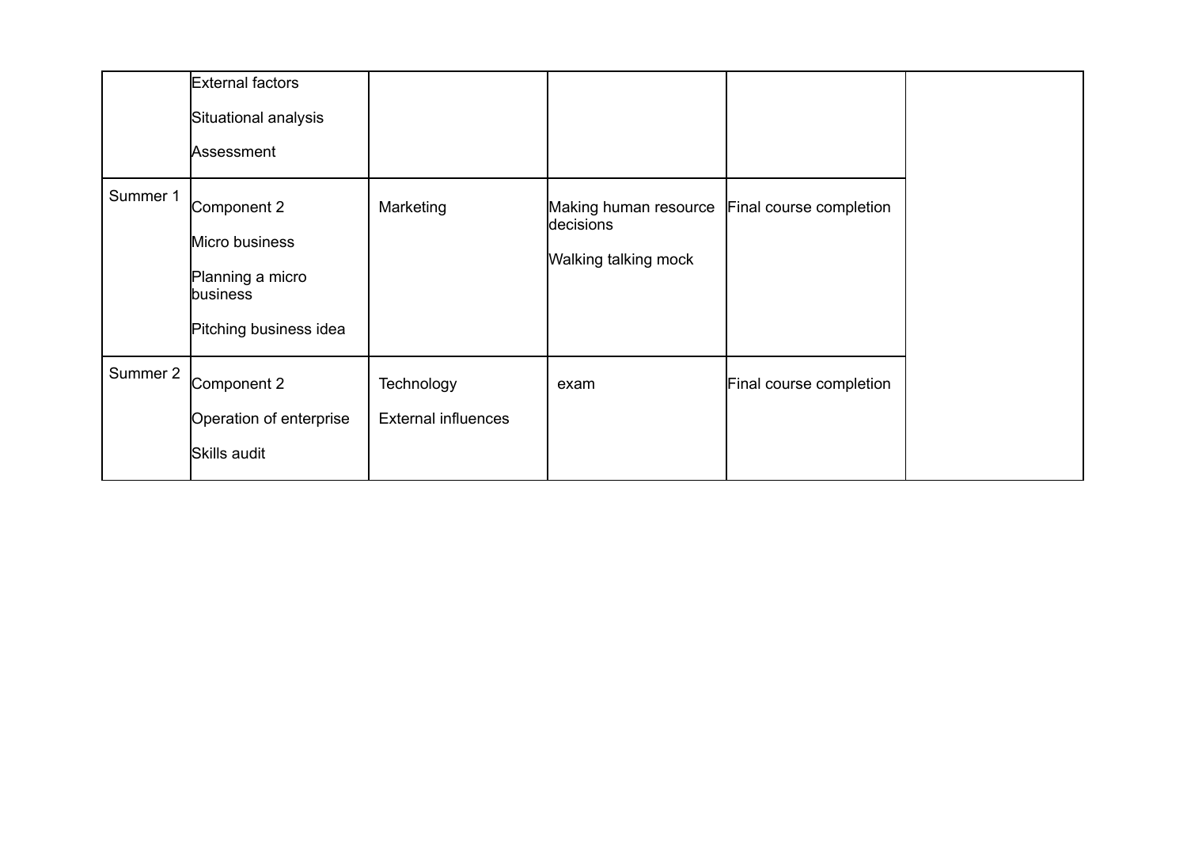| | | | | | |
|---|---|---|---|---|---|
| | External factors<br><br>Situational analysis<br><br>Assessment | | | | |
| Summer 1 | Component 2<br><br>Micro business<br><br>Planning a micro business<br><br>Pitching business idea | Marketing | Making human resource decisions<br><br>Walking talking mock | Final course completion | |
| Summer 2 | Component 2<br><br>Operation of enterprise<br><br>Skills audit | Technology<br><br>External influences | exam | Final course completion | |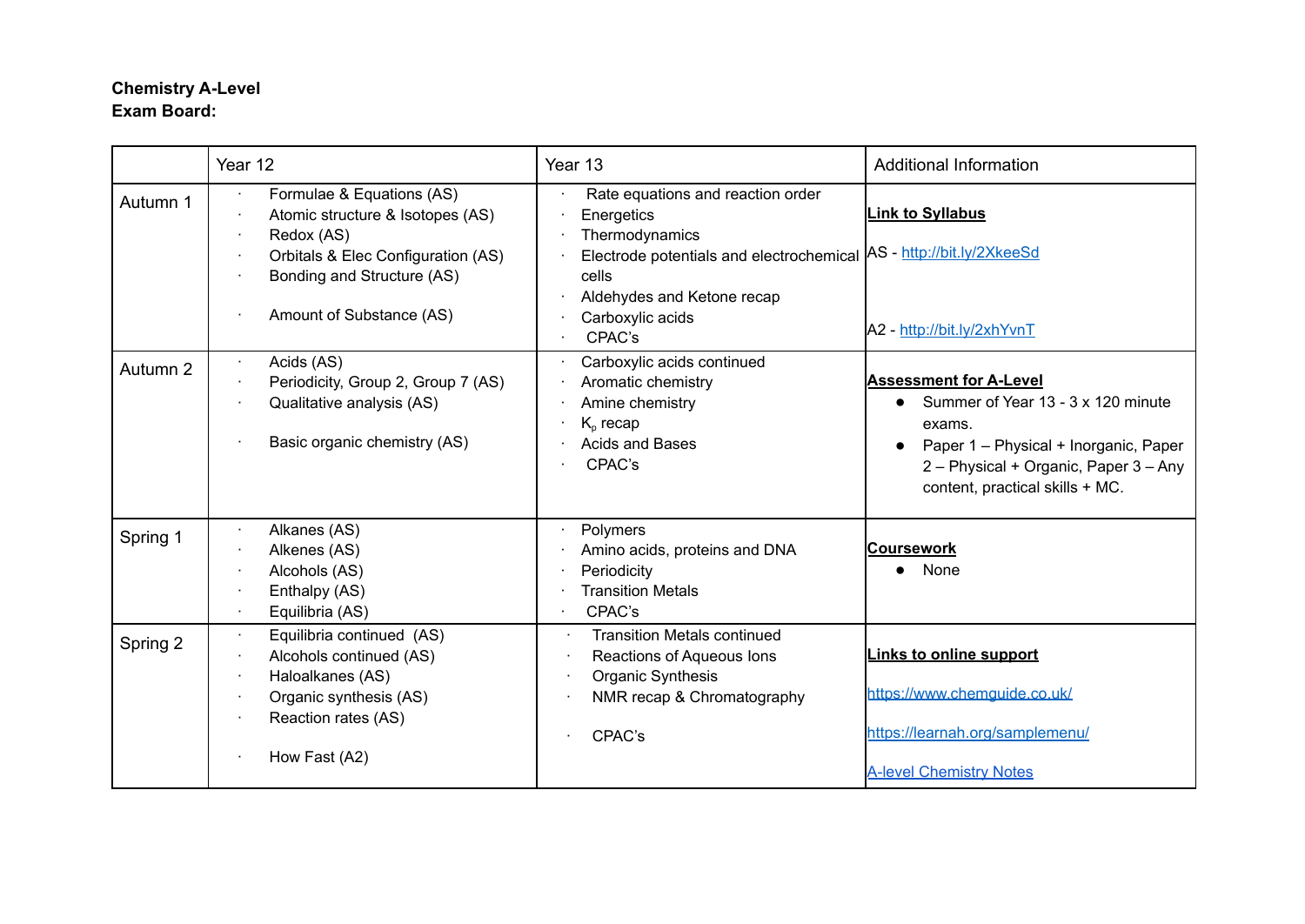**Chemistry A-Level**
**Exam Board:**

| | Year 12 | Year 13 | Additional Information |
|---|---|---|---|
| Autumn 1 | · Formulae & Equations (AS)<br>· Atomic structure & Isotopes (AS)<br>· Redox (AS)<br>· Orbitals & Elec Configuration (AS)<br>· Bonding and Structure (AS)<br><br>· Amount of Substance (AS) | · Rate equations and reaction order<br>· Energetics<br>· Thermodynamics<br>· Electrode potentials and electrochemical cells<br>· Aldehydes and Ketone recap<br>· Carboxylic acids<br>· CPAC's | **Link to Syllabus**<br><br>AS - http://bit.ly/2XkeeSd<br><br>A2 - http://bit.ly/2xhYvnT |
| Autumn 2 | · Acids (AS)<br>· Periodicity, Group 2, Group 7 (AS)<br>· Qualitative analysis (AS)<br><br>· Basic organic chemistry (AS) | · Carboxylic acids continued<br>· Aromatic chemistry<br>· Amine chemistry<br>· $K_p$ recap<br>· Acids and Bases<br>· CPAC's | **Assessment for A-Level**<br>● Summer of Year 13 - 3 x 120 minute exams.<br>● Paper 1 – Physical + Inorganic, Paper 2 – Physical + Organic, Paper 3 – Any content, practical skills + MC. |
| Spring 1 | · Alkanes (AS)<br>· Alkenes (AS)<br>· Alcohols (AS)<br>· Enthalpy (AS)<br>· Equilibria (AS) | · Polymers<br>· Amino acids, proteins and DNA<br>· Periodicity<br>· Transition Metals<br>· CPAC's | **Coursework**<br>● None |
| Spring 2 | · Equilibria continued (AS)<br>· Alcohols continued (AS)<br>· Haloalkanes (AS)<br>· Organic synthesis (AS)<br>· Reaction rates (AS)<br><br>· How Fast (A2) | · Transition Metals continued<br>· Reactions of Aqueous Ions<br>· Organic Synthesis<br>· NMR recap & Chromatography<br><br>· CPAC's | **Links to online support**<br><br>https://www.chemguide.co.uk/<br><br>https://learnah.org/samplemenu/<br><br>A-level Chemistry Notes |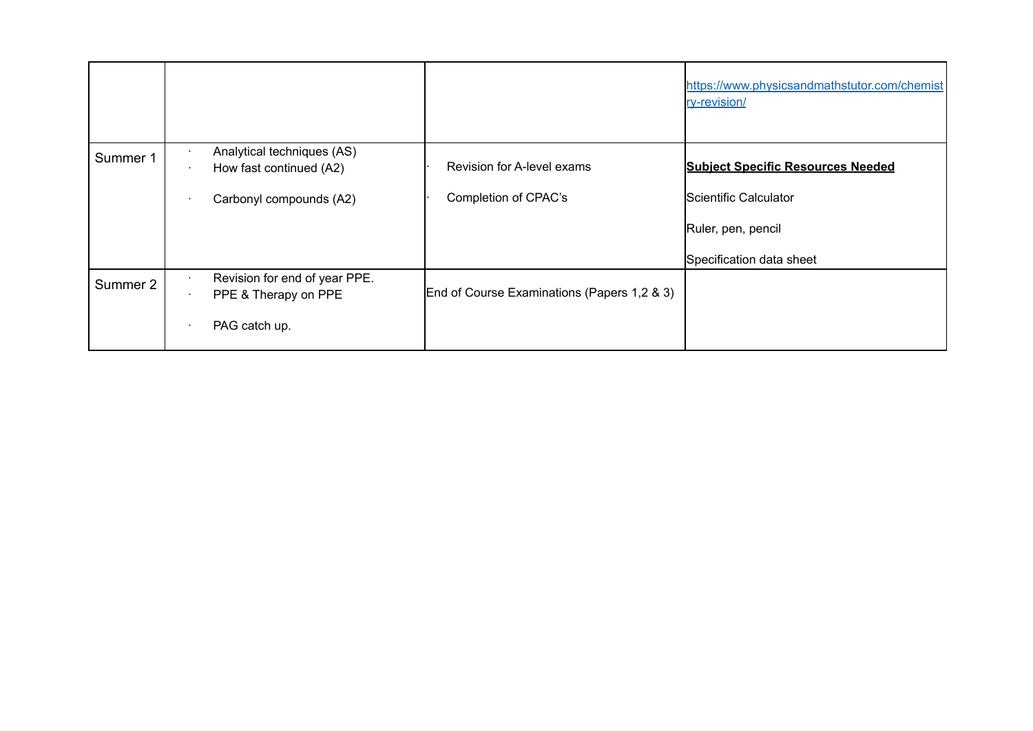| | | | |
|---|---|---|---|
| | | | https://www.physicsandmathstutor.com/chemistry-revision/ |
| Summer 1 | · Analytical techniques (AS)<br>· How fast continued (A2)<br>· Carbonyl compounds (A2) | · Revision for A-level exams<br>· Completion of CPAC's | **Subject Specific Resources Needed**<br>Scientific Calculator<br>Ruler, pen, pencil<br>Specification data sheet |
| Summer 2 | · Revision for end of year PPE.<br>· PPE & Therapy on PPE<br>· PAG catch up. | End of Course Examinations (Papers 1,2 & 3) | |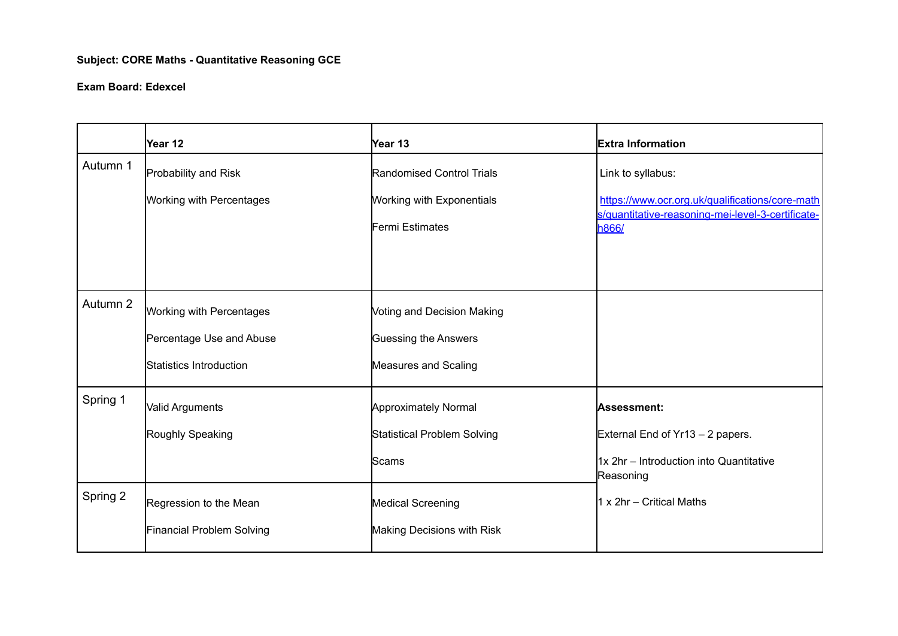**Subject: CORE Maths - Quantitative Reasoning GCE**

**Exam Board: Edexcel**

| | **Year 12** | **Year 13** | **Extra Information** |
|---|---|---|---|
| Autumn 1 | Probability and Risk<br><br>Working with Percentages | Randomised Control Trials<br><br>Working with Exponentials<br><br>Fermi Estimates | Link to syllabus:<br><br>https://www.ocr.org.uk/qualifications/core-maths/quantitative-reasoning-mei-level-3-certificate-h866/ |
| Autumn 2 | Working with Percentages<br><br>Percentage Use and Abuse<br><br>Statistics Introduction | Voting and Decision Making<br><br>Guessing the Answers<br><br>Measures and Scaling | |
| Spring 1 | Valid Arguments<br><br>Roughly Speaking | Approximately Normal<br><br>Statistical Problem Solving<br><br>Scams | **Assessment:**<br><br>External End of Yr13 – 2 papers.<br><br>1x 2hr – Introduction into Quantitative Reasoning<br><br>1 x 2hr – Critical Maths |
| Spring 2 | Regression to the Mean<br><br>Financial Problem Solving | Medical Screening<br><br>Making Decisions with Risk | |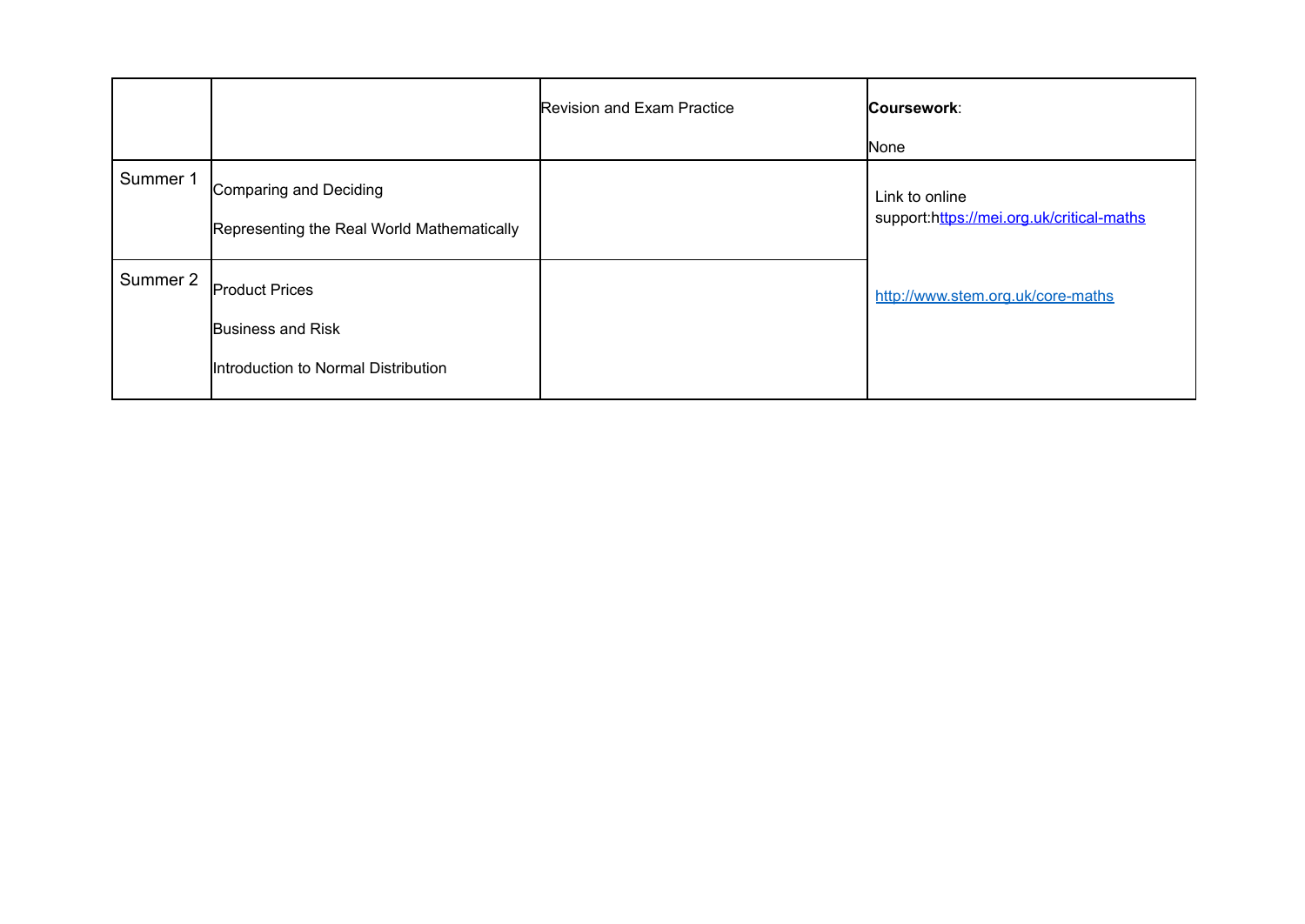| | | | |
|---|---|---|---|
| | | Revision and Exam Practice | **Coursework**: None |
| Summer 1 | Comparing and Deciding<br><br>Representing the Real World Mathematically | | Link to online support:https://mei.org.uk/critical-maths<br><br>http://www.stem.org.uk/core-maths |
| Summer 2 | Product Prices<br><br>Business and Risk<br><br>Introduction to Normal Distribution | | |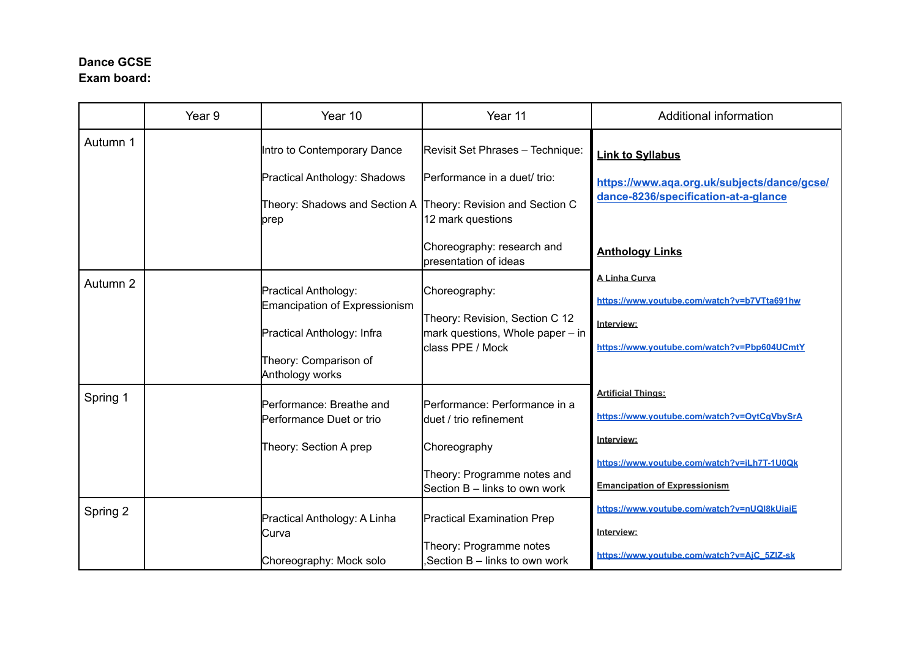**Dance GCSE**
**Exam board:**

| | Year 9 | Year 10 | Year 11 | Additional information |
|---|---|---|---|---|
| Autumn 1 | | Intro to Contemporary Dance<br><br>Practical Anthology: Shadows<br><br>Theory: Shadows and Section A prep | Revisit Set Phrases – Technique:<br><br>Performance in a duet/ trio:<br><br>Theory: Revision and Section C 12 mark questions<br><br>Choreography: research and presentation of ideas | **Link to Syllabus**<br><br>**https://www.aqa.org.uk/subjects/dance/gcse/dance-8236/specification-at-a-glance**<br><br>**Anthology Links**<br><br>**A Linha Curva**<br><br>https://www.youtube.com/watch?v=b7VTta691hw<br><br>**Interview:**<br><br>https://www.youtube.com/watch?v=Pbp604UCmtY |
| Autumn 2 | | Practical Anthology: Emancipation of Expressionism<br><br>Practical Anthology: Infra<br><br>Theory: Comparison of Anthology works | Choreography:<br><br>Theory: Revision, Section C 12 mark questions, Whole paper – in class PPE / Mock | |
| Spring 1 | | Performance: Breathe and Performance Duet or trio<br><br>Theory: Section A prep | Performance: Performance in a duet / trio refinement<br><br>Choreography<br><br>Theory: Programme notes and Section B – links to own work | **Artificial Things:**<br><br>https://www.youtube.com/watch?v=OytCqVbySrA<br><br>**Interview:**<br><br>https://www.youtube.com/watch?v=iLh7T-1U0Qk<br><br>**Emancipation of Expressionism**<br><br>https://www.youtube.com/watch?v=nUQI8kUiaiE |
| Spring 2 | | Practical Anthology: A Linha Curva<br><br>Choreography: Mock solo | Practical Examination Prep<br><br>Theory: Programme notes ,Section B – links to own work | **Interview:**<br><br>https://www.youtube.com/watch?v=AjC_5ZlZ-sk |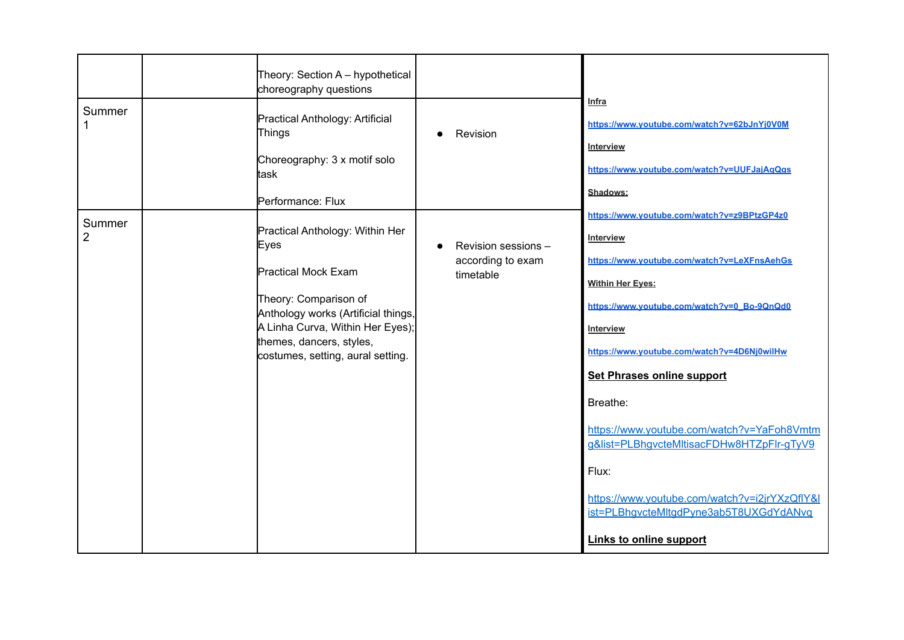| | | | | |
|---|---|---|---|---|
| | | Theory: Section A – hypothetical choreography questions | | **Infra**<br><br>**https://www.youtube.com/watch?v=62bJnYj0V0M**<br><br>**Interview**<br><br>**https://www.youtube.com/watch?v=UUFJajAqQgs**<br><br>**Shadows:**<br><br>**https://www.youtube.com/watch?v=z9BPtzGP4z0**<br><br>**Interview**<br><br>**https://www.youtube.com/watch?v=LeXFnsAehGs**<br><br>**Within Her Eyes:**<br><br>**https://www.youtube.com/watch?v=0_Bo-9QnQd0**<br><br>**Interview**<br><br>**https://www.youtube.com/watch?v=4D6Nj0wilHw**<br><br>**Set Phrases online support**<br><br>Breathe:<br><br>https://www.youtube.com/watch?v=YaFoh8Vmtmg&list=PLBhgvcteMltisacFDHw8HTZpFlr-gTyV9<br><br>Flux:<br><br>https://www.youtube.com/watch?v=i2jrYXzQflY&list=PLBhgvcteMltgdPyne3ab5T8UXGdYdANvq<br><br>**Links to online support** |
| Summer 1 | | Practical Anthology: Artificial Things<br><br>Choreography: 3 x motif solo task<br><br>Performance: Flux | • Revision | |
| Summer 2 | | Practical Anthology: Within Her Eyes<br><br>Practical Mock Exam<br><br>Theory: Comparison of Anthology works (Artificial things, A Linha Curva, Within Her Eyes); themes, dancers, styles, costumes, setting, aural setting. | • Revision sessions – according to exam timetable | |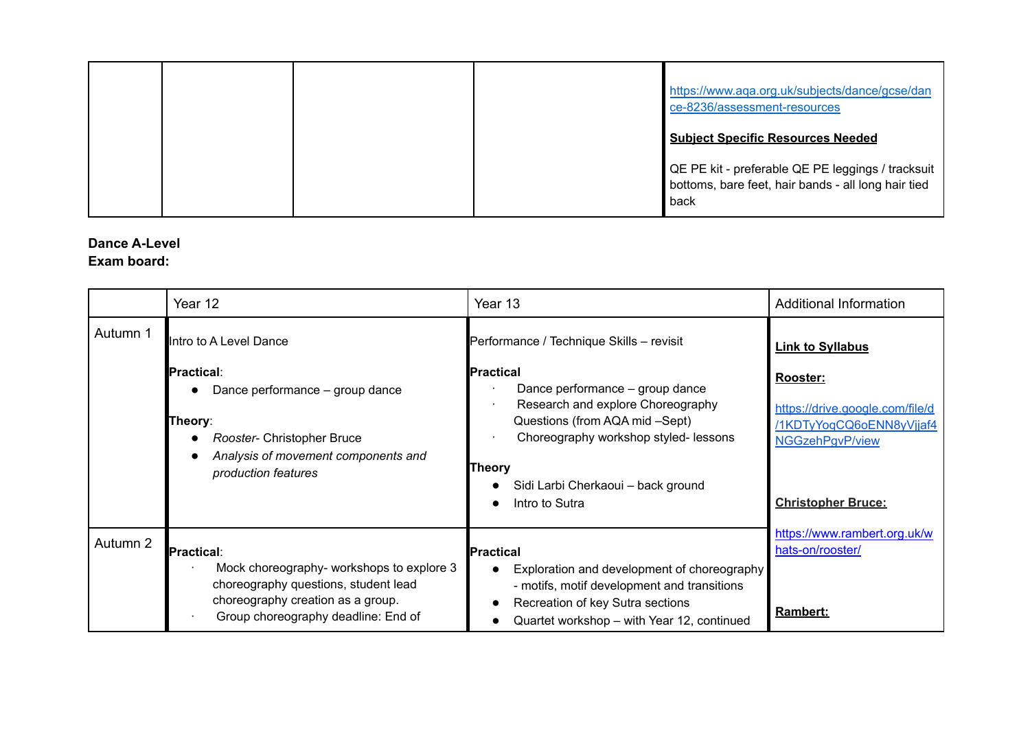| | | | | https://www.aqa.org.uk/subjects/dance/gcse/dance-8236/assessment-resources<br><br>**Subject Specific Resources Needed**<br><br>QE PE kit - preferable QE PE leggings / tracksuit bottoms, bare feet, hair bands - all long hair tied back |
|---|---|---|---|---|

**Dance A-Level**
**Exam board:**

| | Year 12 | Year 13 | Additional Information |
|---|---|---|---|
| Autumn 1 | Intro to A Level Dance<br><br>**Practical**:<br>● Dance performance – group dance<br><br>**Theory**:<br>● *Rooster*- Christopher Bruce<br>● *Analysis of movement components and production features* | Performance / Technique Skills – revisit<br><br>**Practical**<br>· Dance performance – group dance<br>· Research and explore Choreography Questions (from AQA mid –Sept)<br>· Choreography workshop styled- lessons<br><br>**Theory**<br>● Sidi Larbi Cherkaoui – back ground<br>● Intro to Sutra | **Link to Syllabus**<br><br>**Rooster:**<br><br>https://drive.google.com/file/d/1KDTyYoqCQ6oENN8yVjjaf4NGGzehPgvP/view<br><br>**Christopher Bruce:**<br><br>https://www.rambert.org.uk/whats-on/rooster/<br><br>**Rambert:** |
| Autumn 2 | **Practical**:<br>· Mock choreography- workshops to explore 3 choreography questions, student lead choreography creation as a group.<br>· Group choreography deadline: End of | **Practical**<br>● Exploration and development of choreography - motifs, motif development and transitions<br>● Recreation of key Sutra sections<br>● Quartet workshop – with Year 12, continued | |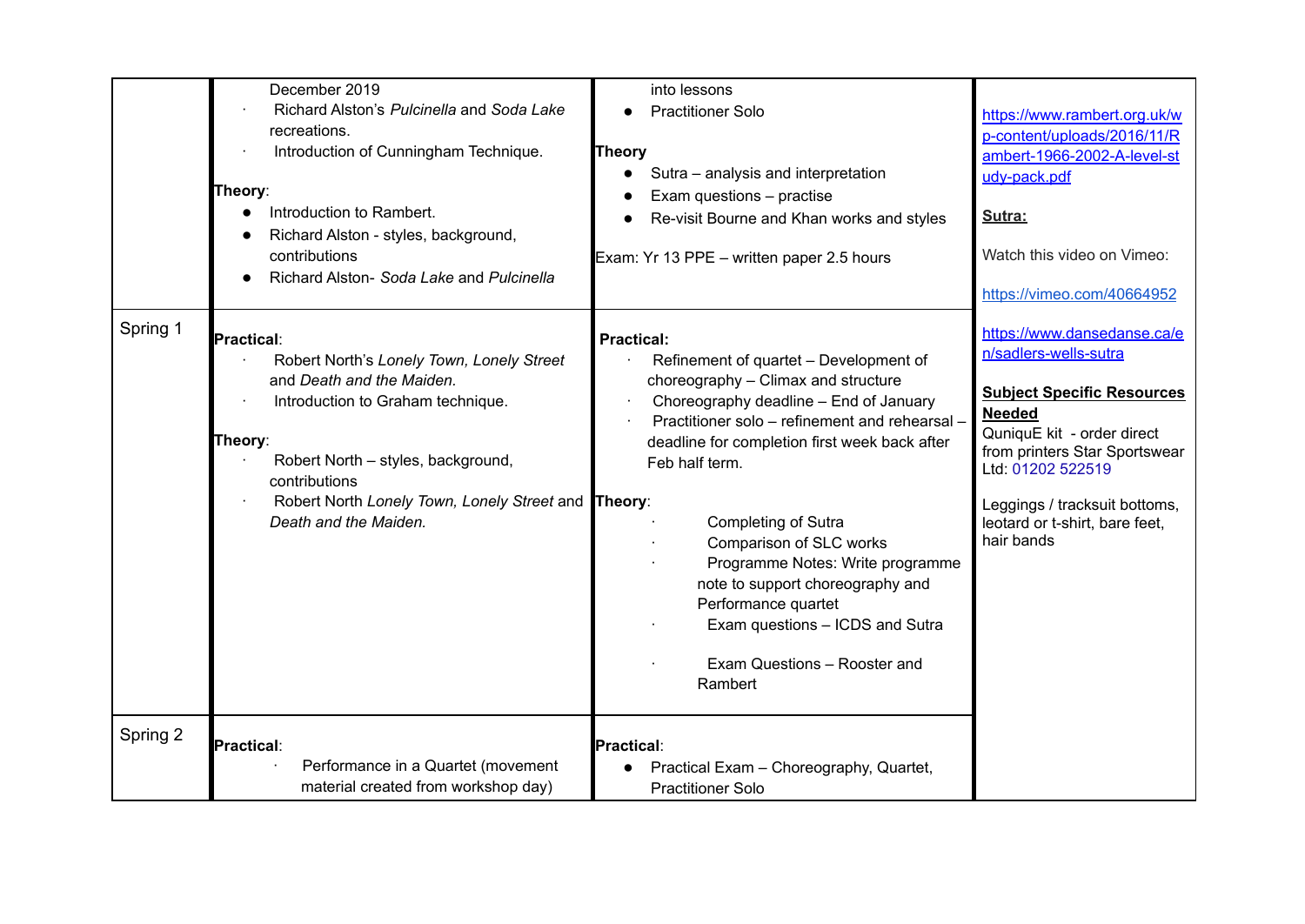| | | | |
|---|---|---|---|
| | December 2019<br>· Richard Alston's *Pulcinella* and *Soda Lake* recreations.<br>· Introduction of Cunningham Technique.<br><br>**Theory**:<br>● Introduction to Rambert.<br>● Richard Alston - styles, background, contributions<br>● Richard Alston- *Soda Lake* and *Pulcinella* | into lessons<br>● Practitioner Solo<br><br>**Theory**<br>● Sutra – analysis and interpretation<br>● Exam questions – practise<br>● Re-visit Bourne and Khan works and styles<br><br>Exam: Yr 13 PPE – written paper 2.5 hours | https://www.rambert.org.uk/wp-content/uploads/2016/11/Rambert-1966-2002-A-level-study-pack.pdf<br><br>**Sutra:**<br><br>Watch this video on Vimeo:<br><br>https://vimeo.com/40664952<br><br>https://www.dansedanse.ca/en/sadlers-wells-sutra<br><br>**Subject Specific Resources Needed**<br>QuniquE kit - order direct from printers Star Sportswear Ltd: 01202 522519<br><br>Leggings / tracksuit bottoms, leotard or t-shirt, bare feet, hair bands |
| Spring 1 | **Practical**:<br>· Robert North's *Lonely Town, Lonely Street* and *Death and the Maiden.*<br>· Introduction to Graham technique.<br><br>**Theory**:<br>· Robert North – styles, background, contributions<br>· Robert North *Lonely Town, Lonely Street* and *Death and the Maiden.* | **Practical:**<br>· Refinement of quartet – Development of choreography – Climax and structure<br>· Choreography deadline – End of January<br>· Practitioner solo – refinement and rehearsal – deadline for completion first week back after Feb half term.<br><br>**Theory**:<br>· Completing of Sutra<br>· Comparison of SLC works<br>· Programme Notes: Write programme note to support choreography and Performance quartet<br>· Exam questions – ICDS and Sutra<br>· Exam Questions – Rooster and Rambert | |
| Spring 2 | **Practical**:<br>· Performance in a Quartet (movement material created from workshop day) | **Practical**:<br>● Practical Exam – Choreography, Quartet, Practitioner Solo | |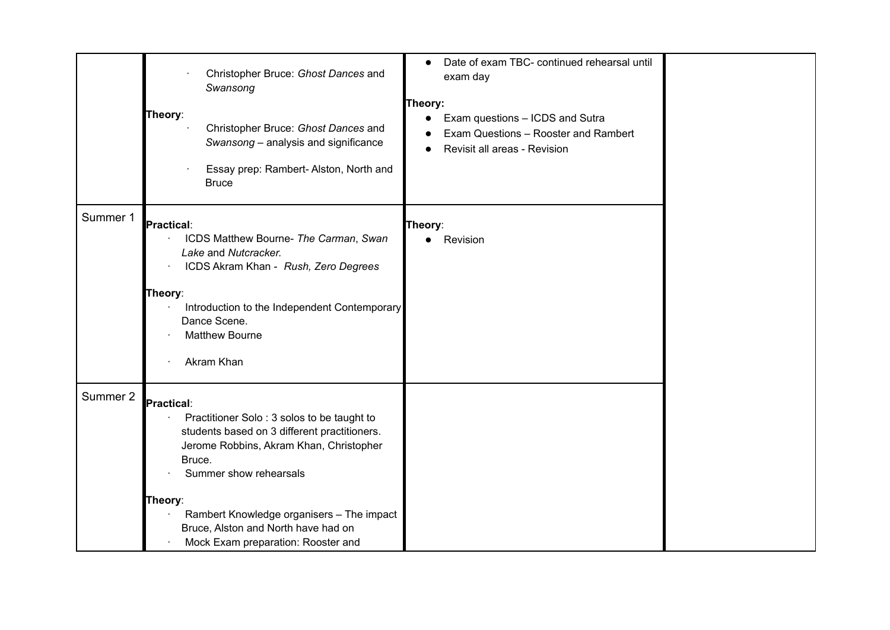|  |  |  |  |
|---|---|---|---|
|  | · Christopher Bruce: *Ghost Dances* and *Swansong*<br><br>**Theory**:<br>· Christopher Bruce: *Ghost Dances* and *Swansong* – analysis and significance<br>· Essay prep: Rambert- Alston, North and Bruce | • Date of exam TBC- continued rehearsal until exam day<br><br>**Theory:**<br>• Exam questions – ICDS and Sutra<br>• Exam Questions – Rooster and Rambert<br>• Revisit all areas - Revision |  |
| Summer 1 | **Practical**:<br>· ICDS Matthew Bourne- *The Carman*, *Swan Lake* and *Nutcracker.*<br>· ICDS Akram Khan - *Rush, Zero Degrees*<br><br>**Theory**:<br>· Introduction to the Independent Contemporary Dance Scene.<br>· Matthew Bourne<br>· Akram Khan | **Theory**:<br>• Revision |  |
| Summer 2 | **Practical**:<br>· Practitioner Solo : 3 solos to be taught to students based on 3 different practitioners. Jerome Robbins, Akram Khan, Christopher Bruce.<br>· Summer show rehearsals<br><br>**Theory**:<br>· Rambert Knowledge organisers – The impact Bruce, Alston and North have had on<br>· Mock Exam preparation: Rooster and |  |  |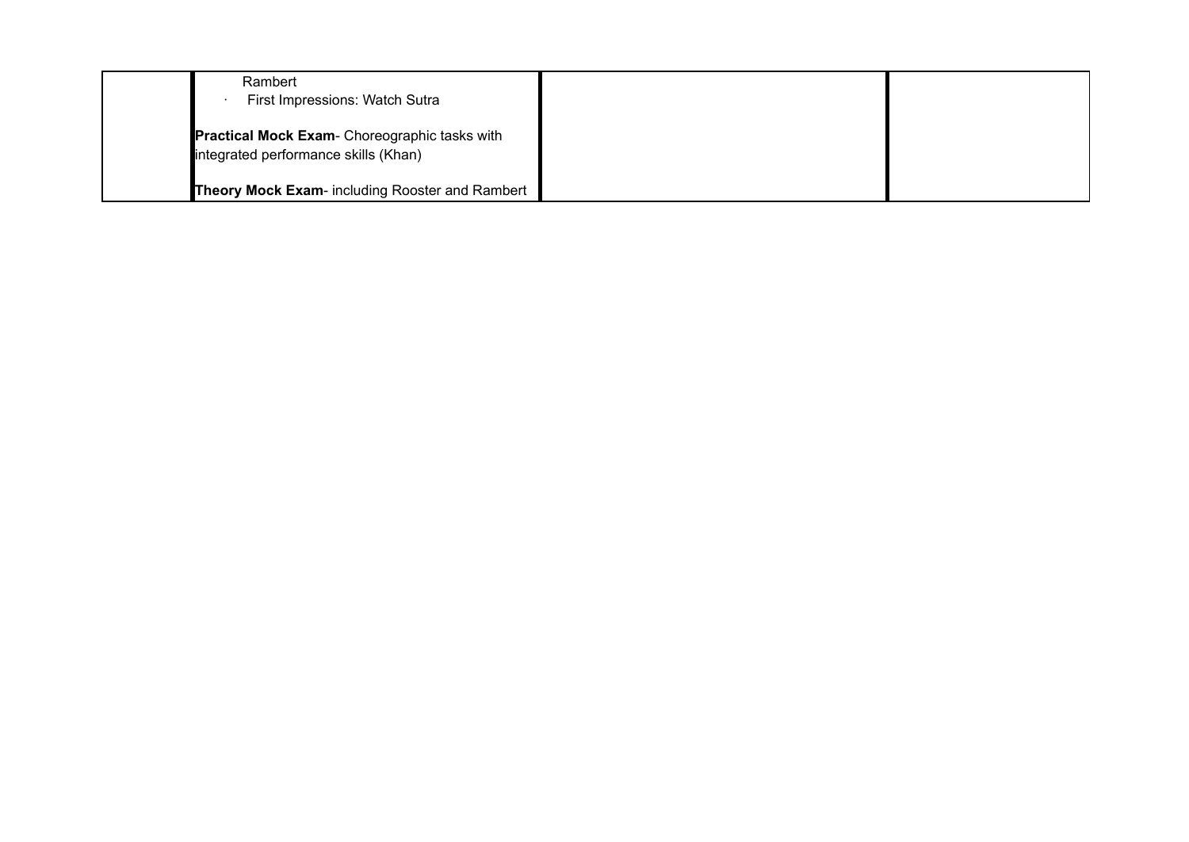|  |  |  |  |
| --- | --- | --- | --- |
|  | Rambert<br>· First Impressions: Watch Sutra<br><br>**Practical Mock Exam**- Choreographic tasks with integrated performance skills (Khan)<br><br>**Theory Mock Exam**- including Rooster and Rambert |  |  |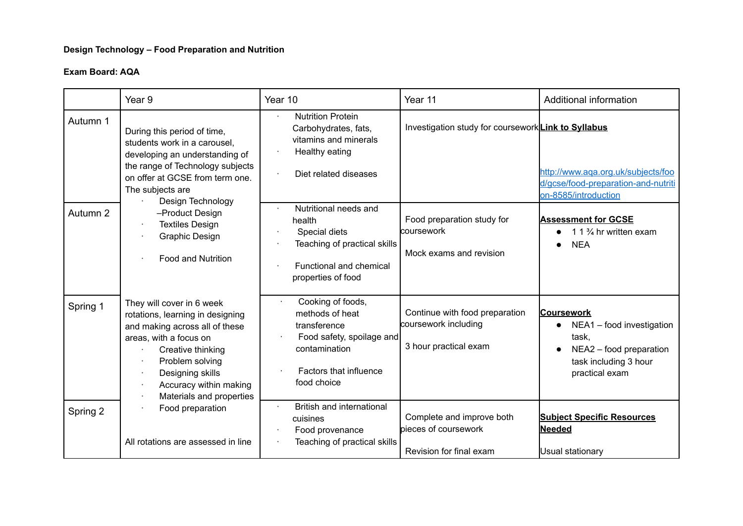**Design Technology – Food Preparation and Nutrition**

**Exam Board: AQA**

| | Year 9 | Year 10 | Year 11 | Additional information |
|---|---|---|---|---|
| Autumn 1 | During this period of time, students work in a carousel, developing an understanding of the range of Technology subjects on offer at GCSE from term one. The subjects are<br>· Design Technology –Product Design<br>· Textiles Design<br>· Graphic Design<br>· Food and Nutrition | · Nutrition Protein Carbohydrates, fats, vitamins and minerals<br>· Healthy eating<br>· Diet related diseases | Investigation study for coursework | **Link to Syllabus**<br>http://www.aqa.org.uk/subjects/food/gcse/food-preparation-and-nutrition-8585/introduction |
| Autumn 2 | | · Nutritional needs and health<br>· Special diets<br>· Teaching of practical skills<br>· Functional and chemical properties of food | Food preparation study for coursework<br>Mock exams and revision | **Assessment for GCSE**<br>● 1 1 ¾ hr written exam<br>● NEA |
| Spring 1 | They will cover in 6 week rotations, learning in designing and making across all of these areas, with a focus on<br>· Creative thinking<br>· Problem solving<br>· Designing skills<br>· Accuracy within making<br>· Materials and properties<br>· Food preparation<br>All rotations are assessed in line | · Cooking of foods, methods of heat transference<br>· Food safety, spoilage and contamination<br>· Factors that influence food choice | Continue with food preparation coursework including<br>3 hour practical exam | **Coursework**<br>● NEA1 – food investigation task,<br>● NEA2 – food preparation task including 3 hour practical exam |
| Spring 2 | | · British and international cuisines<br>· Food provenance<br>· Teaching of practical skills | Complete and improve both pieces of coursework<br>Revision for final exam | **Subject Specific Resources Needed**<br>Usual stationary |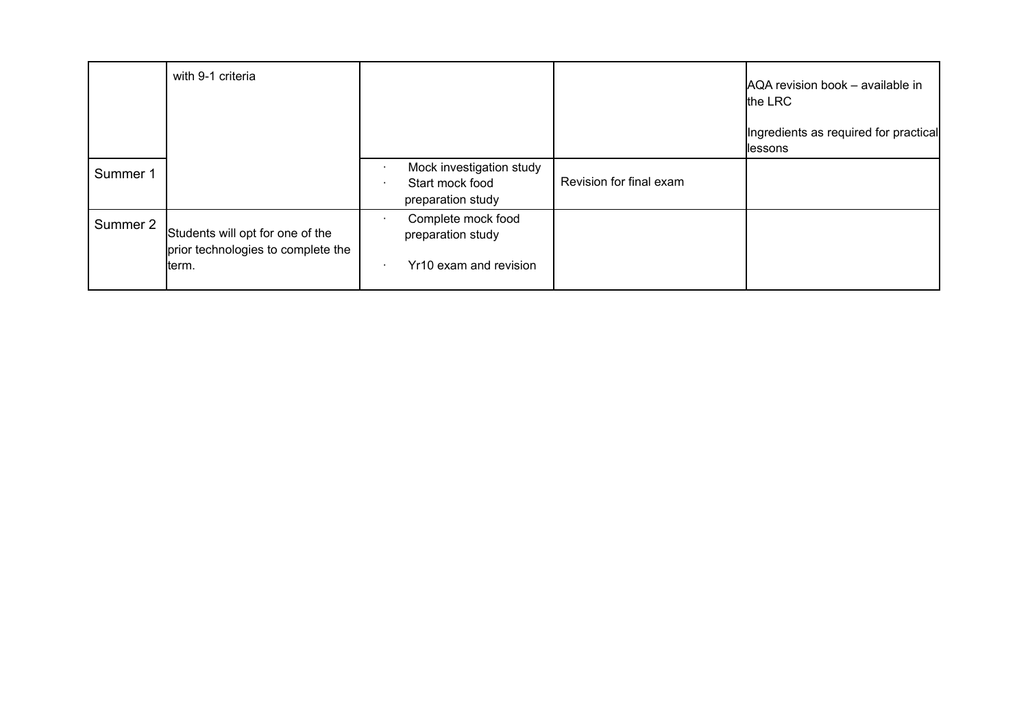| | | | | |
|---|---|---|---|---|
| | with 9-1 criteria | | | AQA revision book – available in the LRC<br><br>Ingredients as required for practical lessons |
| Summer 1 | | · Mock investigation study<br>· Start mock food preparation study | Revision for final exam | |
| Summer 2 | Students will opt for one of the prior technologies to complete the term. | · Complete mock food preparation study<br><br>· Yr10 exam and revision | | |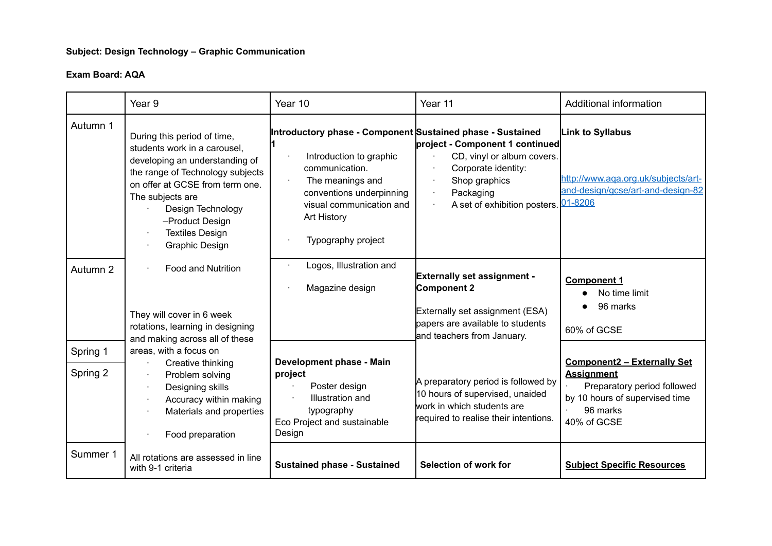**Subject: Design Technology – Graphic Communication**

**Exam Board: AQA**

| | Year 9 | Year 10 | Year 11 | Additional information |
|---|---|---|---|---|
| Autumn 1 | During this period of time, students work in a carousel, developing an understanding of the range of Technology subjects on offer at GCSE from term one. The subjects are<br>· Design Technology –Product Design<br>· Textiles Design<br>· Graphic Design<br>· Food and Nutrition<br><br>They will cover in 6 week rotations, learning in designing and making across all of these areas, with a focus on<br>· Creative thinking<br>· Problem solving<br>· Designing skills<br>· Accuracy within making<br>· Materials and properties<br>· Food preparation | **Introductory phase - Component 1**<br>· Introduction to graphic communication.<br>· The meanings and conventions underpinning visual communication and Art History<br>· Typography project | **Sustained phase - Sustained project - Component 1 continued**<br>· CD, vinyl or album covers.<br>· Corporate identity:<br>· Shop graphics<br>· Packaging<br>· A set of exhibition posters. | **Link to Syllabus**<br><br>http://www.aqa.org.uk/subjects/art-and-design/gcse/art-and-design-8201-8206 |
| Autumn 2 | | · Logos, Illustration and<br>· Magazine design | **Externally set assignment - Component 2**<br><br>Externally set assignment (ESA) papers are available to students and teachers from January. | **Component 1**<br>● No time limit<br>● 96 marks<br><br>60% of GCSE |
| Spring 1 | | **Development phase - Main project**<br>· Poster design<br>· Illustration and typography<br>Eco Project and sustainable Design | A preparatory period is followed by 10 hours of supervised, unaided work in which students are required to realise their intentions. | **Component2 – Externally Set Assignment**<br>· Preparatory period followed by 10 hours of supervised time<br>· 96 marks<br>40% of GCSE |
| Spring 2 | | | | |
| Summer 1 | All rotations are assessed in line with 9-1 criteria | **Sustained phase - Sustained** | **Selection of work for** | **Subject Specific Resources** |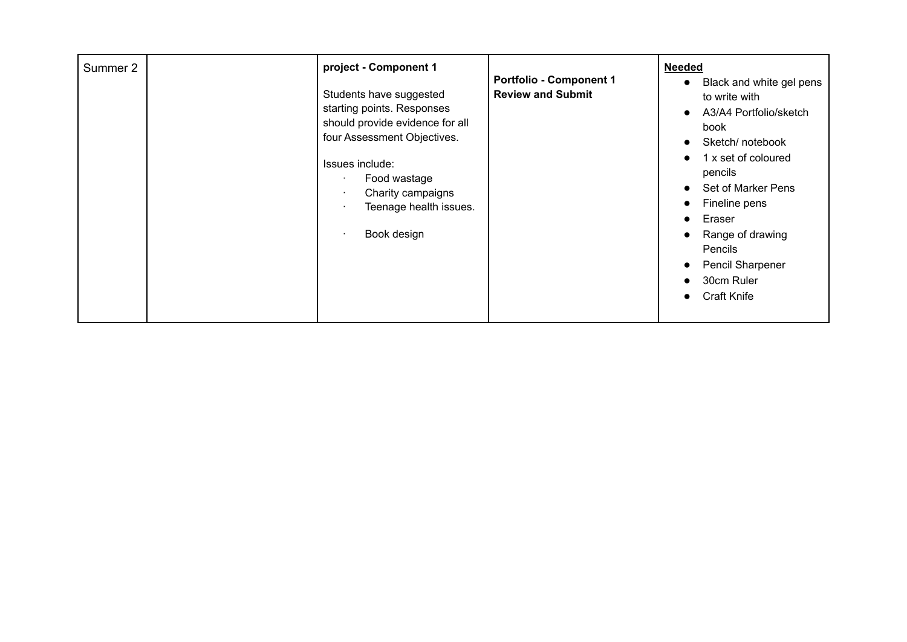| | | | | |
|---|---|---|---|---|
| Summer 2 | | **project - Component 1**<br><br>Students have suggested starting points. Responses should provide evidence for all four Assessment Objectives.<br><br>Issues include:<br>· Food wastage<br>· Charity campaigns<br>· Teenage health issues.<br><br>· Book design | **Portfolio - Component 1 Review and Submit** | **Needed**<br>● Black and white gel pens to write with<br>● A3/A4 Portfolio/sketch book<br>● Sketch/ notebook<br>● 1 x set of coloured pencils<br>● Set of Marker Pens<br>● Fineline pens<br>● Eraser<br>● Range of drawing Pencils<br>● Pencil Sharpener<br>● 30cm Ruler<br>● Craft Knife |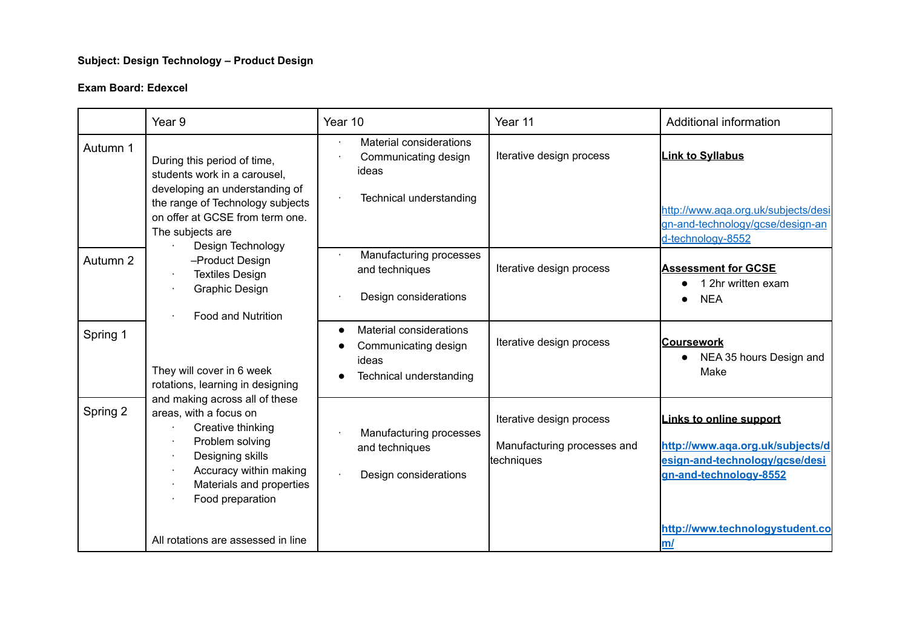**Subject: Design Technology – Product Design**

**Exam Board: Edexcel**

| | Year 9 | Year 10 | Year 11 | Additional information |
|---|---|---|---|---|
| Autumn 1 | During this period of time, students work in a carousel, developing an understanding of the range of Technology subjects on offer at GCSE from term one. The subjects are<br>· Design Technology –Product Design<br>· Textiles Design<br>· Graphic Design<br>· Food and Nutrition<br><br>They will cover in 6 week rotations, learning in designing and making across all of these areas, with a focus on<br>· Creative thinking<br>· Problem solving<br>· Designing skills<br>· Accuracy within making<br>· Materials and properties<br>· Food preparation<br><br>All rotations are assessed in line | · Material considerations<br>· Communicating design ideas<br>· Technical understanding | Iterative design process | **Link to Syllabus**<br>http://www.aqa.org.uk/subjects/design-and-technology/gcse/design-and-technology-8552 |
| Autumn 2 | | · Manufacturing processes and techniques<br>· Design considerations | Iterative design process | **Assessment for GCSE**<br>● 1 2hr written exam<br>● NEA |
| Spring 1 | | ● Material considerations<br>● Communicating design ideas<br>● Technical understanding | Iterative design process | **Coursework**<br>● NEA 35 hours Design and Make |
| Spring 2 | | · Manufacturing processes and techniques<br>· Design considerations | Iterative design process<br>Manufacturing processes and techniques | **Links to online support**<br>**http://www.aqa.org.uk/subjects/design-and-technology/gcse/design-and-technology-8552**<br>**http://www.technologystudent.com/** |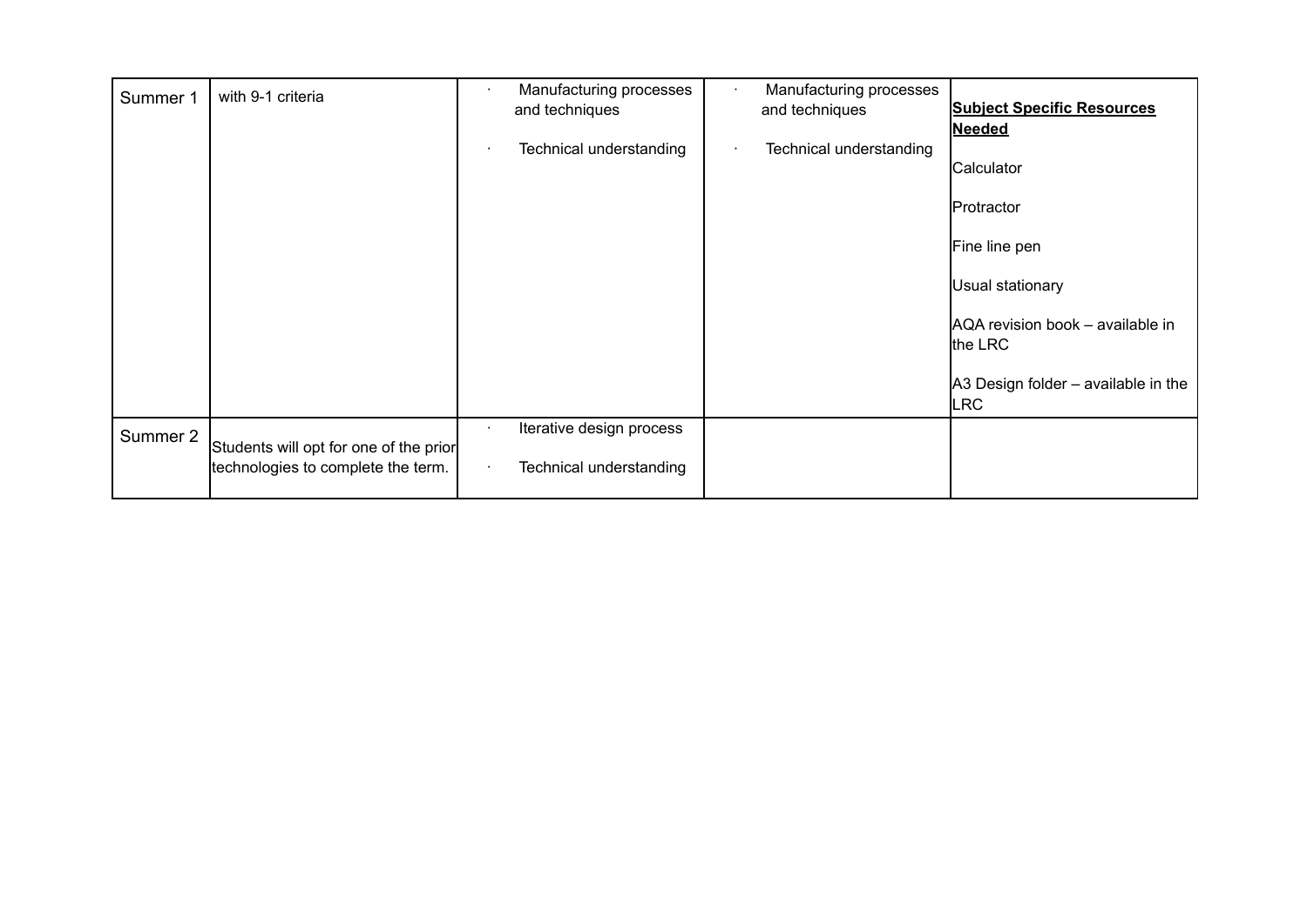| | | | | |
|---|---|---|---|---|
| Summer 1 | with 9-1 criteria | · Manufacturing processes and techniques<br><br>· Technical understanding | · Manufacturing processes and techniques<br><br>· Technical understanding | **Subject Specific Resources Needed**<br><br>Calculator<br><br>Protractor<br><br>Fine line pen<br><br>Usual stationary<br><br>AQA revision book – available in the LRC<br><br>A3 Design folder – available in the LRC |
| Summer 2 | Students will opt for one of the prior technologies to complete the term. | · Iterative design process<br><br>· Technical understanding | | |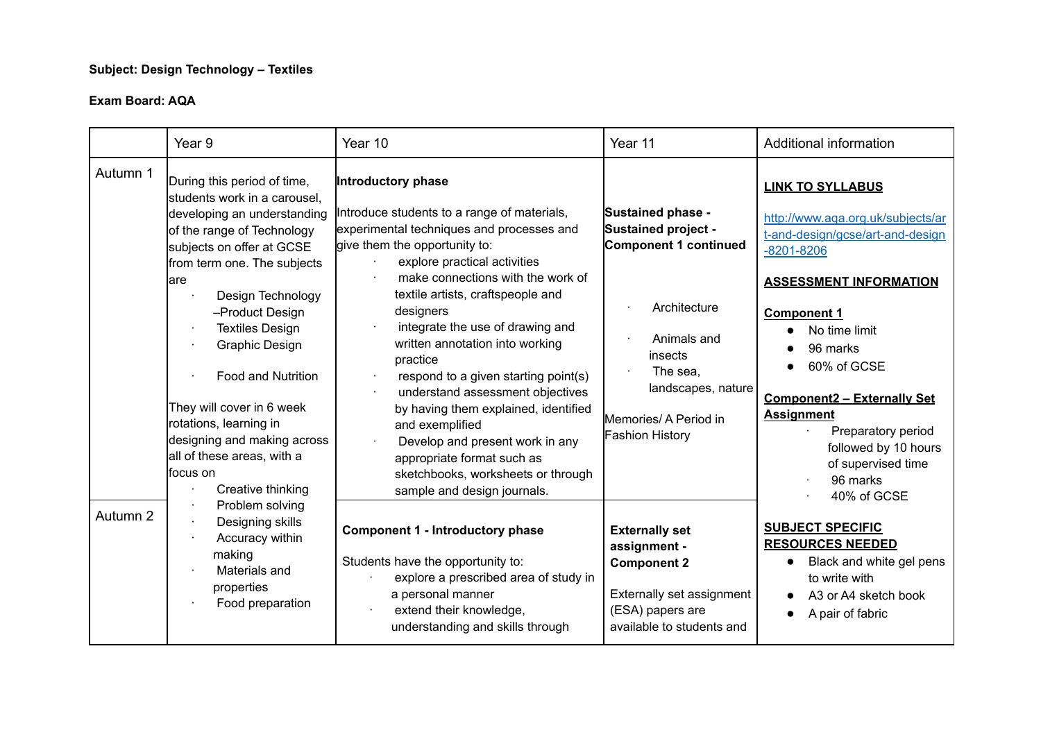**Subject: Design Technology – Textiles**

**Exam Board: AQA**

| | Year 9 | Year 10 | Year 11 | Additional information |
|---|---|---|---|---|
| Autumn 1 | During this period of time, students work in a carousel, developing an understanding of the range of Technology subjects on offer at GCSE from term one. The subjects are<br>· Design Technology –Product Design<br>· Textiles Design<br>· Graphic Design<br>· Food and Nutrition<br><br>They will cover in 6 week rotations, learning in designing and making across all of these areas, with a focus on<br>· Creative thinking<br>· Problem solving<br>· Designing skills<br>· Accuracy within making<br>· Materials and properties<br>· Food preparation | **Introductory phase**<br><br>Introduce students to a range of materials, experimental techniques and processes and give them the opportunity to:<br>· explore practical activities<br>· make connections with the work of textile artists, craftspeople and designers<br>· integrate the use of drawing and written annotation into working practice<br>· respond to a given starting point(s)<br>· understand assessment objectives by having them explained, identified and exemplified<br>· Develop and present work in any appropriate format such as sketchbooks, worksheets or through sample and design journals. | **Sustained phase - Sustained project - Component 1 continued**<br><br>· Architecture<br>· Animals and insects<br>· The sea, landscapes, nature<br><br>Memories/ A Period in Fashion History | **LINK TO SYLLABUS**<br><br>http://www.aqa.org.uk/subjects/art-and-design/gcse/art-and-design-8201-8206<br><br>**ASSESSMENT INFORMATION**<br><br>**Component 1**<br>● No time limit<br>● 96 marks<br>● 60% of GCSE<br><br>**Component2 – Externally Set Assignment**<br>· Preparatory period followed by 10 hours of supervised time<br>· 96 marks<br>· 40% of GCSE<br><br>**SUBJECT SPECIFIC RESOURCES NEEDED**<br>● Black and white gel pens to write with<br>● A3 or A4 sketch book<br>● A pair of fabric |
| Autumn 2 | | **Component 1 - Introductory phase**<br><br>Students have the opportunity to:<br>· explore a prescribed area of study in a personal manner<br>· extend their knowledge, understanding and skills through | **Externally set assignment - Component 2**<br><br>Externally set assignment (ESA) papers are available to students and | |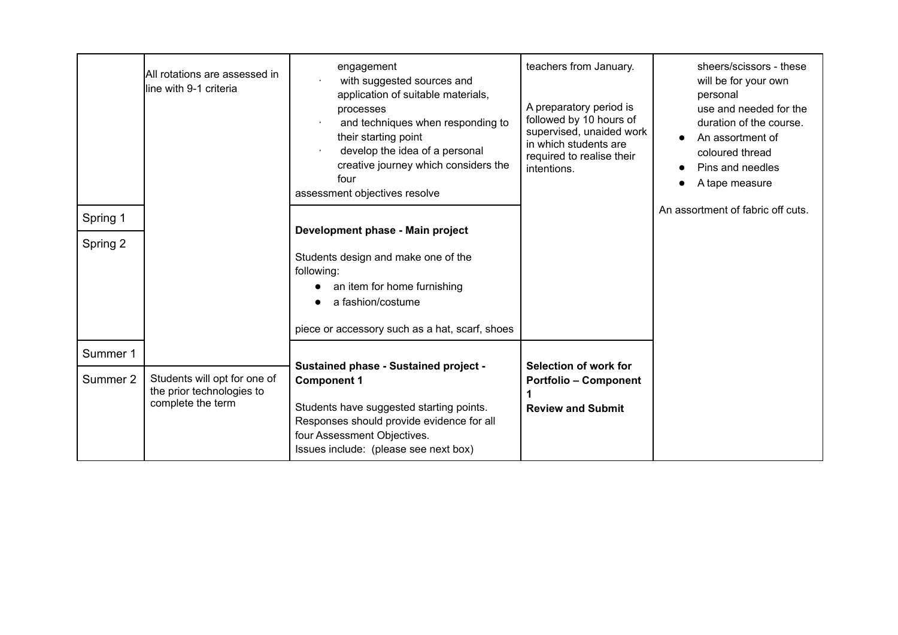| | | | | |
|---|---|---|---|---|
| | All rotations are assessed in line with 9-1 criteria | engagement<br>· with suggested sources and application of suitable materials, processes<br>· and techniques when responding to their starting point<br>· develop the idea of a personal creative journey which considers the four<br>assessment objectives resolve | teachers from January.<br><br>A preparatory period is followed by 10 hours of supervised, unaided work in which students are required to realise their intentions. | sheers/scissors - these will be for your own personal use and needed for the duration of the course.<br>● An assortment of coloured thread<br>● Pins and needles<br>● A tape measure<br><br>An assortment of fabric off cuts. |
| Spring 1 | | **Development phase - Main project**<br><br>Students design and make one of the following:<br>● an item for home furnishing<br>● a fashion/costume<br><br>piece or accessory such as a hat, scarf, shoes | | |
| Spring 2 | | | | |
| Summer 1 | | **Sustained phase - Sustained project - Component 1**<br><br>Students have suggested starting points. Responses should provide evidence for all four Assessment Objectives.<br>Issues include: (please see next box) | **Selection of work for Portfolio – Component 1**<br>**Review and Submit** | |
| Summer 2 | Students will opt for one of the prior technologies to complete the term | | | |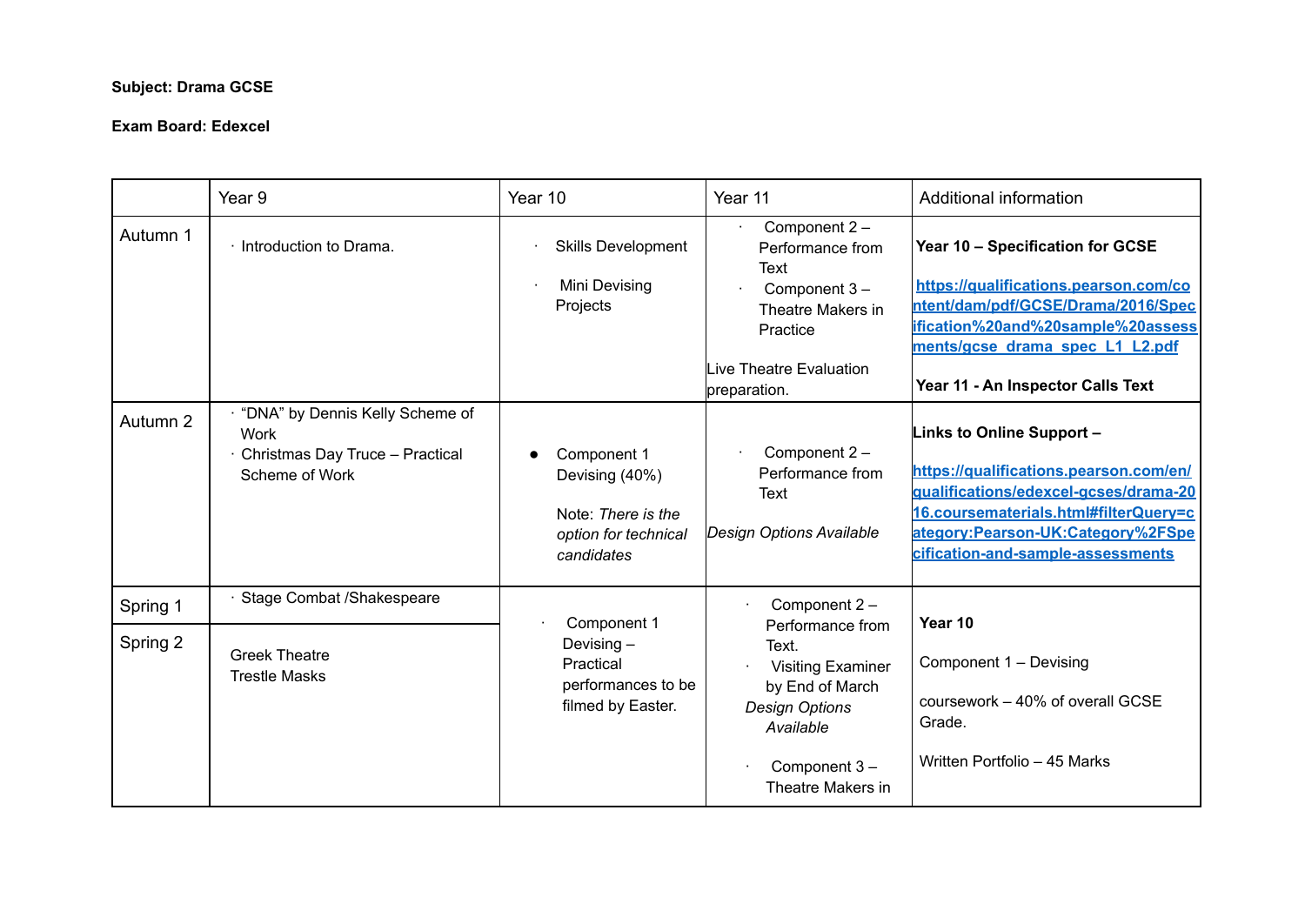**Subject: Drama GCSE**

**Exam Board: Edexcel**

| | Year 9 | Year 10 | Year 11 | Additional information |
|---|---|---|---|---|
| Autumn 1 | · Introduction to Drama. | · Skills Development<br>· Mini Devising Projects | · Component 2 – Performance from Text<br>· Component 3 – Theatre Makers in Practice<br><br>Live Theatre Evaluation preparation. | **Year 10 – Specification for GCSE**<br><br>**https://qualifications.pearson.com/content/dam/pdf/GCSE/Drama/2016/Specification%20and%20sample%20assessments/gcse_drama_spec_L1_L2.pdf**<br><br>**Year 11 - An Inspector Calls Text** |
| Autumn 2 | · "DNA" by Dennis Kelly Scheme of Work<br>· Christmas Day Truce – Practical Scheme of Work | ● Component 1 Devising (40%)<br><br>Note: *There is the option for technical candidates* | · Component 2 – Performance from Text<br><br>*Design Options Available* | **Links to Online Support –**<br><br>**https://qualifications.pearson.com/en/qualifications/edexcel-gcses/drama-2016.coursematerials.html#filterQuery=category:Pearson-UK:Category%2FSpecification-and-sample-assessments** |
| Spring 1 | · Stage Combat /Shakespeare | · Component 1 Devising – Practical performances to be filmed by Easter. | · Component 2 – Performance from Text.<br>· Visiting Examiner by End of March<br>*Design Options Available*<br><br>· Component 3 – Theatre Makers in | **Year 10**<br><br>Component 1 – Devising<br><br>coursework – 40% of overall GCSE Grade.<br><br>Written Portfolio – 45 Marks |
| Spring 2 | Greek Theatre<br>Trestle Masks | | | |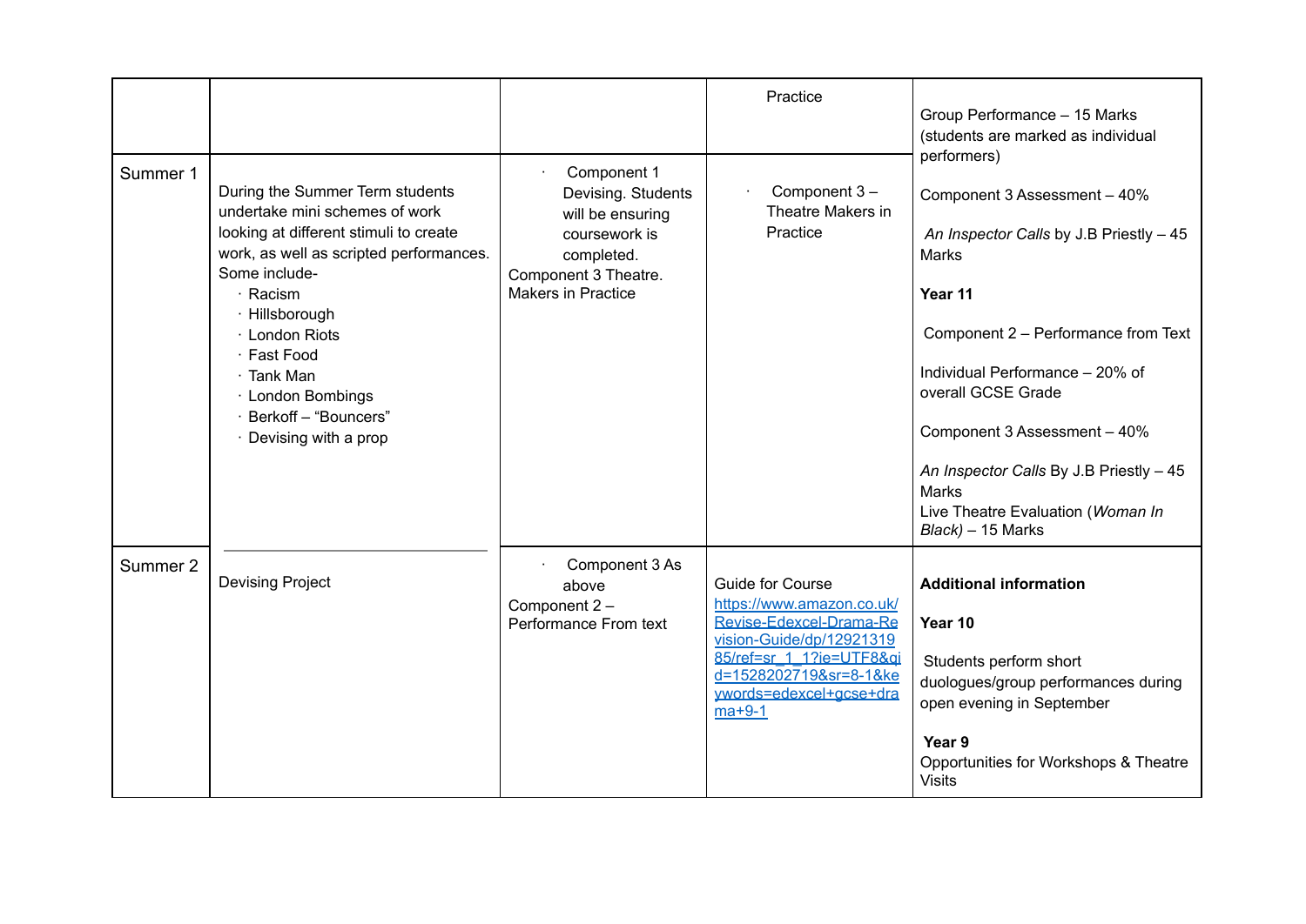| | | | | |
|---|---|---|---|---|
| | | | Practice | Group Performance – 15 Marks (students are marked as individual performers)<br><br>Component 3 Assessment – 40%<br><br>*An Inspector Calls* by J.B Priestly – 45 Marks<br><br>**Year 11**<br><br>Component 2 – Performance from Text<br><br>Individual Performance – 20% of overall GCSE Grade<br><br>Component 3 Assessment – 40%<br><br>*An Inspector Calls* By J.B Priestly – 45 Marks<br>Live Theatre Evaluation (*Woman In Black)* – 15 Marks |
| Summer 1 | During the Summer Term students undertake mini schemes of work looking at different stimuli to create work, as well as scripted performances. Some include-<br>· Racism<br>· Hillsborough<br>· London Riots<br>· Fast Food<br>· Tank Man<br>· London Bombings<br>· Berkoff – "Bouncers"<br>· Devising with a prop | · Component 1 Devising. Students will be ensuring coursework is completed.<br>Component 3 Theatre. Makers in Practice | · Component 3 – Theatre Makers in Practice | |
| Summer 2 | Devising Project | · Component 3 As above<br>Component 2 – Performance From text | Guide for Course<br>https://www.amazon.co.uk/Revise-Edexcel-Drama-Revision-Guide/dp/1292131985/ref=sr_1_1?ie=UTF8&qid=1528202719&sr=8-1&keywords=edexcel+gcse+drama+9-1 | **Additional information**<br><br>**Year 10**<br><br>Students perform short duologues/group performances during open evening in September<br><br>**Year 9**<br>Opportunities for Workshops & Theatre Visits |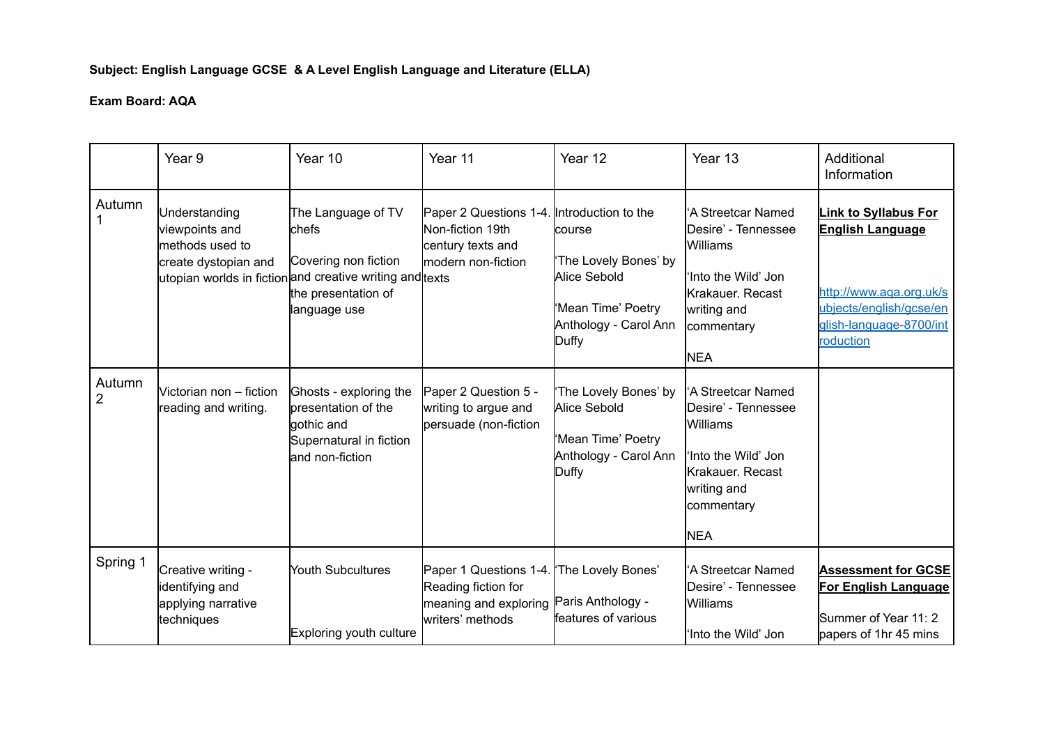**Subject: English Language GCSE & A Level English Language and Literature (ELLA)**

**Exam Board: AQA**

| | Year 9 | Year 10 | Year 11 | Year 12 | Year 13 | Additional Information |
|---|---|---|---|---|---|---|
| Autumn 1 | Understanding viewpoints and methods used to create dystopian and utopian worlds in fiction | The Language of TV chefs<br><br>Covering non fiction and creative writing and the presentation of language use | Paper 2 Questions 1-4. Non-fiction 19th century texts and modern non-fiction texts | Introduction to the course<br><br>'The Lovely Bones' by Alice Sebold<br><br>'Mean Time' Poetry Anthology - Carol Ann Duffy | 'A Streetcar Named Desire' - Tennessee Williams<br><br>'Into the Wild' Jon Krakauer. Recast writing and commentary<br><br>NEA | **Link to Syllabus For English Language**<br><br>http://www.aqa.org.uk/subjects/english/gcse/english-language-8700/introduction |
| Autumn 2 | Victorian non – fiction reading and writing. | Ghosts - exploring the presentation of the gothic and Supernatural in fiction and non-fiction | Paper 2 Question 5 - writing to argue and persuade (non-fiction | 'The Lovely Bones' by Alice Sebold<br><br>'Mean Time' Poetry Anthology - Carol Ann Duffy | 'A Streetcar Named Desire' - Tennessee Williams<br><br>'Into the Wild' Jon Krakauer. Recast writing and commentary<br><br>NEA | |
| Spring 1 | Creative writing - identifying and applying narrative techniques | Youth Subcultures<br><br>Exploring youth culture | Paper 1 Questions 1-4. Reading fiction for meaning and exploring writers' methods | 'The Lovely Bones'<br><br>Paris Anthology - features of various | 'A Streetcar Named Desire' - Tennessee Williams<br><br>'Into the Wild' Jon | **Assessment for GCSE For English Language**<br><br>Summer of Year 11: 2 papers of 1hr 45 mins |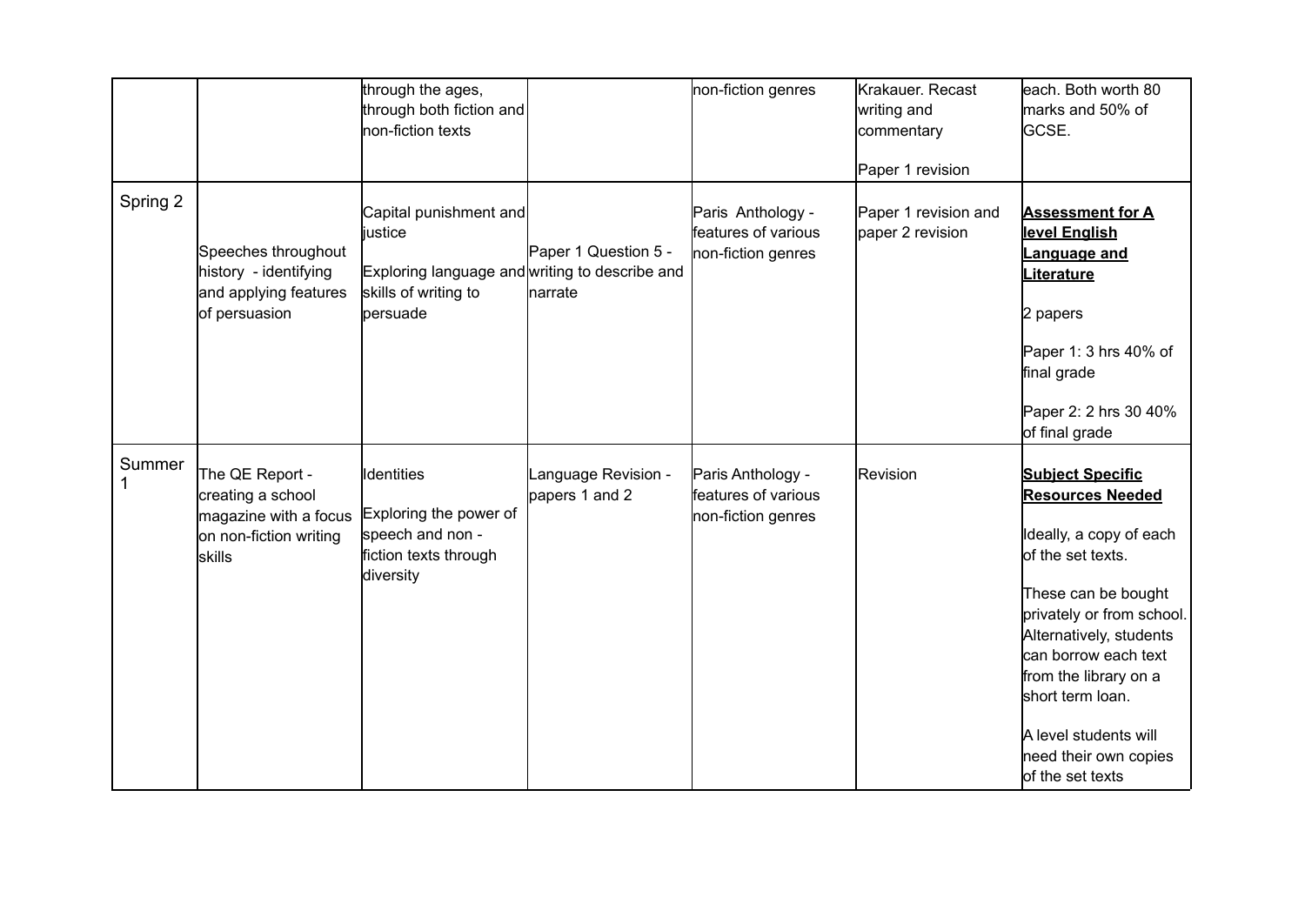|  |  |  |  |  |  |  |
|---|---|---|---|---|---|---|
|  |  | through the ages, through both fiction and non-fiction texts |  | non-fiction genres | Krakauer. Recast writing and commentary<br><br>Paper 1 revision | each. Both worth 80 marks and 50% of GCSE. |
| Spring 2 | Speeches throughout history - identifying and applying features of persuasion | Capital punishment and justice<br><br>Exploring language and skills of writing to persuade | Paper 1 Question 5 - writing to describe and narrate | Paris Anthology - features of various non-fiction genres | Paper 1 revision and paper 2 revision | **Assessment for A level English Language and Literature**<br><br>2 papers<br><br>Paper 1: 3 hrs 40% of final grade<br><br>Paper 2: 2 hrs 30 40% of final grade |
| Summer 1 | The QE Report - creating a school magazine with a focus on non-fiction writing skills | Identities<br><br>Exploring the power of speech and non - fiction texts through diversity | Language Revision - papers 1 and 2 | Paris Anthology - features of various non-fiction genres | Revision | **Subject Specific Resources Needed**<br><br>Ideally, a copy of each of the set texts.<br><br>These can be bought privately or from school. Alternatively, students can borrow each text from the library on a short term loan.<br><br>A level students will need their own copies of the set texts |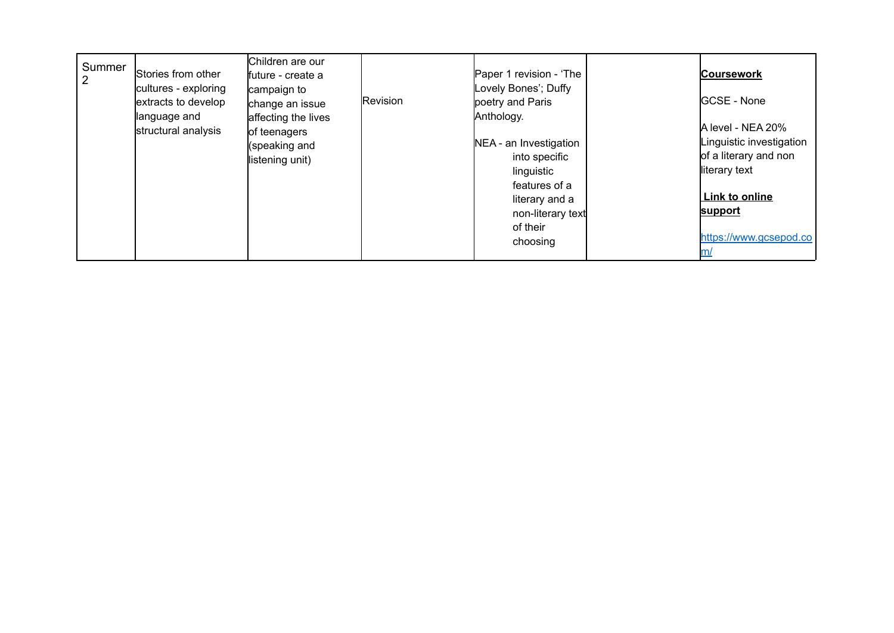| | | | | | | |
|---|---|---|---|---|---|---|
| Summer 2 | Stories from other cultures - exploring extracts to develop language and structural analysis | Children are our future - create a campaign to change an issue affecting the lives of teenagers (speaking and listening unit) | Revision | Paper 1 revision - 'The Lovely Bones'; Duffy poetry and Paris Anthology.<br><br>NEA - an Investigation into specific linguistic features of a literary and a non-literary text of their choosing | | **Coursework**<br><br>GCSE - None<br><br>A level - NEA 20% Linguistic investigation of a literary and non literary text<br><br>**Link to online support**<br><br>https://www.gcsepod.com/ |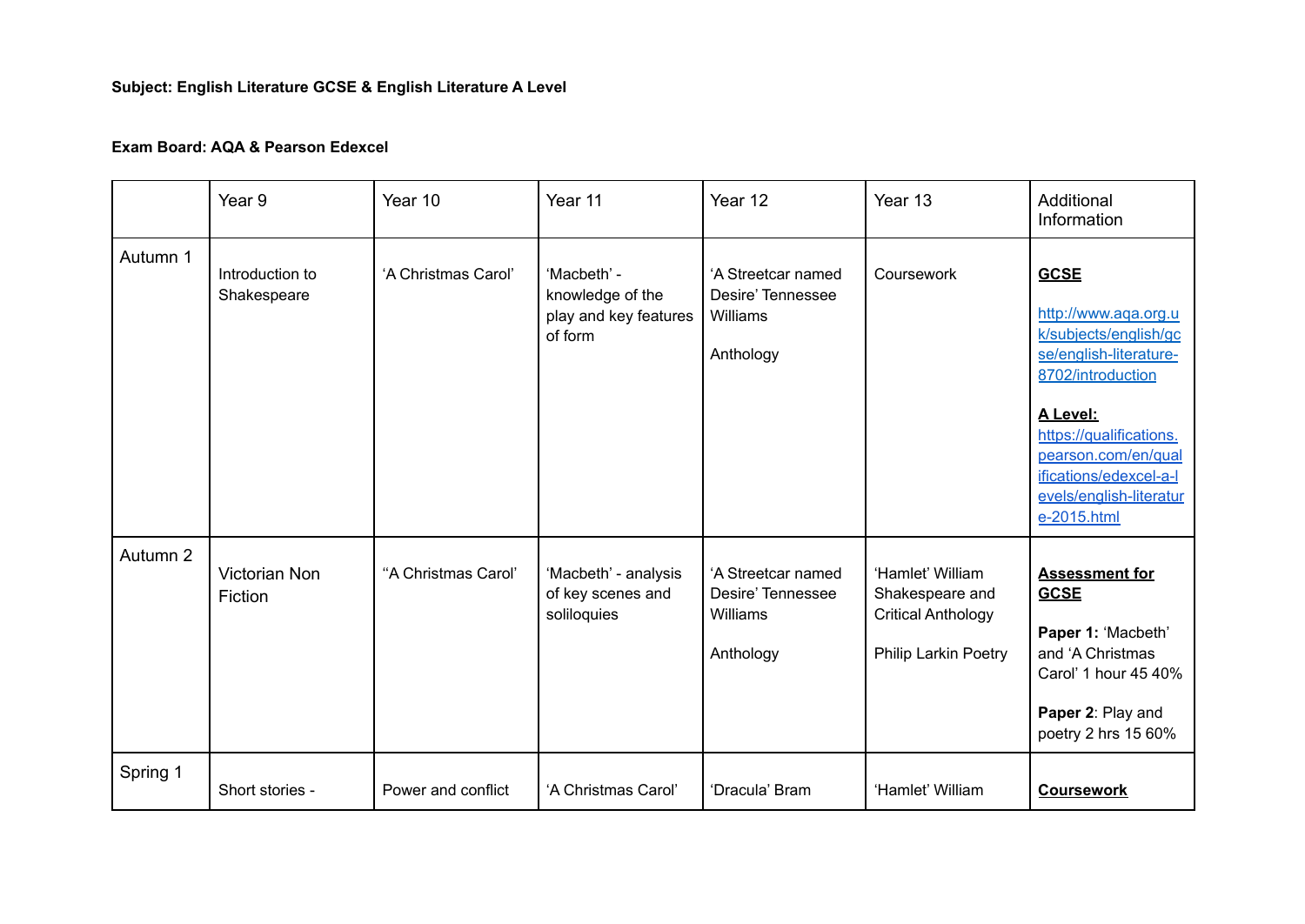**Subject: English Literature GCSE & English Literature A Level**

**Exam Board: AQA & Pearson Edexcel**

| | Year 9 | Year 10 | Year 11 | Year 12 | Year 13 | Additional Information |
|---|---|---|---|---|---|---|
| Autumn 1 | Introduction to Shakespeare | 'A Christmas Carol' | 'Macbeth' - knowledge of the play and key features of form | 'A Streetcar named Desire' Tennessee Williams<br><br>Anthology | Coursework | **GCSE**<br><br>http://www.aqa.org.uk/subjects/english/gcse/english-literature-8702/introduction<br><br>**A Level:**<br>https://qualifications.pearson.com/en/qualifications/edexcel-a-levels/english-literature-2015.html |
| Autumn 2 | Victorian Non Fiction | "A Christmas Carol' | 'Macbeth' - analysis of key scenes and soliloquies | 'A Streetcar named Desire' Tennessee Williams<br><br>Anthology | 'Hamlet' William Shakespeare and Critical Anthology<br><br>Philip Larkin Poetry | **Assessment for GCSE**<br><br>**Paper 1:** 'Macbeth' and 'A Christmas Carol' 1 hour 45 40%<br><br>**Paper 2**: Play and poetry 2 hrs 15 60% |
| Spring 1 | Short stories - | Power and conflict | 'A Christmas Carol' | 'Dracula' Bram | 'Hamlet' William | **Coursework** |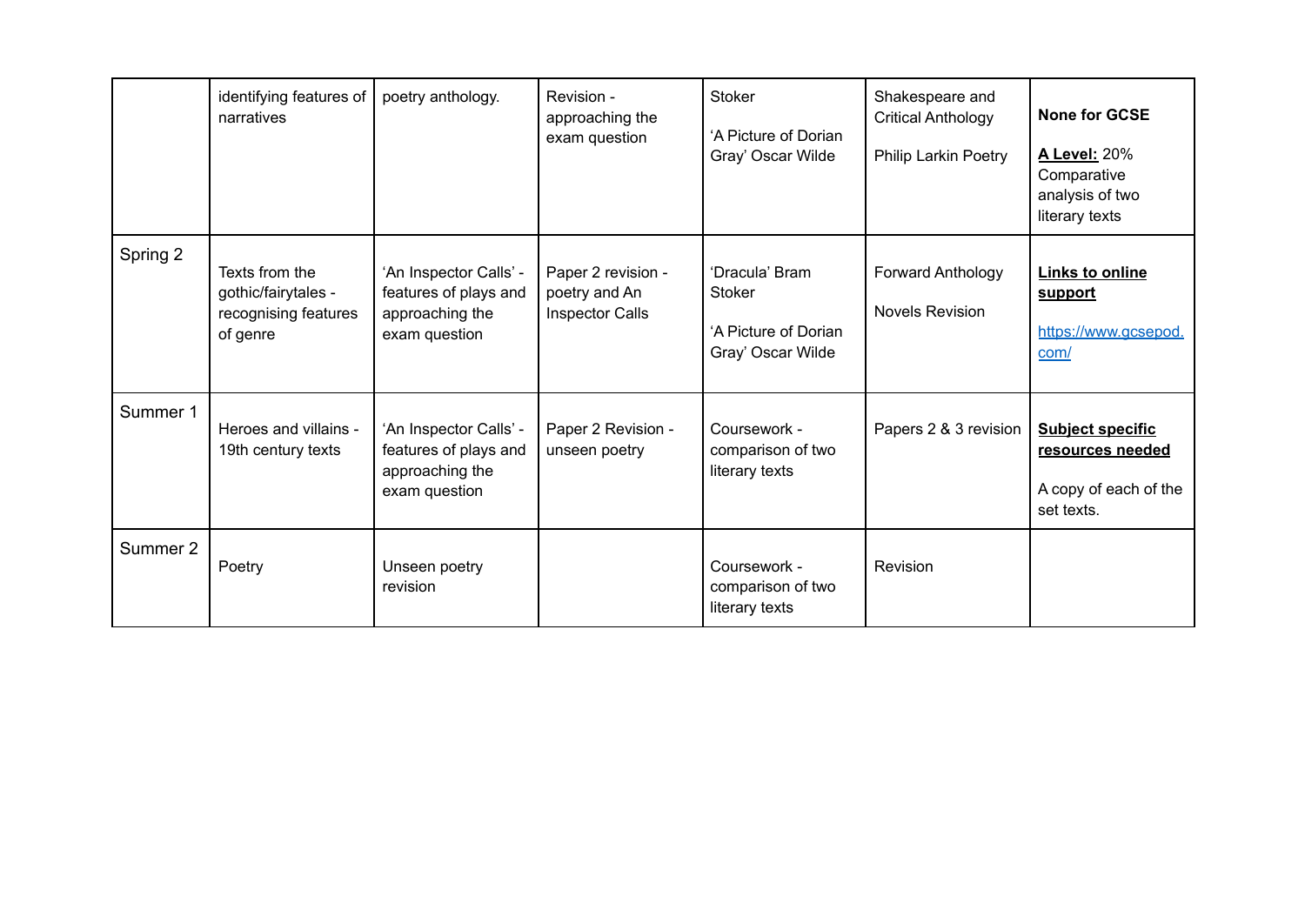|  |  |  |  |  |  |  |
|---|---|---|---|---|---|---|
|  | identifying features of narratives | poetry anthology. | Revision - approaching the exam question | Stoker<br><br>‘A Picture of Dorian Gray’ Oscar Wilde | Shakespeare and Critical Anthology<br><br>Philip Larkin Poetry | **None for GCSE**<br><br>**<u>A Level:</u>** 20% Comparative analysis of two literary texts |
| Spring 2 | Texts from the gothic/fairytales - recognising features of genre | ‘An Inspector Calls’ - features of plays and approaching the exam question | Paper 2 revision - poetry and An Inspector Calls | ‘Dracula’ Bram Stoker<br><br>‘A Picture of Dorian Gray’ Oscar Wilde | Forward Anthology<br><br>Novels Revision | **<u>Links to online support</u>**<br><br>[https://www.gcsepod.com/](https://www.gcsepod.com/) |
| Summer 1 | Heroes and villains - 19th century texts | ‘An Inspector Calls’ - features of plays and approaching the exam question | Paper 2 Revision - unseen poetry | Coursework - comparison of two literary texts | Papers 2 & 3 revision | **<u>Subject specific resources needed</u>**<br><br>A copy of each of the set texts. |
| Summer 2 | Poetry | Unseen poetry revision |  | Coursework - comparison of two literary texts | Revision |  |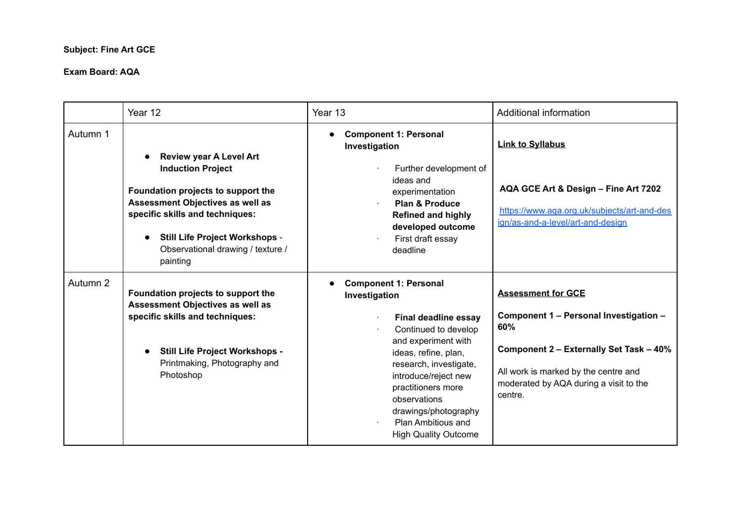**Subject: Fine Art GCE**

**Exam Board: AQA**

| | Year 12 | Year 13 | Additional information |
|---|---|---|---|
| Autumn 1 | • **Review year A Level Art Induction Project**<br><br>**Foundation projects to support the Assessment Objectives as well as specific skills and techniques:**<br><br>• **Still Life Project Workshops** - Observational drawing / texture / painting | • **Component 1: Personal Investigation**<br><br>· Further development of ideas and experimentation<br>· **Plan & Produce Refined and highly developed outcome**<br>· First draft essay deadline | **Link to Syllabus**<br><br>**AQA GCE Art & Design – Fine Art 7202**<br><br>https://www.aqa.org.uk/subjects/art-and-design/as-and-a-level/art-and-design |
| Autumn 2 | **Foundation projects to support the Assessment Objectives as well as specific skills and techniques:**<br><br>• **Still Life Project Workshops -** Printmaking, Photography and Photoshop | • **Component 1: Personal Investigation**<br><br>· **Final deadline essay**<br>· Continued to develop and experiment with ideas, refine, plan, research, investigate, introduce/reject new practitioners more observations drawings/photography<br>· Plan Ambitious and High Quality Outcome | **Assessment for GCE**<br><br>**Component 1 – Personal Investigation – 60%**<br><br>**Component 2 – Externally Set Task – 40%**<br><br>All work is marked by the centre and moderated by AQA during a visit to the centre. |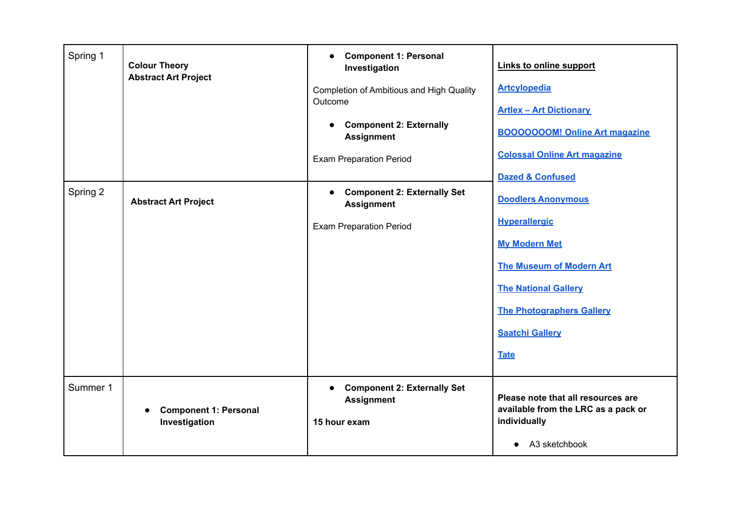| | | | |
|---|---|---|---|
| Spring 1 | **Colour Theory**<br>**Abstract Art Project** | • **Component 1: Personal Investigation**<br><br>Completion of Ambitious and High Quality Outcome<br><br>• **Component 2: Externally Assignment**<br><br>Exam Preparation Period | **Links to online support**<br><br>**Artcyclopedia**<br><br>**Artlex – Art Dictionary**<br><br>**BOOOOOOOM! Online Art magazine**<br><br>**Colossal Online Art magazine**<br><br>**Dazed & Confused**<br><br>**Doodlers Anonymous**<br><br>**Hyperallergic**<br><br>**My Modern Met**<br><br>**The Museum of Modern Art**<br><br>**The National Gallery**<br><br>**The Photographers Gallery**<br><br>**Saatchi Gallery**<br><br>**Tate** |
| Spring 2 | **Abstract Art Project** | • **Component 2: Externally Set Assignment**<br><br>Exam Preparation Period | |
| Summer 1 | • **Component 1: Personal Investigation** | • **Component 2: Externally Set Assignment**<br><br>**15 hour exam** | **Please note that all resources are available from the LRC as a pack or individually**<br><br>• A3 sketchbook |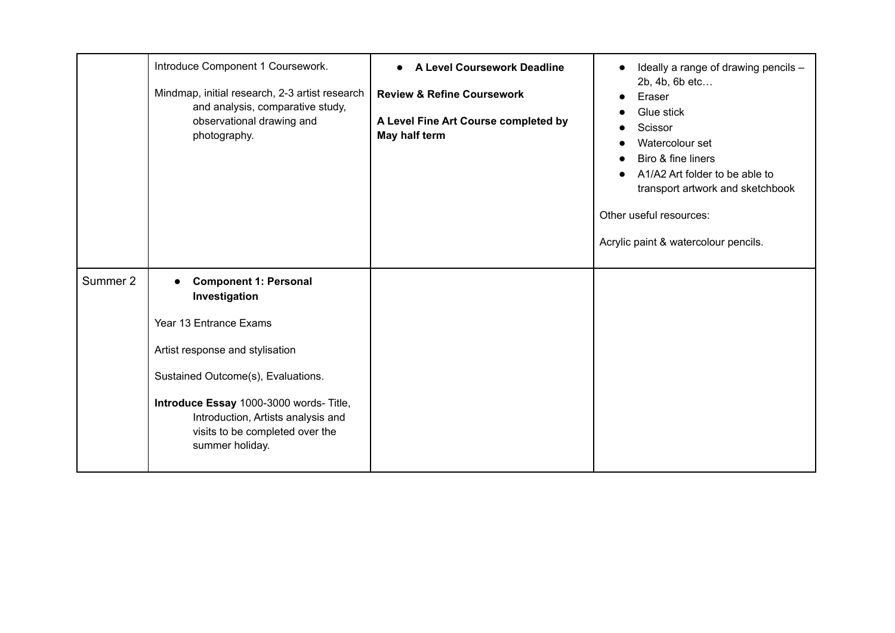| | | | |
|---|---|---|---|
| | Introduce Component 1 Coursework.<br><br>Mindmap, initial research, 2-3 artist research and analysis, comparative study, observational drawing and photography. | • **A Level Coursework Deadline**<br><br>**Review & Refine Coursework**<br><br>**A Level Fine Art Course completed by May half term** | • Ideally a range of drawing pencils – 2b, 4b, 6b etc…<br>• Eraser<br>• Glue stick<br>• Scissor<br>• Watercolour set<br>• Biro & fine liners<br>• A1/A2 Art folder to be able to transport artwork and sketchbook<br><br>Other useful resources:<br><br>Acrylic paint & watercolour pencils. |
| Summer 2 | • **Component 1: Personal Investigation**<br><br>Year 13 Entrance Exams<br><br>Artist response and stylisation<br><br>Sustained Outcome(s), Evaluations.<br><br>**Introduce Essay** 1000-3000 words- Title, Introduction, Artists analysis and visits to be completed over the summer holiday. | | |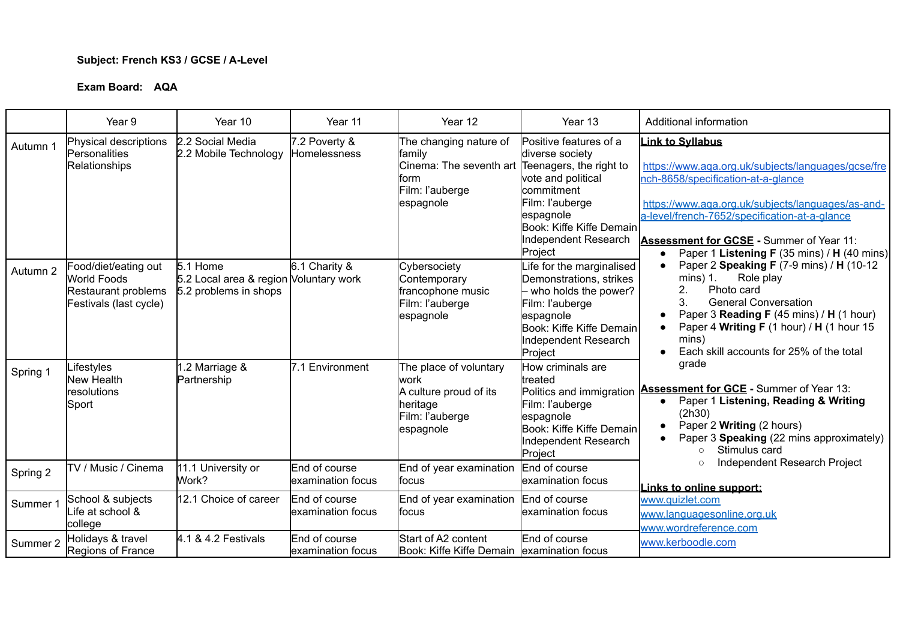**Subject: French KS3 / GCSE / A-Level**

**Exam Board: AQA**

| | Year 9 | Year 10 | Year 11 | Year 12 | Year 13 | Additional information |
|---|---|---|---|---|---|---|
| Autumn 1 | Physical descriptions<br>Personalities<br>Relationships | 2.2 Social Media<br>2.2 Mobile Technology | 7.2 Poverty & Homelessness | The changing nature of family<br>Cinema: The seventh art form<br>Film: l'auberge espagnole | Positive features of a diverse society<br>Teenagers, the right to vote and political commitment<br>Film: l'auberge espagnole<br>Book: Kiffe Kiffe Demain<br>Independent Research Project | **Link to Syllabus**<br><br>https://www.aqa.org.uk/subjects/languages/gcse/french-8658/specification-at-a-glance<br><br>https://www.aqa.org.uk/subjects/languages/as-and-a-level/french-7652/specification-at-a-glance<br><br>**Assessment for GCSE -** Summer of Year 11:<br>• Paper 1 **Listening F** (35 mins) / **H** (40 mins)<br>• Paper 2 **Speaking F** (7-9 mins) / **H** (10-12 mins) 1. Role play 2. Photo card 3. General Conversation<br>• Paper 3 **Reading F** (45 mins) / **H** (1 hour)<br>• Paper 4 **Writing F** (1 hour) / **H** (1 hour 15 mins)<br>• Each skill accounts for 25% of the total grade<br><br>**Assessment for GCE -** Summer of Year 13:<br>• Paper 1 **Listening, Reading & Writing** (2h30)<br>• Paper 2 **Writing** (2 hours)<br>• Paper 3 **Speaking** (22 mins approximately)<br>  ○ Stimulus card<br>  ○ Independent Research Project<br><br>**Links to online support:**<br>www.quizlet.com<br>www.languagesonline.org.uk<br>www.wordreference.com<br>www.kerboodle.com |
| Autumn 2 | Food/diet/eating out<br>World Foods<br>Restaurant problems<br>Festivals (last cycle) | 5.1 Home<br>5.2 Local area & region<br>5.2 problems in shops | 6.1 Charity & Voluntary work | Cybersociety<br>Contemporary francophone music<br>Film: l'auberge espagnole | Life for the marginalised<br>Demonstrations, strikes – who holds the power?<br>Film: l'auberge espagnole<br>Book: Kiffe Kiffe Demain<br>Independent Research Project | |
| Spring 1 | Lifestyles<br>New Health resolutions<br>Sport | 1.2 Marriage & Partnership | 7.1 Environment | The place of voluntary work<br>A culture proud of its heritage<br>Film: l'auberge espagnole | How criminals are treated<br>Politics and immigration<br>Film: l'auberge espagnole<br>Book: Kiffe Kiffe Demain<br>Independent Research Project | |
| Spring 2 | TV / Music / Cinema | 11.1 University or Work? | End of course examination focus | End of year examination focus | End of course examination focus | |
| Summer 1 | School & subjects<br>Life at school & college | 12.1 Choice of career | End of course examination focus | End of year examination focus | End of course examination focus | |
| Summer 2 | Holidays & travel<br>Regions of France | 4.1 & 4.2 Festivals | End of course examination focus | Start of A2 content<br>Book: Kiffe Kiffe Demain | End of course examination focus | |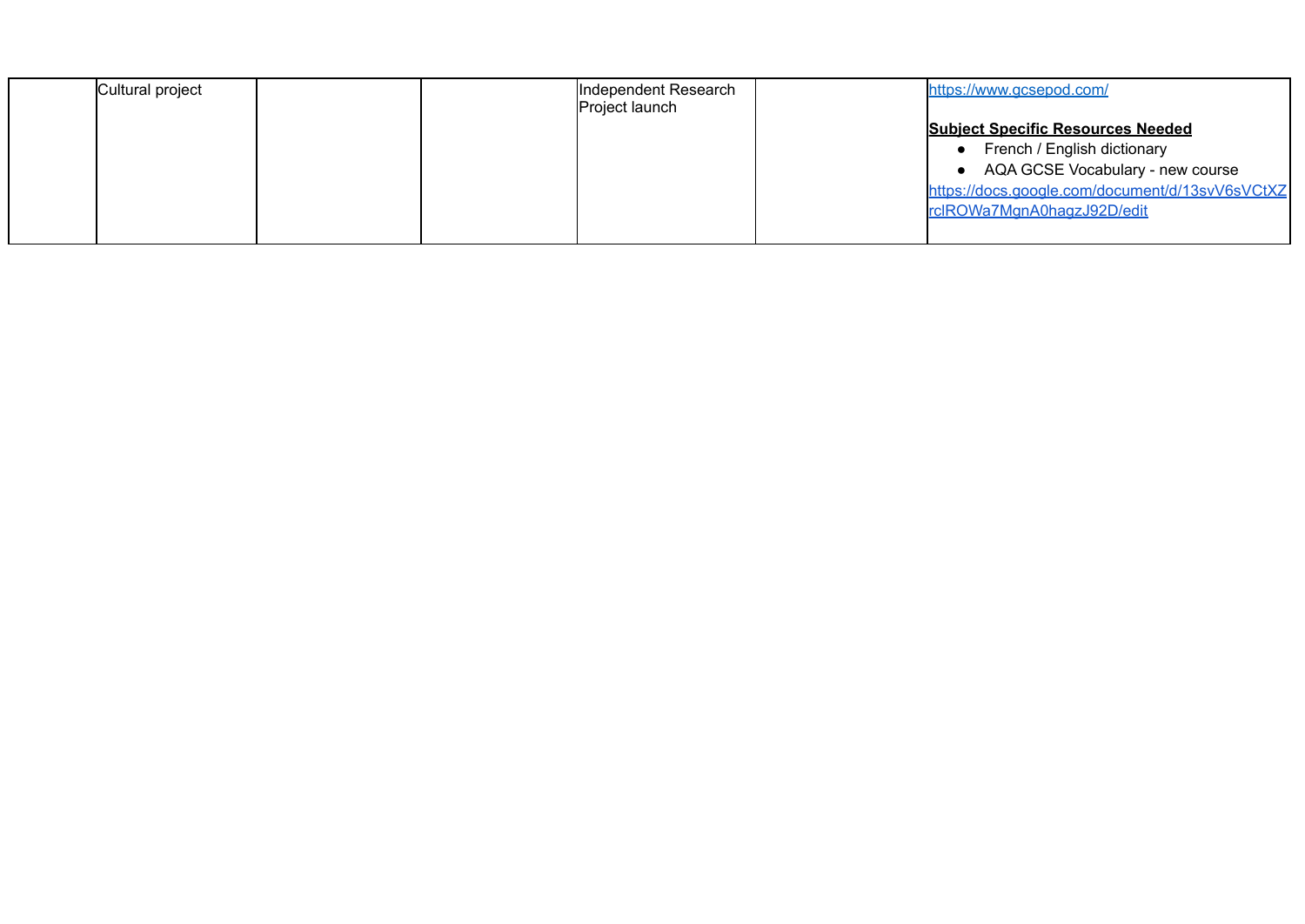|  | Cultural project |  |  | Independent Research Project launch |  | https://www.gcsepod.com/ <br><br> **Subject Specific Resources Needed** <br> • French / English dictionary <br> • AQA GCSE Vocabulary - new course <br> https://docs.google.com/document/d/13svV6sVCtXZrclROWa7MgnA0hagzJ92D/edit |
|---|---|---|---|---|---|---|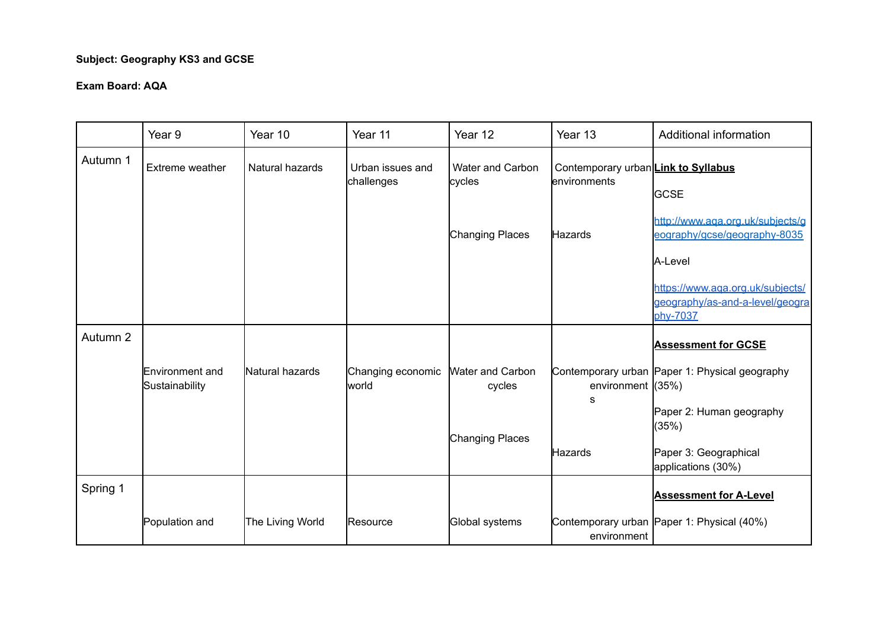**Subject: Geography KS3 and GCSE**

**Exam Board: AQA**

| | Year 9 | Year 10 | Year 11 | Year 12 | Year 13 | Additional information |
|---|---|---|---|---|---|---|
| Autumn 1 | Extreme weather | Natural hazards | Urban issues and challenges | Water and Carbon cycles<br><br>Changing Places | Contemporary urban environments<br><br>Hazards | **Link to Syllabus**<br><br>GCSE<br><br>http://www.aqa.org.uk/subjects/geography/gcse/geography-8035<br><br>A-Level<br><br>https://www.aqa.org.uk/subjects/geography/as-and-a-level/geography-7037 |
| Autumn 2 | Environment and Sustainability | Natural hazards | Changing economic world | Water and Carbon cycles<br><br>Changing Places | Contemporary urban environments<br><br>Hazards | **Assessment for GCSE**<br><br>Paper 1: Physical geography (35%)<br><br>Paper 2: Human geography (35%)<br><br>Paper 3: Geographical applications (30%) |
| Spring 1 | Population and | The Living World | Resource | Global systems | Contemporary urban environment | **Assessment for A-Level**<br><br>Paper 1: Physical (40%) |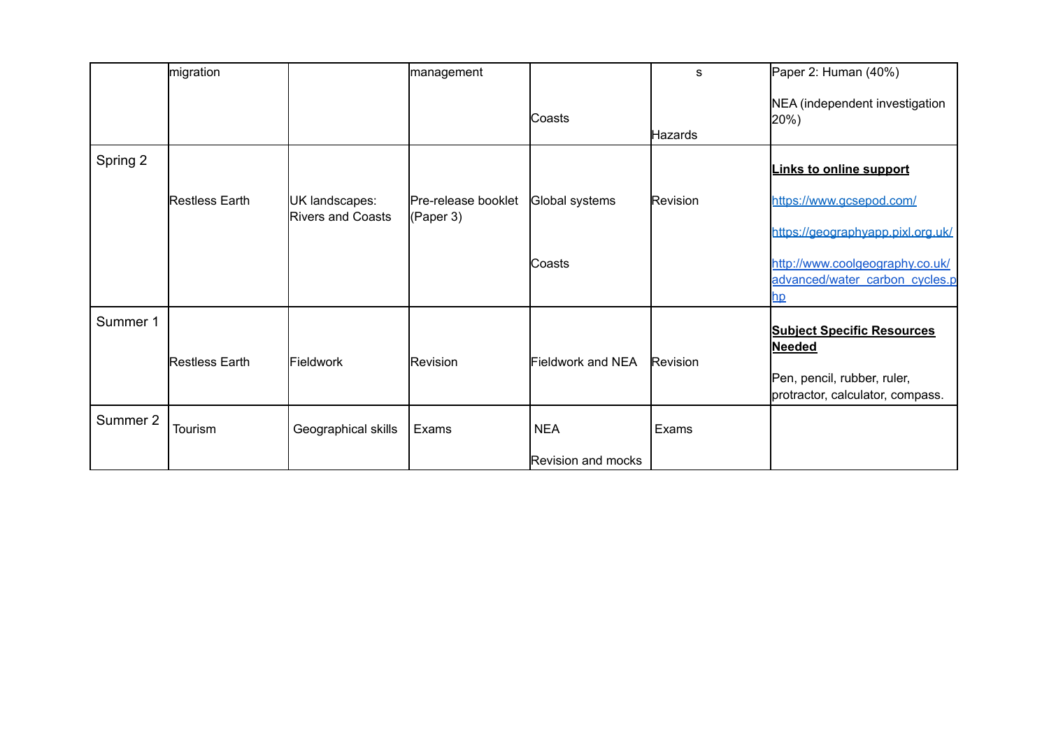| | | | | | | |
|---|---|---|---|---|---|---|
| | migration | | management | Coasts | s<br><br>Hazards | Paper 2: Human (40%)<br><br>NEA (independent investigation 20%) |
| Spring 2 | Restless Earth | UK landscapes: Rivers and Coasts | Pre-release booklet (Paper 3) | Global systems<br><br>Coasts | Revision | **Links to online support**<br><br>https://www.gcsepod.com/<br><br>https://geographyapp.pixl.org.uk/<br><br>http://www.coolgeography.co.uk/advanced/water_carbon_cycles.php |
| Summer 1 | Restless Earth | Fieldwork | Revision | Fieldwork and NEA | Revision | **Subject Specific Resources Needed**<br><br>Pen, pencil, rubber, ruler, protractor, calculator, compass. |
| Summer 2 | Tourism | Geographical skills | Exams | NEA<br><br>Revision and mocks | Exams | |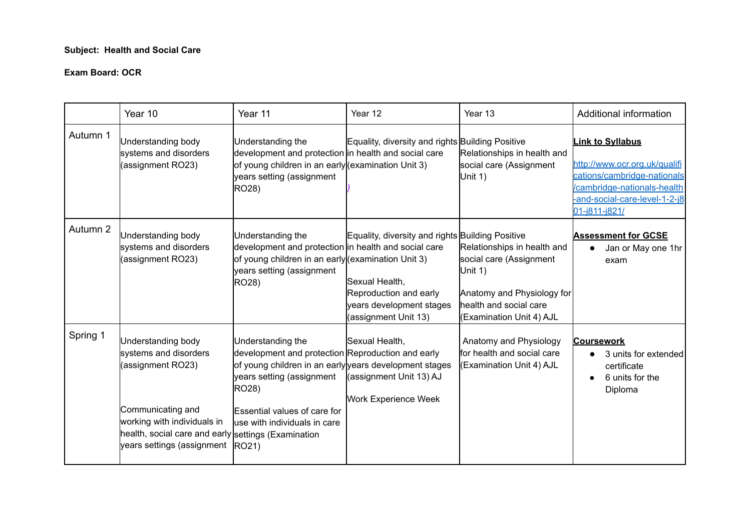**Subject: Health and Social Care**

**Exam Board: OCR**

| | Year 10 | Year 11 | Year 12 | Year 13 | Additional information |
|---|---|---|---|---|---|
| Autumn 1 | Understanding body systems and disorders (assignment RO23) | Understanding the development and protection of young children in an early years setting (assignment RO28) | Equality, diversity and rights in health and social care (examination Unit 3) ) | Building Positive Relationships in health and social care (Assignment Unit 1) | **Link to Syllabus** [http://www.ocr.org.uk/qualifications/cambridge-nationals/cambridge-nationals-health-and-social-care-level-1-2-j801-j811-j821/](http://www.ocr.org.uk/qualifications/cambridge-nationals/cambridge-nationals-health-and-social-care-level-1-2-j801-j811-j821/) |
| Autumn 2 | Understanding body systems and disorders (assignment RO23) | Understanding the development and protection of young children in an early years setting (assignment RO28) | Equality, diversity and rights in health and social care (examination Unit 3)<br><br>Sexual Health, Reproduction and early years development stages (assignment Unit 13) | Building Positive Relationships in health and social care (Assignment Unit 1)<br><br>Anatomy and Physiology for health and social care (Examination Unit 4) AJL | **Assessment for GCSE**<br>• Jan or May one 1hr exam |
| Spring 1 | Understanding body systems and disorders (assignment RO23)<br><br>Communicating and working with individuals in health, social care and early years settings (assignment | Understanding the development and protection of young children in an early years setting (assignment RO28)<br><br>Essential values of care for use with individuals in care settings (Examination RO21) | Sexual Health, Reproduction and early years development stages (assignment Unit 13) AJ<br><br>Work Experience Week | Anatomy and Physiology for health and social care (Examination Unit 4) AJL | **Coursework**<br>• 3 units for extended certificate<br>• 6 units for the Diploma |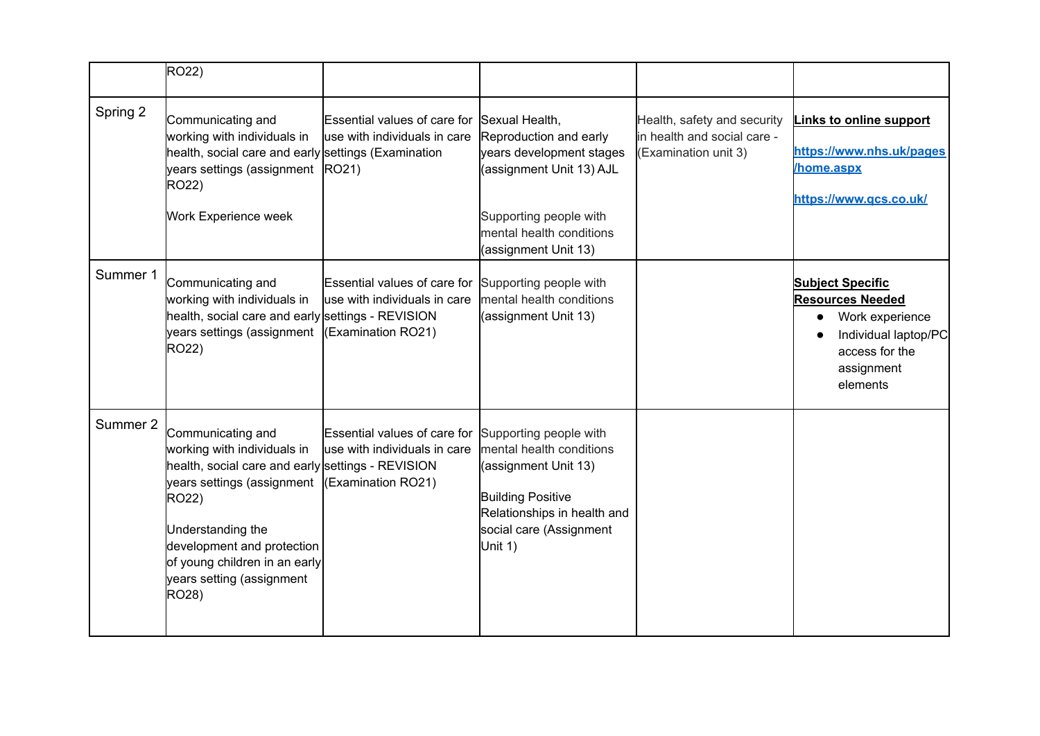| | | | | | |
|---|---|---|---|---|---|
| | RO22) | | | | |
| Spring 2 | Communicating and working with individuals in health, social care and early years settings (assignment RO22)<br><br>Work Experience week | Essential values of care for use with individuals in care settings (Examination RO21) | Sexual Health, Reproduction and early years development stages (assignment Unit 13) AJL<br><br>Supporting people with mental health conditions (assignment Unit 13) | Health, safety and security in health and social care - (Examination unit 3) | **Links to online support**<br><br>**https://www.nhs.uk/pages/home.aspx**<br><br>**https://www.gcs.co.uk/** |
| Summer 1 | Communicating and working with individuals in health, social care and early years settings (assignment RO22) | Essential values of care for use with individuals in care settings - REVISION (Examination RO21) | Supporting people with mental health conditions (assignment Unit 13) | | **Subject Specific Resources Needed**<br>• Work experience<br>• Individual laptop/PC access for the assignment elements |
| Summer 2 | Communicating and working with individuals in health, social care and early years settings (assignment RO22)<br><br>Understanding the development and protection of young children in an early years setting (assignment RO28) | Essential values of care for use with individuals in care settings - REVISION (Examination RO21) | Supporting people with mental health conditions (assignment Unit 13)<br><br>Building Positive Relationships in health and social care (Assignment Unit 1) | | |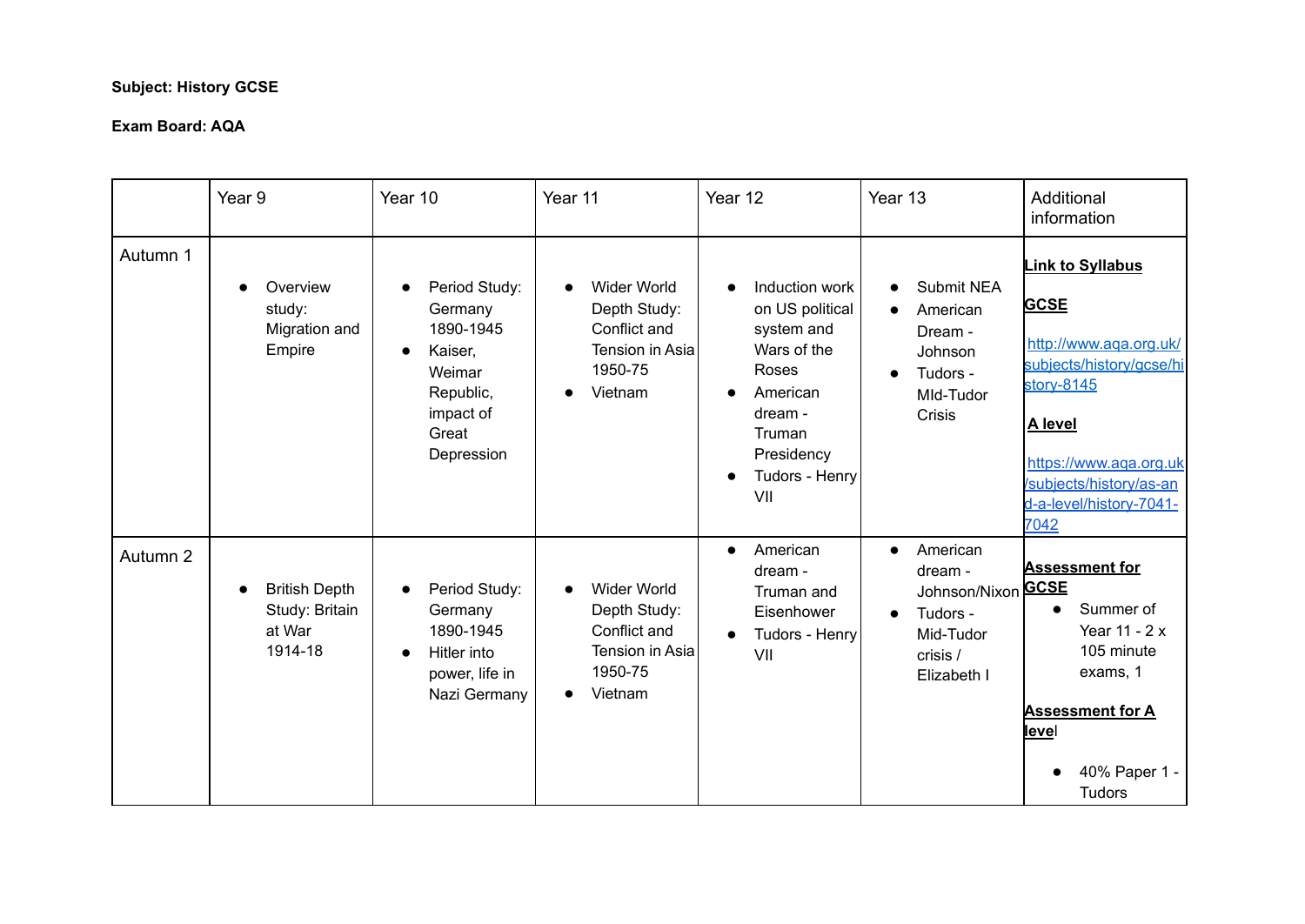**Subject: History GCSE**

**Exam Board: AQA**

| | Year 9 | Year 10 | Year 11 | Year 12 | Year 13 | Additional information |
|---|---|---|---|---|---|---|
| Autumn 1 | • Overview study: Migration and Empire | • Period Study: Germany 1890-1945<br>• Kaiser, Weimar Republic, impact of Great Depression | • Wider World Depth Study: Conflict and Tension in Asia 1950-75<br>• Vietnam | • Induction work on US political system and Wars of the Roses<br>• American dream - Truman Presidency<br>• Tudors - Henry VII | • Submit NEA<br>• American Dream - Johnson<br>• Tudors - MId-Tudor Crisis | **Link to Syllabus**<br><br>**GCSE**<br><br>http://www.aqa.org.uk/subjects/history/gcse/history-8145<br><br>**A level**<br><br>https://www.aqa.org.uk/subjects/history/as-and-a-level/history-7041-7042 |
| Autumn 2 | • British Depth Study: Britain at War 1914-18 | • Period Study: Germany 1890-1945<br>• Hitler into power, life in Nazi Germany | • Wider World Depth Study: Conflict and Tension in Asia 1950-75<br>• Vietnam | • American dream - Truman and Eisenhower<br>• Tudors - Henry VII | • American dream - Johnson/Nixon<br>• Tudors - Mid-Tudor crisis / Elizabeth I | **Assessment for GCSE**<br>• Summer of Year 11 - 2 x 105 minute exams, 1<br><br>**Assessment for A level**<br><br>• 40% Paper 1 - Tudors |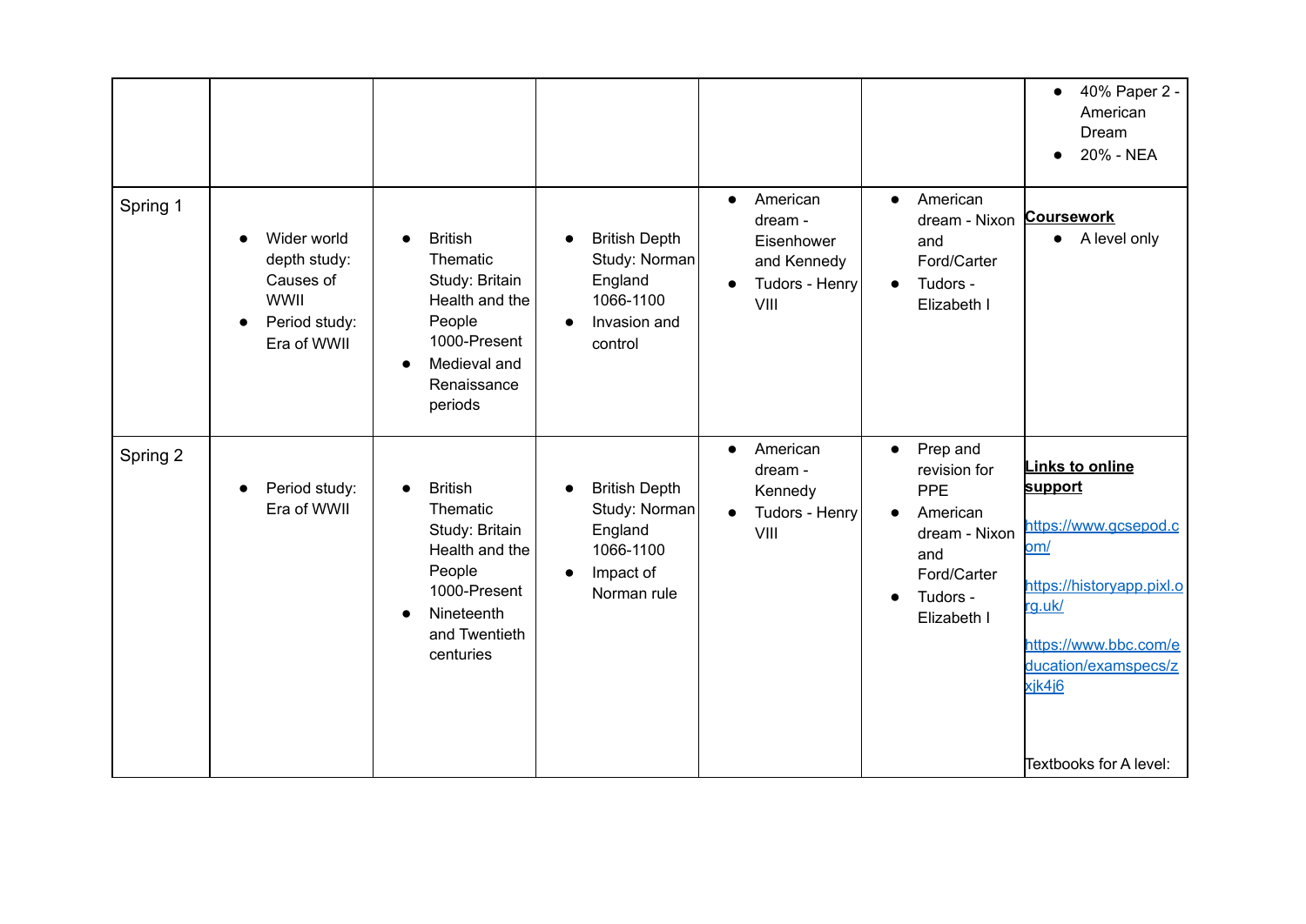| | | | | | | |
|---|---|---|---|---|---|---|
| | | | | | | • 40% Paper 2 - American Dream<br>• 20% - NEA |
| Spring 1 | • Wider world depth study: Causes of WWII<br>• Period study: Era of WWII | • British Thematic Study: Britain Health and the People 1000-Present<br>• Medieval and Renaissance periods | • British Depth Study: Norman England 1066-1100<br>• Invasion and control | • American dream - Eisenhower and Kennedy<br>• Tudors - Henry VIII | • American dream - Nixon and Ford/Carter<br>• Tudors - Elizabeth I | **Coursework**<br>• A level only |
| Spring 2 | • Period study: Era of WWII | • British Thematic Study: Britain Health and the People 1000-Present<br>• Nineteenth and Twentieth centuries | • British Depth Study: Norman England 1066-1100<br>• Impact of Norman rule | • American dream - Kennedy<br>• Tudors - Henry VIII | • Prep and revision for PPE<br>• American dream - Nixon and Ford/Carter<br>• Tudors - Elizabeth I | **Links to online support**<br>https://www.gcsepod.com/<br>https://historyapp.pixl.org.uk/<br>https://www.bbc.com/education/examspecs/zxjk4j6<br>Textbooks for A level: |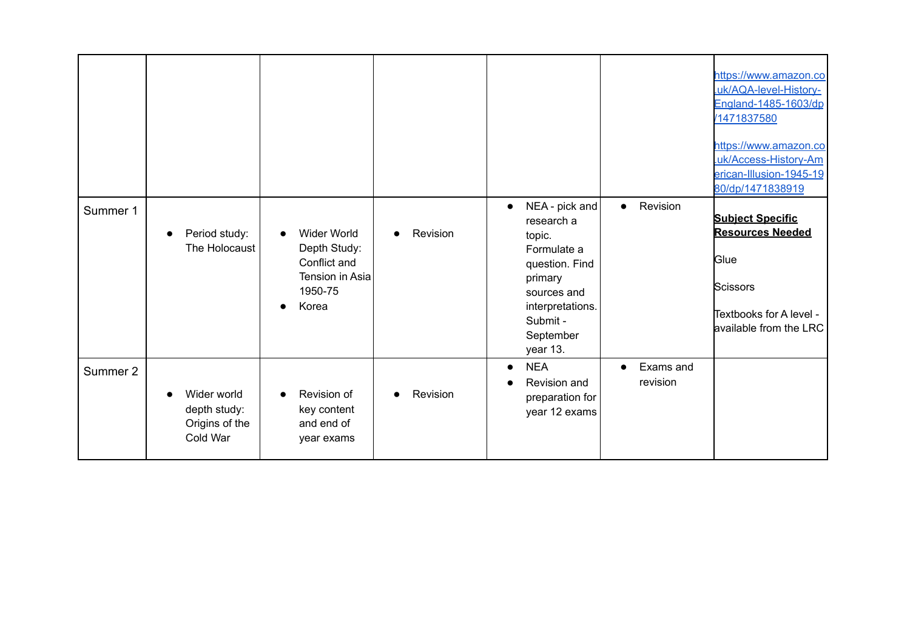| | | | | | | |
|---|---|---|---|---|---|---|
| | | | | | | https://www.amazon.co.uk/AQA-level-History-England-1485-1603/dp/1471837580<br><br>https://www.amazon.co.uk/Access-History-American-Illusion-1945-1980/dp/1471838919 |
| Summer 1 | • Period study: The Holocaust | • Wider World Depth Study: Conflict and Tension in Asia 1950-75<br>• Korea | • Revision | • NEA - pick and research a topic. Formulate a question. Find primary sources and interpretations. Submit - September year 13. | • Revision | **Subject Specific Resources Needed**<br><br>Glue<br><br>Scissors<br><br>Textbooks for A level - available from the LRC |
| Summer 2 | • Wider world depth study: Origins of the Cold War | • Revision of key content and end of year exams | • Revision | • NEA<br>• Revision and preparation for year 12 exams | • Exams and revision | |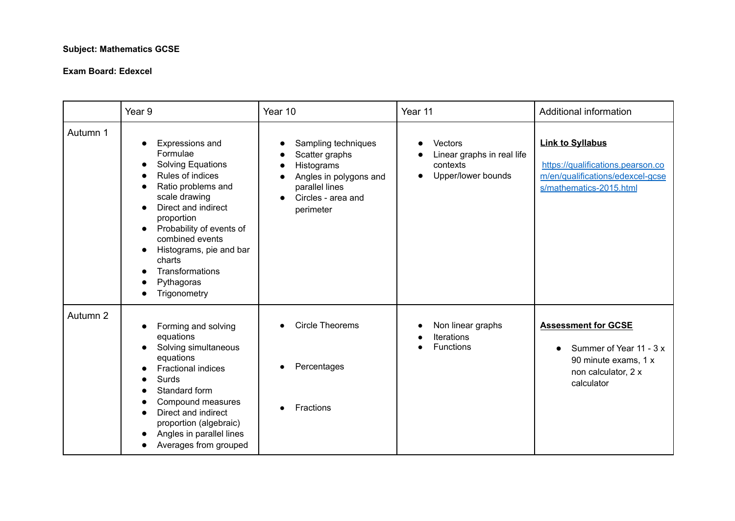**Subject: Mathematics GCSE**

**Exam Board: Edexcel**

| | Year 9 | Year 10 | Year 11 | Additional information |
|---|---|---|---|---|
| Autumn 1 | • Expressions and Formulae<br>• Solving Equations<br>• Rules of indices<br>• Ratio problems and scale drawing<br>• Direct and indirect proportion<br>• Probability of events of combined events<br>• Histograms, pie and bar charts<br>• Transformations<br>• Pythagoras<br>• Trigonometry | • Sampling techniques<br>• Scatter graphs<br>• Histograms<br>• Angles in polygons and parallel lines<br>• Circles - area and perimeter | • Vectors<br>• Linear graphs in real life contexts<br>• Upper/lower bounds | **Link to Syllabus**<br><br>https://qualifications.pearson.com/en/qualifications/edexcel-gcses/mathematics-2015.html |
| Autumn 2 | • Forming and solving equations<br>• Solving simultaneous equations<br>• Fractional indices<br>• Surds<br>• Standard form<br>• Compound measures<br>• Direct and indirect proportion (algebraic)<br>• Angles in parallel lines<br>• Averages from grouped | • Circle Theorems<br>• Percentages<br>• Fractions | • Non linear graphs<br>• Iterations<br>• Functions | **Assessment for GCSE**<br><br>• Summer of Year 11 - 3 x 90 minute exams, 1 x non calculator, 2 x calculator |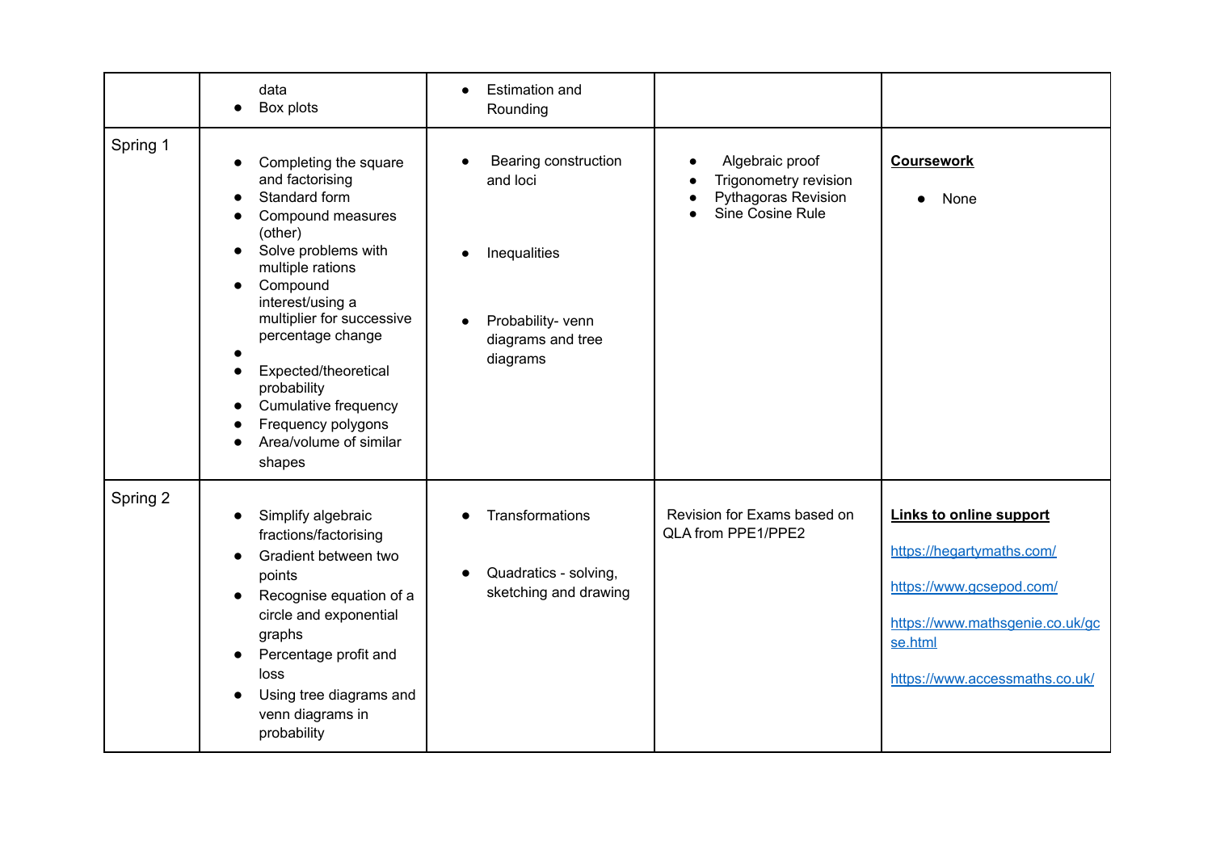| | | | | |
|---|---|---|---|---|
| | data<br>● Box plots | ● Estimation and Rounding | | |
| Spring 1 | ● Completing the square and factorising<br>● Standard form<br>● Compound measures (other)<br>● Solve problems with multiple rations<br>● Compound interest/using a multiplier for successive percentage change<br>●<br>● Expected/theoretical probability<br>● Cumulative frequency<br>● Frequency polygons<br>● Area/volume of similar shapes | ● Bearing construction and loci<br><br>● Inequalities<br><br>● Probability- venn diagrams and tree diagrams | ● Algebraic proof<br>● Trigonometry revision<br>● Pythagoras Revision<br>● Sine Cosine Rule | **Coursework**<br><br>● None |
| Spring 2 | ● Simplify algebraic fractions/factorising<br>● Gradient between two points<br>● Recognise equation of a circle and exponential graphs<br>● Percentage profit and loss<br>● Using tree diagrams and venn diagrams in probability | ● Transformations<br><br>● Quadratics - solving, sketching and drawing | Revision for Exams based on QLA from PPE1/PPE2 | **Links to online support**<br><br>https://hegartymaths.com/<br><br>https://www.gcsepod.com/<br><br>https://www.mathsgenie.co.uk/gcse.html<br><br>https://www.accessmaths.co.uk/ |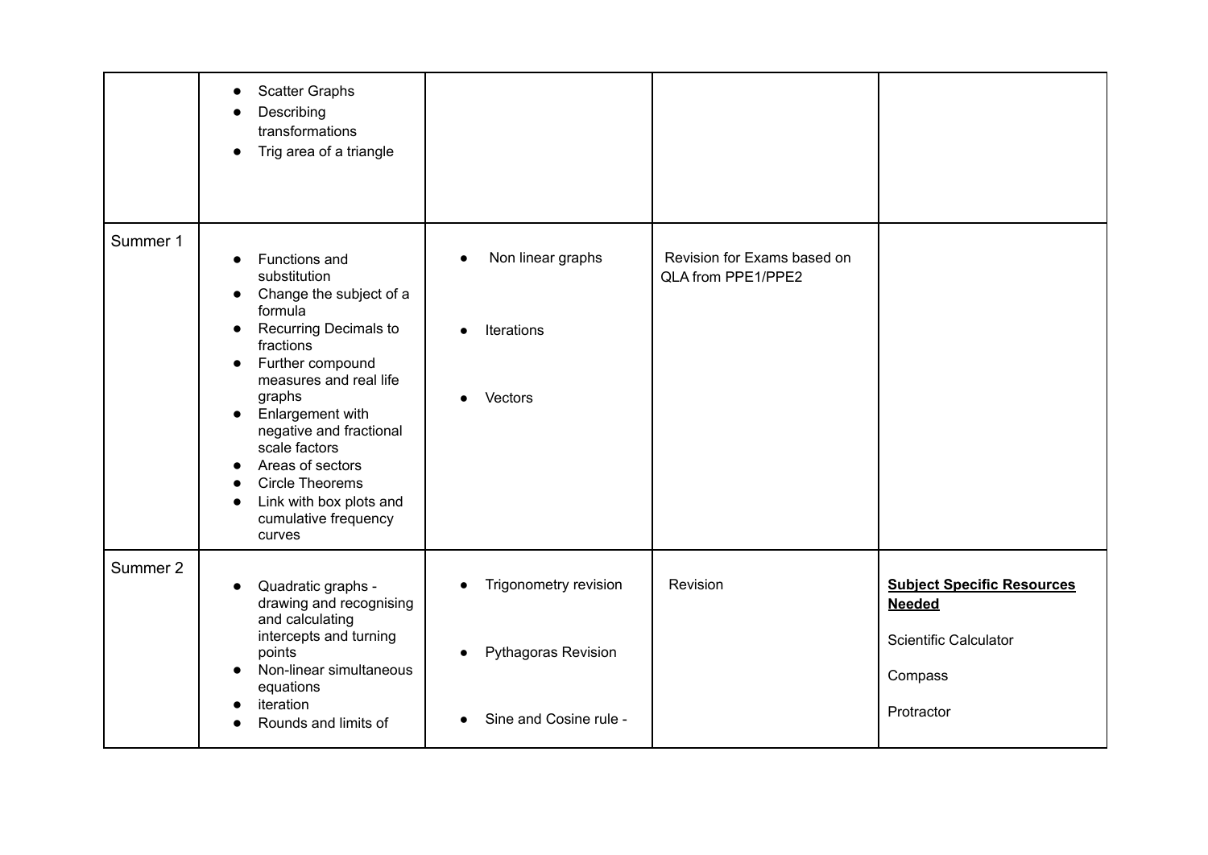| | | | | |
|---|---|---|---|---|
| | • Scatter Graphs<br>• Describing transformations<br>• Trig area of a triangle | | | |
| Summer 1 | • Functions and substitution<br>• Change the subject of a formula<br>• Recurring Decimals to fractions<br>• Further compound measures and real life graphs<br>• Enlargement with negative and fractional scale factors<br>• Areas of sectors<br>• Circle Theorems<br>• Link with box plots and cumulative frequency curves | • Non linear graphs<br>• Iterations<br>• Vectors | Revision for Exams based on QLA from PPE1/PPE2 | |
| Summer 2 | • Quadratic graphs - drawing and recognising and calculating intercepts and turning points<br>• Non-linear simultaneous equations<br>• iteration<br>• Rounds and limits of | • Trigonometry revision<br>• Pythagoras Revision<br>• Sine and Cosine rule - | Revision | **<u>Subject Specific Resources Needed</u>**<br>Scientific Calculator<br>Compass<br>Protractor |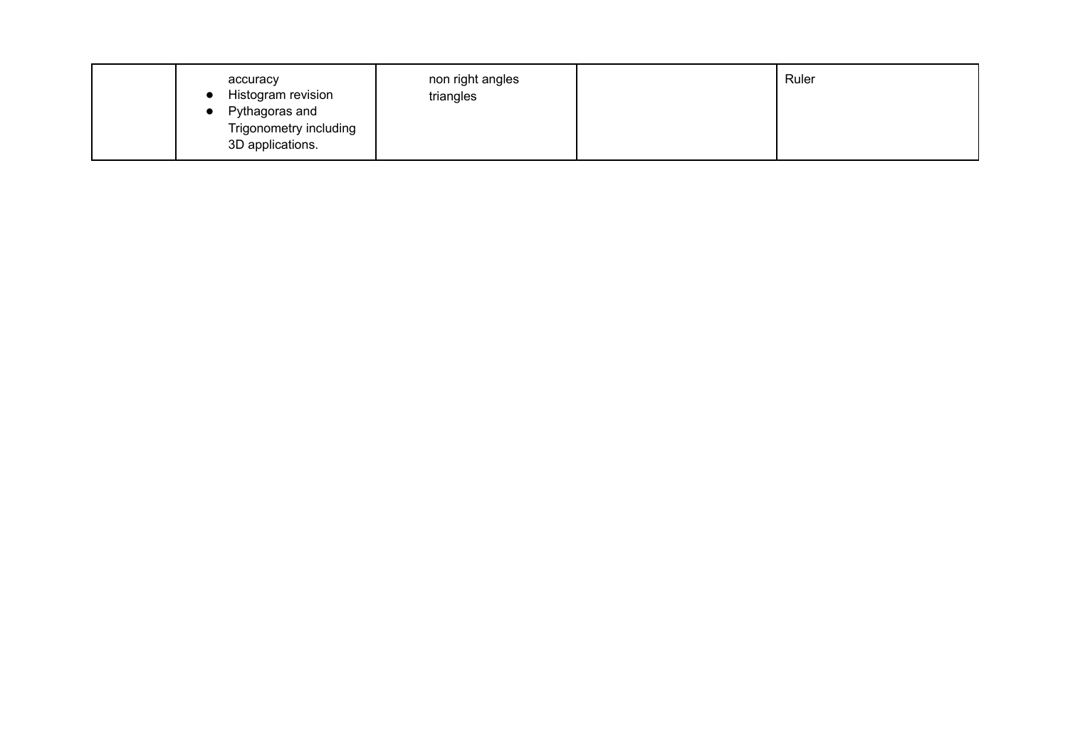| | | | | |
|---|---|---|---|---|
| | accuracy<br>• Histogram revision<br>• Pythagoras and Trigonometry including 3D applications. | non right angles triangles | | Ruler |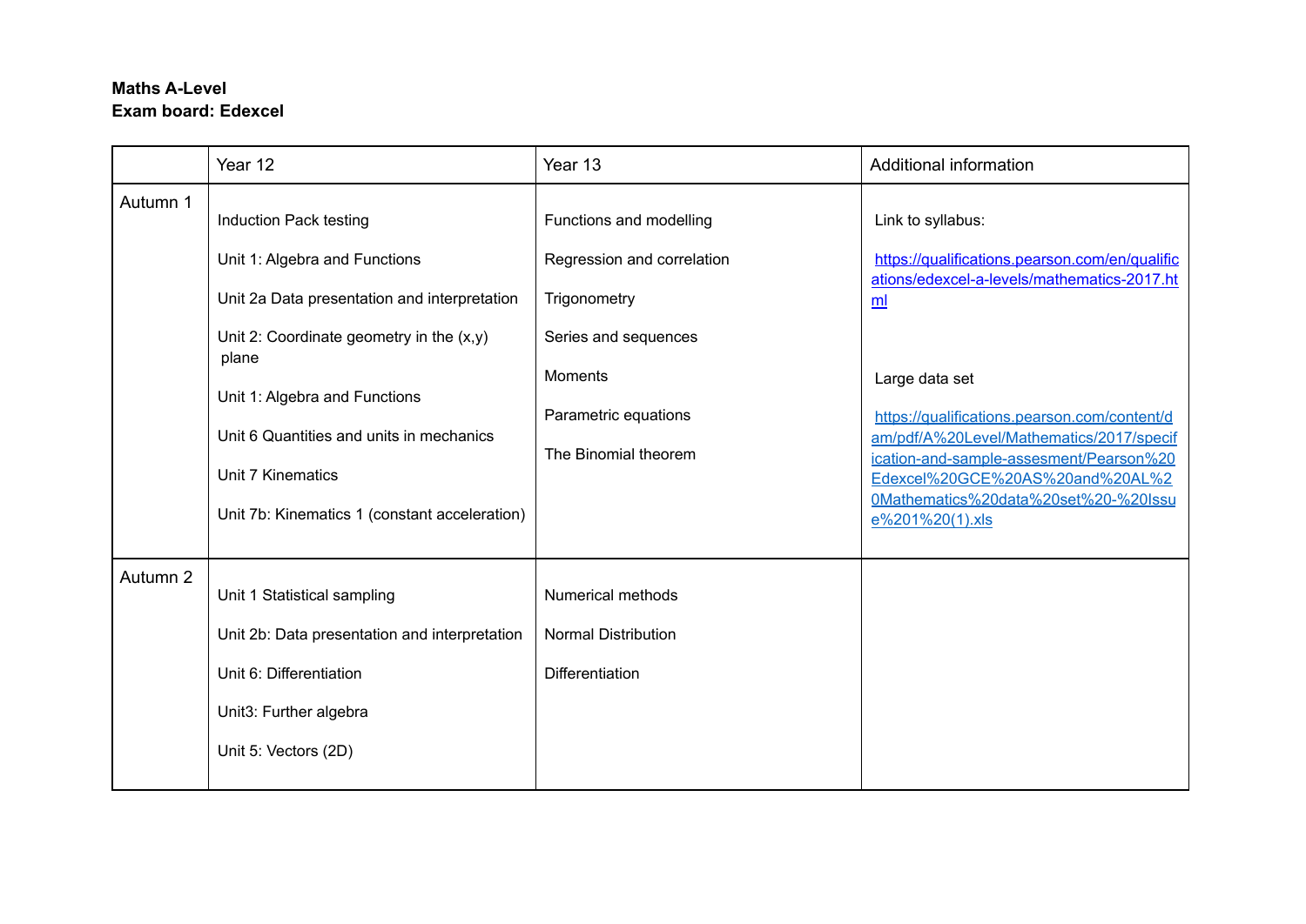**Maths A-Level**
**Exam board: Edexcel**

| | Year 12 | Year 13 | Additional information |
|---|---|---|---|
| Autumn 1 | Induction Pack testing<br><br>Unit 1: Algebra and Functions<br><br>Unit 2a Data presentation and interpretation<br><br>Unit 2: Coordinate geometry in the (x,y) plane<br><br>Unit 1: Algebra and Functions<br><br>Unit 6 Quantities and units in mechanics<br><br>Unit 7 Kinematics<br><br>Unit 7b: Kinematics 1 (constant acceleration) | Functions and modelling<br><br>Regression and correlation<br><br>Trigonometry<br><br>Series and sequences<br><br>Moments<br><br>Parametric equations<br><br>The Binomial theorem | Link to syllabus:<br><br>[https://qualifications.pearson.com/en/qualifications/edexcel-a-levels/mathematics-2017.html](https://qualifications.pearson.com/en/qualifications/edexcel-a-levels/mathematics-2017.html)<br><br>Large data set<br><br>[https://qualifications.pearson.com/content/dam/pdf/A%20Level/Mathematics/2017/specification-and-sample-assesment/Pearson%20Edexcel%20GCE%20AS%20and%20AL%20Mathematics%20data%20set%20-%20Issue%201%20(1).xls](https://qualifications.pearson.com/content/dam/pdf/A%20Level/Mathematics/2017/specification-and-sample-assesment/Pearson%20Edexcel%20GCE%20AS%20and%20AL%20Mathematics%20data%20set%20-%20Issue%201%20(1).xls) |
| Autumn 2 | Unit 1 Statistical sampling<br><br>Unit 2b: Data presentation and interpretation<br><br>Unit 6: Differentiation<br><br>Unit3: Further algebra<br><br>Unit 5: Vectors (2D) | Numerical methods<br><br>Normal Distribution<br><br>Differentiation | |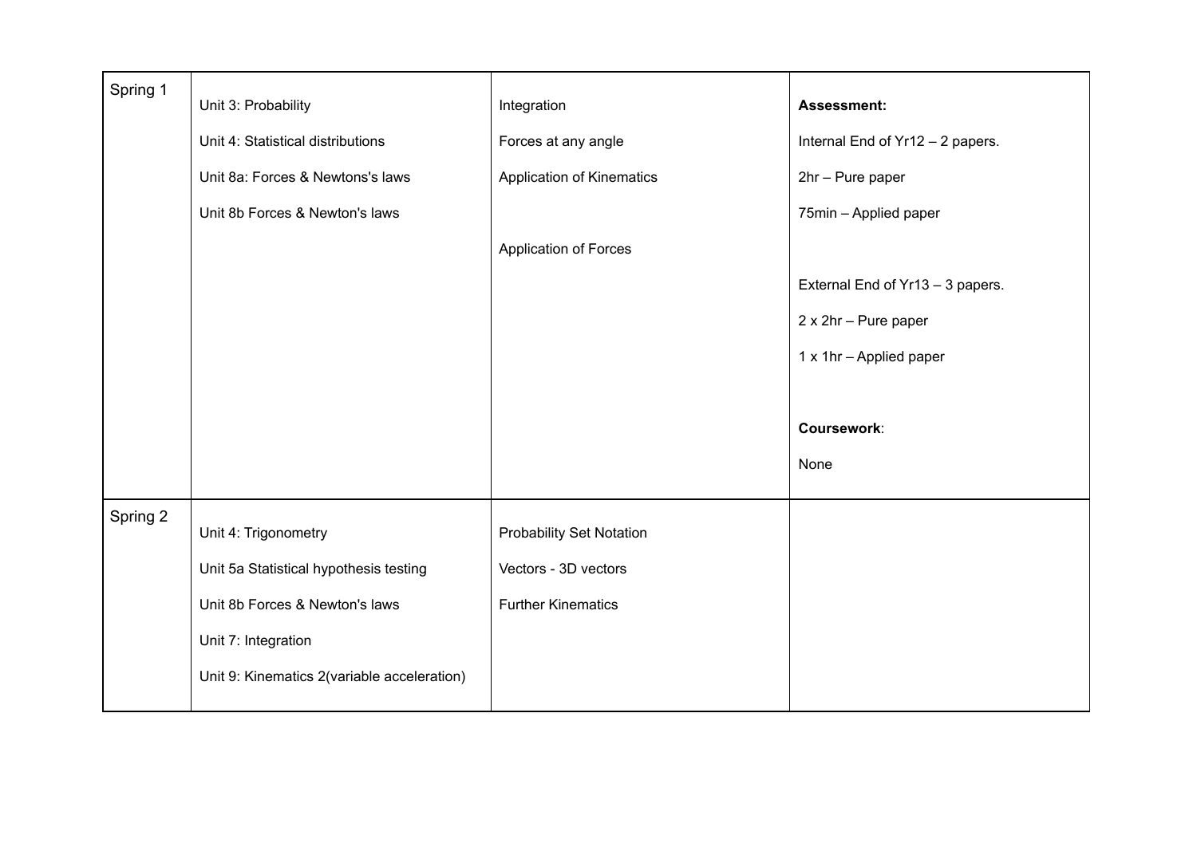| | | | |
|---|---|---|---|
| Spring 1 | Unit 3: Probability<br><br>Unit 4: Statistical distributions<br><br>Unit 8a: Forces & Newtons's laws<br><br>Unit 8b Forces & Newton's laws | Integration<br><br>Forces at any angle<br><br>Application of Kinematics<br><br><br>Application of Forces | **Assessment:**<br><br>Internal End of Yr12 – 2 papers.<br><br>2hr – Pure paper<br><br>75min – Applied paper<br><br>External End of Yr13 – 3 papers.<br><br>2 x 2hr – Pure paper<br><br>1 x 1hr – Applied paper<br><br>**Coursework**:<br><br>None |
| Spring 2 | Unit 4: Trigonometry<br><br>Unit 5a Statistical hypothesis testing<br><br>Unit 8b Forces & Newton's laws<br><br>Unit 7: Integration<br><br>Unit 9: Kinematics 2(variable acceleration) | Probability Set Notation<br><br>Vectors - 3D vectors<br><br>Further Kinematics | |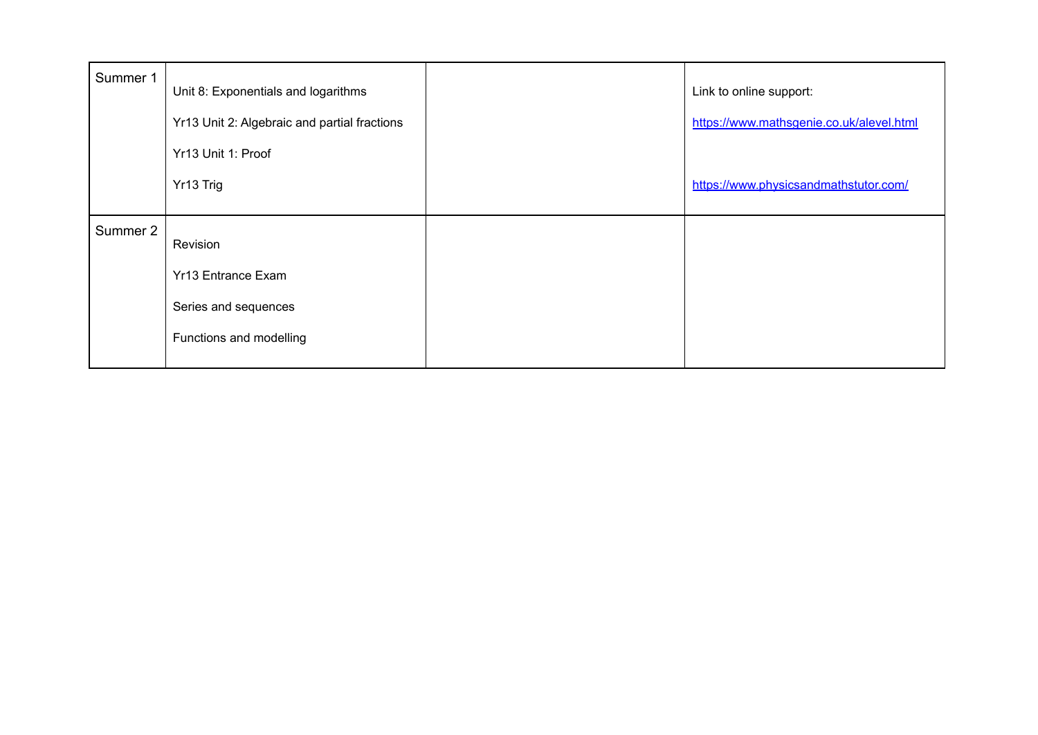| | | | |
|---|---|---|---|
| Summer 1 | Unit 8: Exponentials and logarithms<br><br>Yr13 Unit 2: Algebraic and partial fractions<br><br>Yr13 Unit 1: Proof<br><br>Yr13 Trig | | Link to online support:<br><br>[https://www.mathsgenie.co.uk/alevel.html](https://www.mathsgenie.co.uk/alevel.html)<br><br>[https://www.physicsandmathstutor.com/](https://www.physicsandmathstutor.com/) |
| Summer 2 | Revision<br><br>Yr13 Entrance Exam<br><br>Series and sequences<br><br>Functions and modelling | | |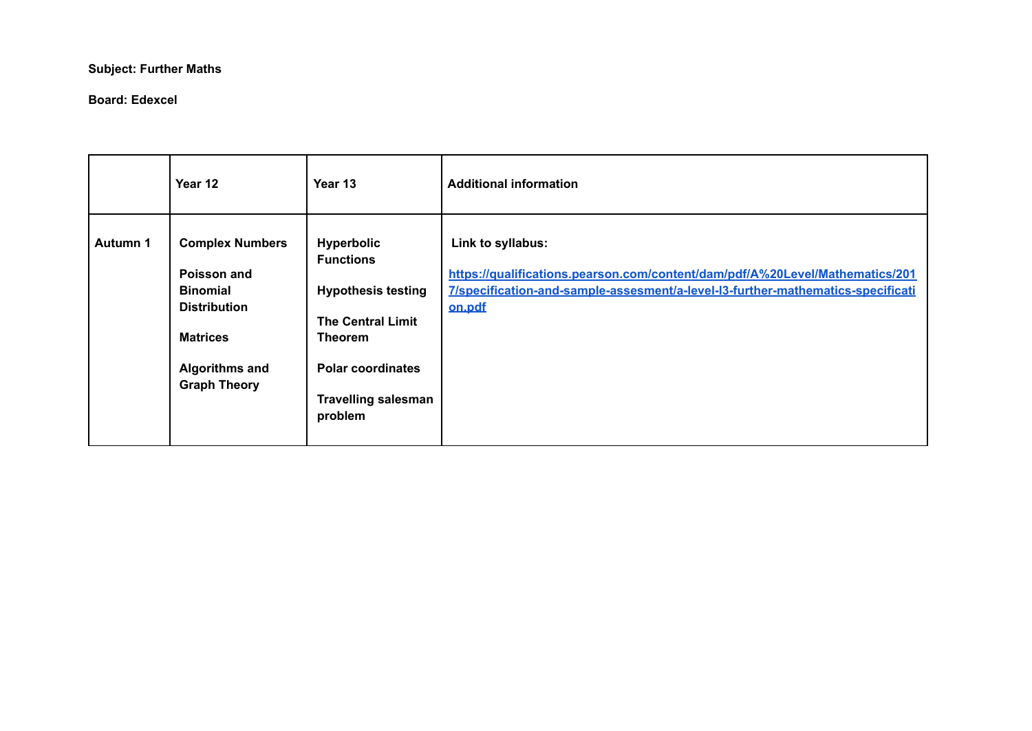**Subject: Further Maths**

**Board: Edexcel**

| | Year 12 | Year 13 | Additional information |
|---|---|---|---|
| **Autumn 1** | **Complex Numbers**<br><br>**Poisson and Binomial Distribution**<br><br>**Matrices**<br><br>**Algorithms and Graph Theory** | **Hyperbolic Functions**<br><br>**Hypothesis testing**<br><br>**The Central Limit Theorem**<br><br>**Polar coordinates**<br><br>**Travelling salesman problem** | **Link to syllabus:**<br><br>**https://qualifications.pearson.com/content/dam/pdf/A%20Level/Mathematics/2017/specification-and-sample-assesment/a-level-l3-further-mathematics-specification.pdf** |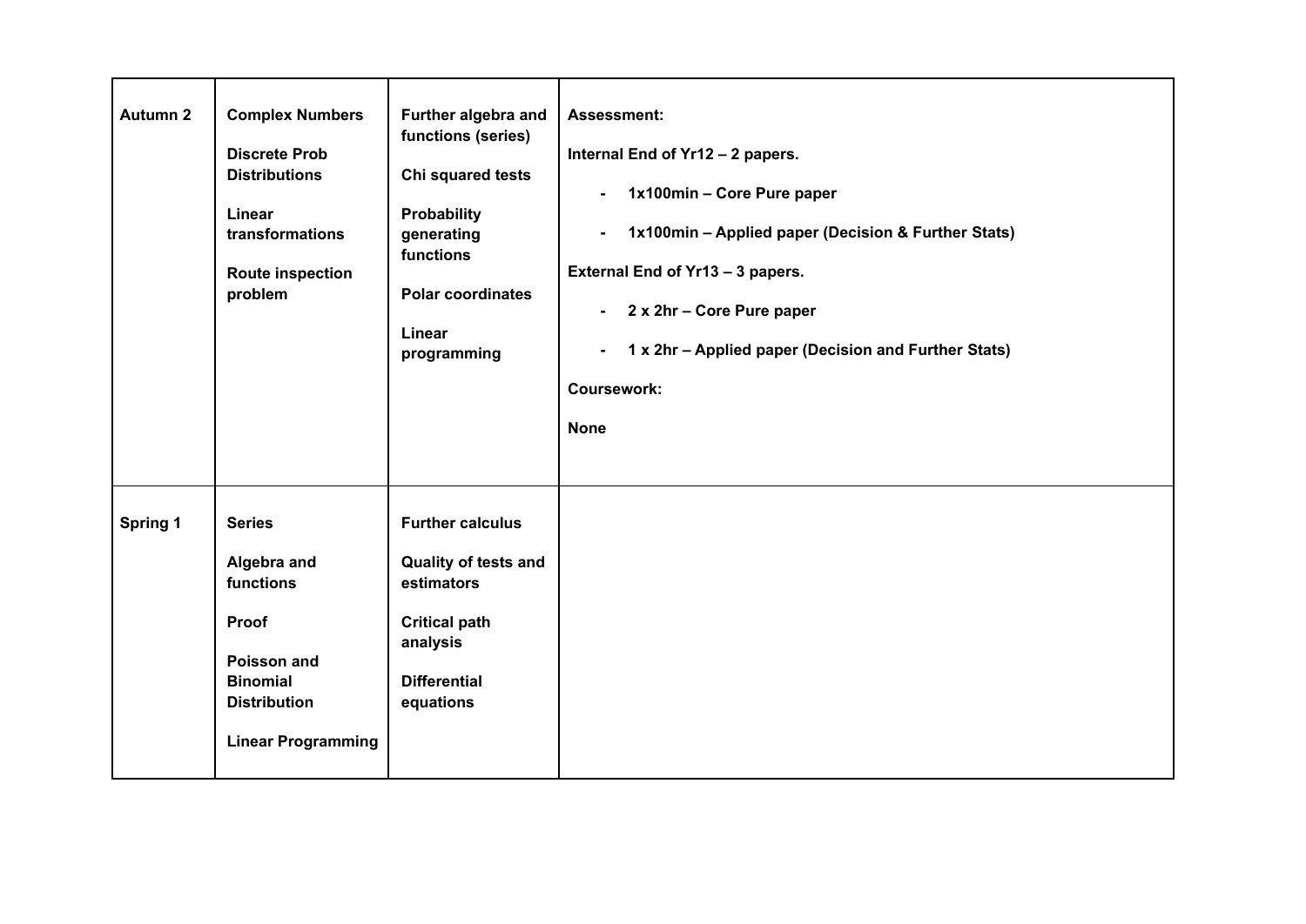| | | | |
|---|---|---|---|
| **Autumn 2** | **Complex Numbers**<br><br>**Discrete Prob Distributions**<br><br>**Linear transformations**<br><br>**Route inspection problem** | **Further algebra and functions (series)**<br><br>**Chi squared tests**<br><br>**Probability generating functions**<br><br>**Polar coordinates**<br><br>**Linear programming** | **Assessment:**<br><br>**Internal End of Yr12 – 2 papers.**<br><br>- **1x100min – Core Pure paper**<br>- **1x100min – Applied paper (Decision & Further Stats)**<br><br>**External End of Yr13 – 3 papers.**<br><br>- **2 x 2hr – Core Pure paper**<br>- **1 x 2hr – Applied paper (Decision and Further Stats)**<br><br>**Coursework:**<br><br>**None** |
| **Spring 1** | **Series**<br><br>**Algebra and functions**<br><br>**Proof**<br><br>**Poisson and Binomial Distribution**<br><br>**Linear Programming** | **Further calculus**<br><br>**Quality of tests and estimators**<br><br>**Critical path analysis**<br><br>**Differential equations** | |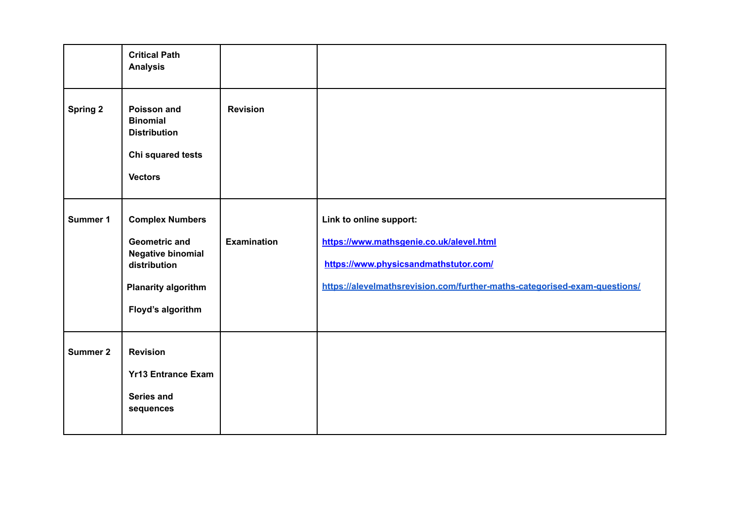| | | | |
|---|---|---|---|
| | **Critical Path Analysis** | | |
| **Spring 2** | **Poisson and Binomial Distribution**<br><br>**Chi squared tests**<br><br>**Vectors** | **Revision** | |
| **Summer 1** | **Complex Numbers**<br><br>**Geometric and Negative binomial distribution**<br><br>**Planarity algorithm**<br><br>**Floyd's algorithm** | **Examination** | **Link to online support:**<br><br>**https://www.mathsgenie.co.uk/alevel.html**<br><br>**https://www.physicsandmathstutor.com/**<br><br>**https://alevelmathsrevision.com/further-maths-categorised-exam-questions/** |
| **Summer 2** | **Revision**<br><br>**Yr13 Entrance Exam**<br><br>**Series and sequences** | | |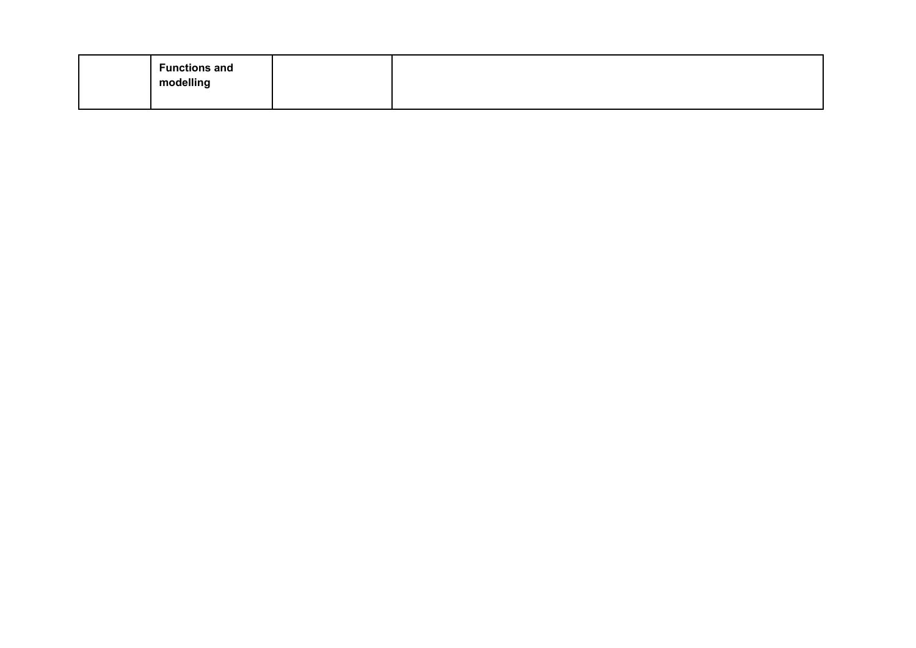| | **Functions and modelling** | | |
|---|---|---|---|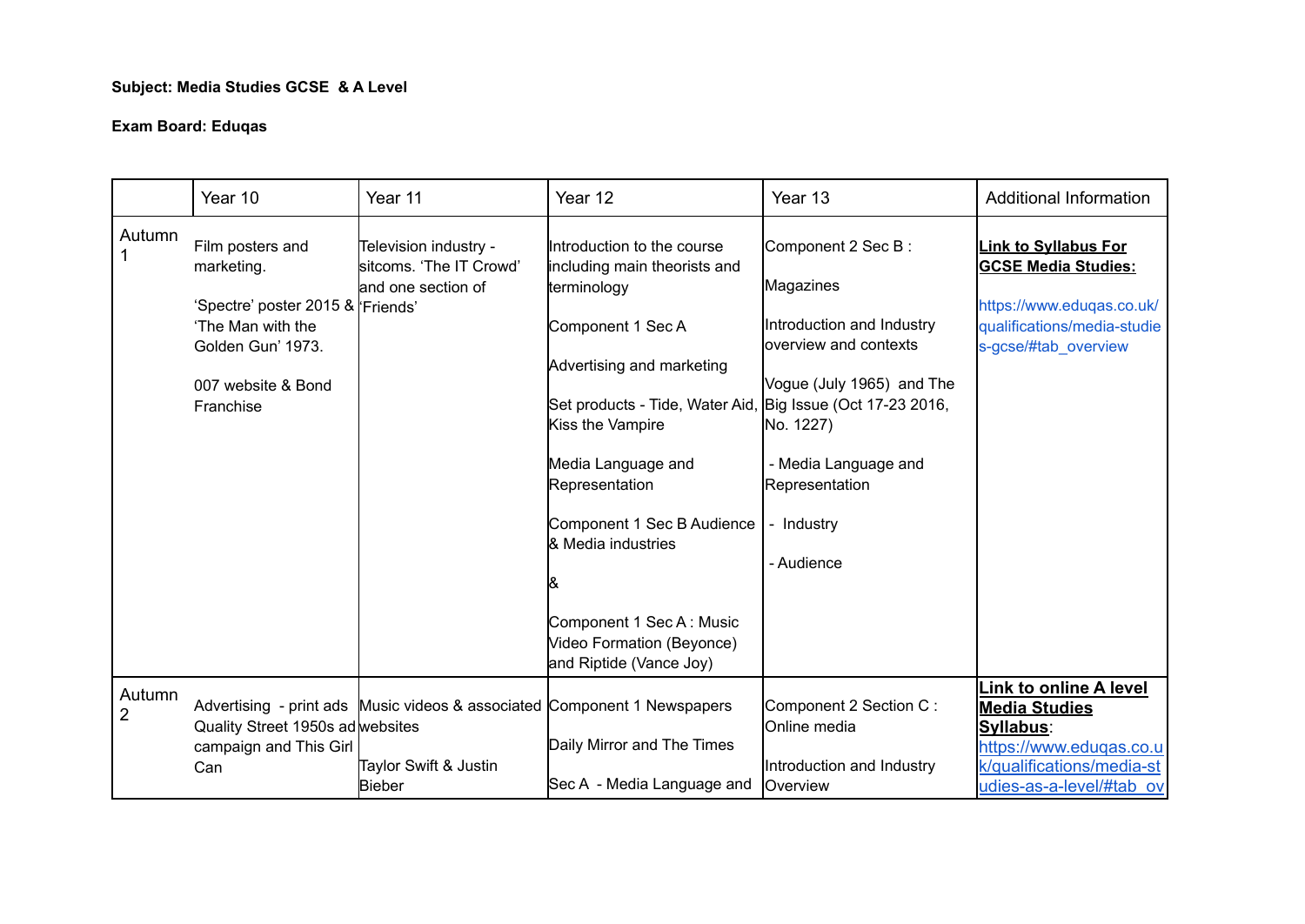**Subject: Media Studies GCSE & A Level**

**Exam Board: Eduqas**

| | Year 10 | Year 11 | Year 12 | Year 13 | Additional Information |
|---|---|---|---|---|---|
| Autumn 1 | Film posters and marketing.<br><br>'Spectre' poster 2015 & 'The Man with the Golden Gun' 1973.<br><br>007 website & Bond Franchise | Television industry - sitcoms. 'The IT Crowd' and one section of 'Friends' | Introduction to the course including main theorists and terminology<br><br>Component 1 Sec A<br><br>Advertising and marketing<br><br>Set products - Tide, Water Aid, Kiss the Vampire<br><br>Media Language and Representation<br><br>Component 1 Sec B Audience & Media industries<br><br>&<br><br>Component 1 Sec A : Music Video Formation (Beyonce) and Riptide (Vance Joy) | Component 2 Sec B :<br><br>Magazines<br><br>Introduction and Industry overview and contexts<br><br>Vogue (July 1965) and The Big Issue (Oct 17-23 2016, No. 1227)<br><br>- Media Language and Representation<br><br>- Industry<br><br>- Audience | **Link to Syllabus For GCSE Media Studies:**<br><br>https://www.eduqas.co.uk/qualifications/media-studies-gcse/#tab_overview |
| Autumn 2 | Advertising - print ads Quality Street 1950s ad campaign and This Girl Can | Music videos & associated websites<br><br>Taylor Swift & Justin Bieber | Component 1 Newspapers<br><br>Daily Mirror and The Times<br><br>Sec A - Media Language and | Component 2 Section C : Online media<br><br>Introduction and Industry Overview | **Link to online A level Media Studies Syllabus**:<br>https://www.eduqas.co.uk/qualifications/media-studies-as-a-level/#tab_ov |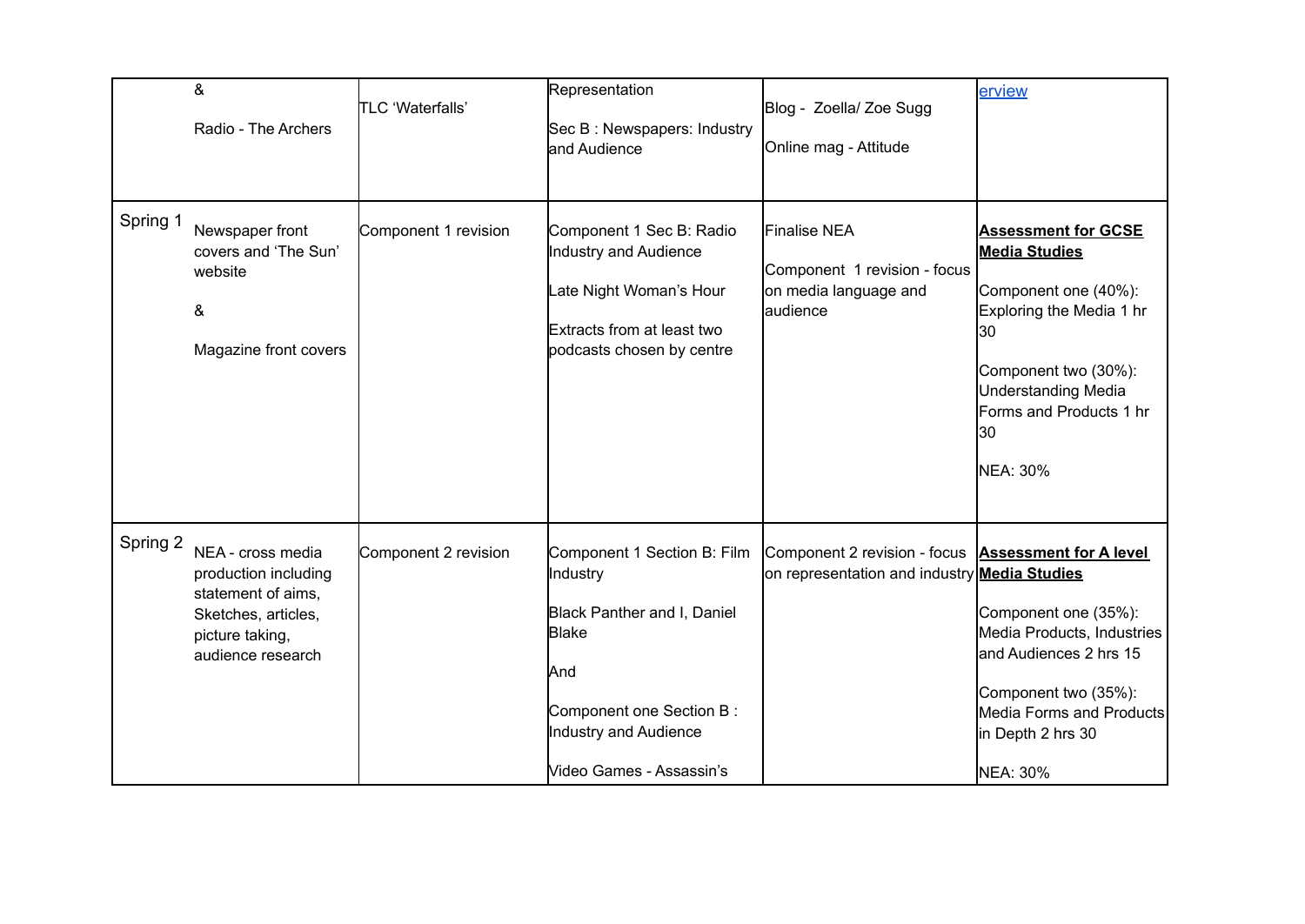| | | | | | |
|---|---|---|---|---|---|
| | &<br><br>Radio - The Archers | TLC 'Waterfalls' | Representation<br><br>Sec B : Newspapers: Industry and Audience | Blog - Zoella/ Zoe Sugg<br><br>Online mag - Attitude | erview |
| Spring 1 | Newspaper front covers and 'The Sun' website<br><br>&<br><br>Magazine front covers | Component 1 revision | Component 1 Sec B: Radio Industry and Audience<br><br>Late Night Woman's Hour<br><br>Extracts from at least two podcasts chosen by centre | Finalise NEA<br><br>Component 1 revision - focus on media language and audience | **Assessment for GCSE Media Studies**<br><br>Component one (40%): Exploring the Media 1 hr 30<br><br>Component two (30%): Understanding Media Forms and Products 1 hr 30<br><br>NEA: 30% |
| Spring 2 | NEA - cross media production including statement of aims, Sketches, articles, picture taking, audience research | Component 2 revision | Component 1 Section B: Film Industry<br><br>Black Panther and I, Daniel Blake<br><br>And<br><br>Component one Section B : Industry and Audience<br><br>Video Games - Assassin's | Component 2 revision - focus on representation and industry | **Assessment for A level Media Studies**<br><br>Component one (35%): Media Products, Industries and Audiences 2 hrs 15<br><br>Component two (35%): Media Forms and Products in Depth 2 hrs 30<br><br>NEA: 30% |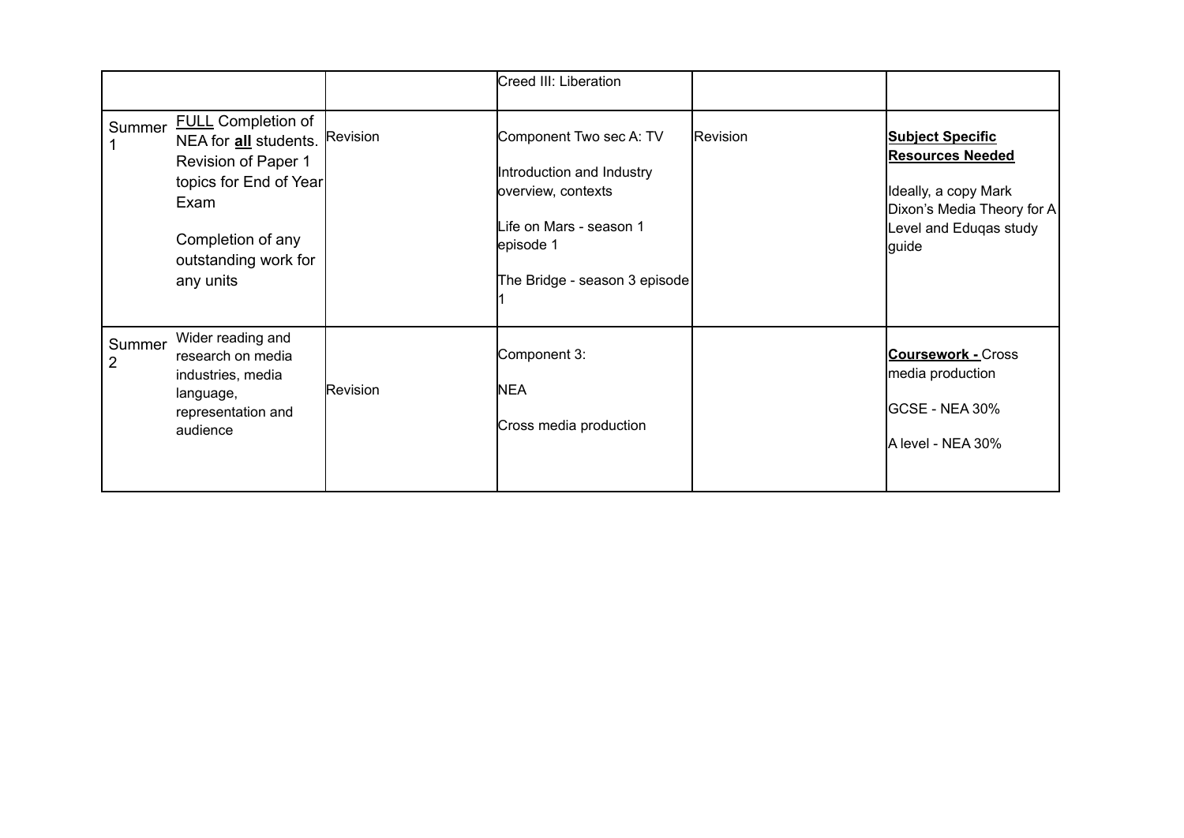| | | | | | |
|---|---|---|---|---|---|
| | | | Creed III: Liberation | | |
| Summer 1 | <u>FULL</u> Completion of NEA for <u>**all**</u> students. Revision of Paper 1 topics for End of Year Exam<br><br>Completion of any outstanding work for any units | Revision | Component Two sec A: TV<br><br>Introduction and Industry overview, contexts<br><br>Life on Mars - season 1 episode 1<br><br>The Bridge - season 3 episode 1 | Revision | <u>**Subject Specific Resources Needed**</u><br><br>Ideally, a copy Mark Dixon's Media Theory for A Level and Eduqas study guide |
| Summer 2 | Wider reading and research on media industries, media language, representation and audience | Revision | Component 3:<br><br>NEA<br><br>Cross media production | | <u>**Coursework -**</u> Cross media production<br><br>GCSE - NEA 30%<br><br>A level - NEA 30% |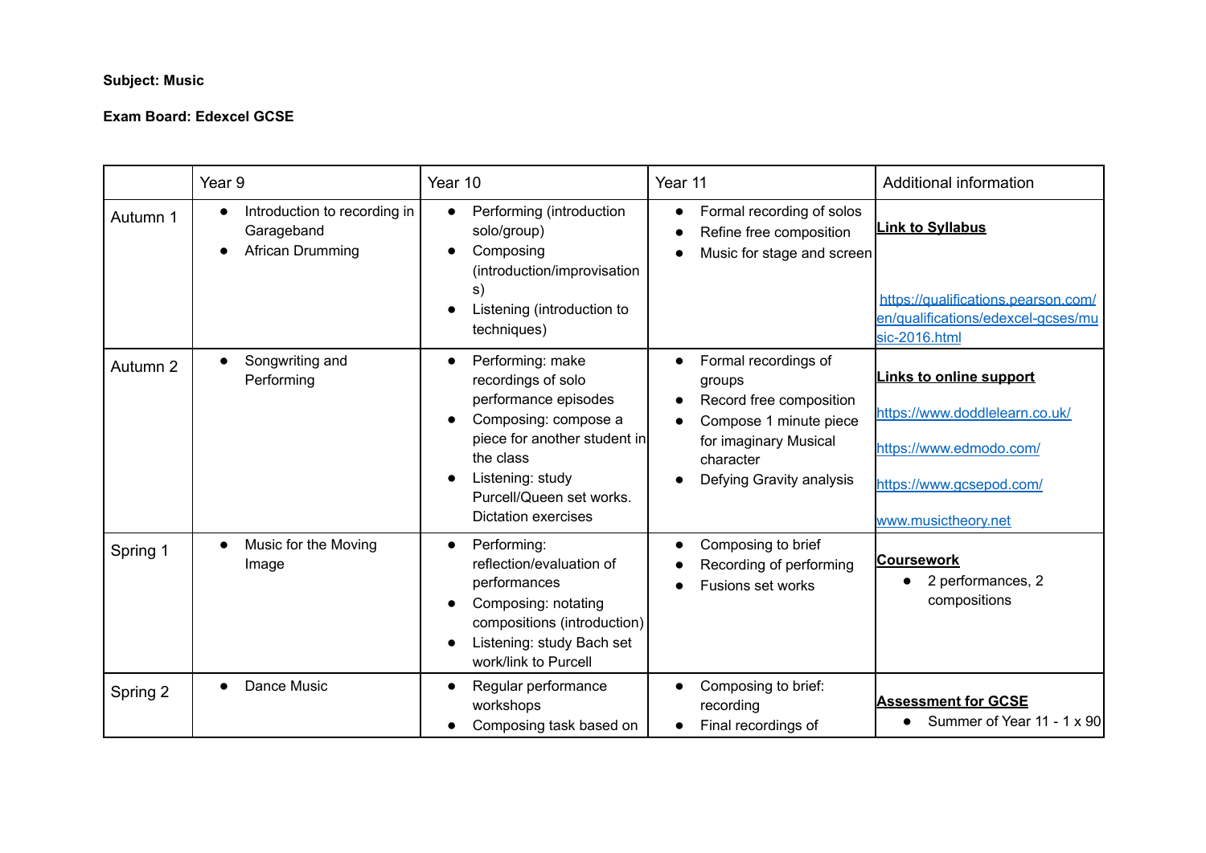**Subject: Music**

**Exam Board: Edexcel GCSE**

| | Year 9 | Year 10 | Year 11 | Additional information |
|---|---|---|---|---|
| Autumn 1 | • Introduction to recording in Garageband<br>• African Drumming | • Performing (introduction solo/group)<br>• Composing (introduction/improvisations)<br>• Listening (introduction to techniques) | • Formal recording of solos<br>• Refine free composition<br>• Music for stage and screen | **Link to Syllabus**<br><br>https://qualifications.pearson.com/en/qualifications/edexcel-gcses/music-2016.html |
| Autumn 2 | • Songwriting and Performing | • Performing: make recordings of solo performance episodes<br>• Composing: compose a piece for another student in the class<br>• Listening: study Purcell/Queen set works. Dictation exercises | • Formal recordings of groups<br>• Record free composition<br>• Compose 1 minute piece for imaginary Musical character<br>• Defying Gravity analysis | **Links to online support**<br><br>https://www.doddlelearn.co.uk/<br><br>https://www.edmodo.com/<br><br>https://www.gcsepod.com/<br><br>www.musictheory.net |
| Spring 1 | • Music for the Moving Image | • Performing: reflection/evaluation of performances<br>• Composing: notating compositions (introduction)<br>• Listening: study Bach set work/link to Purcell | • Composing to brief<br>• Recording of performing<br>• Fusions set works | **Coursework**<br>• 2 performances, 2 compositions |
| Spring 2 | • Dance Music | • Regular performance workshops<br>• Composing task based on | • Composing to brief: recording<br>• Final recordings of | **Assessment for GCSE**<br>• Summer of Year 11 - 1 x 90 |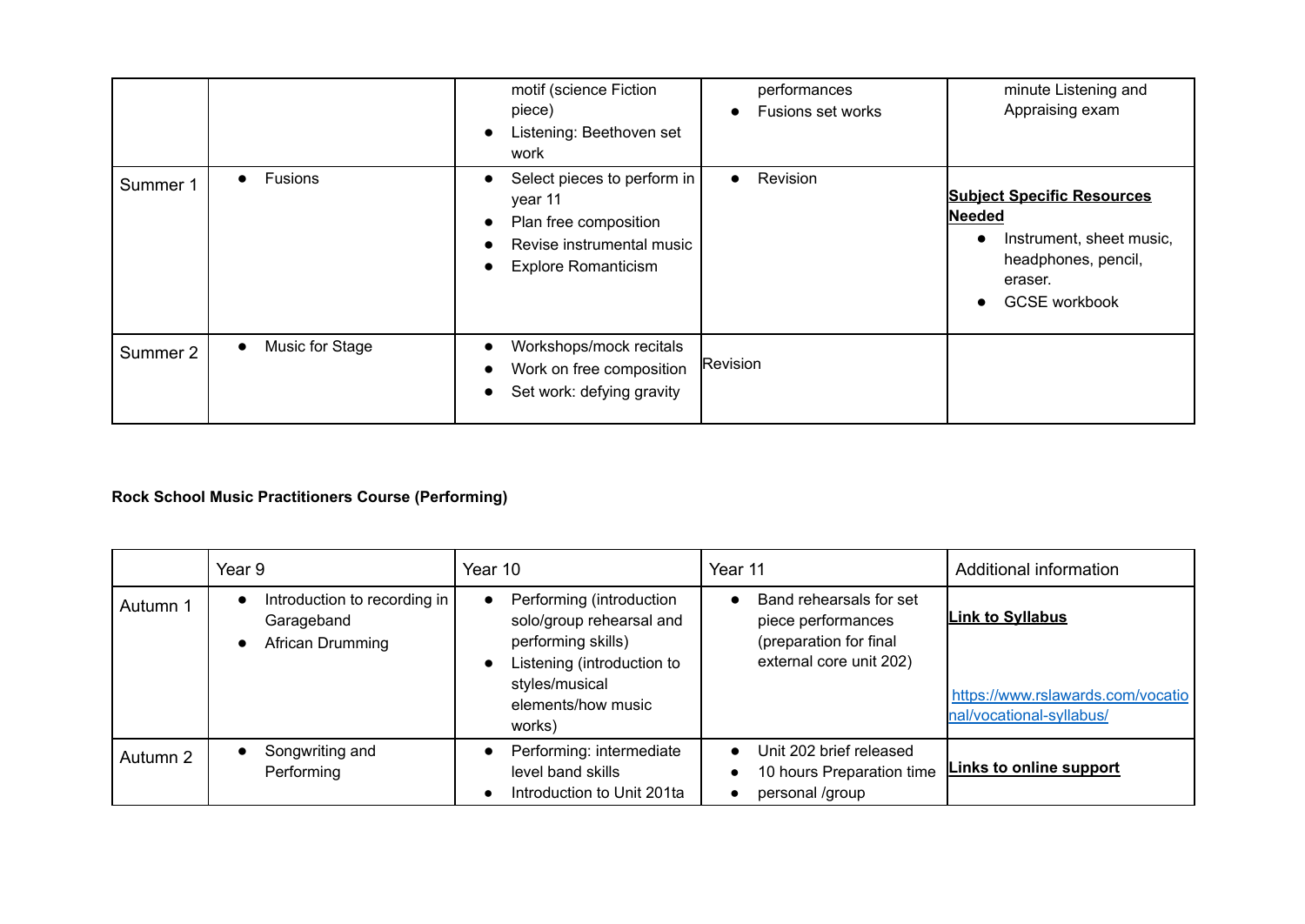| | | | | |
|---|---|---|---|---|
| | | • motif (science Fiction piece)<br>• Listening: Beethoven set work | performances<br>• Fusions set works | minute Listening and Appraising exam |
| Summer 1 | • Fusions | • Select pieces to perform in year 11<br>• Plan free composition<br>• Revise instrumental music<br>• Explore Romanticism | • Revision | **Subject Specific Resources Needed**<br>• Instrument, sheet music, headphones, pencil, eraser.<br>• GCSE workbook |
| Summer 2 | • Music for Stage | • Workshops/mock recitals<br>• Work on free composition<br>• Set work: defying gravity | Revision | |

**Rock School Music Practitioners Course (Performing)**

| | Year 9 | Year 10 | Year 11 | Additional information |
|---|---|---|---|---|
| Autumn 1 | • Introduction to recording in Garageband<br>• African Drumming | • Performing (introduction solo/group rehearsal and performing skills)<br>• Listening (introduction to styles/musical elements/how music works) | • Band rehearsals for set piece performances (preparation for final external core unit 202) | **Link to Syllabus**<br><br>https://www.rslawards.com/vocational/vocational-syllabus/ |
| Autumn 2 | • Songwriting and Performing | • Performing: intermediate level band skills<br>• Introduction to Unit 201ta | • Unit 202 brief released<br>• 10 hours Preparation time<br>• personal /group | **Links to online support** |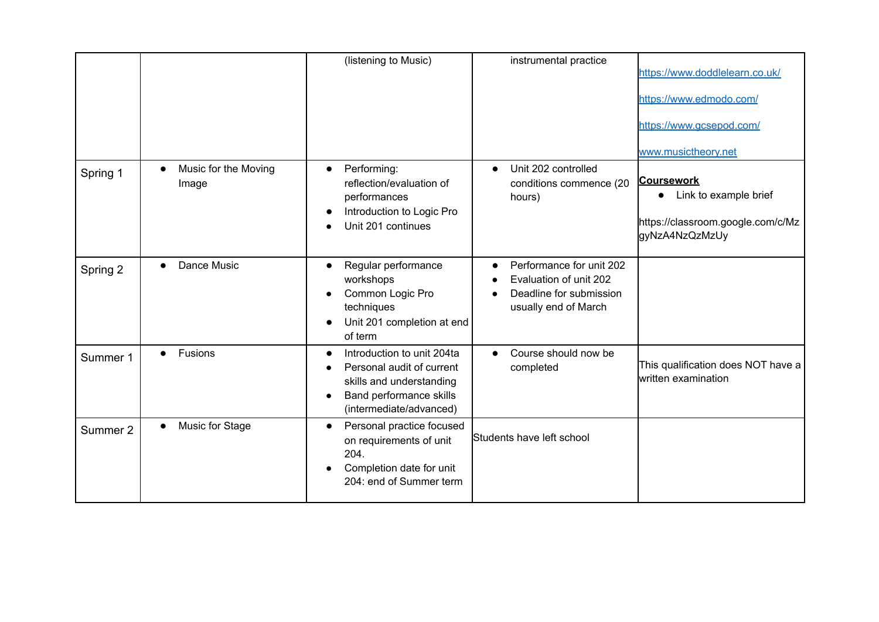| | | | | |
|---|---|---|---|---|
| | | (listening to Music) | instrumental practice | https://www.doddlelearn.co.uk/<br><br>https://www.edmodo.com/<br><br>https://www.gcsepod.com/<br><br>www.musictheory.net |
| Spring 1 | • Music for the Moving Image | • Performing: reflection/evaluation of performances<br>• Introduction to Logic Pro<br>• Unit 201 continues | • Unit 202 controlled conditions commence (20 hours) | **Coursework**<br>• Link to example brief<br><br>https://classroom.google.com/c/MzgyNzA4NzQzMzUy |
| Spring 2 | • Dance Music | • Regular performance workshops<br>• Common Logic Pro techniques<br>• Unit 201 completion at end of term | • Performance for unit 202<br>• Evaluation of unit 202<br>• Deadline for submission usually end of March | |
| Summer 1 | • Fusions | • Introduction to unit 204ta<br>• Personal audit of current skills and understanding<br>• Band performance skills (intermediate/advanced) | • Course should now be completed | This qualification does NOT have a written examination |
| Summer 2 | • Music for Stage | • Personal practice focused on requirements of unit 204.<br>• Completion date for unit 204: end of Summer term | Students have left school | |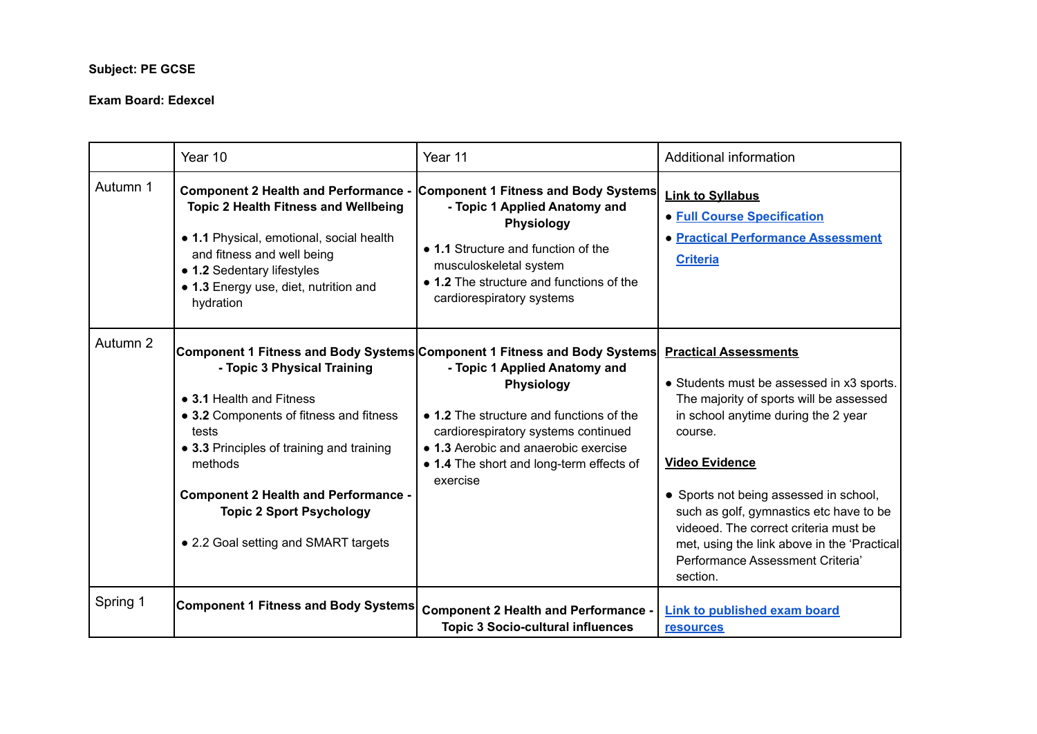**Subject: PE GCSE**

**Exam Board: Edexcel**

| | Year 10 | Year 11 | Additional information |
|---|---|---|---|
| Autumn 1 | **Component 2 Health and Performance - Topic 2 Health Fitness and Wellbeing**<br><br>• **1.1** Physical, emotional, social health and fitness and well being<br>• **1.2** Sedentary lifestyles<br>• **1.3** Energy use, diet, nutrition and hydration | **Component 1 Fitness and Body Systems - Topic 1 Applied Anatomy and Physiology**<br><br>• **1.1** Structure and function of the musculoskeletal system<br>• **1.2** The structure and functions of the cardiorespiratory systems | **Link to Syllabus**<br><br>• **Full Course Specification**<br>• **Practical Performance Assessment Criteria** |
| Autumn 2 | **Component 1 Fitness and Body Systems - Topic 3 Physical Training**<br><br>• **3.1** Health and Fitness<br>• **3.2** Components of fitness and fitness tests<br>• **3.3** Principles of training and training methods<br><br>**Component 2 Health and Performance - Topic 2 Sport Psychology**<br><br>• 2.2 Goal setting and SMART targets | **Component 1 Fitness and Body Systems - Topic 1 Applied Anatomy and Physiology**<br><br>• **1.2** The structure and functions of the cardiorespiratory systems continued<br>• **1.3** Aerobic and anaerobic exercise<br>• **1.4** The short and long-term effects of exercise | **Practical Assessments**<br><br>• Students must be assessed in x3 sports. The majority of sports will be assessed in school anytime during the 2 year course.<br><br>**Video Evidence**<br><br>• Sports not being assessed in school, such as golf, gymnastics etc have to be videoed. The correct criteria must be met, using the link above in the 'Practical Performance Assessment Criteria' section. |
| Spring 1 | **Component 1 Fitness and Body Systems** | **Component 2 Health and Performance - Topic 3 Socio-cultural influences** | **Link to published exam board resources** |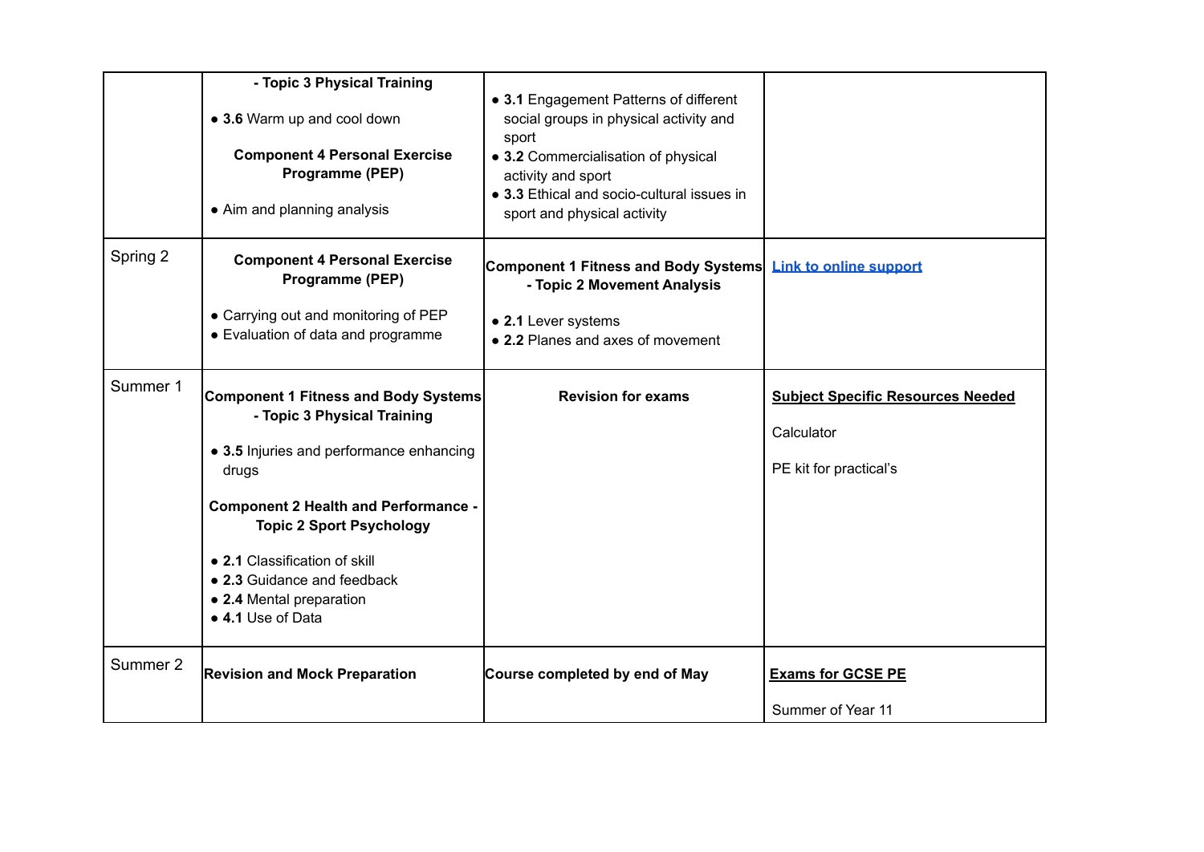| | | | |
|---|---|---|---|
| | **- Topic 3 Physical Training**<br><br>• **3.6** Warm up and cool down<br><br>**Component 4 Personal Exercise Programme (PEP)**<br><br>• Aim and planning analysis | • **3.1** Engagement Patterns of different social groups in physical activity and sport<br>• **3.2** Commercialisation of physical activity and sport<br>• **3.3** Ethical and socio-cultural issues in sport and physical activity | |
| Spring 2 | **Component 4 Personal Exercise Programme (PEP)**<br><br>• Carrying out and monitoring of PEP<br>• Evaluation of data and programme | **Component 1 Fitness and Body Systems - Topic 2 Movement Analysis**<br><br>• **2.1** Lever systems<br>• **2.2** Planes and axes of movement | **Link to online support** |
| Summer 1 | **Component 1 Fitness and Body Systems - Topic 3 Physical Training**<br><br>• **3.5** Injuries and performance enhancing drugs<br><br>**Component 2 Health and Performance - Topic 2 Sport Psychology**<br><br>• **2.1** Classification of skill<br>• **2.3** Guidance and feedback<br>• **2.4** Mental preparation<br>• **4.1** Use of Data | **Revision for exams** | **Subject Specific Resources Needed**<br><br>Calculator<br><br>PE kit for practical's |
| Summer 2 | **Revision and Mock Preparation** | **Course completed by end of May** | **Exams for GCSE PE**<br><br>Summer of Year 11 |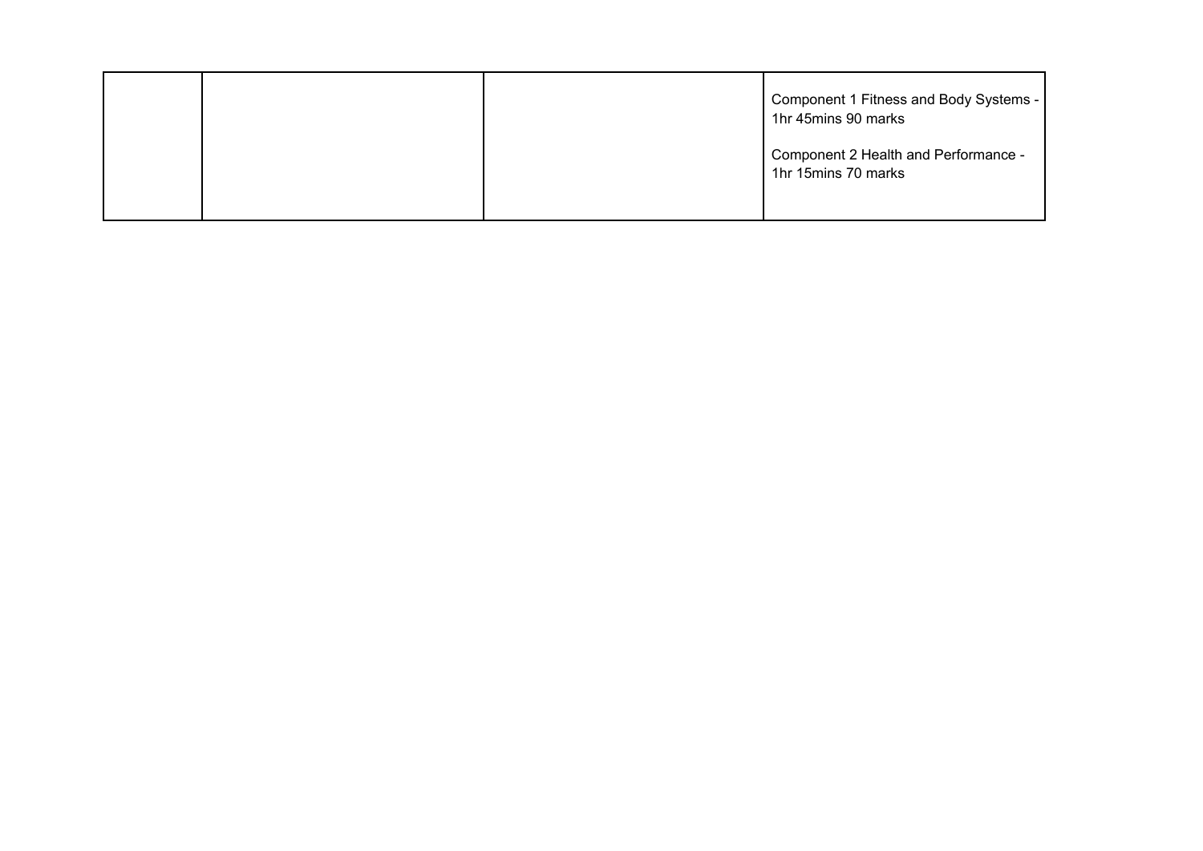| | | | |
|---|---|---|---|
| | | | Component 1 Fitness and Body Systems - 1hr 45mins 90 marks<br><br>Component 2 Health and Performance - 1hr 15mins 70 marks |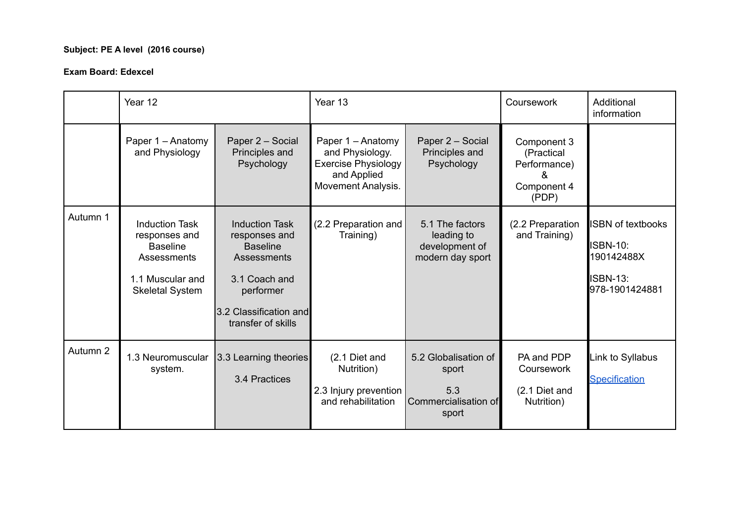**Subject: PE A level  (2016 course)**

**Exam Board: Edexcel**

| | Year 12 | | Year 13 | | Coursework | Additional information |
|---|---|---|---|---|---|---|
| | Paper 1 – Anatomy and Physiology | Paper 2 – Social Principles and Psychology | Paper 1 – Anatomy and Physiology. Exercise Physiology and Applied Movement Analysis. | Paper 2 – Social Principles and Psychology | Component 3 (Practical Performance) & Component 4 (PDP) | |
| Autumn 1 | Induction Task responses and Baseline Assessments<br><br>1.1 Muscular and Skeletal System | Induction Task responses and Baseline Assessments<br><br>3.1 Coach and performer<br><br>3.2 Classification and transfer of skills | (2.2 Preparation and Training) | 5.1 The factors leading to development of modern day sport | (2.2 Preparation and Training) | ISBN of textbooks<br><br>ISBN-10: 190142488X<br><br>ISBN-13: 978-1901424881 |
| Autumn 2 | 1.3 Neuromuscular system. | 3.3 Learning theories<br><br>3.4 Practices | (2.1 Diet and Nutrition)<br><br>2.3 Injury prevention and rehabilitation | 5.2 Globalisation of sport<br><br>5.3 Commercialisation of sport | PA and PDP Coursework<br><br>(2.1 Diet and Nutrition) | Link to Syllabus<br><br>Specification |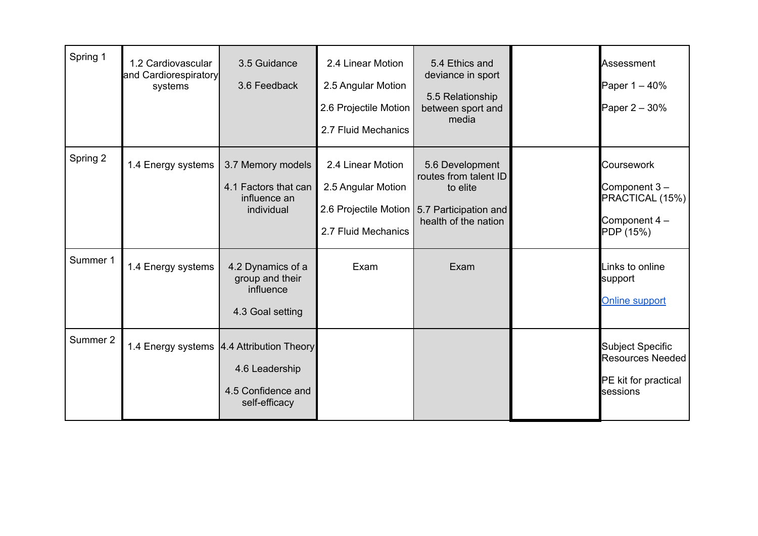| | | | | | | |
|---|---|---|---|---|---|---|
| Spring 1 | 1.2 Cardiovascular and Cardiorespiratory systems | 3.5 Guidance<br><br>3.6 Feedback | 2.4 Linear Motion<br><br>2.5 Angular Motion<br><br>2.6 Projectile Motion<br><br>2.7 Fluid Mechanics | 5.4 Ethics and deviance in sport<br><br>5.5 Relationship between sport and media | | Assessment<br><br>Paper 1 – 40%<br><br>Paper 2 – 30% |
| Spring 2 | 1.4 Energy systems | 3.7 Memory models<br><br>4.1 Factors that can influence an individual | 2.4 Linear Motion<br><br>2.5 Angular Motion<br><br>2.6 Projectile Motion<br><br>2.7 Fluid Mechanics | 5.6 Development routes from talent ID to elite<br><br>5.7 Participation and health of the nation | | Coursework<br><br>Component 3 – PRACTICAL (15%)<br><br>Component 4 – PDP (15%) |
| Summer 1 | 1.4 Energy systems | 4.2 Dynamics of a group and their influence<br><br>4.3 Goal setting | Exam | Exam | | Links to online support<br><br>Online support |
| Summer 2 | 1.4 Energy systems | 4.4 Attribution Theory<br><br>4.6 Leadership<br><br>4.5 Confidence and self-efficacy | | | | Subject Specific Resources Needed<br><br>PE kit for practical sessions |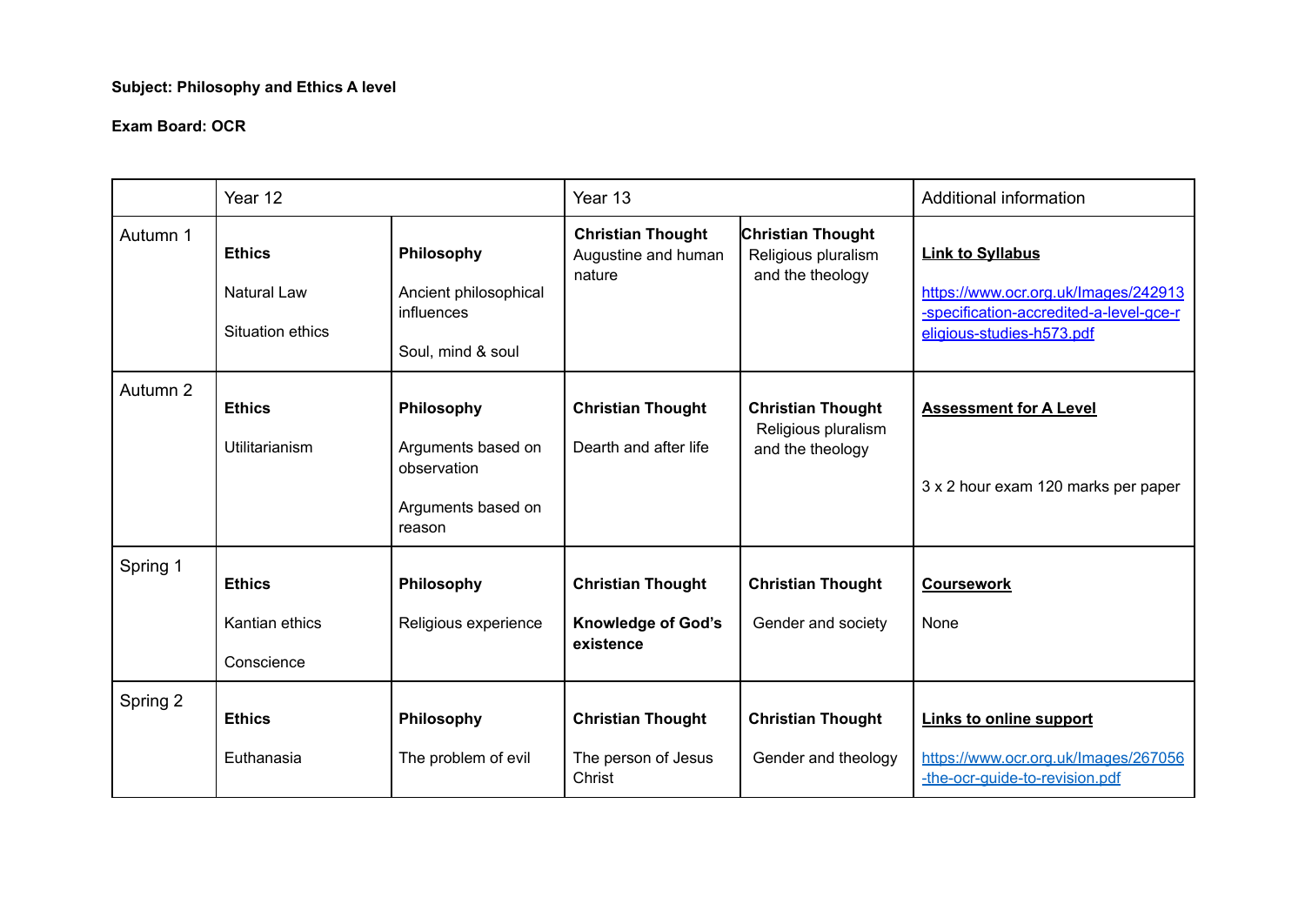**Subject: Philosophy and Ethics A level**

**Exam Board: OCR**

| | Year 12 | | Year 13 | | Additional information |
|---|---|---|---|---|---|
| Autumn 1 | **Ethics**<br><br>Natural Law<br><br>Situation ethics | **Philosophy**<br><br>Ancient philosophical influences<br><br>Soul, mind & soul | **Christian Thought**<br>Augustine and human nature | **Christian Thought**<br>Religious pluralism and the theology | **Link to Syllabus**<br><br>https://www.ocr.org.uk/Images/242913-specification-accredited-a-level-gce-religious-studies-h573.pdf |
| Autumn 2 | **Ethics**<br><br>Utilitarianism | **Philosophy**<br><br>Arguments based on observation<br><br>Arguments based on reason | **Christian Thought**<br><br>Dearth and after life | **Christian Thought**<br>Religious pluralism and the theology | **Assessment for A Level**<br><br>3 x 2 hour exam 120 marks per paper |
| Spring 1 | **Ethics**<br><br>Kantian ethics<br><br>Conscience | **Philosophy**<br><br>Religious experience | **Christian Thought**<br><br>**Knowledge of God's existence** | **Christian Thought**<br><br>Gender and society | **Coursework**<br><br>None |
| Spring 2 | **Ethics**<br><br>Euthanasia | **Philosophy**<br><br>The problem of evil | **Christian Thought**<br><br>The person of Jesus Christ | **Christian Thought**<br><br>Gender and theology | **Links to online support**<br><br>https://www.ocr.org.uk/Images/267056-the-ocr-guide-to-revision.pdf |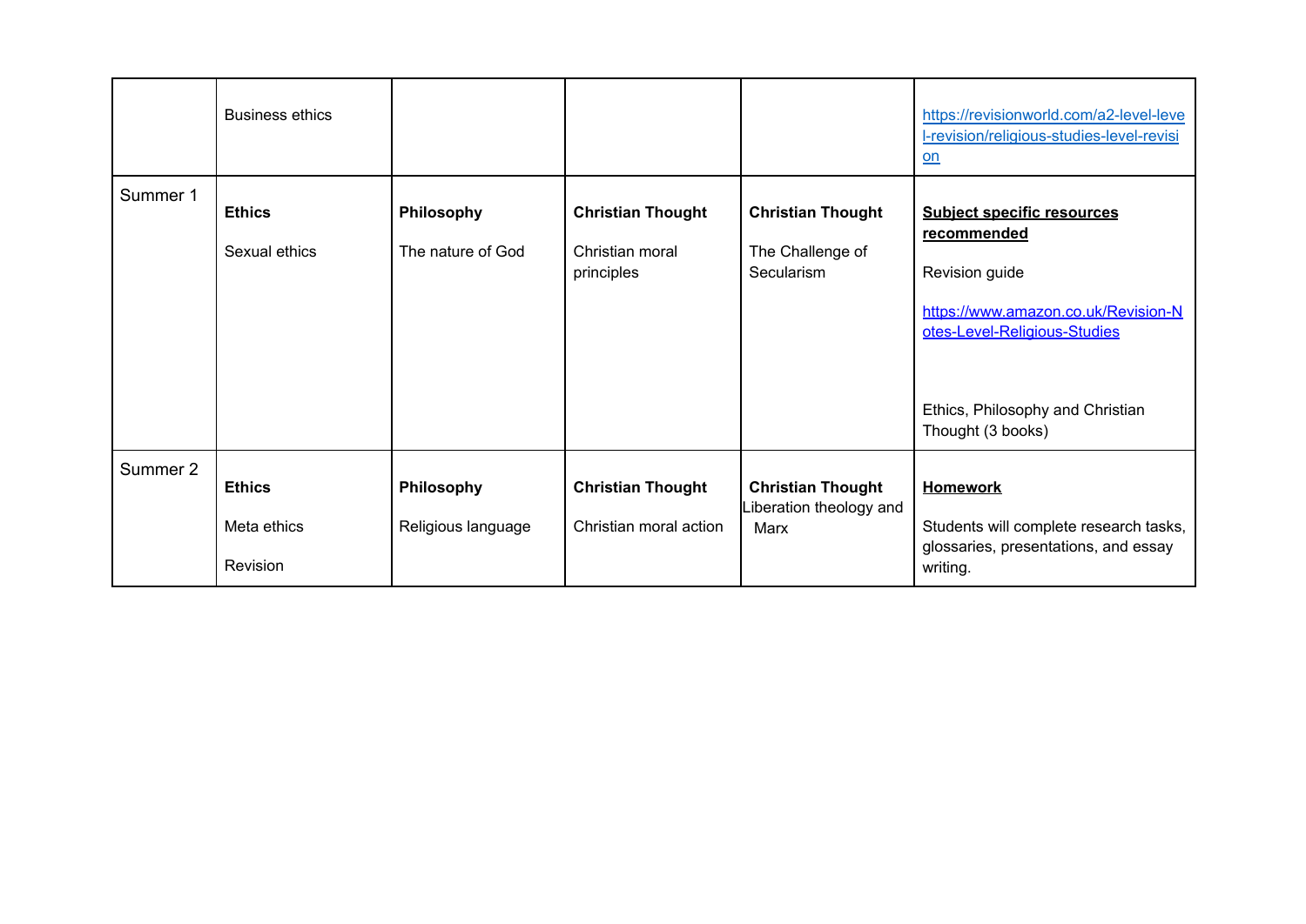| | | | | | |
|---|---|---|---|---|---|
| | Business ethics | | | | https://revisionworld.com/a2-level-level-revision/religious-studies-level-revision |
| Summer 1 | **Ethics**<br><br>Sexual ethics | **Philosophy**<br><br>The nature of God | **Christian Thought**<br><br>Christian moral principles | **Christian Thought**<br><br>The Challenge of Secularism | **Subject specific resources recommended**<br><br>Revision guide<br><br>https://www.amazon.co.uk/Revision-Notes-Level-Religious-Studies<br><br>Ethics, Philosophy and Christian Thought (3 books) |
| Summer 2 | **Ethics**<br><br>Meta ethics<br><br>Revision | **Philosophy**<br><br>Religious language | **Christian Thought**<br><br>Christian moral action | **Christian Thought**<br>Liberation theology and Marx | **Homework**<br><br>Students will complete research tasks, glossaries, presentations, and essay writing. |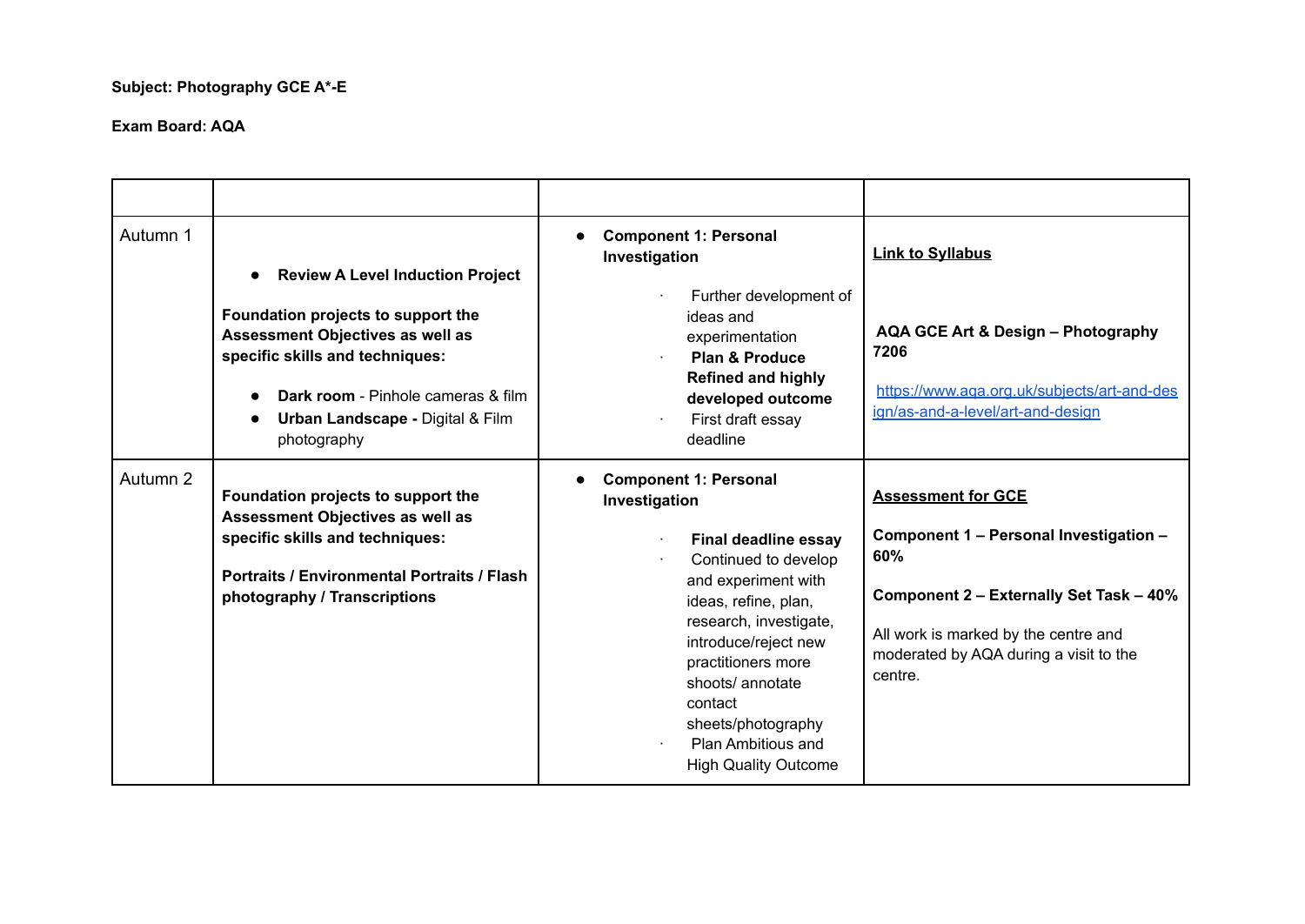**Subject: Photography GCE A*-E**

**Exam Board: AQA**

| | | | |
|---|---|---|---|
| Autumn 1 | • **Review A Level Induction Project**<br><br>**Foundation projects to support the Assessment Objectives as well as specific skills and techniques:**<br><br>• **Dark room** - Pinhole cameras & film<br>• **Urban Landscape -** Digital & Film photography | • **Component 1: Personal Investigation**<br><br>· Further development of ideas and experimentation<br>· **Plan & Produce Refined and highly developed outcome**<br>· First draft essay deadline | **Link to Syllabus**<br><br>**AQA GCE Art & Design – Photography 7206**<br><br>https://www.aqa.org.uk/subjects/art-and-design/as-and-a-level/art-and-design |
| Autumn 2 | **Foundation projects to support the Assessment Objectives as well as specific skills and techniques:**<br><br>**Portraits / Environmental Portraits / Flash photography / Transcriptions** | • **Component 1: Personal Investigation**<br><br>· **Final deadline essay**<br>· Continued to develop and experiment with ideas, refine, plan, research, investigate, introduce/reject new practitioners more shoots/ annotate contact sheets/photography<br>· Plan Ambitious and High Quality Outcome | **Assessment for GCE**<br><br>**Component 1 – Personal Investigation – 60%**<br><br>**Component 2 – Externally Set Task – 40%**<br><br>All work is marked by the centre and moderated by AQA during a visit to the centre. |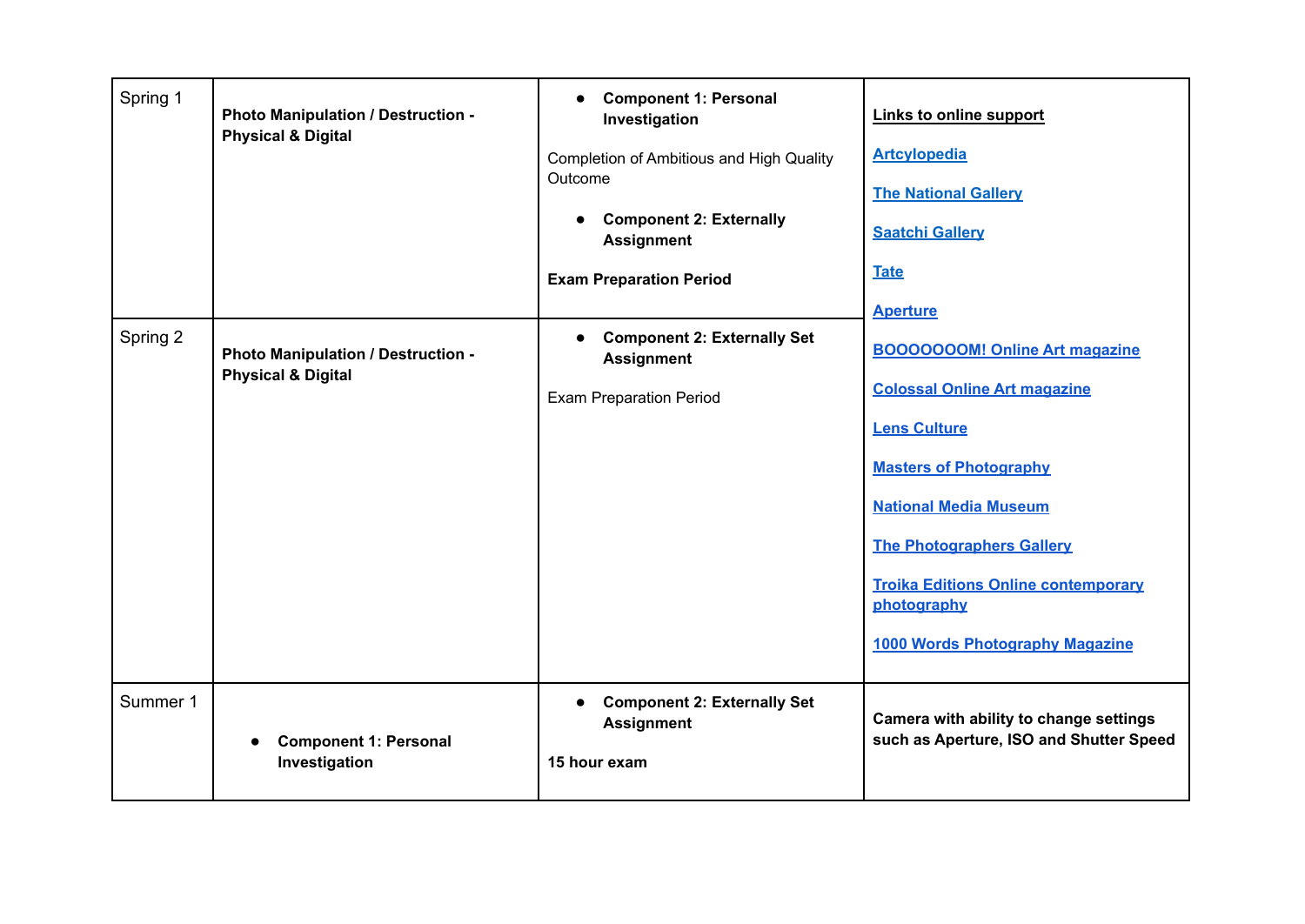| | | | |
|---|---|---|---|
| Spring 1 | **Photo Manipulation / Destruction - Physical & Digital** | • **Component 1: Personal Investigation**<br><br>Completion of Ambitious and High Quality Outcome<br><br>• **Component 2: Externally Assignment**<br><br>**Exam Preparation Period** | **Links to online support**<br><br>**Artcylopedia**<br><br>**The National Gallery**<br><br>**Saatchi Gallery**<br><br>**Tate**<br><br>**Aperture**<br><br>**BOOOOOOOM! Online Art magazine**<br><br>**Colossal Online Art magazine**<br><br>**Lens Culture**<br><br>**Masters of Photography**<br><br>**National Media Museum**<br><br>**The Photographers Gallery**<br><br>**Troika Editions Online contemporary photography**<br><br>**1000 Words Photography Magazine** |
| Spring 2 | **Photo Manipulation / Destruction - Physical & Digital** | • **Component 2: Externally Set Assignment**<br><br>Exam Preparation Period | |
| Summer 1 | • **Component 1: Personal Investigation** | • **Component 2: Externally Set Assignment**<br><br>**15 hour exam** | **Camera with ability to change settings such as Aperture, ISO and Shutter Speed** |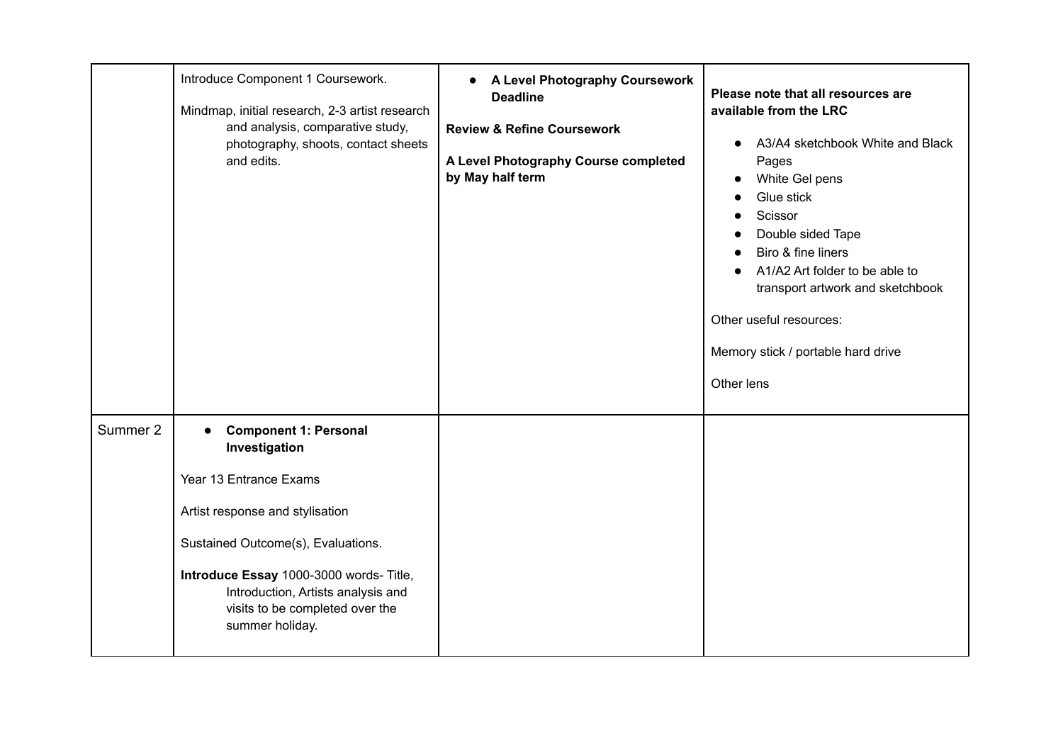|  |  |  |  |
|---|---|---|---|
|  | Introduce Component 1 Coursework.<br><br>Mindmap, initial research, 2-3 artist research and analysis, comparative study, photography, shoots, contact sheets and edits. | • **A Level Photography Coursework Deadline**<br><br>**Review & Refine Coursework**<br><br>**A Level Photography Course completed by May half term** | **Please note that all resources are available from the LRC**<br><br>• A3/A4 sketchbook White and Black Pages<br>• White Gel pens<br>• Glue stick<br>• Scissor<br>• Double sided Tape<br>• Biro & fine liners<br>• A1/A2 Art folder to be able to transport artwork and sketchbook<br><br>Other useful resources:<br><br>Memory stick / portable hard drive<br><br>Other lens |
| Summer 2 | • **Component 1: Personal Investigation**<br><br>Year 13 Entrance Exams<br><br>Artist response and stylisation<br><br>Sustained Outcome(s), Evaluations.<br><br>**Introduce Essay** 1000-3000 words- Title, Introduction, Artists analysis and visits to be completed over the summer holiday. |  |  |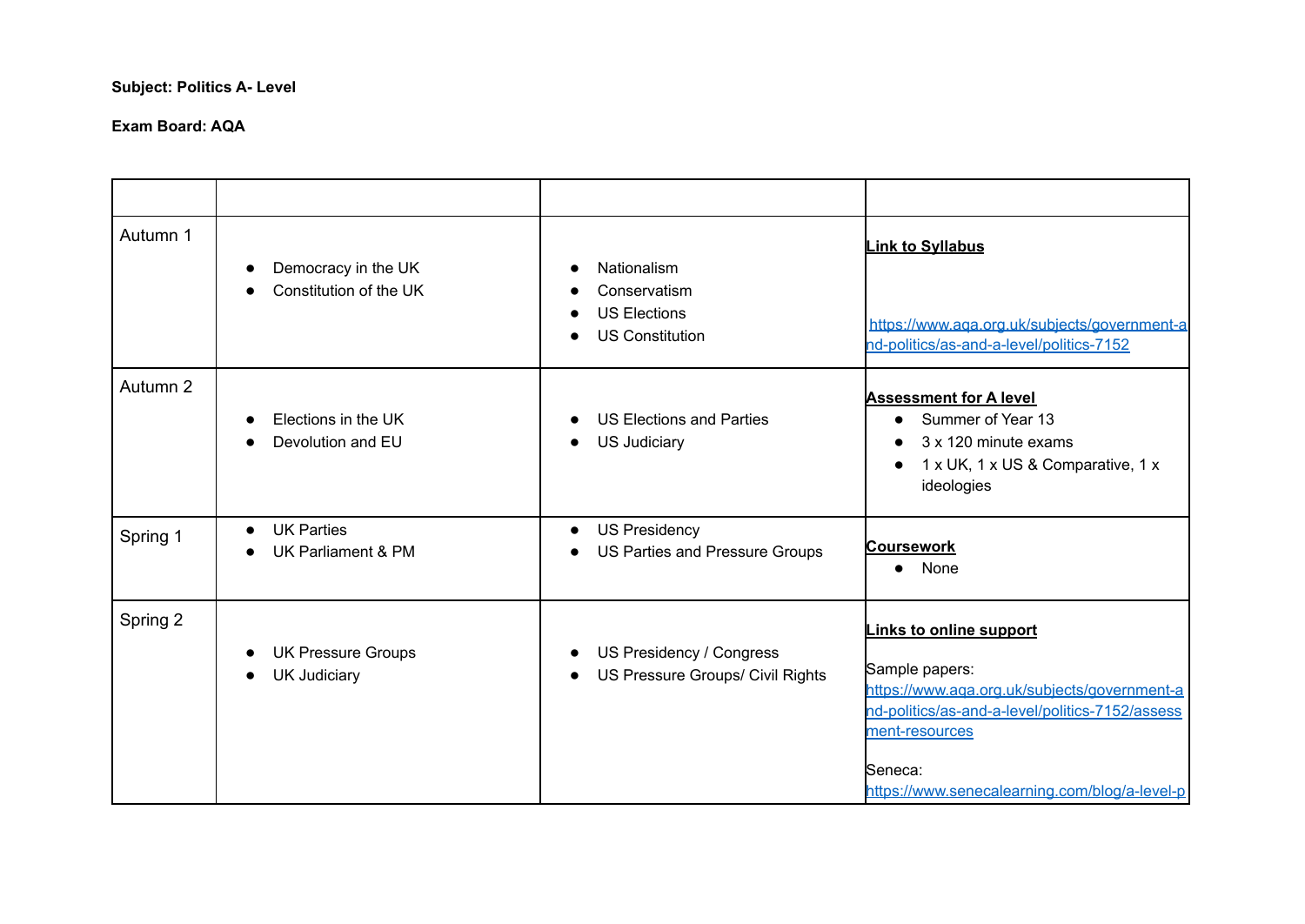**Subject: Politics A- Level**

**Exam Board: AQA**

| | | | |
|---|---|---|---|
| Autumn 1 | • Democracy in the UK<br>• Constitution of the UK | • Nationalism<br>• Conservatism<br>• US Elections<br>• US Constitution | **Link to Syllabus**<br><br>https://www.aqa.org.uk/subjects/government-and-politics/as-and-a-level/politics-7152 |
| Autumn 2 | • Elections in the UK<br>• Devolution and EU | • US Elections and Parties<br>• US Judiciary | **Assessment for A level**<br>• Summer of Year 13<br>• 3 x 120 minute exams<br>• 1 x UK, 1 x US & Comparative, 1 x ideologies |
| Spring 1 | • UK Parties<br>• UK Parliament & PM | • US Presidency<br>• US Parties and Pressure Groups | **Coursework**<br>• None |
| Spring 2 | • UK Pressure Groups<br>• UK Judiciary | • US Presidency / Congress<br>• US Pressure Groups/ Civil Rights | **Links to online support**<br><br>Sample papers:<br>https://www.aqa.org.uk/subjects/government-and-politics/as-and-a-level/politics-7152/assessment-resources<br><br>Seneca:<br>https://www.senecalearning.com/blog/a-level-p |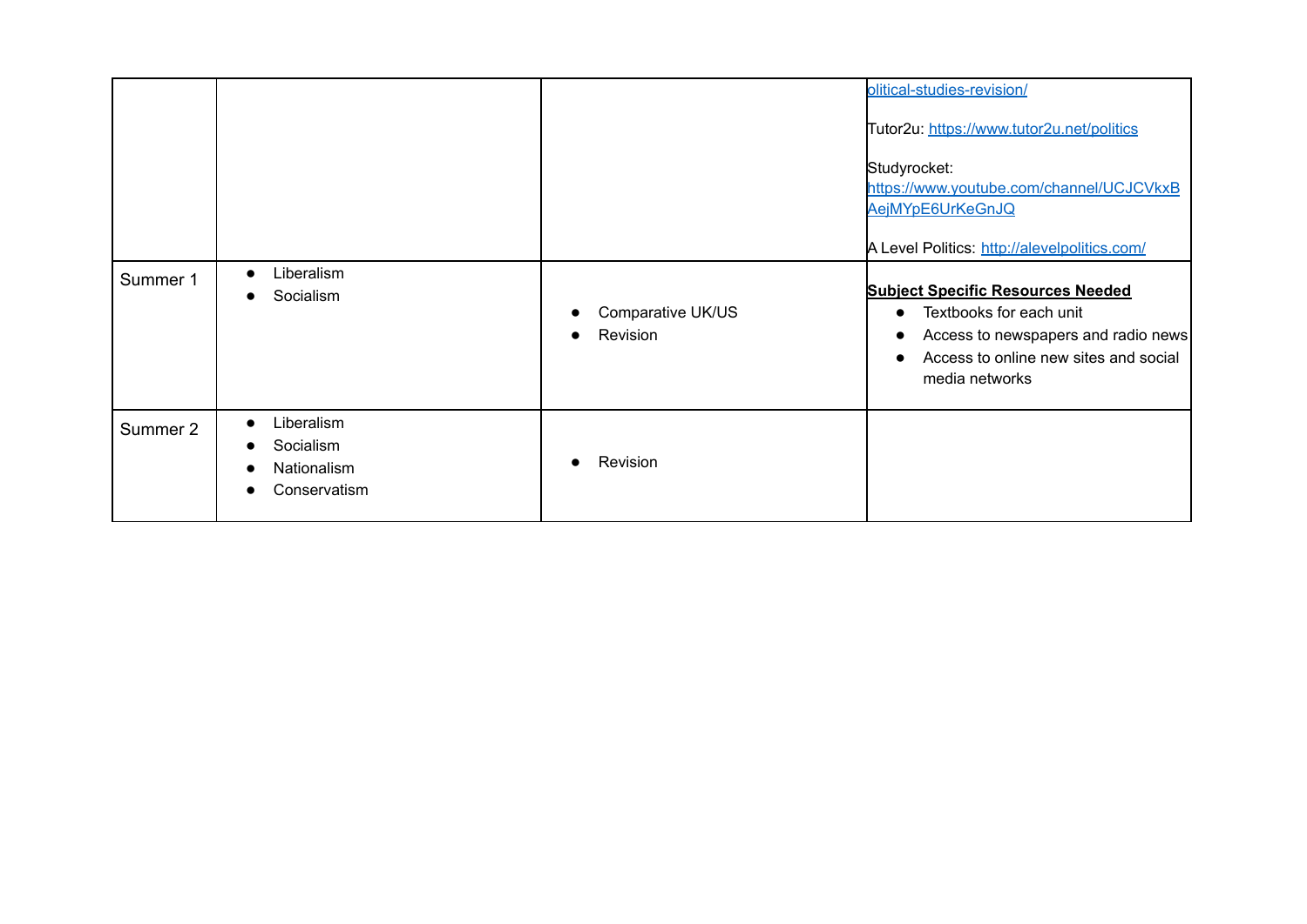| | | | |
|---|---|---|---|
| | | | [olitical-studies-revision/](olitical-studies-revision/)<br><br>Tutor2u: [https://www.tutor2u.net/politics](https://www.tutor2u.net/politics)<br><br>Studyrocket: [https://www.youtube.com/channel/UCJCVkxBAejMYpE6UrKeGnJQ](https://www.youtube.com/channel/UCJCVkxBAejMYpE6UrKeGnJQ)<br><br>A Level Politics: [http://alevelpolitics.com/](http://alevelpolitics.com/) |
| Summer 1 | • Liberalism<br>• Socialism | • Comparative UK/US<br>• Revision | **Subject Specific Resources Needed**<br>• Textbooks for each unit<br>• Access to newspapers and radio news<br>• Access to online new sites and social media networks |
| Summer 2 | • Liberalism<br>• Socialism<br>• Nationalism<br>• Conservatism | • Revision | |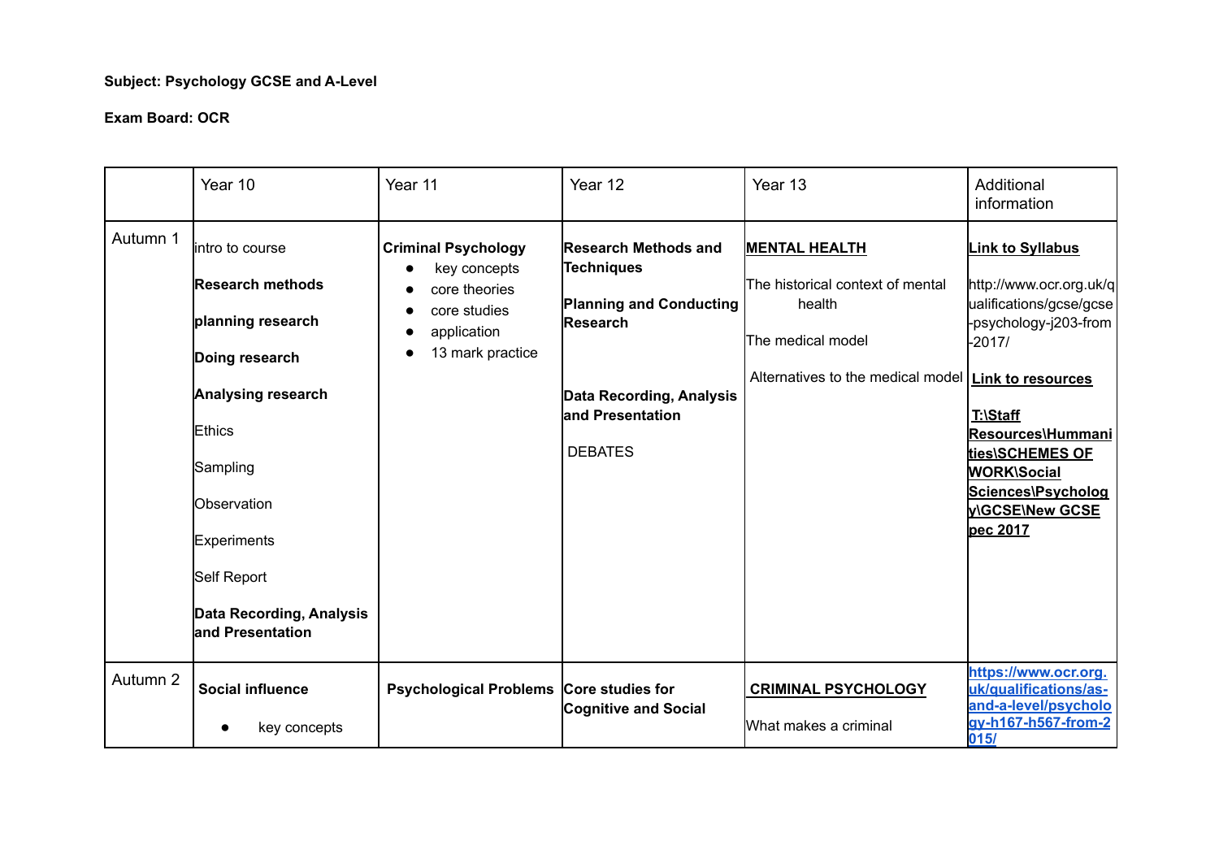**Subject: Psychology GCSE and A-Level**

**Exam Board: OCR**

| | Year 10 | Year 11 | Year 12 | Year 13 | Additional information |
|---|---|---|---|---|---|
| Autumn 1 | intro to course<br><br>**Research methods**<br><br>**planning research**<br><br>**Doing research**<br><br>**Analysing research**<br><br>Ethics<br><br>Sampling<br><br>Observation<br><br>Experiments<br><br>Self Report<br><br>**Data Recording, Analysis and Presentation** | **Criminal Psychology**<br>• key concepts<br>• core theories<br>• core studies<br>• application<br>• 13 mark practice | **Research Methods and Techniques**<br><br>**Planning and Conducting Research**<br><br>**Data Recording, Analysis and Presentation**<br><br>DEBATES | **MENTAL HEALTH**<br><br>The historical context of mental health<br><br>The medical model<br><br>Alternatives to the medical model | **Link to Syllabus**<br><br>http://www.ocr.org.uk/qualifications/gcse/gcse-psychology-j203-from-2017/<br><br>**Link to resources**<br><br>**T:\Staff Resources\Hummanities\SCHEMES OF WORK\Social Sciences\Psychology\GCSE\New GCSE pec 2017** |
| Autumn 2 | **Social influence**<br>• key concepts | **Psychological Problems** | **Core studies for Cognitive and Social** | **CRIMINAL PSYCHOLOGY**<br><br>What makes a criminal | **https://www.ocr.org.uk/qualifications/as-and-a-level/psychology-h167-h567-from-2015/** |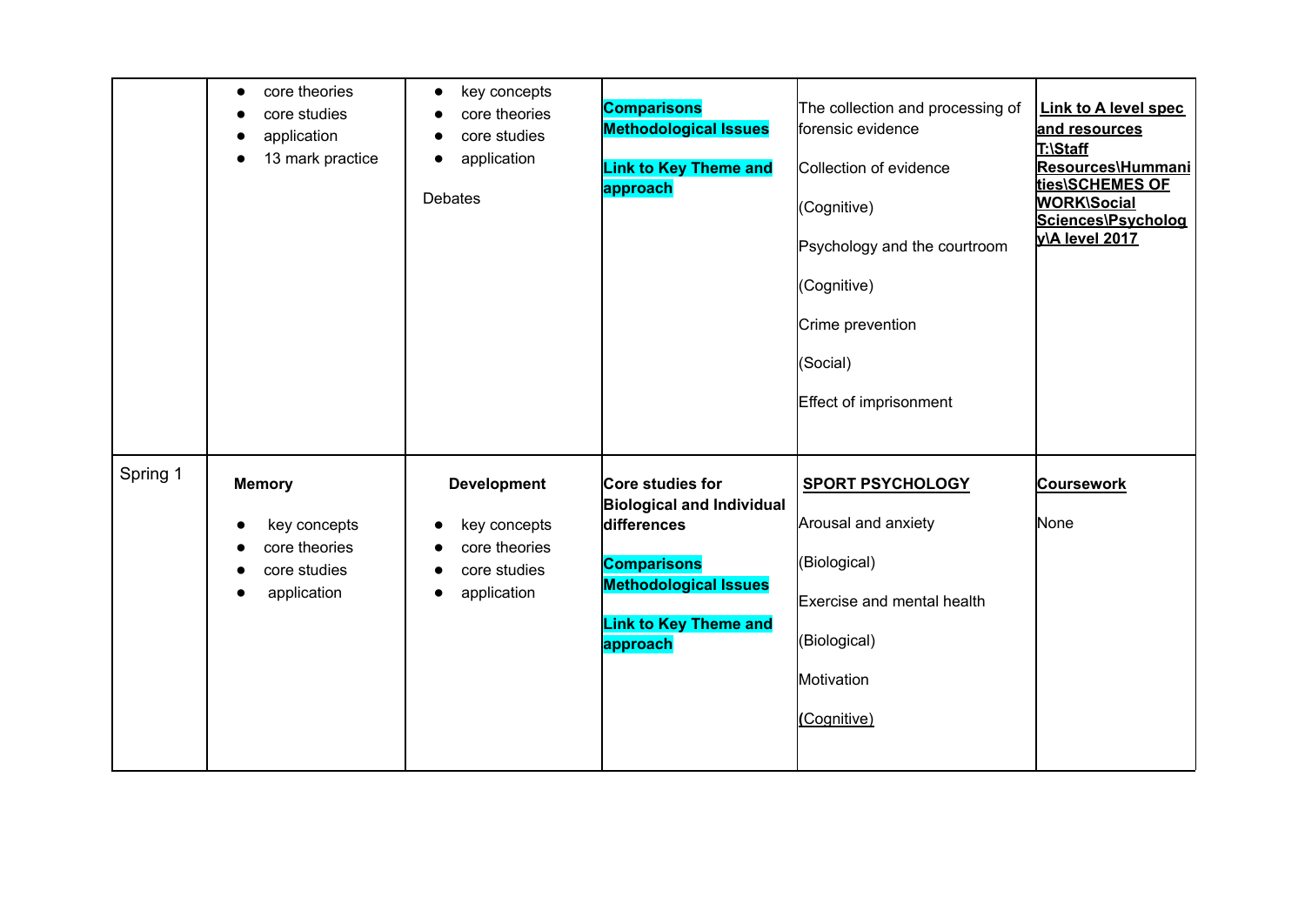| | | | | | |
|---|---|---|---|---|---|
| | • core theories<br>• core studies<br>• application<br>• 13 mark practice | • key concepts<br>• core theories<br>• core studies<br>• application<br><br>Debates | **Comparisons**<br>**Methodological Issues**<br><br>**Link to Key Theme and approach** | The collection and processing of forensic evidence<br><br>Collection of evidence<br><br>(Cognitive)<br><br>Psychology and the courtroom<br><br>(Cognitive)<br><br>Crime prevention<br><br>(Social)<br><br>Effect of imprisonment | **Link to A level spec and resources T:\Staff Resources\Hummanities\SCHEMES OF WORK\Social Sciences\Psychology\A level 2017** |
| Spring 1 | **Memory**<br><br>• key concepts<br>• core theories<br>• core studies<br>• application | **Development**<br><br>• key concepts<br>• core theories<br>• core studies<br>• application | **Core studies for Biological and Individual differences**<br><br>**Comparisons**<br>**Methodological Issues**<br><br>**Link to Key Theme and approach** | **SPORT PSYCHOLOGY**<br><br>Arousal and anxiety<br><br>(Biological)<br><br>Exercise and mental health<br><br>(Biological)<br><br>Motivation<br><br>(Cognitive) | **Coursework**<br><br>None |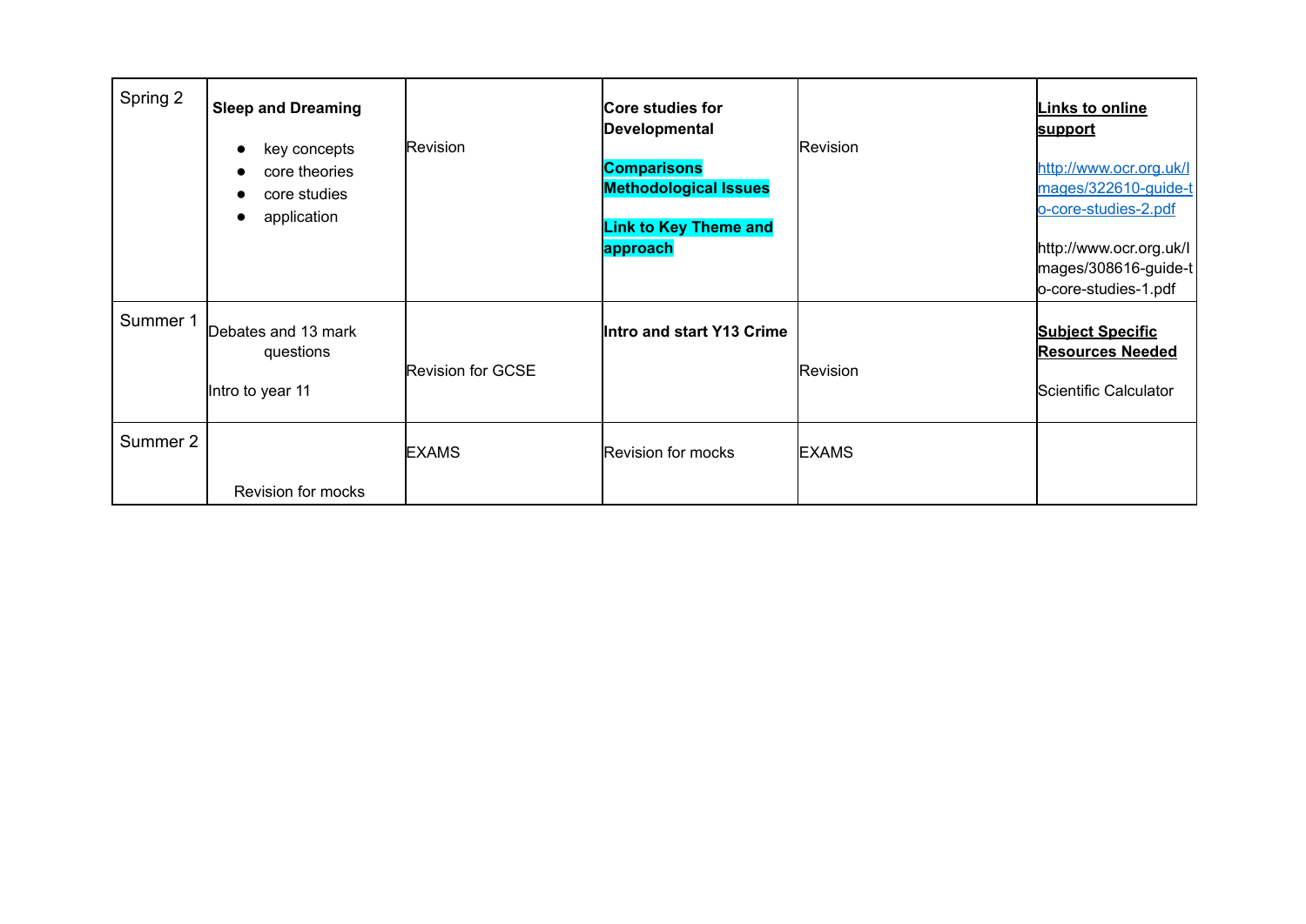| Spring 2 | **Sleep and Dreaming**<br>• key concepts<br>• core theories<br>• core studies<br>• application | Revision | **Core studies for Developmental**<br><br>**Comparisons Methodological Issues**<br><br>**Link to Key Theme and approach** | Revision | **Links to online support**<br><br>http://www.ocr.org.uk/Images/322610-guide-to-core-studies-2.pdf<br><br>http://www.ocr.org.uk/Images/308616-guide-to-core-studies-1.pdf |
|---|---|---|---|---|---|
| Summer 1 | Debates and 13 mark questions<br><br>Intro to year 11 | Revision for GCSE | **Intro and start Y13 Crime** | Revision | **Subject Specific Resources Needed**<br><br>Scientific Calculator |
| Summer 2 | Revision for mocks | EXAMS | Revision for mocks | EXAMS | |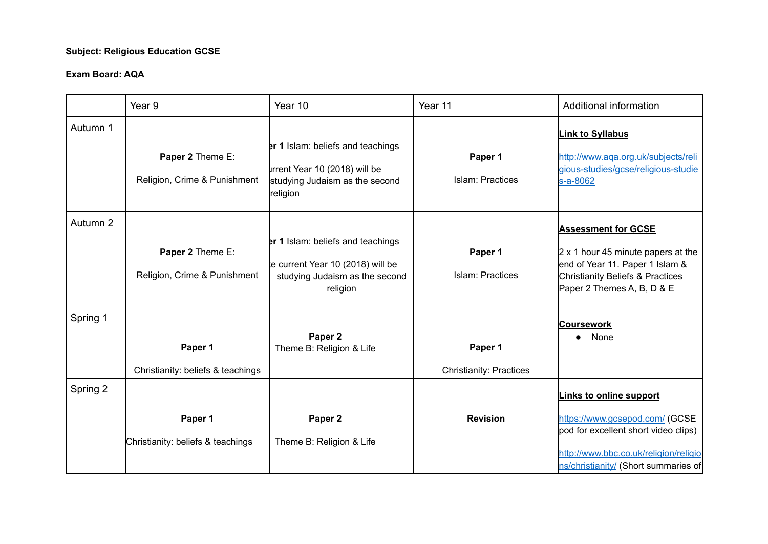**Subject: Religious Education GCSE**

**Exam Board: AQA**

| | Year 9 | Year 10 | Year 11 | Additional information |
|---|---|---|---|---|
| Autumn 1 | **Paper 2** Theme E:<br><br>Religion, Crime & Punishment | **er 1** Islam: beliefs and teachings<br><br>urrent Year 10 (2018) will be studying Judaism as the second religion | **Paper 1**<br><br>Islam: Practices | **Link to Syllabus**<br><br>http://www.aqa.org.uk/subjects/religious-studies/gcse/religious-studies-a-8062 |
| Autumn 2 | **Paper 2** Theme E:<br><br>Religion, Crime & Punishment | **er 1** Islam: beliefs and teachings<br><br>e current Year 10 (2018) will be studying Judaism as the second religion | **Paper 1**<br><br>Islam: Practices | **Assessment for GCSE**<br><br>2 x 1 hour 45 minute papers at the end of Year 11. Paper 1 Islam & Christianity Beliefs & Practices Paper 2 Themes A, B, D & E |
| Spring 1 | **Paper 1**<br><br>Christianity: beliefs & teachings | **Paper 2**<br>Theme B: Religion & Life | **Paper 1**<br><br>Christianity: Practices | **Coursework**<br>• None |
| Spring 2 | **Paper 1**<br><br>Christianity: beliefs & teachings | **Paper 2**<br><br>Theme B: Religion & Life | **Revision** | **Links to online support**<br><br>https://www.gcsepod.com/ (GCSE pod for excellent short video clips)<br><br>http://www.bbc.co.uk/religion/religions/christianity/ (Short summaries of |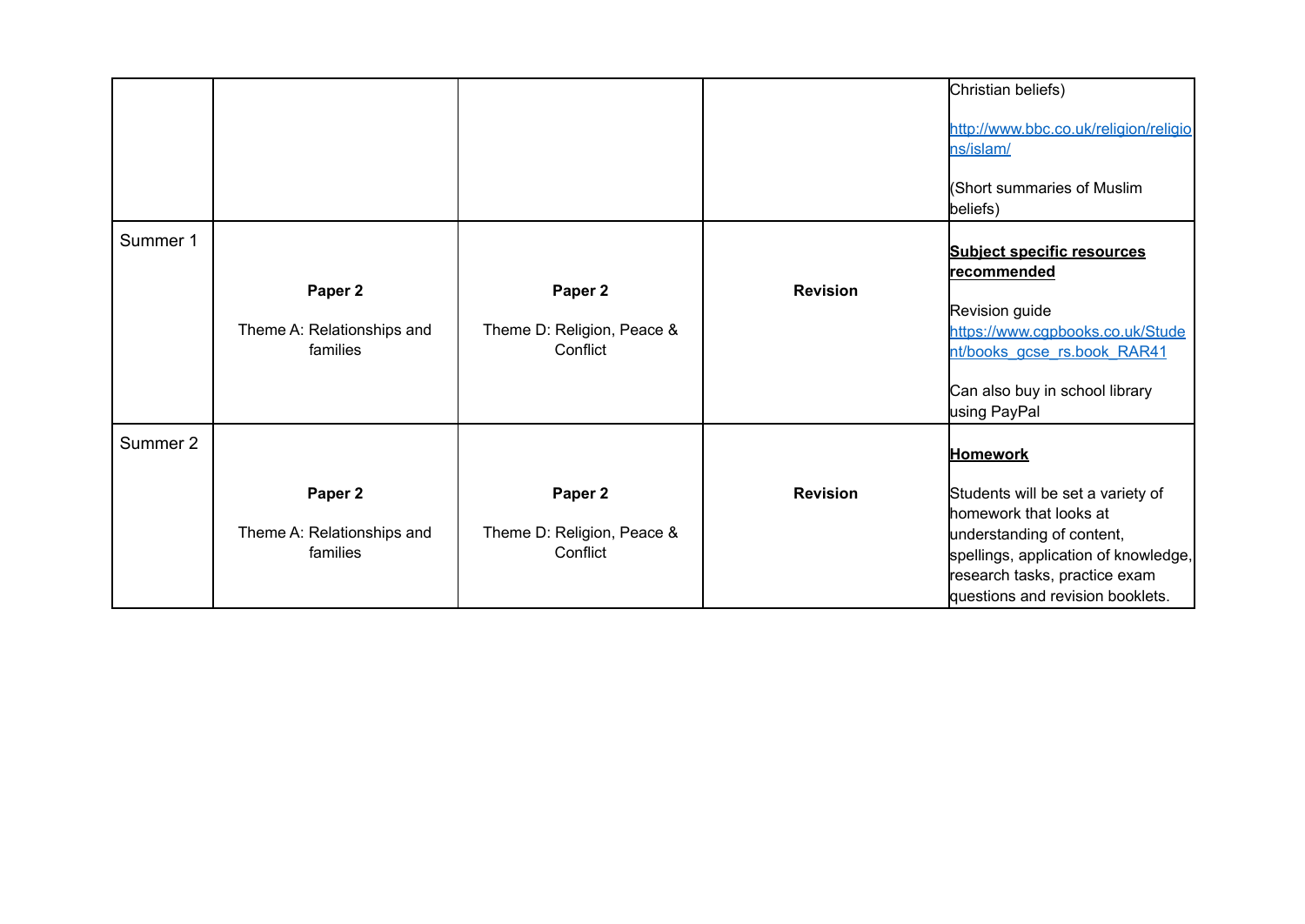| | | | | |
|---|---|---|---|---|
| | | | | Christian beliefs)<br><br>http://www.bbc.co.uk/religion/religions/islam/<br><br>(Short summaries of Muslim beliefs) |
| Summer 1 | **Paper 2**<br><br>Theme A: Relationships and families | **Paper 2**<br><br>Theme D: Religion, Peace & Conflict | **Revision** | **Subject specific resources recommended**<br><br>Revision guide https://www.cgpbooks.co.uk/Student/books_gcse_rs.book_RAR41<br><br>Can also buy in school library using PayPal |
| Summer 2 | **Paper 2**<br><br>Theme A: Relationships and families | **Paper 2**<br><br>Theme D: Religion, Peace & Conflict | **Revision** | **Homework**<br><br>Students will be set a variety of homework that looks at understanding of content, spellings, application of knowledge, research tasks, practice exam questions and revision booklets. |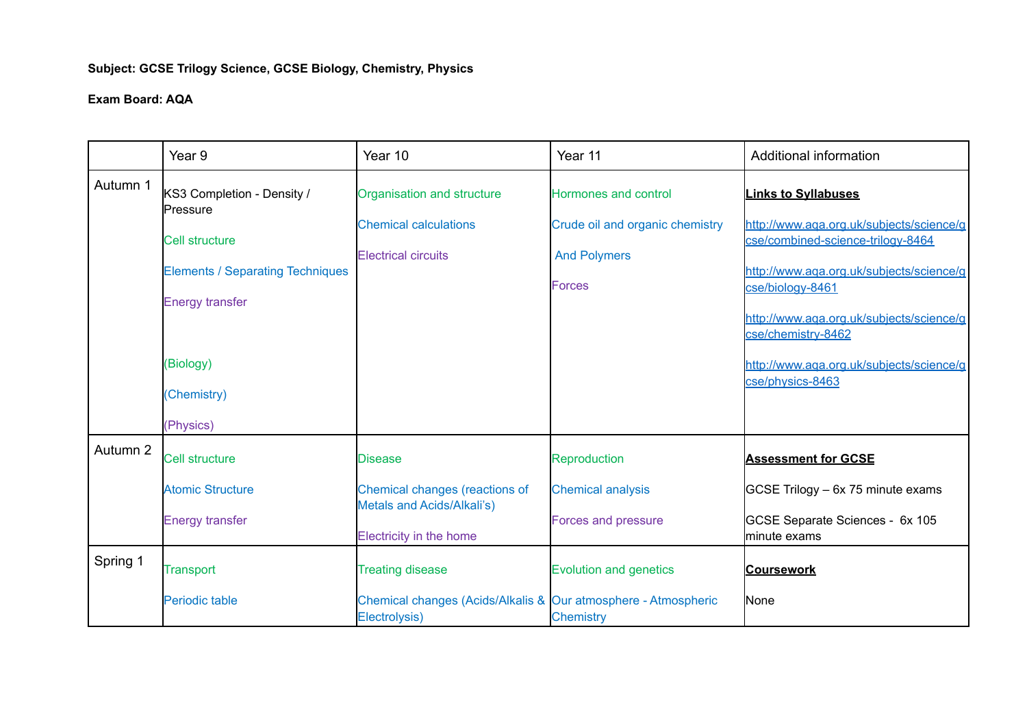**Subject: GCSE Trilogy Science, GCSE Biology, Chemistry, Physics**

**Exam Board: AQA**

| | Year 9 | Year 10 | Year 11 | Additional information |
|---|---|---|---|---|
| Autumn 1 | KS3 Completion - Density / Pressure<br><br>Cell structure<br><br>Elements / Separating Techniques<br><br>Energy transfer<br><br><br>(Biology)<br><br>(Chemistry)<br><br>(Physics) | Organisation and structure<br><br>Chemical calculations<br><br>Electrical circuits | Hormones and control<br><br>Crude oil and organic chemistry<br><br>And Polymers<br><br>Forces | **Links to Syllabuses**<br><br>http://www.aqa.org.uk/subjects/science/gcse/combined-science-trilogy-8464<br><br>http://www.aqa.org.uk/subjects/science/gcse/biology-8461<br><br>http://www.aqa.org.uk/subjects/science/gcse/chemistry-8462<br><br>http://www.aqa.org.uk/subjects/science/gcse/physics-8463 |
| Autumn 2 | Cell structure<br><br>Atomic Structure<br><br>Energy transfer | Disease<br><br>Chemical changes (reactions of Metals and Acids/Alkali's)<br><br>Electricity in the home | Reproduction<br><br>Chemical analysis<br><br>Forces and pressure | **Assessment for GCSE**<br><br>GCSE Trilogy – 6x 75 minute exams<br><br>GCSE Separate Sciences - 6x 105 minute exams |
| Spring 1 | Transport<br><br>Periodic table | Treating disease<br><br>Chemical changes (Acids/Alkalis & Electrolysis) | Evolution and genetics<br><br>Our atmosphere - Atmospheric Chemistry | **Coursework**<br><br>None |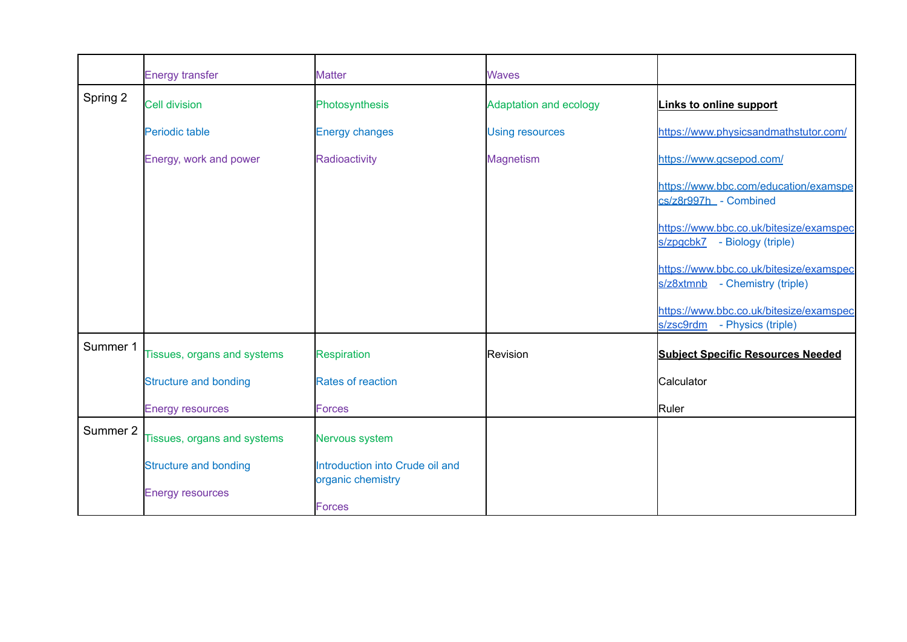| | Energy transfer | Matter | Waves | |
|---|---|---|---|---|
| Spring 2 | Cell division<br><br>Periodic table<br><br>Energy, work and power | Photosynthesis<br><br>Energy changes<br><br>Radioactivity | Adaptation and ecology<br><br>Using resources<br><br>Magnetism | **Links to online support**<br><br>https://www.physicsandmathstutor.com/<br><br>https://www.gcsepod.com/<br><br>https://www.bbc.com/education/examspecs/z8r997h - Combined<br><br>https://www.bbc.co.uk/bitesize/examspecs/zpgcbk7 - Biology (triple)<br><br>https://www.bbc.co.uk/bitesize/examspecs/z8xtmnb - Chemistry (triple)<br><br>https://www.bbc.co.uk/bitesize/examspecs/zsc9rdm - Physics (triple) |
| Summer 1 | Tissues, organs and systems<br><br>Structure and bonding<br><br>Energy resources | Respiration<br><br>Rates of reaction<br><br>Forces | Revision | **Subject Specific Resources Needed**<br><br>Calculator<br><br>Ruler |
| Summer 2 | Tissues, organs and systems<br><br>Structure and bonding<br><br>Energy resources | Nervous system<br><br>Introduction into Crude oil and organic chemistry<br><br>Forces | | |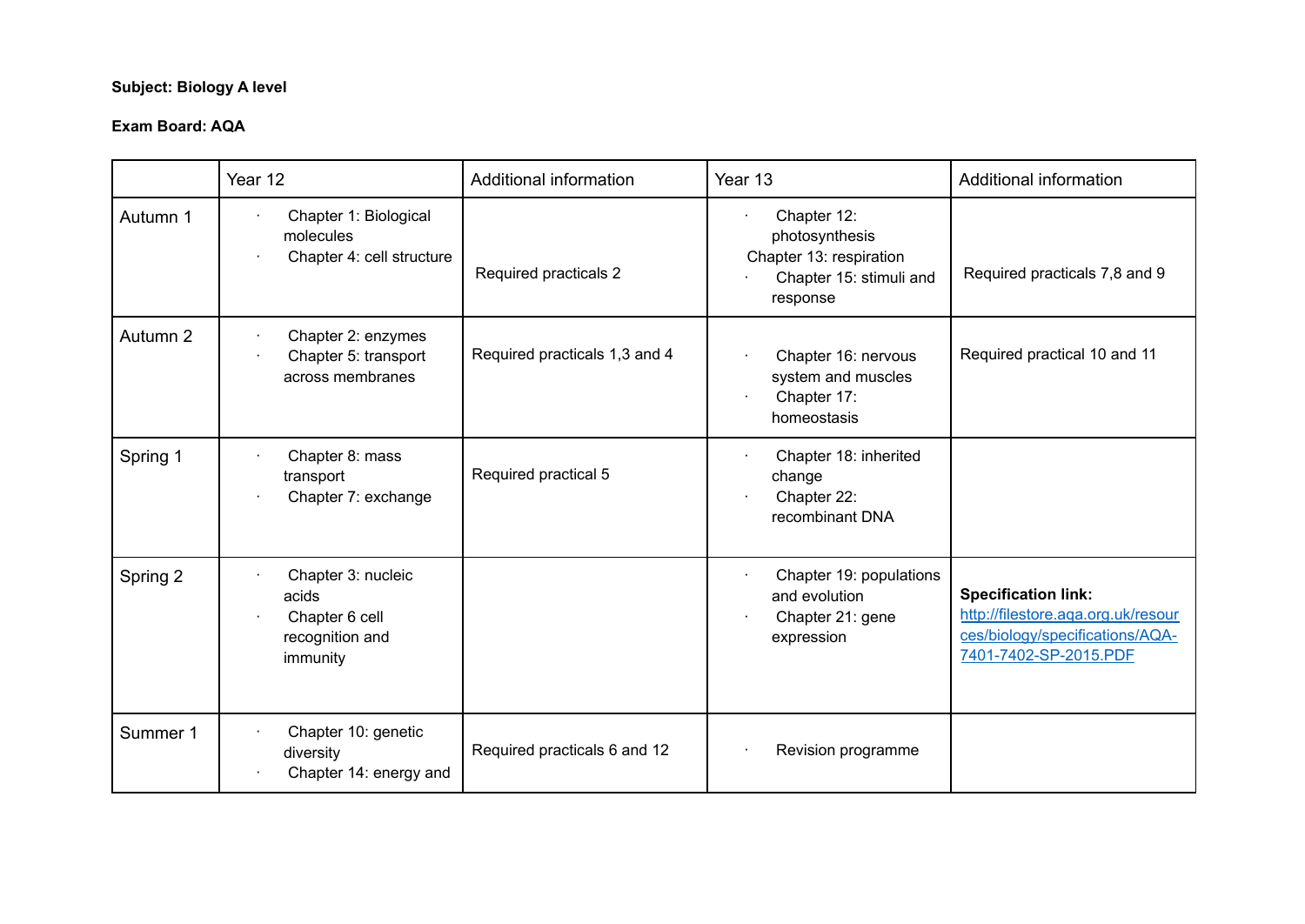**Subject: Biology A level**

**Exam Board: AQA**

| | Year 12 | Additional information | Year 13 | Additional information |
|---|---|---|---|---|
| Autumn 1 | · Chapter 1: Biological molecules<br>· Chapter 4: cell structure | Required practicals 2 | · Chapter 12: photosynthesis<br>Chapter 13: respiration<br>· Chapter 15: stimuli and response | Required practicals 7,8 and 9 |
| Autumn 2 | · Chapter 2: enzymes<br>· Chapter 5: transport across membranes | Required practicals 1,3 and 4 | · Chapter 16: nervous system and muscles<br>· Chapter 17: homeostasis | Required practical 10 and 11 |
| Spring 1 | · Chapter 8: mass transport<br>· Chapter 7: exchange | Required practical 5 | · Chapter 18: inherited change<br>· Chapter 22: recombinant DNA | |
| Spring 2 | · Chapter 3: nucleic acids<br>· Chapter 6 cell recognition and immunity | | · Chapter 19: populations and evolution<br>· Chapter 21: gene expression | **Specification link:** [http://filestore.aqa.org.uk/resources/biology/specifications/AQA-7401-7402-SP-2015.PDF](http://filestore.aqa.org.uk/resources/biology/specifications/AQA-7401-7402-SP-2015.PDF) |
| Summer 1 | · Chapter 10: genetic diversity<br>· Chapter 14: energy and | Required practicals 6 and 12 | · Revision programme | |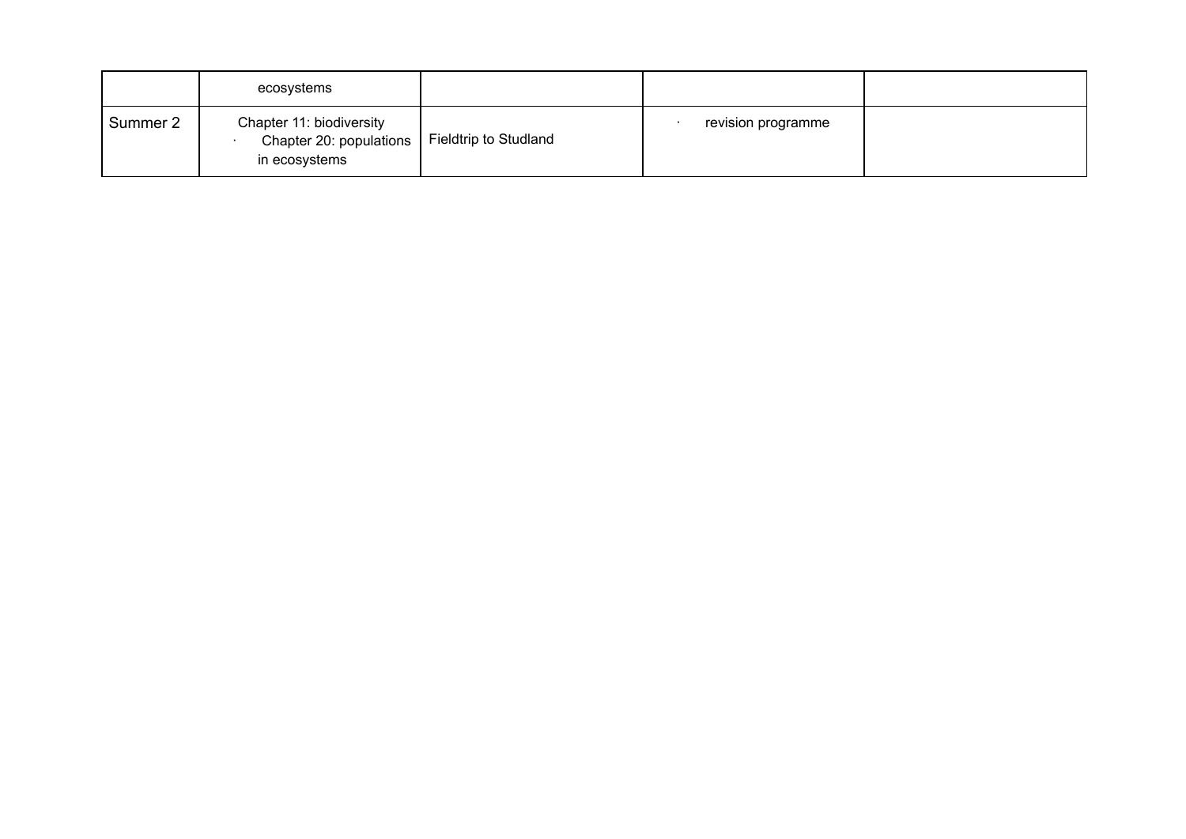| | | | | |
|---|---|---|---|---|
| | ecosystems | | | |
| Summer 2 | Chapter 11: biodiversity<br>· Chapter 20: populations in ecosystems | Fieldtrip to Studland | · revision programme | |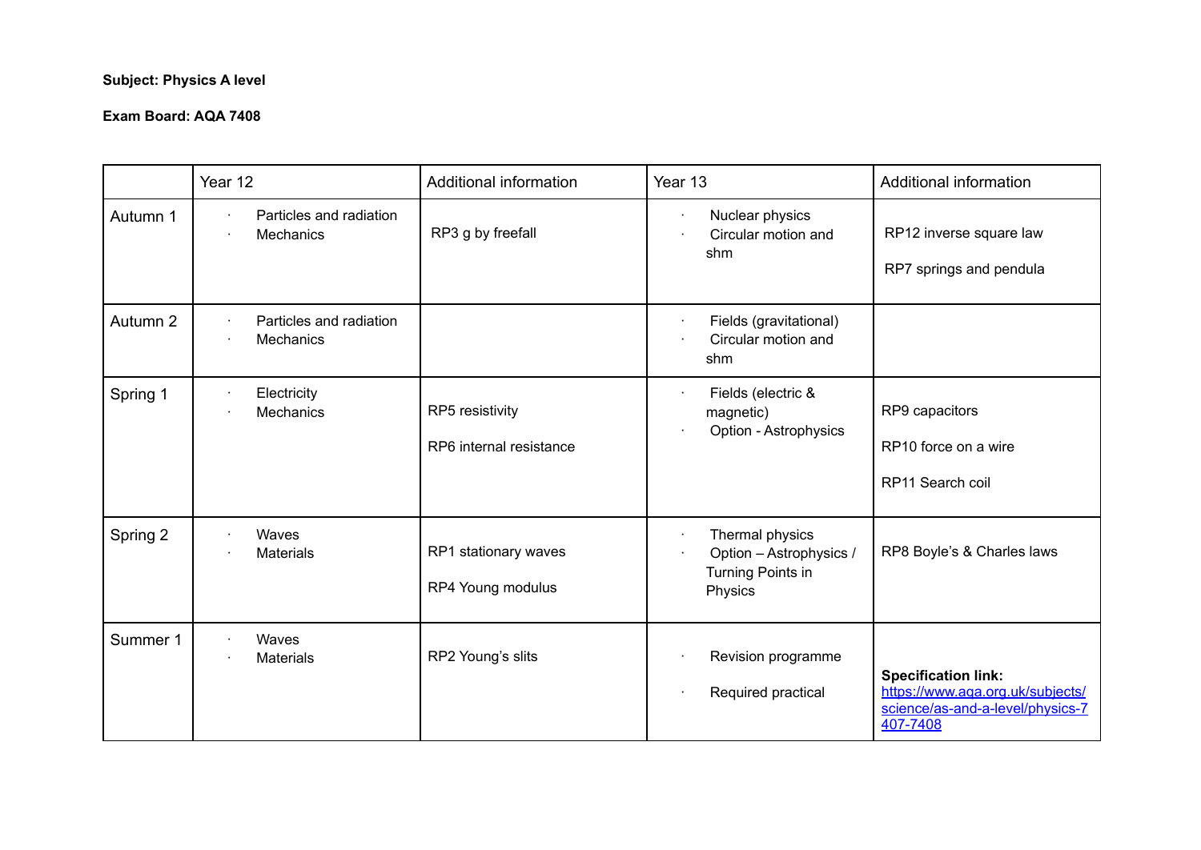**Subject: Physics A level**

**Exam Board: AQA 7408**

| | Year 12 | Additional information | Year 13 | Additional information |
|---|---|---|---|---|
| Autumn 1 | · Particles and radiation<br>· Mechanics | RP3 g by freefall | · Nuclear physics<br>· Circular motion and shm | RP12 inverse square law<br><br>RP7 springs and pendula |
| Autumn 2 | · Particles and radiation<br>· Mechanics | | · Fields (gravitational)<br>· Circular motion and shm | |
| Spring 1 | · Electricity<br>· Mechanics | RP5 resistivity<br><br>RP6 internal resistance | · Fields (electric & magnetic)<br>· Option - Astrophysics | RP9 capacitors<br><br>RP10 force on a wire<br><br>RP11 Search coil |
| Spring 2 | · Waves<br>· Materials | RP1 stationary waves<br><br>RP4 Young modulus | · Thermal physics<br>· Option – Astrophysics / Turning Points in Physics | RP8 Boyle's & Charles laws |
| Summer 1 | · Waves<br>· Materials | RP2 Young's slits | · Revision programme<br><br>· Required practical | **Specification link:**<br>https://www.aqa.org.uk/subjects/science/as-and-a-level/physics-7407-7408 |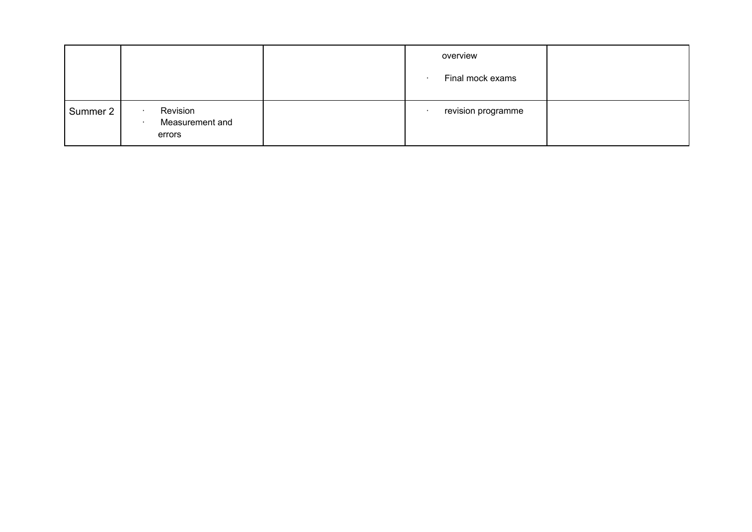| | | | | |
|---|---|---|---|---|
| | | | overview<br>· Final mock exams | |
| Summer 2 | · Revision<br>· Measurement and errors | | · revision programme | |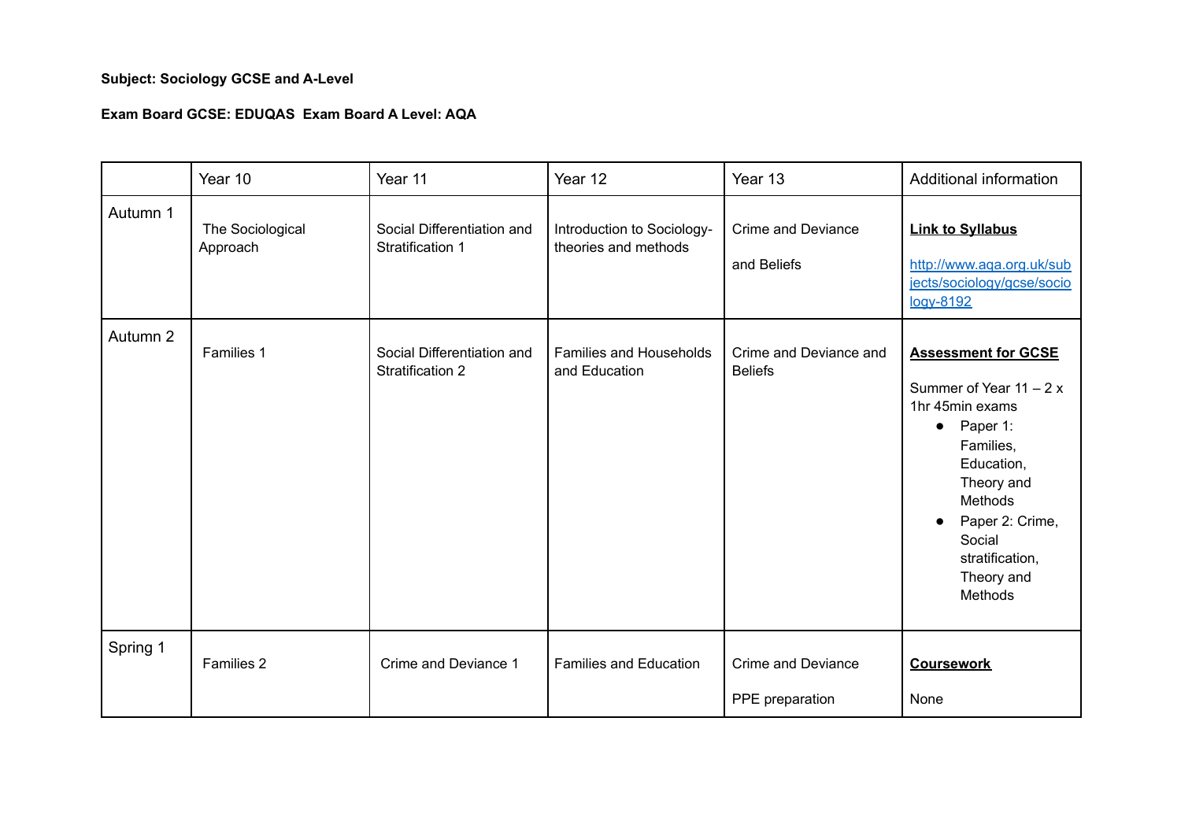**Subject: Sociology GCSE and A-Level**

**Exam Board GCSE: EDUQAS  Exam Board A Level: AQA**

| | Year 10 | Year 11 | Year 12 | Year 13 | Additional information |
|---|---|---|---|---|---|
| Autumn 1 | The Sociological Approach | Social Differentiation and Stratification 1 | Introduction to Sociology- theories and methods | Crime and Deviance<br><br>and Beliefs | **Link to Syllabus**<br><br>http://www.aqa.org.uk/subjects/sociology/gcse/sociology-8192 |
| Autumn 2 | Families 1 | Social Differentiation and Stratification 2 | Families and Households and Education | Crime and Deviance and Beliefs | **Assessment for GCSE**<br><br>Summer of Year 11 – 2 x 1hr 45min exams<br>• Paper 1: Families, Education, Theory and Methods<br>• Paper 2: Crime, Social stratification, Theory and Methods |
| Spring 1 | Families 2 | Crime and Deviance 1 | Families and Education | Crime and Deviance<br><br>PPE preparation | **Coursework**<br><br>None |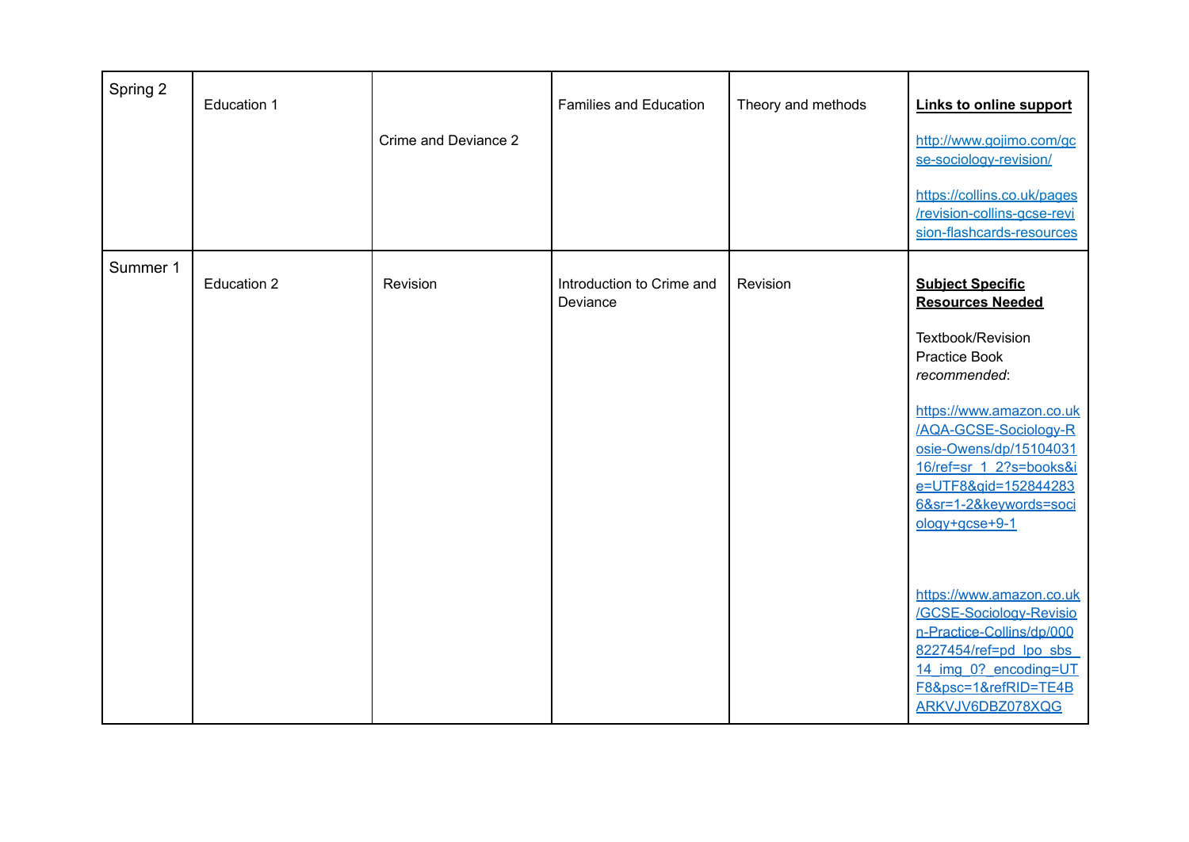| Spring 2 | Education 1 | Crime and Deviance 2 | Families and Education | Theory and methods | **Links to online support** <br><br> http://www.gojimo.com/gcse-sociology-revision/ <br><br> https://collins.co.uk/pages/revision-collins-gcse-revision-flashcards-resources |
|---|---|---|---|---|---|
| Summer 1 | Education 2 | Revision | Introduction to Crime and Deviance | Revision | **Subject Specific Resources Needed** <br><br> Textbook/Revision Practice Book *recommended*: <br><br> https://www.amazon.co.uk/AQA-GCSE-Sociology-Rosie-Owens/dp/1510403116/ref=sr_1_2?s=books&ie=UTF8&qid=1528442836&sr=1-2&keywords=sociology+gcse+9-1 <br><br> https://www.amazon.co.uk/GCSE-Sociology-Revision-Practice-Collins/dp/0008227454/ref=pd_lpo_sbs_14_img_0?_encoding=UTF8&psc=1&refRID=TE4BARKVJV6DBZ078XQG |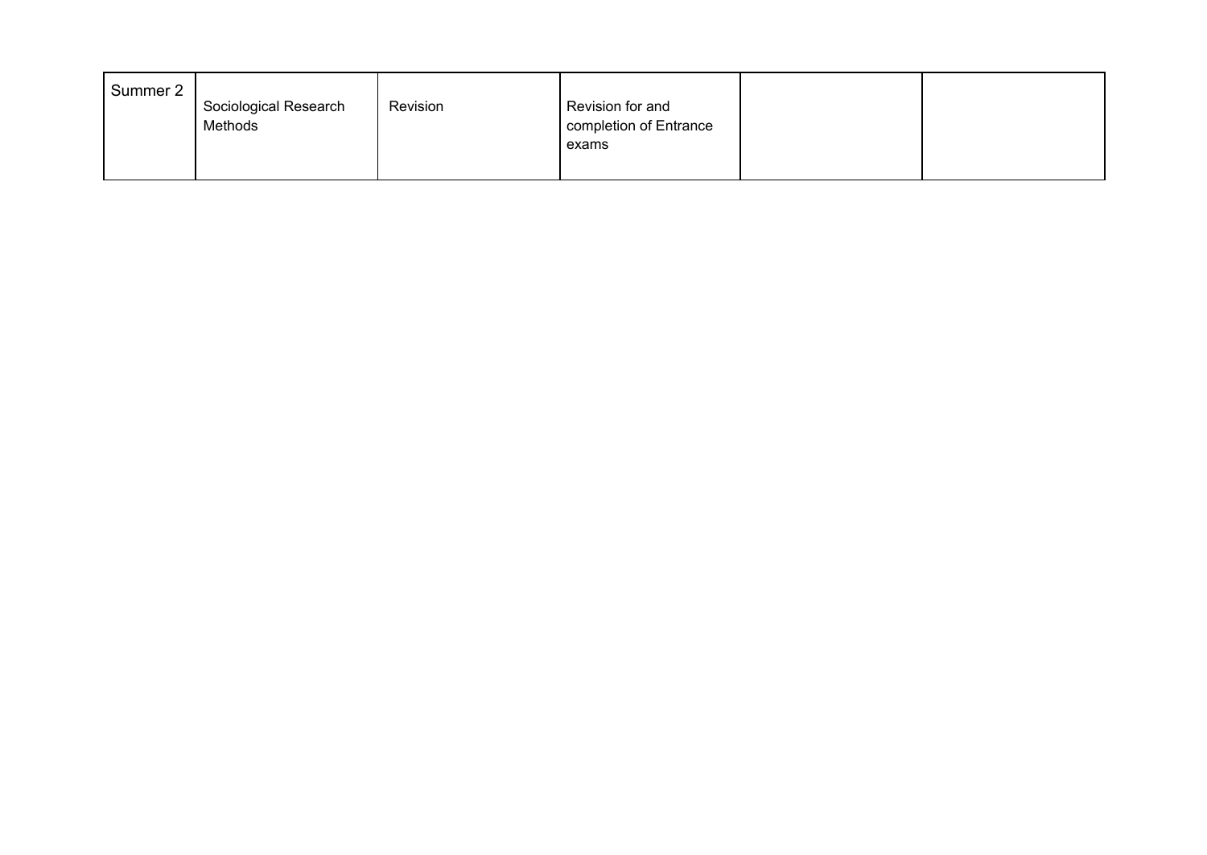| | | | | | |
|---|---|---|---|---|---|
| Summer 2 | Sociological Research Methods | Revision | Revision for and completion of Entrance exams | | |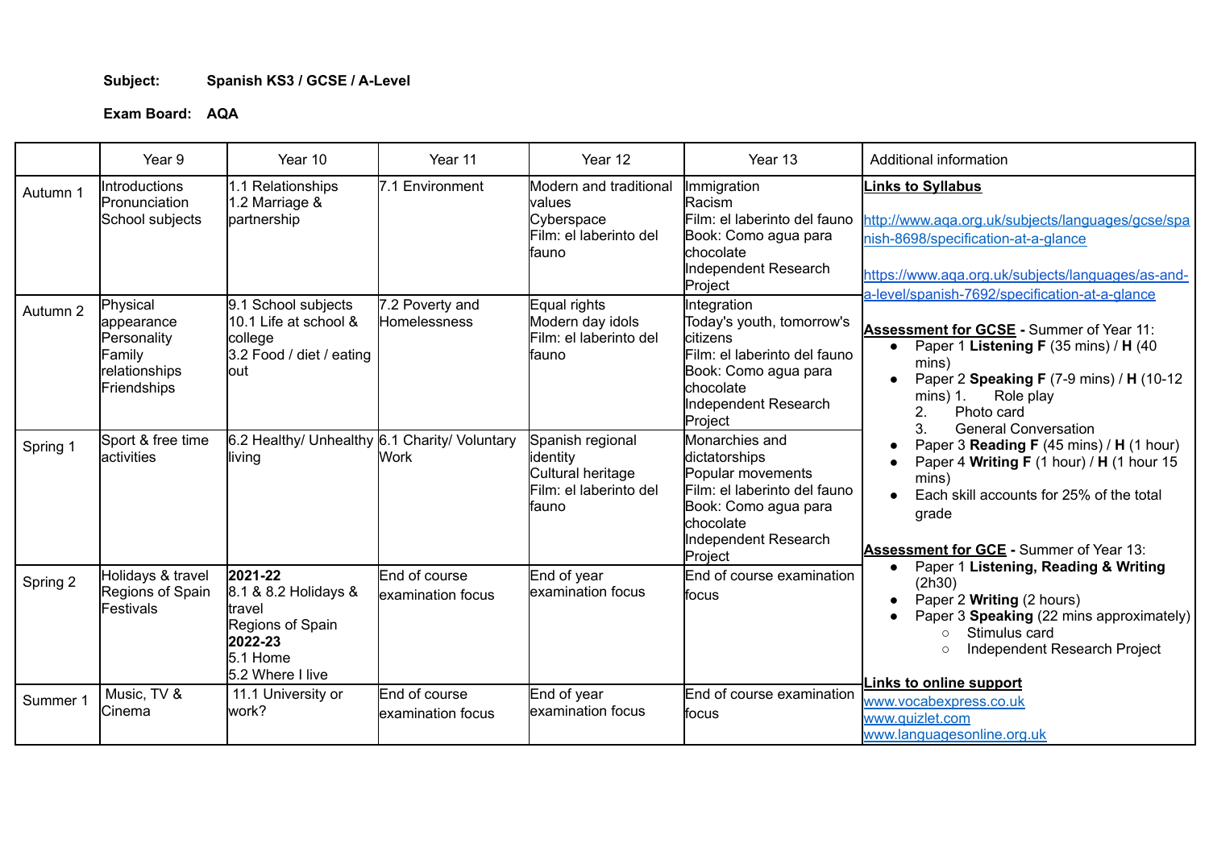**Subject:** **Spanish KS3 / GCSE / A-Level**

**Exam Board:** **AQA**

| | Year 9 | Year 10 | Year 11 | Year 12 | Year 13 | Additional information |
|---|---|---|---|---|---|---|
| Autumn 1 | Introductions<br>Pronunciation<br>School subjects | 1.1 Relationships<br>1.2 Marriage & partnership | 7.1 Environment | Modern and traditional values<br>Cyberspace<br>Film: el laberinto del fauno | Immigration<br>Racism<br>Film: el laberinto del fauno<br>Book: Como agua para chocolate<br>Independent Research Project | **Links to Syllabus**<br><br>http://www.aqa.org.uk/subjects/languages/gcse/spanish-8698/specification-at-a-glance<br><br>https://www.aqa.org.uk/subjects/languages/as-and-a-level/spanish-7692/specification-at-a-glance<br><br>**Assessment for GCSE** - Summer of Year 11:<br>• Paper 1 **Listening F** (35 mins) / **H** (40 mins)<br>• Paper 2 **Speaking F** (7-9 mins) / **H** (10-12 mins) 1. Role play 2. Photo card 3. General Conversation<br>• Paper 3 **Reading F** (45 mins) / **H** (1 hour)<br>• Paper 4 **Writing F** (1 hour) / **H** (1 hour 15 mins)<br>• Each skill accounts for 25% of the total grade<br><br>**Assessment for GCE** - Summer of Year 13:<br>• Paper 1 **Listening, Reading & Writing** (2h30)<br>• Paper 2 **Writing** (2 hours)<br>• Paper 3 **Speaking** (22 mins approximately)<br>○ Stimulus card<br>○ Independent Research Project<br><br>**Links to online support**<br>www.vocabexpress.co.uk<br>www.quizlet.com<br>www.languagesonline.org.uk |
| Autumn 2 | Physical appearance<br>Personality<br>Family relationships<br>Friendships | 9.1 School subjects<br>10.1 Life at school & college<br>3.2 Food / diet / eating out | 7.2 Poverty and Homelessness | Equal rights<br>Modern day idols<br>Film: el laberinto del fauno | Integration<br>Today's youth, tomorrow's citizens<br>Film: el laberinto del fauno<br>Book: Como agua para chocolate<br>Independent Research Project | |
| Spring 1 | Sport & free time activities | 6.2 Healthy/ Unhealthy living | 6.1 Charity/ Voluntary Work | Spanish regional identity<br>Cultural heritage<br>Film: el laberinto del fauno | Monarchies and dictatorships<br>Popular movements<br>Film: el laberinto del fauno<br>Book: Como agua para chocolate<br>Independent Research Project | |
| Spring 2 | Holidays & travel<br>Regions of Spain<br>Festivals | **2021-22**<br>8.1 & 8.2 Holidays & travel<br>Regions of Spain<br>**2022-23**<br>5.1 Home<br>5.2 Where I live | End of course examination focus | End of year examination focus | End of course examination focus | |
| Summer 1 | Music, TV & Cinema | 11.1 University or work? | End of course examination focus | End of year examination focus | End of course examination focus | |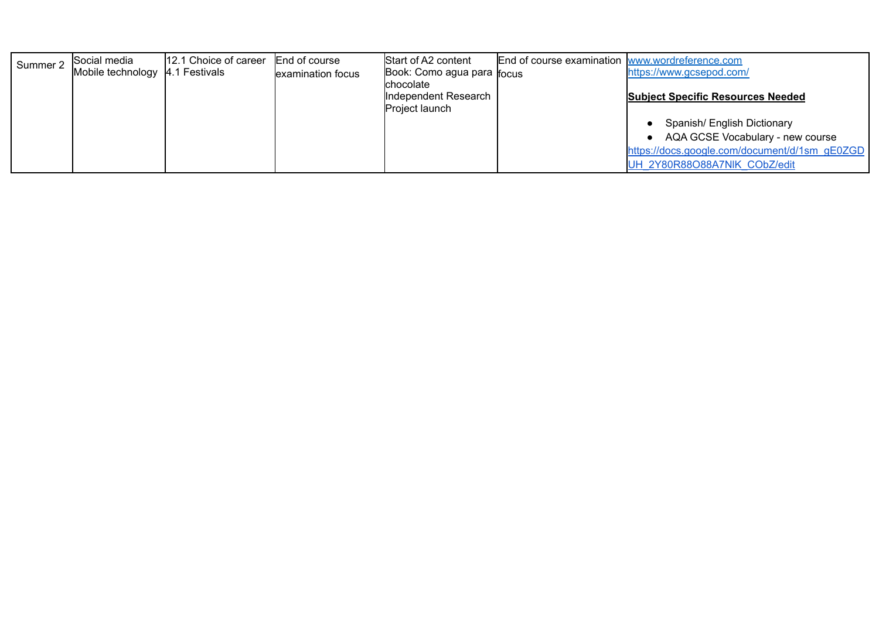| | | | | | | |
|---|---|---|---|---|---|---|
| Summer 2 | Social media<br>Mobile technology | 12.1 Choice of career<br>4.1 Festivals | End of course examination focus | Start of A2 content<br>Book: Como agua para chocolate<br>Independent Research Project launch | End of course examination focus | www.wordreference.com<br>https://www.gcsepod.com/<br><br>**Subject Specific Resources Needed**<br><br>• Spanish/ English Dictionary<br>• AQA GCSE Vocabulary - new course<br>https://docs.google.com/document/d/1sm_gE0ZGDUH_2Y80R88O88A7NIK_CObZ/edit |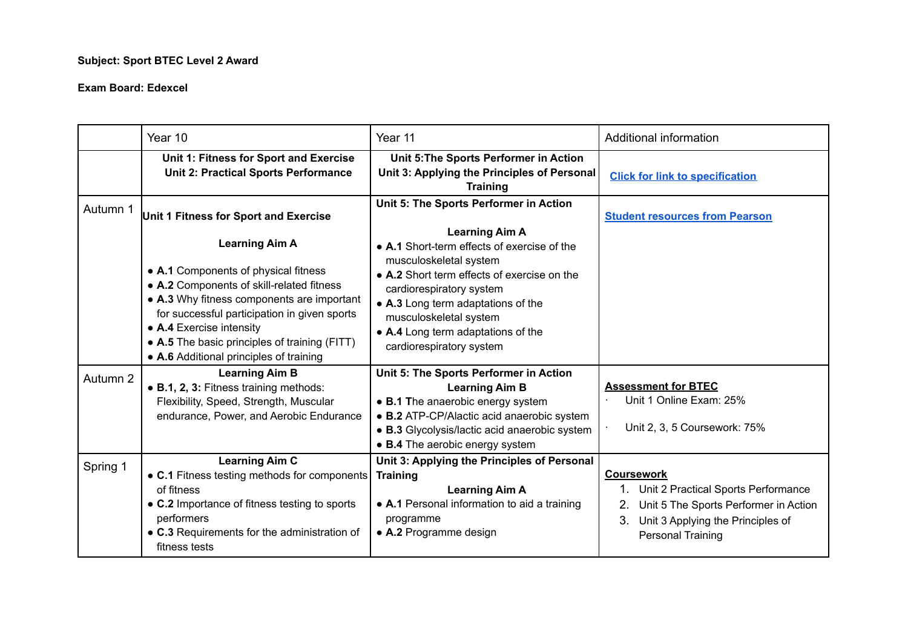**Subject: Sport BTEC Level 2 Award**

**Exam Board: Edexcel**

| | Year 10 | Year 11 | Additional information |
|---|---|---|---|
| | **Unit 1: Fitness for Sport and Exercise**<br>**Unit 2: Practical Sports Performance** | **Unit 5:The Sports Performer in Action**<br>**Unit 3: Applying the Principles of Personal Training** | **Click for link to specification** |
| Autumn 1 | **Unit 1 Fitness for Sport and Exercise**<br><br>**Learning Aim A**<br><br>● **A.1** Components of physical fitness<br>● **A.2** Components of skill-related fitness<br>● **A.3** Why fitness components are important for successful participation in given sports<br>● **A.4** Exercise intensity<br>● **A.5** The basic principles of training (FITT)<br>● **A.6** Additional principles of training | **Unit 5: The Sports Performer in Action**<br><br>**Learning Aim A**<br>● **A.1** Short-term effects of exercise of the musculoskeletal system<br>● **A.2** Short term effects of exercise on the cardiorespiratory system<br>● **A.3** Long term adaptations of the musculoskeletal system<br>● **A.4** Long term adaptations of the cardiorespiratory system | **Student resources from Pearson** |
| Autumn 2 | **Learning Aim B**<br>● **B.1, 2, 3:** Fitness training methods: Flexibility, Speed, Strength, Muscular endurance, Power, and Aerobic Endurance | **Unit 5: The Sports Performer in Action**<br>**Learning Aim B**<br>● **B.1 T**he anaerobic energy system<br>● **B.2** ATP-CP/Alactic acid anaerobic system<br>● **B.3** Glycolysis/lactic acid anaerobic system<br>● **B.4** The aerobic energy system | **Assessment for BTEC**<br>· Unit 1 Online Exam: 25%<br><br>· Unit 2, 3, 5 Coursework: 75% |
| Spring 1 | **Learning Aim C**<br>● **C.1** Fitness testing methods for components of fitness<br>● **C.2** Importance of fitness testing to sports performers<br>● **C.3** Requirements for the administration of fitness tests | **Unit 3: Applying the Principles of Personal Training**<br>**Learning Aim A**<br>● **A.1** Personal information to aid a training programme<br>● **A.2** Programme design | **Coursework**<br>1. Unit 2 Practical Sports Performance<br>2. Unit 5 The Sports Performer in Action<br>3. Unit 3 Applying the Principles of Personal Training |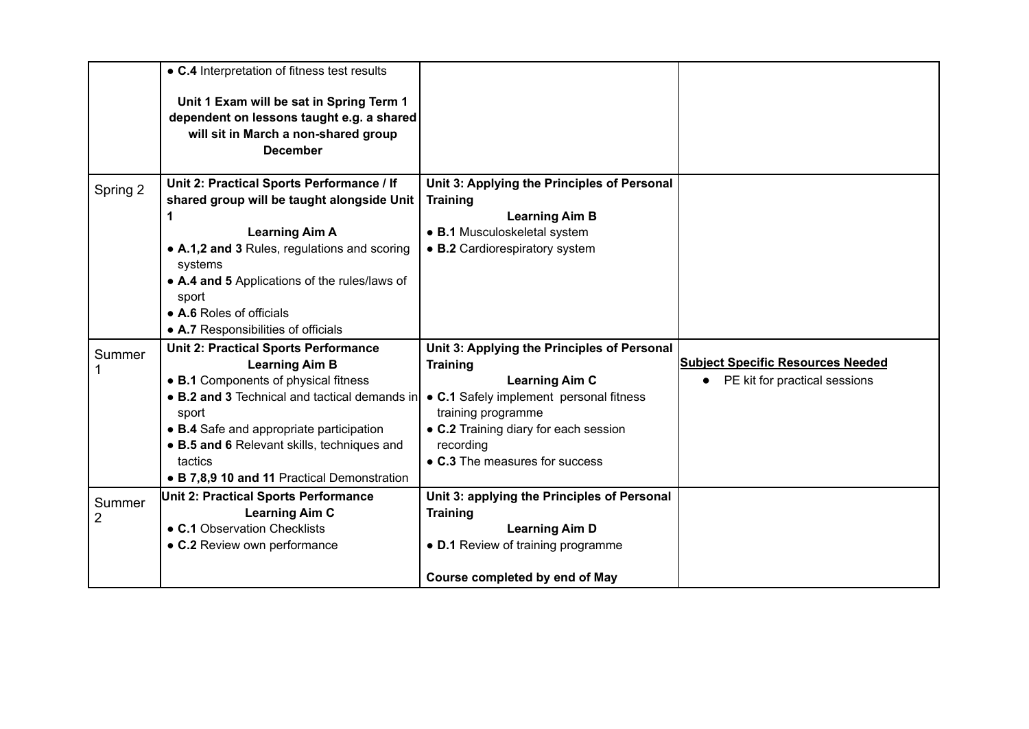| | | | |
|---|---|---|---|
| | • **C.4** Interpretation of fitness test results<br><br>**Unit 1 Exam will be sat in Spring Term 1 dependent on lessons taught e.g. a shared will sit in March a non-shared group December** | | |
| Spring 2 | **Unit 2: Practical Sports Performance / If shared group will be taught alongside Unit 1**<br>**Learning Aim A**<br>• **A.1,2 and 3** Rules, regulations and scoring systems<br>• **A.4 and 5** Applications of the rules/laws of sport<br>• **A.6** Roles of officials<br>• **A.7** Responsibilities of officials | **Unit 3: Applying the Principles of Personal Training**<br>**Learning Aim B**<br>• **B.1** Musculoskeletal system<br>• **B.2** Cardiorespiratory system | |
| Summer 1 | **Unit 2: Practical Sports Performance**<br>**Learning Aim B**<br>• **B.1** Components of physical fitness<br>• **B.2 and 3** Technical and tactical demands in sport<br>• **B.4** Safe and appropriate participation<br>• **B.5 and 6** Relevant skills, techniques and tactics<br>• **B 7,8,9 10 and 11** Practical Demonstration | **Unit 3: Applying the Principles of Personal Training**<br>**Learning Aim C**<br>• **C.1** Safely implement personal fitness training programme<br>• **C.2** Training diary for each session recording<br>• **C.3** The measures for success | **Subject Specific Resources Needed**<br>• PE kit for practical sessions |
| Summer 2 | **Unit 2: Practical Sports Performance**<br>**Learning Aim C**<br>• **C.1** Observation Checklists<br>• **C.2** Review own performance | **Unit 3: applying the Principles of Personal Training**<br>**Learning Aim D**<br>• **D.1** Review of training programme<br><br>**Course completed by end of May** | |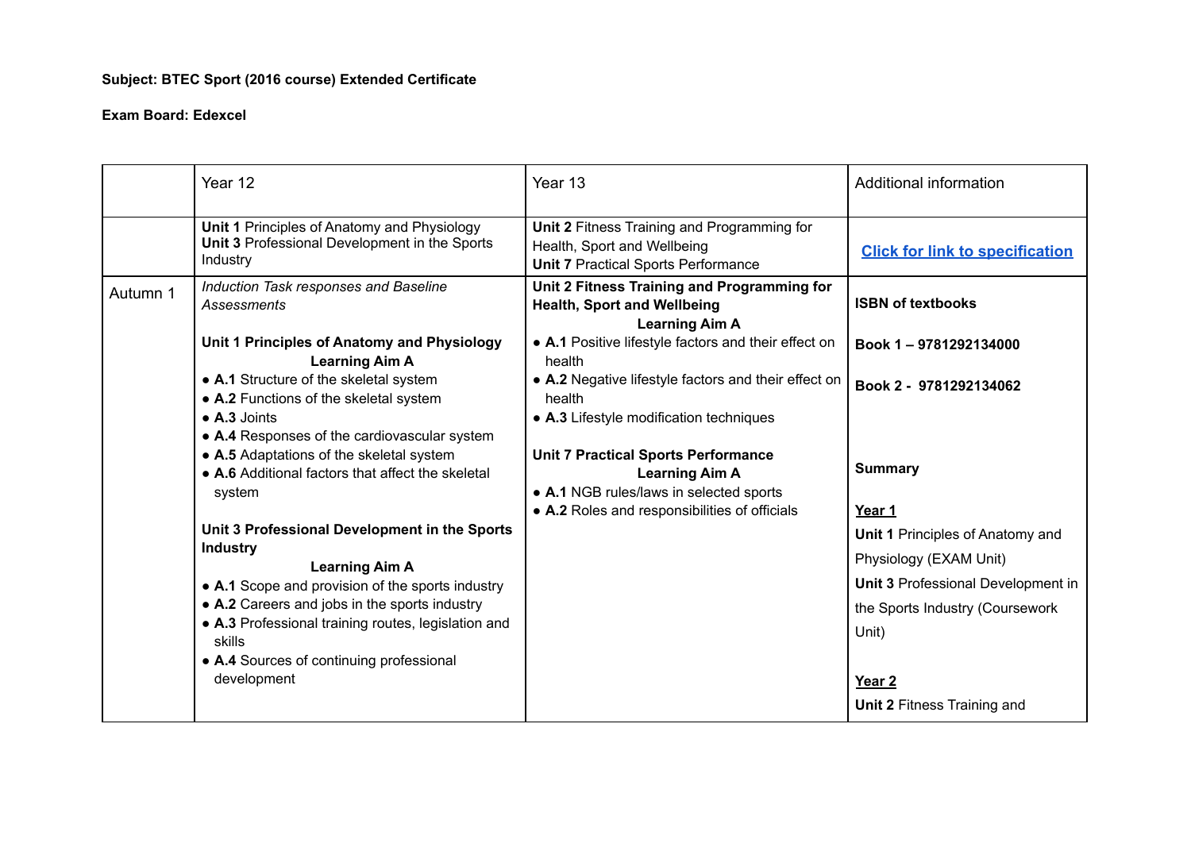**Subject: BTEC Sport (2016 course) Extended Certificate**

**Exam Board: Edexcel**

| | Year 12 | Year 13 | Additional information |
|---|---|---|---|
| | **Unit 1** Principles of Anatomy and Physiology<br>**Unit 3** Professional Development in the Sports Industry | **Unit 2** Fitness Training and Programming for Health, Sport and Wellbeing<br>**Unit 7** Practical Sports Performance | **Click for link to specification** |
| Autumn 1 | *Induction Task responses and Baseline Assessments*<br><br>**Unit 1 Principles of Anatomy and Physiology**<br>**Learning Aim A**<br>● **A.1** Structure of the skeletal system<br>● **A.2** Functions of the skeletal system<br>● **A.3** Joints<br>● **A.4** Responses of the cardiovascular system<br>● **A.5** Adaptations of the skeletal system<br>● **A.6** Additional factors that affect the skeletal system<br><br>**Unit 3 Professional Development in the Sports Industry**<br>**Learning Aim A**<br>● **A.1** Scope and provision of the sports industry<br>● **A.2** Careers and jobs in the sports industry<br>● **A.3** Professional training routes, legislation and skills<br>● **A.4** Sources of continuing professional development | **Unit 2 Fitness Training and Programming for Health, Sport and Wellbeing**<br>**Learning Aim A**<br>● **A.1** Positive lifestyle factors and their effect on health<br>● **A.2** Negative lifestyle factors and their effect on health<br>● **A.3** Lifestyle modification techniques<br><br>**Unit 7 Practical Sports Performance**<br>**Learning Aim A**<br>● **A.1** NGB rules/laws in selected sports<br>● **A.2** Roles and responsibilities of officials | **ISBN of textbooks**<br><br>**Book 1 – 9781292134000**<br><br>**Book 2 - 9781292134062**<br><br>**Summary**<br><br>**Year 1**<br>**Unit 1** Principles of Anatomy and Physiology (EXAM Unit)<br>**Unit 3** Professional Development in the Sports Industry (Coursework Unit)<br><br>**Year 2**<br>**Unit 2** Fitness Training and |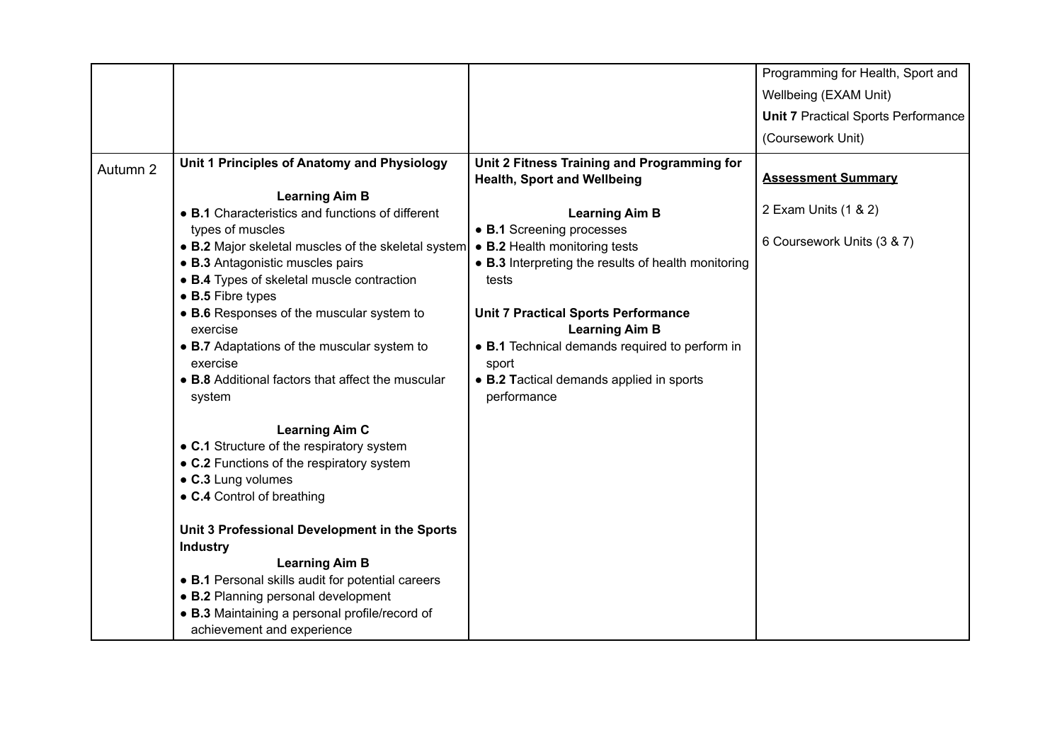| | | | |
|---|---|---|---|
| | | | Programming for Health, Sport and Wellbeing (EXAM Unit)<br>**Unit 7** Practical Sports Performance (Coursework Unit) |
| Autumn 2 | **Unit 1 Principles of Anatomy and Physiology**<br><br>**Learning Aim B**<br>• **B.1** Characteristics and functions of different types of muscles<br>• **B.2** Major skeletal muscles of the skeletal system<br>• **B.3** Antagonistic muscles pairs<br>• **B.4** Types of skeletal muscle contraction<br>• **B.5** Fibre types<br>• **B.6** Responses of the muscular system to exercise<br>• **B.7** Adaptations of the muscular system to exercise<br>• **B.8** Additional factors that affect the muscular system<br><br>**Learning Aim C**<br>• **C.1** Structure of the respiratory system<br>• **C.2** Functions of the respiratory system<br>• **C.3** Lung volumes<br>• **C.4** Control of breathing<br><br>**Unit 3 Professional Development in the Sports Industry**<br>**Learning Aim B**<br>• **B.1** Personal skills audit for potential careers<br>• **B.2** Planning personal development<br>• **B.3** Maintaining a personal profile/record of achievement and experience | **Unit 2 Fitness Training and Programming for Health, Sport and Wellbeing**<br><br>**Learning Aim B**<br>• **B.1** Screening processes<br>• **B.2** Health monitoring tests<br>• **B.3** Interpreting the results of health monitoring tests<br><br>**Unit 7 Practical Sports Performance**<br>**Learning Aim B**<br>• **B.1** Technical demands required to perform in sport<br>• **B.2 T**actical demands applied in sports performance | **Assessment Summary**<br><br>2 Exam Units (1 & 2)<br><br>6 Coursework Units (3 & 7) |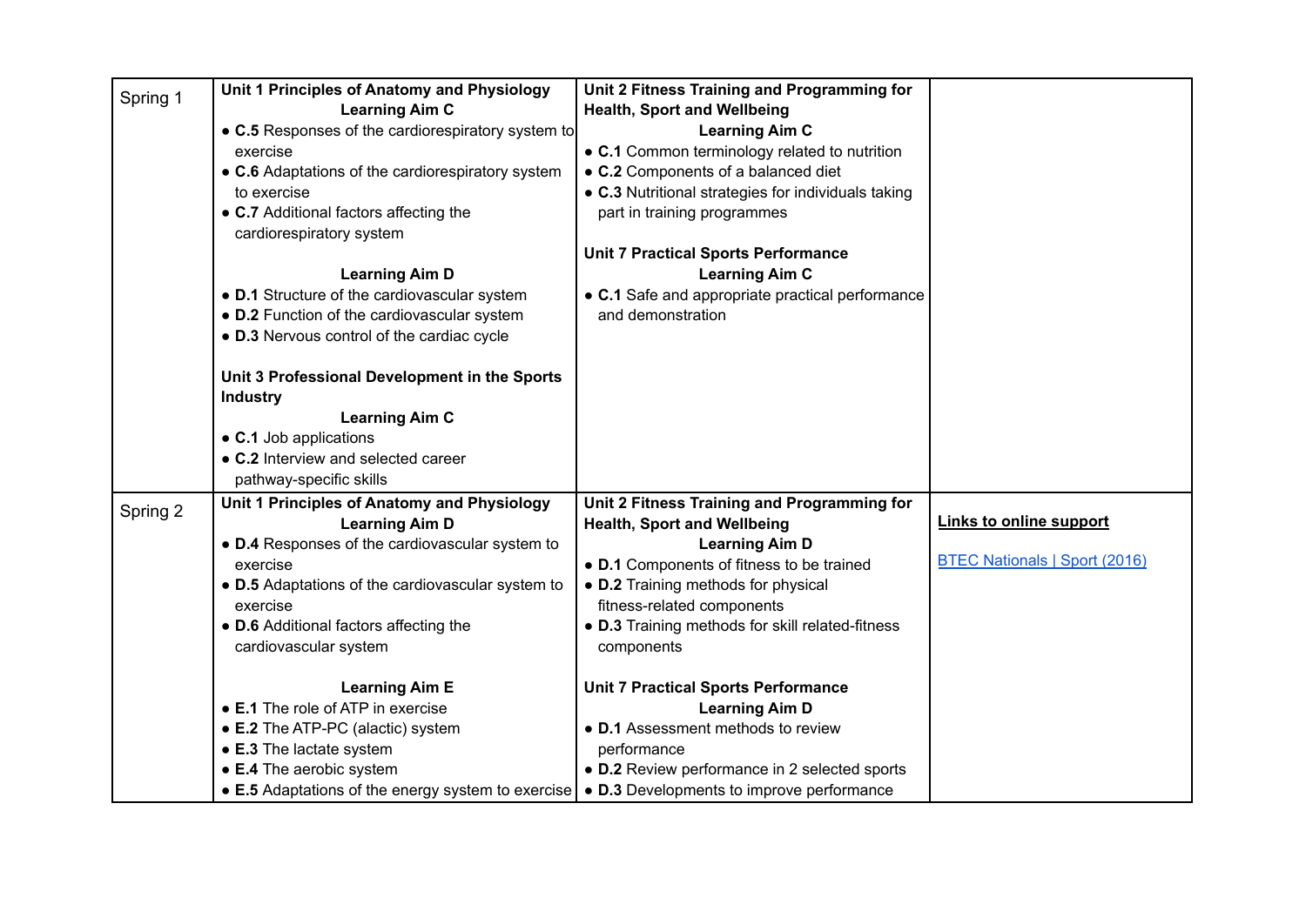| | | | |
|---|---|---|---|
| Spring 1 | **Unit 1 Principles of Anatomy and Physiology**<br>**Learning Aim C**<br>● **C.5** Responses of the cardiorespiratory system to exercise<br>● **C.6** Adaptations of the cardiorespiratory system to exercise<br>● **C.7** Additional factors affecting the cardiorespiratory system<br><br>**Learning Aim D**<br>● **D.1** Structure of the cardiovascular system<br>● **D.2** Function of the cardiovascular system<br>● **D.3** Nervous control of the cardiac cycle<br><br>**Unit 3 Professional Development in the Sports Industry**<br>**Learning Aim C**<br>● **C.1** Job applications<br>● **C.2** Interview and selected career pathway-specific skills | **Unit 2 Fitness Training and Programming for Health, Sport and Wellbeing**<br>**Learning Aim C**<br>● **C.1** Common terminology related to nutrition<br>● **C.2** Components of a balanced diet<br>● **C.3** Nutritional strategies for individuals taking part in training programmes<br><br>**Unit 7 Practical Sports Performance**<br>**Learning Aim C**<br>● **C.1** Safe and appropriate practical performance and demonstration | |
| Spring 2 | **Unit 1 Principles of Anatomy and Physiology**<br>**Learning Aim D**<br>● **D.4** Responses of the cardiovascular system to exercise<br>● **D.5** Adaptations of the cardiovascular system to exercise<br>● **D.6** Additional factors affecting the cardiovascular system<br><br>**Learning Aim E**<br>● **E.1** The role of ATP in exercise<br>● **E.2** The ATP-PC (alactic) system<br>● **E.3** The lactate system<br>● **E.4** The aerobic system<br>● **E.5** Adaptations of the energy system to exercise | **Unit 2 Fitness Training and Programming for Health, Sport and Wellbeing**<br>**Learning Aim D**<br>● **D.1** Components of fitness to be trained<br>● **D.2** Training methods for physical fitness-related components<br>● **D.3** Training methods for skill related-fitness components<br><br>**Unit 7 Practical Sports Performance**<br>**Learning Aim D**<br>● **D.1** Assessment methods to review performance<br>● **D.2** Review performance in 2 selected sports<br>● **D.3** Developments to improve performance | **Links to online support**<br><br>BTEC Nationals \| Sport (2016) |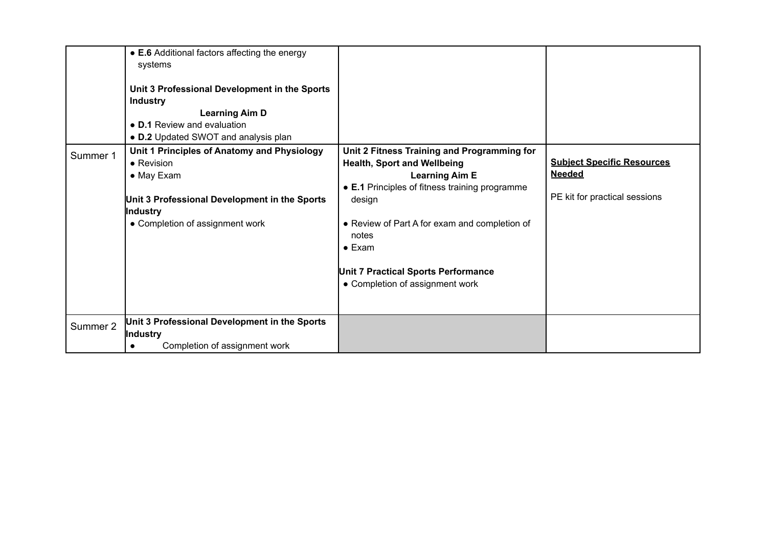| | | | |
|---|---|---|---|
| | • **E.6** Additional factors affecting the energy systems<br><br>**Unit 3 Professional Development in the Sports Industry**<br>**Learning Aim D**<br>• **D.1** Review and evaluation<br>• **D.2** Updated SWOT and analysis plan | | |
| Summer 1 | **Unit 1 Principles of Anatomy and Physiology**<br>• Revision<br>• May Exam<br><br>**Unit 3 Professional Development in the Sports Industry**<br>• Completion of assignment work | **Unit 2 Fitness Training and Programming for Health, Sport and Wellbeing**<br>**Learning Aim E**<br>• **E.1** Principles of fitness training programme design<br><br>• Review of Part A for exam and completion of notes<br>• Exam<br><br>**Unit 7 Practical Sports Performance**<br>• Completion of assignment work | **Subject Specific Resources Needed**<br><br>PE kit for practical sessions |
| Summer 2 | **Unit 3 Professional Development in the Sports Industry**<br>• Completion of assignment work | | |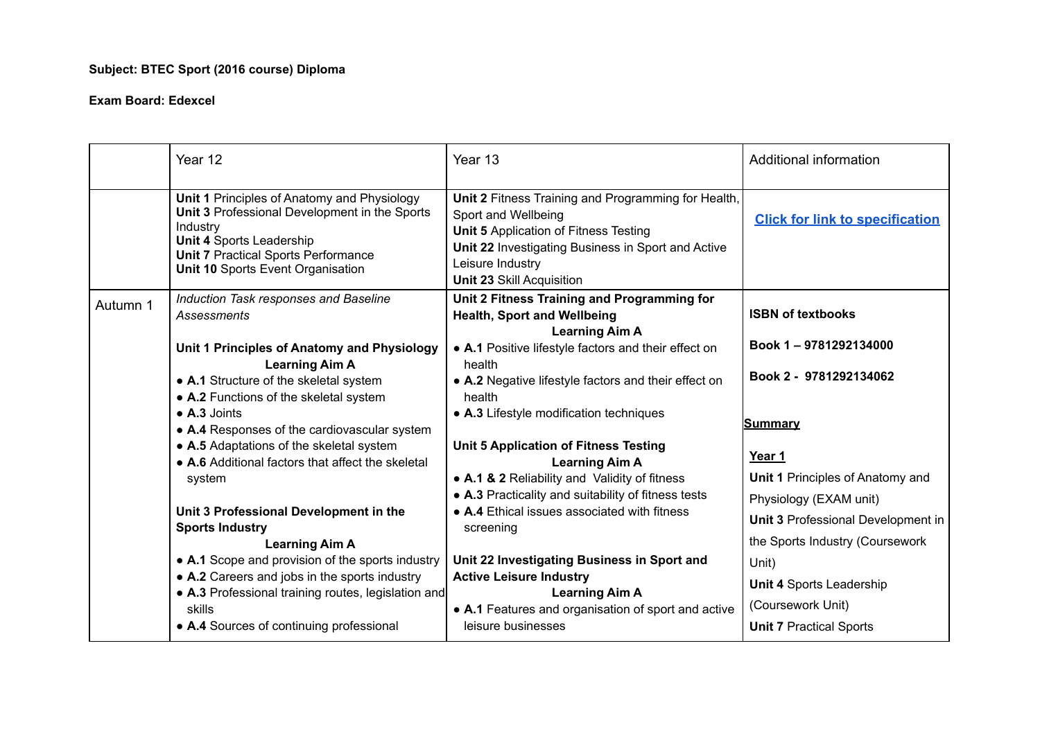**Subject: BTEC Sport (2016 course) Diploma**

**Exam Board: Edexcel**

| | Year 12 | Year 13 | Additional information |
|---|---|---|---|
| | **Unit 1** Principles of Anatomy and Physiology<br>**Unit 3** Professional Development in the Sports Industry<br>**Unit 4** Sports Leadership<br>**Unit 7** Practical Sports Performance<br>**Unit 10** Sports Event Organisation | **Unit 2** Fitness Training and Programming for Health, Sport and Wellbeing<br>**Unit 5** Application of Fitness Testing<br>**Unit 22** Investigating Business in Sport and Active Leisure Industry<br>**Unit 23** Skill Acquisition | **Click for link to specification** |
| Autumn 1 | *Induction Task responses and Baseline Assessments*<br><br>**Unit 1 Principles of Anatomy and Physiology**<br>**Learning Aim A**<br>• **A.1** Structure of the skeletal system<br>• **A.2** Functions of the skeletal system<br>• **A.3** Joints<br>• **A.4** Responses of the cardiovascular system<br>• **A.5** Adaptations of the skeletal system<br>• **A.6** Additional factors that affect the skeletal system<br><br>**Unit 3 Professional Development in the Sports Industry**<br>**Learning Aim A**<br>• **A.1** Scope and provision of the sports industry<br>• **A.2** Careers and jobs in the sports industry<br>• **A.3** Professional training routes, legislation and skills<br>• **A.4** Sources of continuing professional | **Unit 2 Fitness Training and Programming for Health, Sport and Wellbeing**<br>**Learning Aim A**<br>• **A.1** Positive lifestyle factors and their effect on health<br>• **A.2** Negative lifestyle factors and their effect on health<br>• **A.3** Lifestyle modification techniques<br><br>**Unit 5 Application of Fitness Testing**<br>**Learning Aim A**<br>• **A.1 & 2** Reliability and Validity of fitness<br>• **A.3** Practicality and suitability of fitness tests<br>• **A.4** Ethical issues associated with fitness screening<br><br>**Unit 22 Investigating Business in Sport and Active Leisure Industry**<br>**Learning Aim A**<br>• **A.1** Features and organisation of sport and active leisure businesses | **ISBN of textbooks**<br><br>**Book 1 – 9781292134000**<br><br>**Book 2 - 9781292134062**<br><br>**Summary**<br><br>**Year 1**<br>**Unit 1** Principles of Anatomy and Physiology (EXAM unit)<br>**Unit 3** Professional Development in the Sports Industry (Coursework Unit)<br>**Unit 4** Sports Leadership (Coursework Unit)<br>**Unit 7** Practical Sports |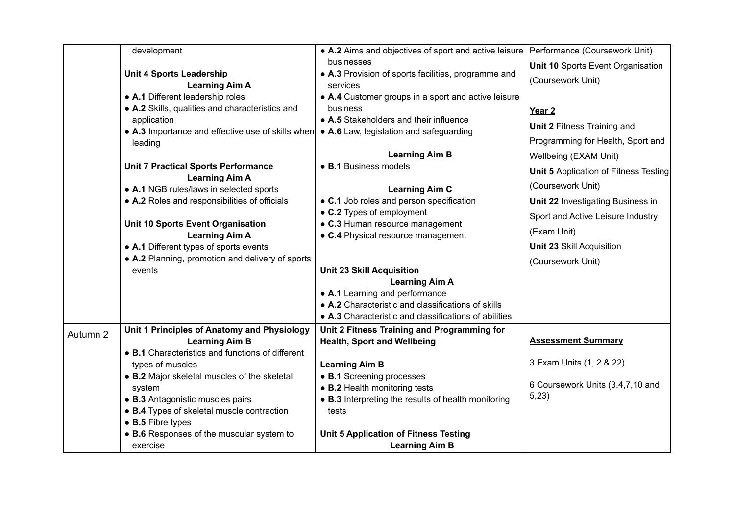| | | | |
|---|---|---|---|
| | development<br><br>**Unit 4 Sports Leadership**<br>**Learning Aim A**<br>● **A.1** Different leadership roles<br>● **A.2** Skills, qualities and characteristics and application<br>● **A.3** Importance and effective use of skills when leading<br><br>**Unit 7 Practical Sports Performance**<br>**Learning Aim A**<br>● **A.1** NGB rules/laws in selected sports<br>● **A.2** Roles and responsibilities of officials<br><br>**Unit 10 Sports Event Organisation**<br>**Learning Aim A**<br>● **A.1** Different types of sports events<br>● **A.2** Planning, promotion and delivery of sports events | ● **A.2** Aims and objectives of sport and active leisure businesses<br>● **A.3** Provision of sports facilities, programme and services<br>● **A.4** Customer groups in a sport and active leisure business<br>● **A.5** Stakeholders and their influence<br>● **A.6** Law, legislation and safeguarding<br><br>**Learning Aim B**<br>● **B.1** Business models<br><br>**Learning Aim C**<br>● **C.1** Job roles and person specification<br>● **C.2** Types of employment<br>● **C.3** Human resource management<br>● **C.4** Physical resource management<br><br>**Unit 23 Skill Acquisition**<br>**Learning Aim A**<br>● **A.1** Learning and performance<br>● **A.2** Characteristic and classifications of skills<br>● **A.3** Characteristic and classifications of abilities | Performance (Coursework Unit)<br>**Unit 10** Sports Event Organisation (Coursework Unit)<br><br>**<u>Year 2</u>**<br>**Unit 2** Fitness Training and Programming for Health, Sport and Wellbeing (EXAM Unit)<br>**Unit 5** Application of Fitness Testing (Coursework Unit)<br>**Unit 22** Investigating Business in Sport and Active Leisure Industry (Exam Unit)<br>**Unit 23** Skill Acquisition (Coursework Unit) |
| Autumn 2 | **Unit 1 Principles of Anatomy and Physiology**<br>**Learning Aim B**<br>● **B.1** Characteristics and functions of different types of muscles<br>● **B.2** Major skeletal muscles of the skeletal system<br>● **B.3** Antagonistic muscles pairs<br>● **B.4** Types of skeletal muscle contraction<br>● **B.5** Fibre types<br>● **B.6** Responses of the muscular system to exercise | **Unit 2 Fitness Training and Programming for Health, Sport and Wellbeing**<br><br>**Learning Aim B**<br>● **B.1** Screening processes<br>● **B.2** Health monitoring tests<br>● **B.3** Interpreting the results of health monitoring tests<br><br>**Unit 5 Application of Fitness Testing**<br>**Learning Aim B** | **<u>Assessment Summary</u>**<br><br>3 Exam Units (1, 2 & 22)<br><br>6 Coursework Units (3,4,7,10 and 5,23) |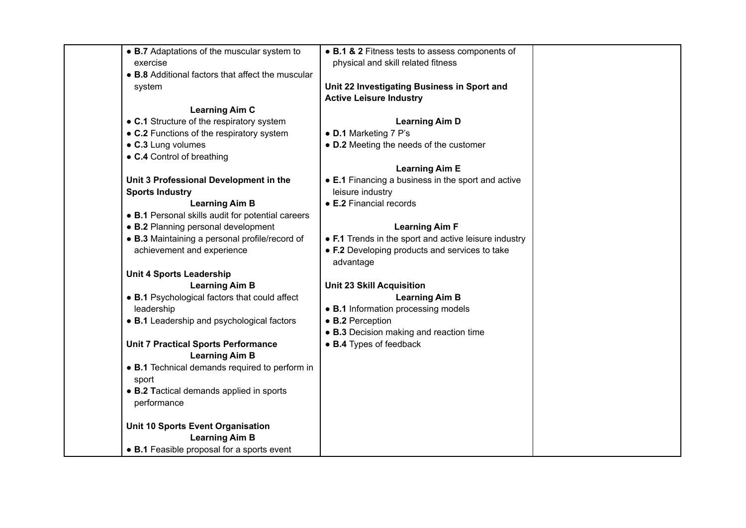| | | | |
|---|---|---|---|
| | • **B.7** Adaptations of the muscular system to exercise<br>• **B.8** Additional factors that affect the muscular system<br><br>**Learning Aim C**<br>• **C.1** Structure of the respiratory system<br>• **C.2** Functions of the respiratory system<br>• **C.3** Lung volumes<br>• **C.4** Control of breathing<br><br>**Unit 3 Professional Development in the Sports Industry**<br>**Learning Aim B**<br>• **B.1** Personal skills audit for potential careers<br>• **B.2** Planning personal development<br>• **B.3** Maintaining a personal profile/record of achievement and experience<br><br>**Unit 4 Sports Leadership**<br>**Learning Aim B**<br>• **B.1** Psychological factors that could affect leadership<br>• **B.1** Leadership and psychological factors<br><br>**Unit 7 Practical Sports Performance**<br>**Learning Aim B**<br>• **B.1** Technical demands required to perform in sport<br>• **B.2 T**actical demands applied in sports performance<br><br>**Unit 10 Sports Event Organisation**<br>**Learning Aim B**<br>• **B.1** Feasible proposal for a sports event | • **B.1 & 2** Fitness tests to assess components of physical and skill related fitness<br><br>**Unit 22 Investigating Business in Sport and Active Leisure Industry**<br><br>**Learning Aim D**<br>• **D.1** Marketing 7 P's<br>• **D.2** Meeting the needs of the customer<br><br>**Learning Aim E**<br>• **E.1** Financing a business in the sport and active leisure industry<br>• **E.2** Financial records<br><br>**Learning Aim F**<br>• **F.1** Trends in the sport and active leisure industry<br>• **F.2** Developing products and services to take advantage<br><br>**Unit 23 Skill Acquisition**<br>**Learning Aim B**<br>• **B.1** Information processing models<br>• **B.2** Perception<br>• **B.3** Decision making and reaction time<br>• **B.4** Types of feedback | |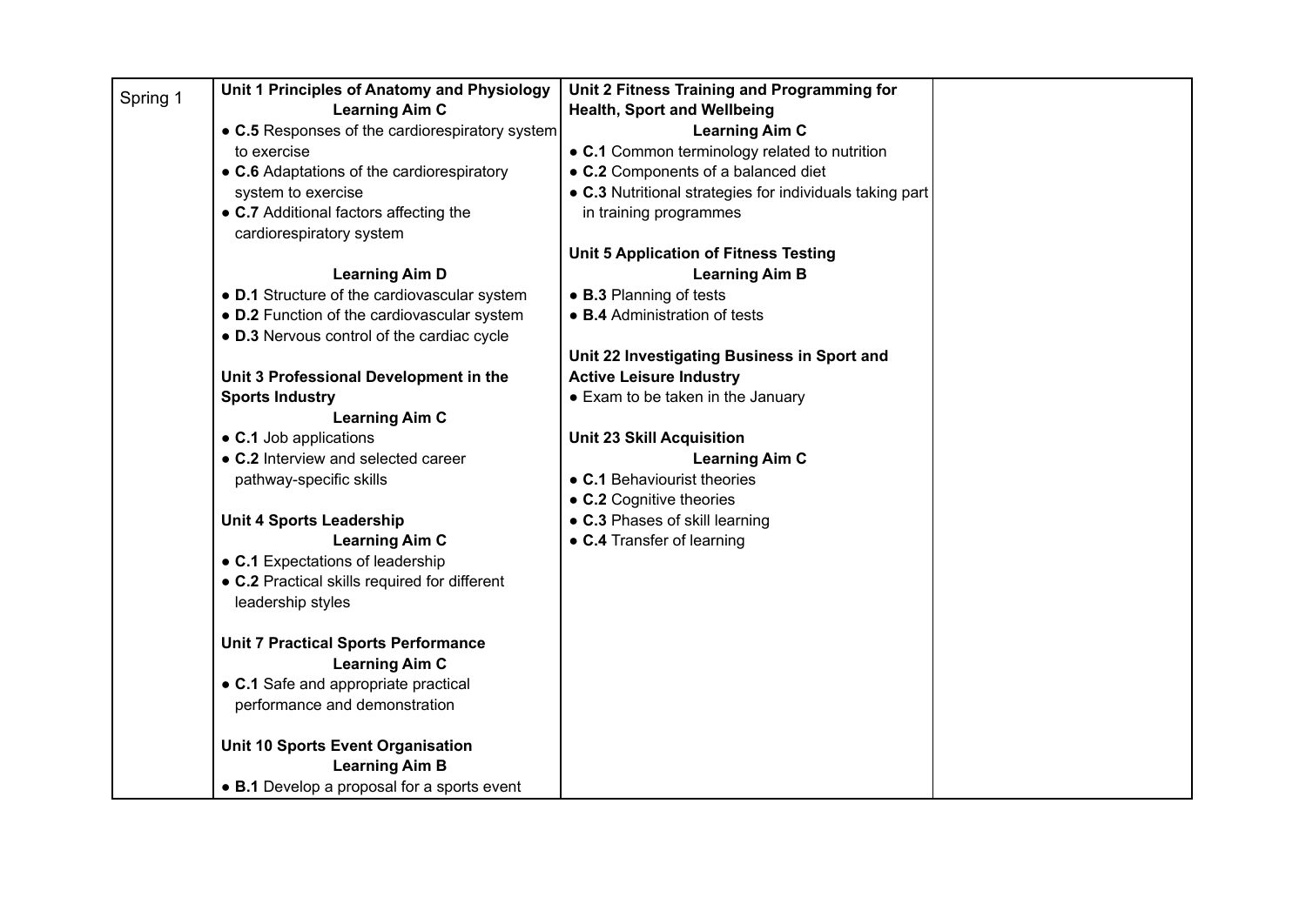| Spring 1 | **Unit 1 Principles of Anatomy and Physiology**<br>**Learning Aim C**<br>• **C.5** Responses of the cardiorespiratory system to exercise<br>• **C.6** Adaptations of the cardiorespiratory system to exercise<br>• **C.7** Additional factors affecting the cardiorespiratory system<br><br>**Learning Aim D**<br>• **D.1** Structure of the cardiovascular system<br>• **D.2** Function of the cardiovascular system<br>• **D.3** Nervous control of the cardiac cycle<br><br>**Unit 3 Professional Development in the Sports Industry**<br>**Learning Aim C**<br>• **C.1** Job applications<br>• **C.2** Interview and selected career pathway-specific skills<br><br>**Unit 4 Sports Leadership**<br>**Learning Aim C**<br>• **C.1** Expectations of leadership<br>• **C.2** Practical skills required for different leadership styles<br><br>**Unit 7 Practical Sports Performance**<br>**Learning Aim C**<br>• **C.1** Safe and appropriate practical performance and demonstration<br><br>**Unit 10 Sports Event Organisation**<br>**Learning Aim B**<br>• **B.1** Develop a proposal for a sports event | **Unit 2 Fitness Training and Programming for Health, Sport and Wellbeing**<br>**Learning Aim C**<br>• **C.1** Common terminology related to nutrition<br>• **C.2** Components of a balanced diet<br>• **C.3** Nutritional strategies for individuals taking part in training programmes<br><br>**Unit 5 Application of Fitness Testing**<br>**Learning Aim B**<br>• **B.3** Planning of tests<br>• **B.4** Administration of tests<br><br>**Unit 22 Investigating Business in Sport and Active Leisure Industry**<br>• Exam to be taken in the January<br><br>**Unit 23 Skill Acquisition**<br>**Learning Aim C**<br>• **C.1** Behaviourist theories<br>• **C.2** Cognitive theories<br>• **C.3** Phases of skill learning<br>• **C.4** Transfer of learning | |
|---|---|---|---|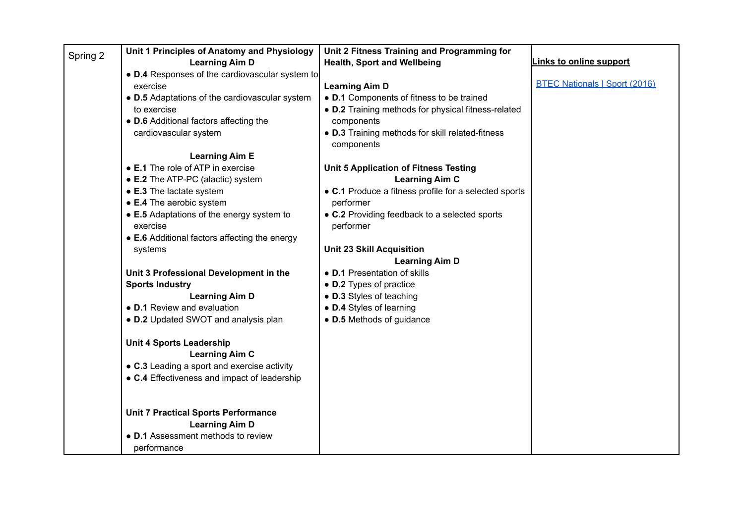| Spring 2 | **Unit 1 Principles of Anatomy and Physiology**<br>**Learning Aim D**<br>● **D.4** Responses of the cardiovascular system to exercise<br>● **D.5** Adaptations of the cardiovascular system to exercise<br>● **D.6** Additional factors affecting the cardiovascular system<br><br>**Learning Aim E**<br>● **E.1** The role of ATP in exercise<br>● **E.2** The ATP-PC (alactic) system<br>● **E.3** The lactate system<br>● **E.4** The aerobic system<br>● **E.5** Adaptations of the energy system to exercise<br>● **E.6** Additional factors affecting the energy systems<br><br>**Unit 3 Professional Development in the Sports Industry**<br>**Learning Aim D**<br>● **D.1** Review and evaluation<br>● **D.2** Updated SWOT and analysis plan<br><br>**Unit 4 Sports Leadership**<br>**Learning Aim C**<br>● **C.3** Leading a sport and exercise activity<br>● **C.4** Effectiveness and impact of leadership<br><br>**Unit 7 Practical Sports Performance**<br>**Learning Aim D**<br>● **D.1** Assessment methods to review performance | **Unit 2 Fitness Training and Programming for Health, Sport and Wellbeing**<br><br>**Learning Aim D**<br>● **D.1** Components of fitness to be trained<br>● **D.2** Training methods for physical fitness-related components<br>● **D.3** Training methods for skill related-fitness components<br><br>**Unit 5 Application of Fitness Testing**<br>**Learning Aim C**<br>● **C.1** Produce a fitness profile for a selected sports performer<br>● **C.2** Providing feedback to a selected sports performer<br><br>**Unit 23 Skill Acquisition**<br>**Learning Aim D**<br>● **D.1** Presentation of skills<br>● **D.2** Types of practice<br>● **D.3** Styles of teaching<br>● **D.4** Styles of learning<br>● **D.5** Methods of guidance | **Links to online support**<br><br>BTEC Nationals \| Sport (2016) |
|---|---|---|---|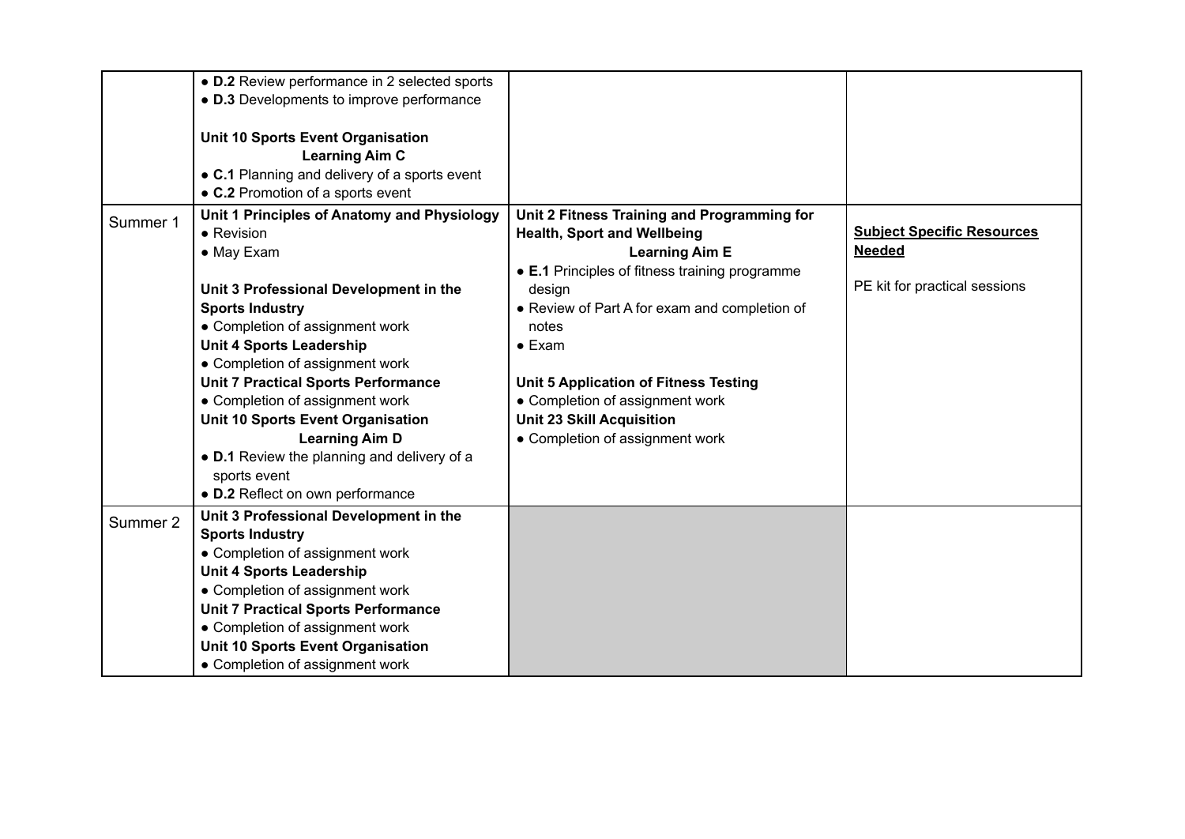| | | | |
|---|---|---|---|
| | • **D.2** Review performance in 2 selected sports<br>• **D.3** Developments to improve performance<br><br>**Unit 10 Sports Event Organisation**<br>**Learning Aim C**<br>• **C.1** Planning and delivery of a sports event<br>• **C.2** Promotion of a sports event | | |
| Summer 1 | **Unit 1 Principles of Anatomy and Physiology**<br>• Revision<br>• May Exam<br><br>**Unit 3 Professional Development in the Sports Industry**<br>• Completion of assignment work<br>**Unit 4 Sports Leadership**<br>• Completion of assignment work<br>**Unit 7 Practical Sports Performance**<br>• Completion of assignment work<br>**Unit 10 Sports Event Organisation**<br>**Learning Aim D**<br>• **D.1** Review the planning and delivery of a sports event<br>• **D.2** Reflect on own performance | **Unit 2 Fitness Training and Programming for Health, Sport and Wellbeing**<br>**Learning Aim E**<br>• **E.1** Principles of fitness training programme design<br>• Review of Part A for exam and completion of notes<br>• Exam<br><br>**Unit 5 Application of Fitness Testing**<br>• Completion of assignment work<br>**Unit 23 Skill Acquisition**<br>• Completion of assignment work | **Subject Specific Resources Needed**<br><br>PE kit for practical sessions |
| Summer 2 | **Unit 3 Professional Development in the Sports Industry**<br>• Completion of assignment work<br>**Unit 4 Sports Leadership**<br>• Completion of assignment work<br>**Unit 7 Practical Sports Performance**<br>• Completion of assignment work<br>**Unit 10 Sports Event Organisation**<br>• Completion of assignment work | | |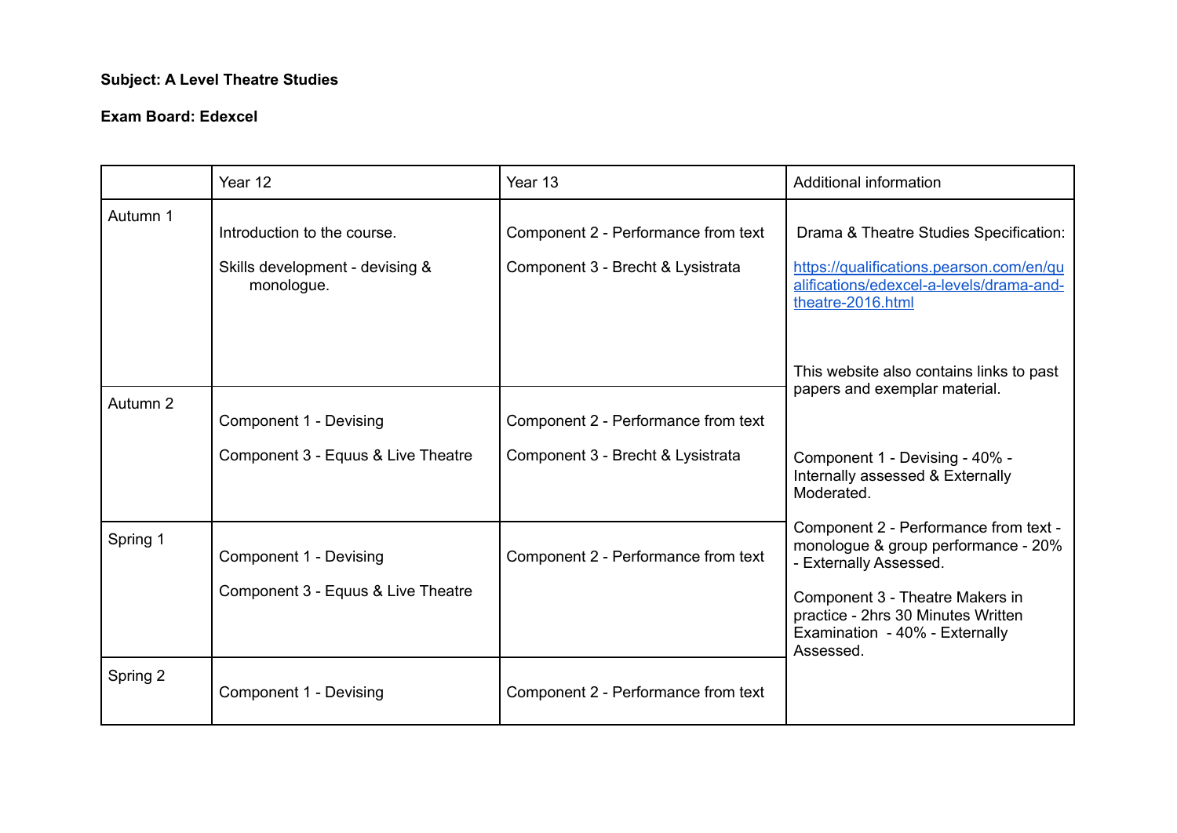**Subject: A Level Theatre Studies**

**Exam Board: Edexcel**

| | Year 12 | Year 13 | Additional information |
|---|---|---|---|
| Autumn 1 | Introduction to the course.<br><br>Skills development - devising & monologue. | Component 2 - Performance from text<br><br>Component 3 - Brecht & Lysistrata | Drama & Theatre Studies Specification:<br><br>https://qualifications.pearson.com/en/qualifications/edexcel-a-levels/drama-and-theatre-2016.html<br><br>This website also contains links to past papers and exemplar material.<br><br>Component 1 - Devising - 40% - Internally assessed & Externally Moderated.<br><br>Component 2 - Performance from text - monologue & group performance - 20% - Externally Assessed.<br><br>Component 3 - Theatre Makers in practice - 2hrs 30 Minutes Written Examination - 40% - Externally Assessed. |
| Autumn 2 | Component 1 - Devising<br><br>Component 3 - Equus & Live Theatre | Component 2 - Performance from text<br><br>Component 3 - Brecht & Lysistrata | |
| Spring 1 | Component 1 - Devising<br><br>Component 3 - Equus & Live Theatre | Component 2 - Performance from text | |
| Spring 2 | Component 1 - Devising | Component 2 - Performance from text | |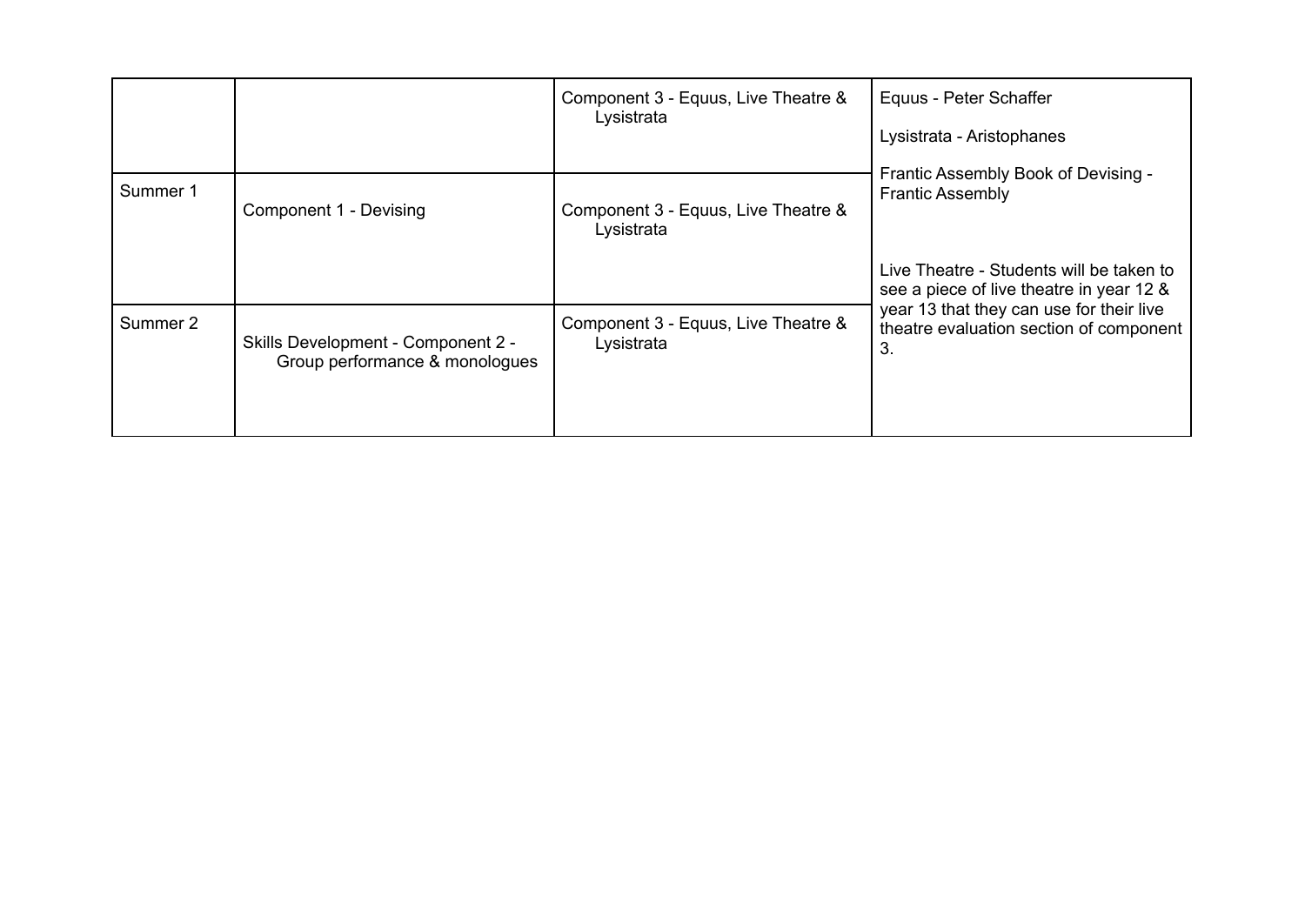| | | Component 3 - Equus, Live Theatre & Lysistrata | Equus - Peter Schaffer<br><br>Lysistrata - Aristophanes<br><br>Frantic Assembly Book of Devising - Frantic Assembly<br><br>Live Theatre - Students will be taken to see a piece of live theatre in year 12 & year 13 that they can use for their live theatre evaluation section of component 3. |
|---|---|---|---|
| Summer 1 | Component 1 - Devising | Component 3 - Equus, Live Theatre & Lysistrata | |
| Summer 2 | Skills Development - Component 2 - Group performance & monologues | Component 3 - Equus, Live Theatre & Lysistrata | |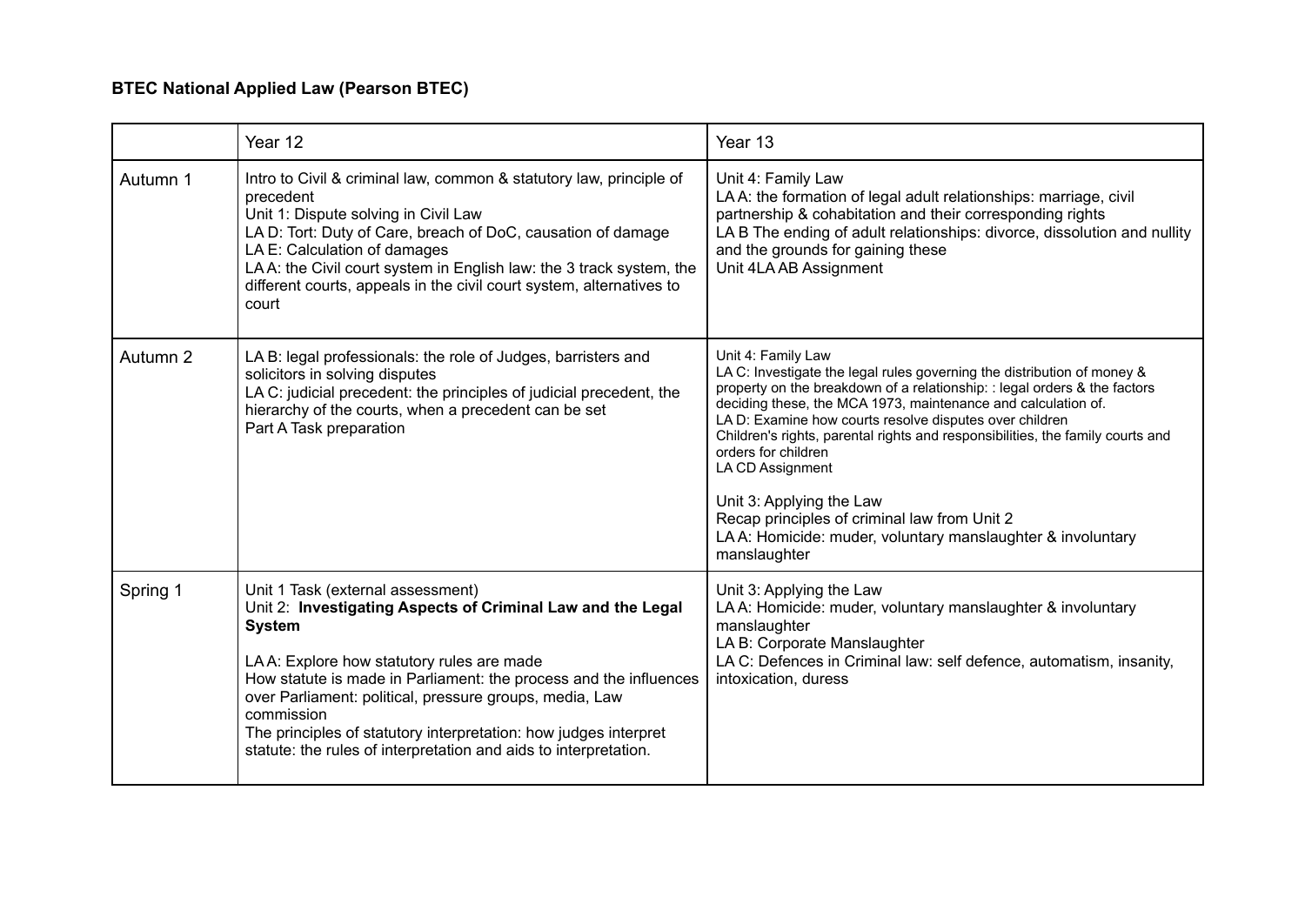**BTEC National Applied Law (Pearson BTEC)**

| | Year 12 | Year 13 |
|---|---|---|
| Autumn 1 | Intro to Civil & criminal law, common & statutory law, principle of precedent<br>Unit 1: Dispute solving in Civil Law<br>LA D: Tort: Duty of Care, breach of DoC, causation of damage<br>LA E: Calculation of damages<br>LA A: the Civil court system in English law: the 3 track system, the different courts, appeals in the civil court system, alternatives to court | Unit 4: Family Law<br>LA A: the formation of legal adult relationships: marriage, civil partnership & cohabitation and their corresponding rights<br>LA B The ending of adult relationships: divorce, dissolution and nullity and the grounds for gaining these<br>Unit 4LA AB Assignment |
| Autumn 2 | LA B: legal professionals: the role of Judges, barristers and solicitors in solving disputes<br>LA C: judicial precedent: the principles of judicial precedent, the hierarchy of the courts, when a precedent can be set<br>Part A Task preparation | Unit 4: Family Law<br>LA C: Investigate the legal rules governing the distribution of money & property on the breakdown of a relationship: : legal orders & the factors deciding these, the MCA 1973, maintenance and calculation of.<br>LA D: Examine how courts resolve disputes over children<br>Children's rights, parental rights and responsibilities, the family courts and orders for children<br>LA CD Assignment<br><br>Unit 3: Applying the Law<br>Recap principles of criminal law from Unit 2<br>LA A: Homicide: muder, voluntary manslaughter & involuntary manslaughter |
| Spring 1 | Unit 1 Task (external assessment)<br>Unit 2: **Investigating Aspects of Criminal Law and the Legal System**<br><br>LA A: Explore how statutory rules are made<br>How statute is made in Parliament: the process and the influences over Parliament: political, pressure groups, media, Law commission<br>The principles of statutory interpretation: how judges interpret statute: the rules of interpretation and aids to interpretation. | Unit 3: Applying the Law<br>LA A: Homicide: muder, voluntary manslaughter & involuntary manslaughter<br>LA B: Corporate Manslaughter<br>LA C: Defences in Criminal law: self defence, automatism, insanity, intoxication, duress |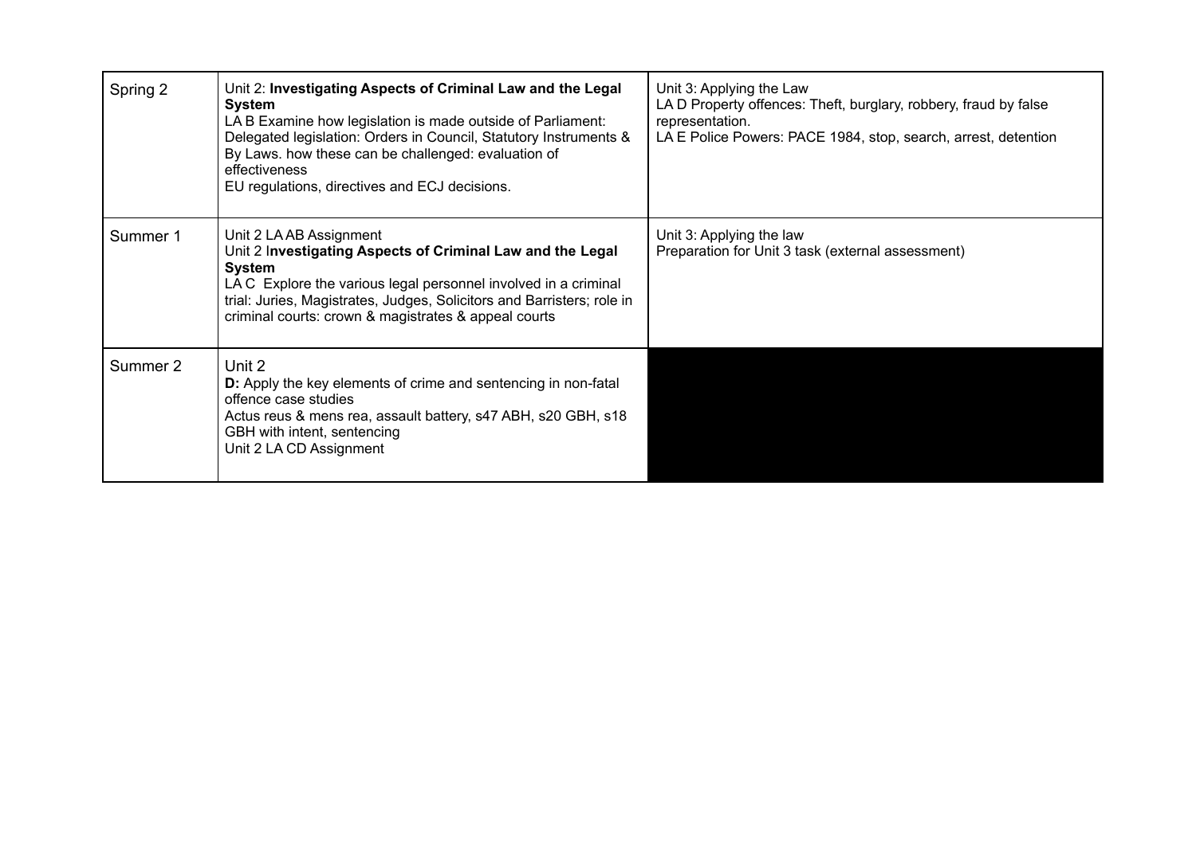| | | |
|---|---|---|
| Spring 2 | Unit 2: **Investigating Aspects of Criminal Law and the Legal System**<br>LA B Examine how legislation is made outside of Parliament: Delegated legislation: Orders in Council, Statutory Instruments & By Laws. how these can be challenged: evaluation of effectiveness<br>EU regulations, directives and ECJ decisions. | Unit 3: Applying the Law<br>LA D Property offences: Theft, burglary, robbery, fraud by false representation.<br>LA E Police Powers: PACE 1984, stop, search, arrest, detention |
| Summer 1 | Unit 2 LA AB Assignment<br>Unit 2 I**nvestigating Aspects of Criminal Law and the Legal System**<br>LA C Explore the various legal personnel involved in a criminal trial: Juries, Magistrates, Judges, Solicitors and Barristers; role in criminal courts: crown & magistrates & appeal courts | Unit 3: Applying the law<br>Preparation for Unit 3 task (external assessment) |
| Summer 2 | Unit 2<br>**D:** Apply the key elements of crime and sentencing in non-fatal offence case studies<br>Actus reus & mens rea, assault battery, s47 ABH, s20 GBH, s18 GBH with intent, sentencing<br>Unit 2 LA CD Assignment | |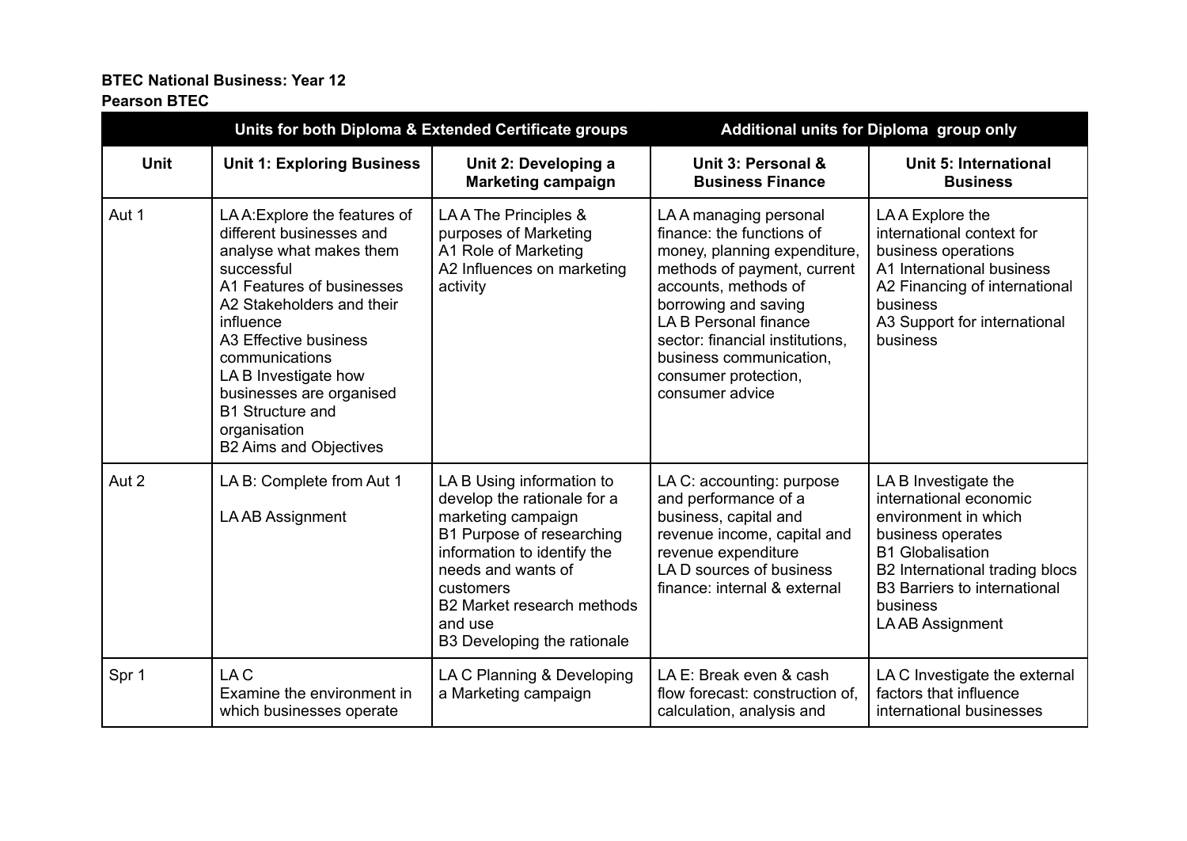**BTEC National Business: Year 12**
**Pearson BTEC**

| | Units for both Diploma & Extended Certificate groups | | Additional units for Diploma group only | |
|---|---|---|---|---|
| **Unit** | **Unit 1: Exploring Business** | **Unit 2: Developing a Marketing campaign** | **Unit 3: Personal & Business Finance** | **Unit 5: International Business** |
| Aut 1 | LA A:Explore the features of different businesses and analyse what makes them successful<br>A1 Features of businesses<br>A2 Stakeholders and their influence<br>A3 Effective business communications<br>LA B Investigate how businesses are organised<br>B1 Structure and organisation<br>B2 Aims and Objectives | LA A The Principles & purposes of Marketing<br>A1 Role of Marketing<br>A2 Influences on marketing activity | LA A managing personal finance: the functions of money, planning expenditure, methods of payment, current accounts, methods of borrowing and saving<br>LA B Personal finance sector: financial institutions, business communication, consumer protection, consumer advice | LA A Explore the international context for business operations<br>A1 International business<br>A2 Financing of international business<br>A3 Support for international business |
| Aut 2 | LA B: Complete from Aut 1<br><br>LA AB Assignment | LA B Using information to develop the rationale for a marketing campaign<br>B1 Purpose of researching information to identify the needs and wants of customers<br>B2 Market research methods and use<br>B3 Developing the rationale | LA C: accounting: purpose and performance of a business, capital and revenue income, capital and revenue expenditure<br>LA D sources of business finance: internal & external | LA B Investigate the international economic environment in which business operates<br>B1 Globalisation<br>B2 International trading blocs<br>B3 Barriers to international business<br>LA AB Assignment |
| Spr 1 | LA C<br>Examine the environment in which businesses operate | LA C Planning & Developing a Marketing campaign | LA E: Break even & cash flow forecast: construction of, calculation, analysis and | LA C Investigate the external factors that influence international businesses |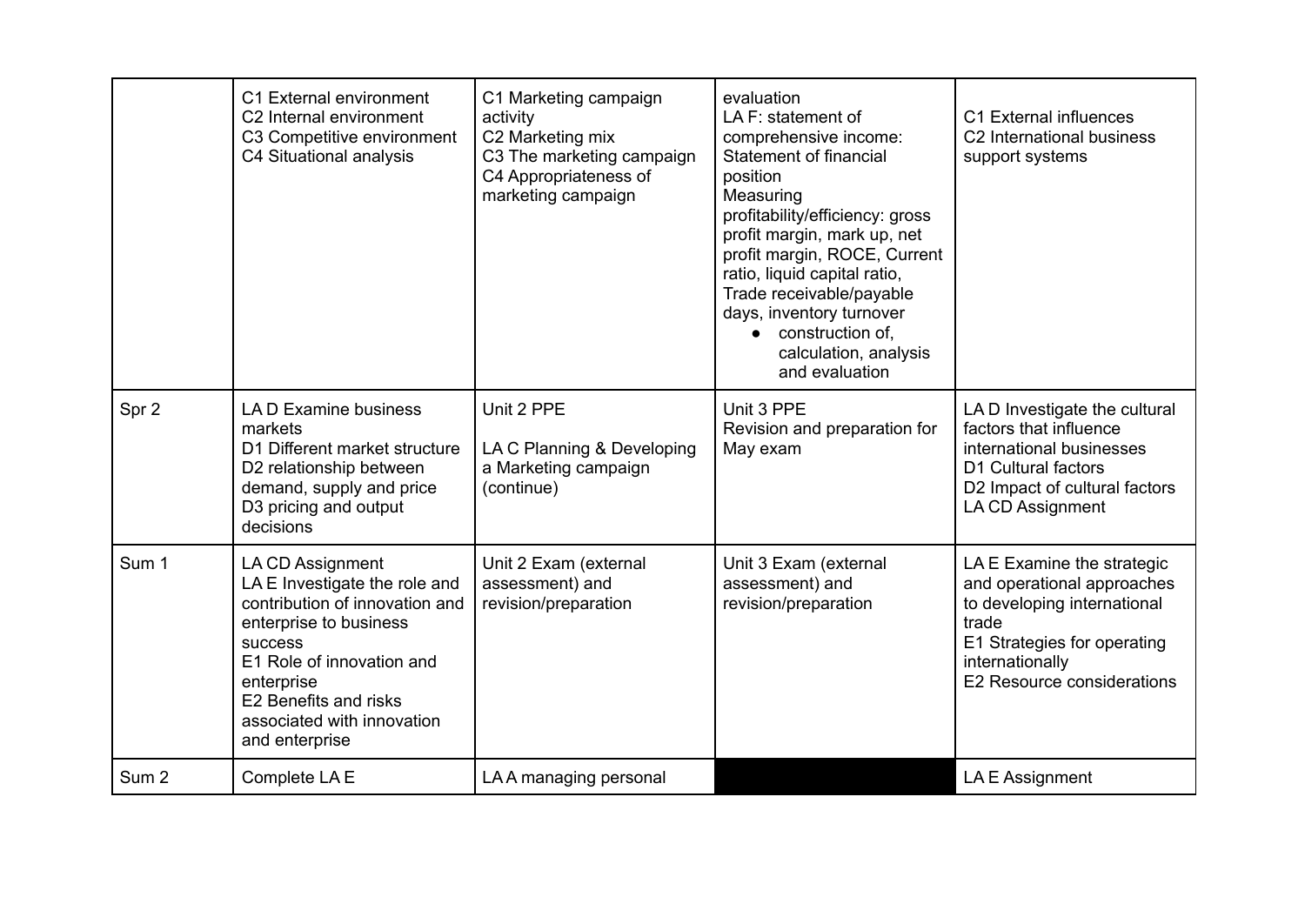| | | | | |
|---|---|---|---|---|
| | C1 External environment<br>C2 Internal environment<br>C3 Competitive environment<br>C4 Situational analysis | C1 Marketing campaign activity<br>C2 Marketing mix<br>C3 The marketing campaign<br>C4 Appropriateness of marketing campaign | evaluation<br>LA F: statement of comprehensive income: Statement of financial position<br>Measuring profitability/efficiency: gross profit margin, mark up, net profit margin, ROCE, Current ratio, liquid capital ratio, Trade receivable/payable days, inventory turnover<br>● construction of, calculation, analysis and evaluation | C1 External influences<br>C2 International business support systems |
| Spr 2 | LA D Examine business markets<br>D1 Different market structure<br>D2 relationship between demand, supply and price<br>D3 pricing and output decisions | Unit 2 PPE<br><br>LA C Planning & Developing a Marketing campaign (continue) | Unit 3 PPE<br>Revision and preparation for May exam | LA D Investigate the cultural factors that influence international businesses<br>D1 Cultural factors<br>D2 Impact of cultural factors<br>LA CD Assignment |
| Sum 1 | LA CD Assignment<br>LA E Investigate the role and contribution of innovation and enterprise to business success<br>E1 Role of innovation and enterprise<br>E2 Benefits and risks associated with innovation and enterprise | Unit 2 Exam (external assessment) and revision/preparation | Unit 3 Exam (external assessment) and revision/preparation | LA E Examine the strategic and operational approaches to developing international trade<br>E1 Strategies for operating internationally<br>E2 Resource considerations |
| Sum 2 | Complete LA E | LA A managing personal | | LA E Assignment |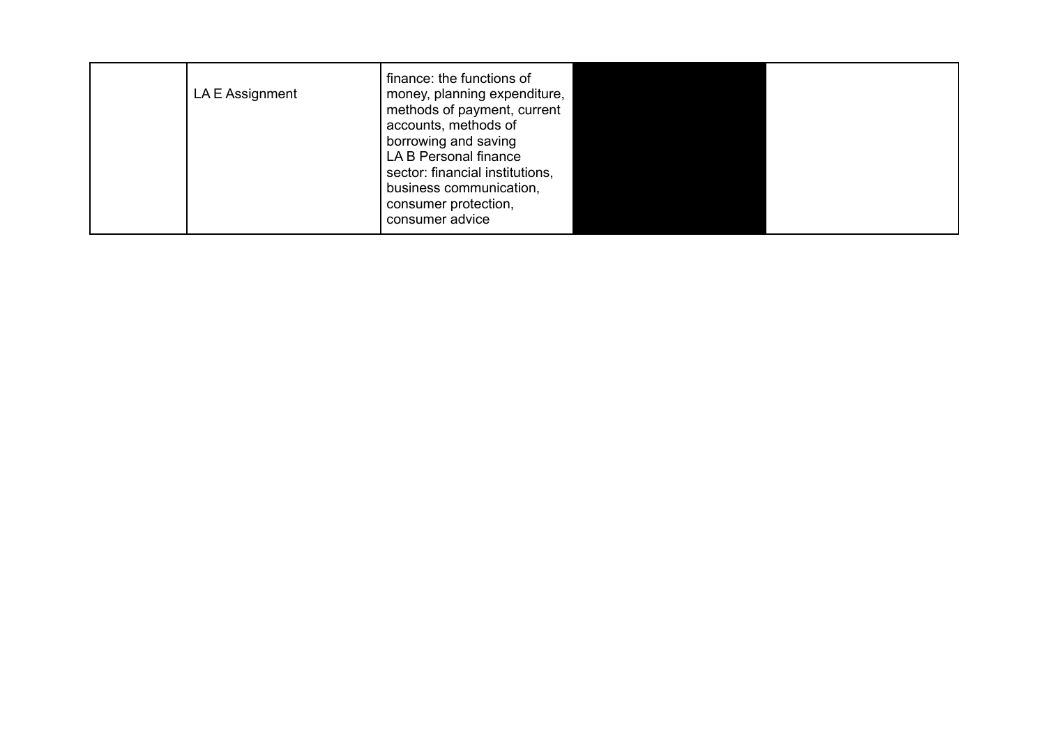|  |  |  |  |  |
|---|---|---|---|---|
|  | LA E Assignment | finance: the functions of money, planning expenditure, methods of payment, current accounts, methods of borrowing and saving<br>LA B Personal finance sector: financial institutions, business communication, consumer protection, consumer advice |  |  |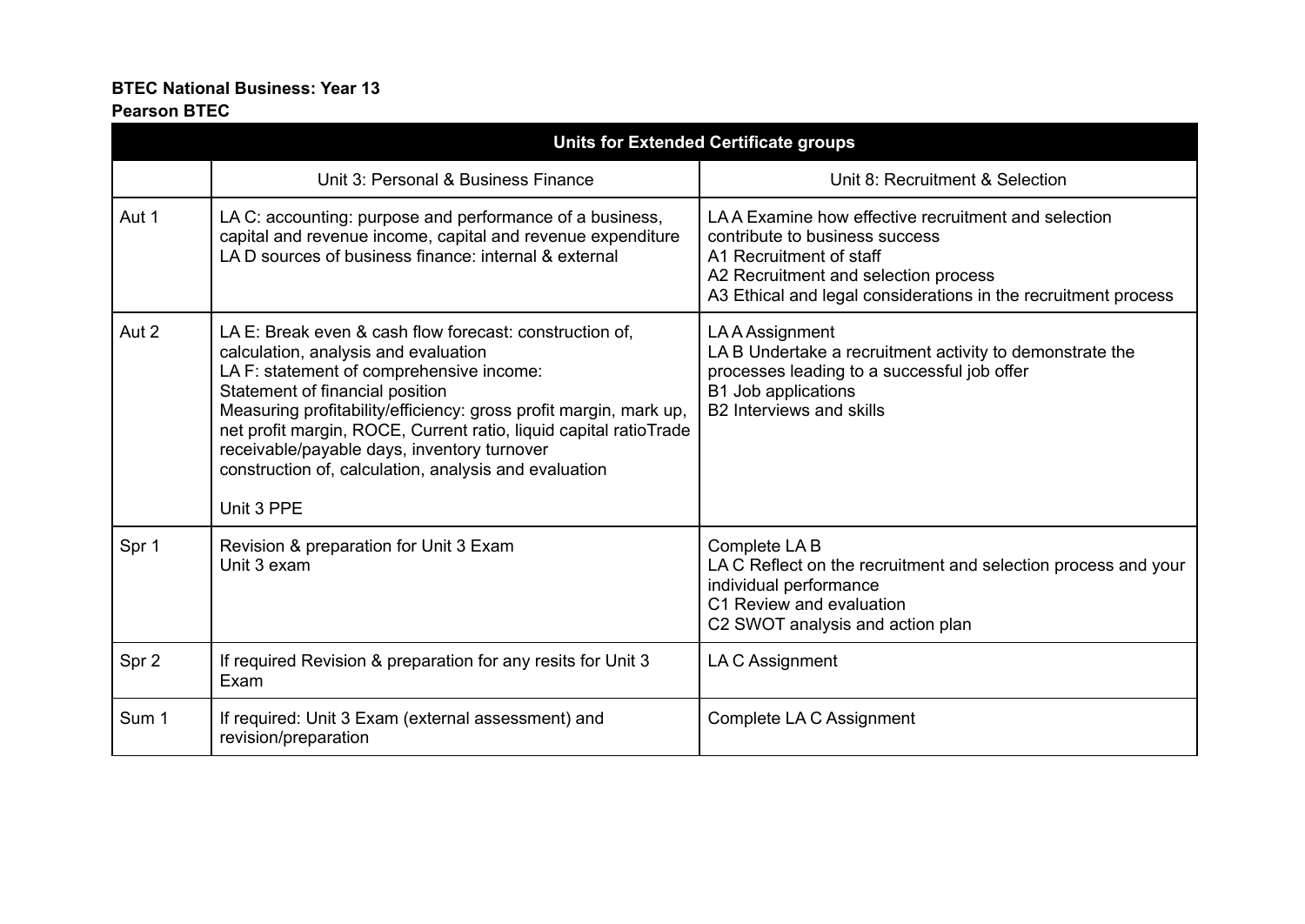**BTEC National Business: Year 13**
**Pearson BTEC**

| Units for Extended Certificate groups | | |
|---|---|---|
| | Unit 3: Personal & Business Finance | Unit 8: Recruitment & Selection |
| Aut 1 | LA C: accounting: purpose and performance of a business, capital and revenue income, capital and revenue expenditure<br>LA D sources of business finance: internal & external | LA A Examine how effective recruitment and selection contribute to business success<br>A1 Recruitment of staff<br>A2 Recruitment and selection process<br>A3 Ethical and legal considerations in the recruitment process |
| Aut 2 | LA E: Break even & cash flow forecast: construction of, calculation, analysis and evaluation<br>LA F: statement of comprehensive income:<br>Statement of financial position<br>Measuring profitability/efficiency: gross profit margin, mark up, net profit margin, ROCE, Current ratio, liquid capital ratioTrade receivable/payable days, inventory turnover<br>construction of, calculation, analysis and evaluation<br><br>Unit 3 PPE | LA A Assignment<br>LA B Undertake a recruitment activity to demonstrate the processes leading to a successful job offer<br>B1 Job applications<br>B2 Interviews and skills |
| Spr 1 | Revision & preparation for Unit 3 Exam<br>Unit 3 exam | Complete LA B<br>LA C Reflect on the recruitment and selection process and your individual performance<br>C1 Review and evaluation<br>C2 SWOT analysis and action plan |
| Spr 2 | If required Revision & preparation for any resits for Unit 3 Exam | LA C Assignment |
| Sum 1 | If required: Unit 3 Exam (external assessment) and revision/preparation | Complete LA C Assignment |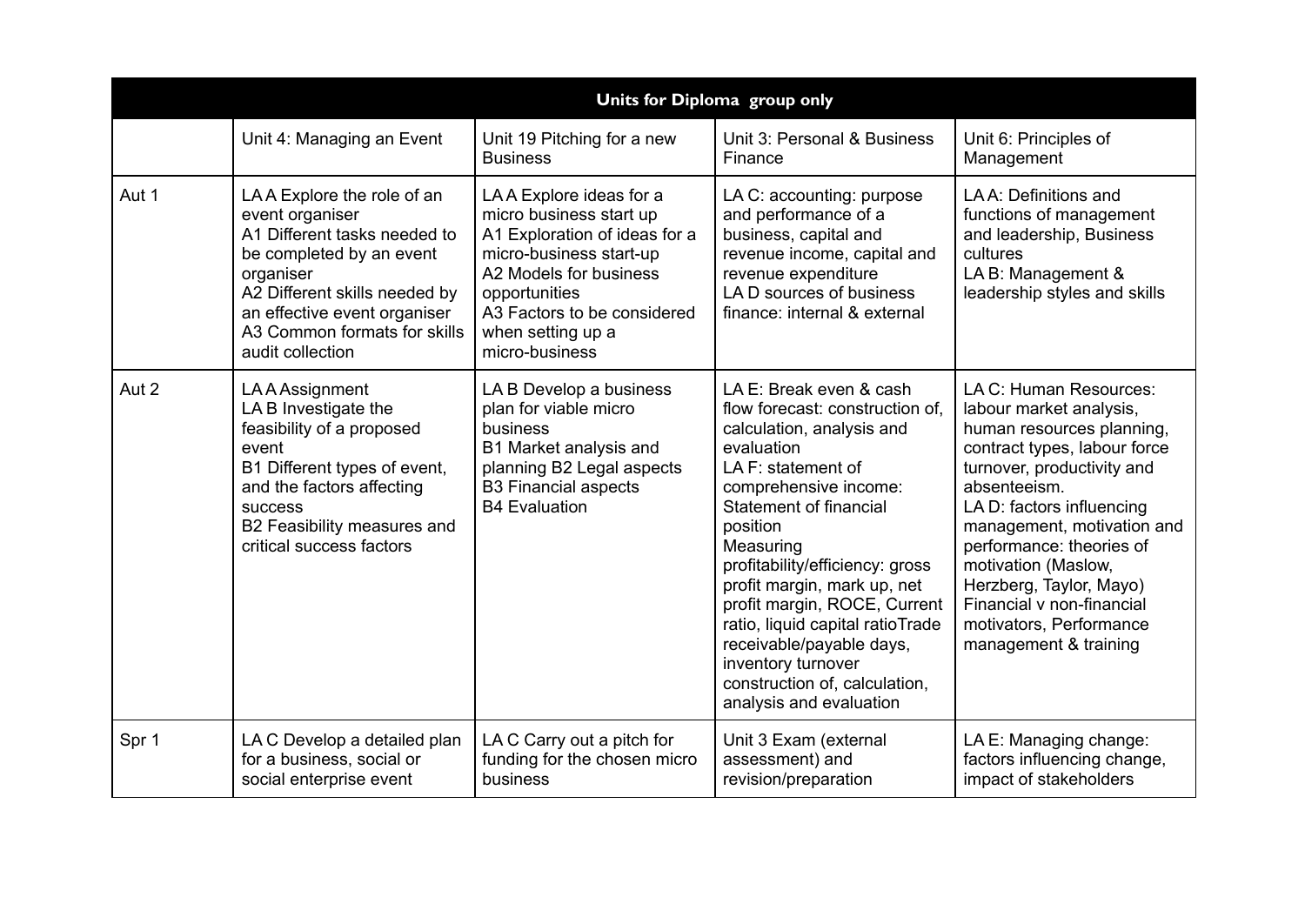| Units for Diploma group only | | | | |
|---|---|---|---|---|
| | Unit 4: Managing an Event | Unit 19 Pitching for a new Business | Unit 3: Personal & Business Finance | Unit 6: Principles of Management |
| Aut 1 | LA A Explore the role of an event organiser<br>A1 Different tasks needed to be completed by an event organiser<br>A2 Different skills needed by an effective event organiser<br>A3 Common formats for skills audit collection | LA A Explore ideas for a micro business start up<br>A1 Exploration of ideas for a micro-business start-up<br>A2 Models for business opportunities<br>A3 Factors to be considered when setting up a micro-business | LA C: accounting: purpose and performance of a business, capital and revenue income, capital and revenue expenditure<br>LA D sources of business finance: internal & external | LA A: Definitions and functions of management and leadership, Business cultures<br>LA B: Management & leadership styles and skills |
| Aut 2 | LA A Assignment<br>LA B Investigate the feasibility of a proposed event<br>B1 Different types of event, and the factors affecting success<br>B2 Feasibility measures and critical success factors | LA B Develop a business plan for viable micro business<br>B1 Market analysis and planning B2 Legal aspects<br>B3 Financial aspects<br>B4 Evaluation | LA E: Break even & cash flow forecast: construction of, calculation, analysis and evaluation<br>LA F: statement of comprehensive income: Statement of financial position<br>Measuring profitability/efficiency: gross profit margin, mark up, net profit margin, ROCE, Current ratio, liquid capital ratioTrade receivable/payable days, inventory turnover construction of, calculation, analysis and evaluation | LA C: Human Resources: labour market analysis, human resources planning, contract types, labour force turnover, productivity and absenteeism.<br>LA D: factors influencing management, motivation and performance: theories of motivation (Maslow, Herzberg, Taylor, Mayo) Financial v non-financial motivators, Performance management & training |
| Spr 1 | LA C Develop a detailed plan for a business, social or social enterprise event | LA C Carry out a pitch for funding for the chosen micro business | Unit 3 Exam (external assessment) and revision/preparation | LA E: Managing change: factors influencing change, impact of stakeholders |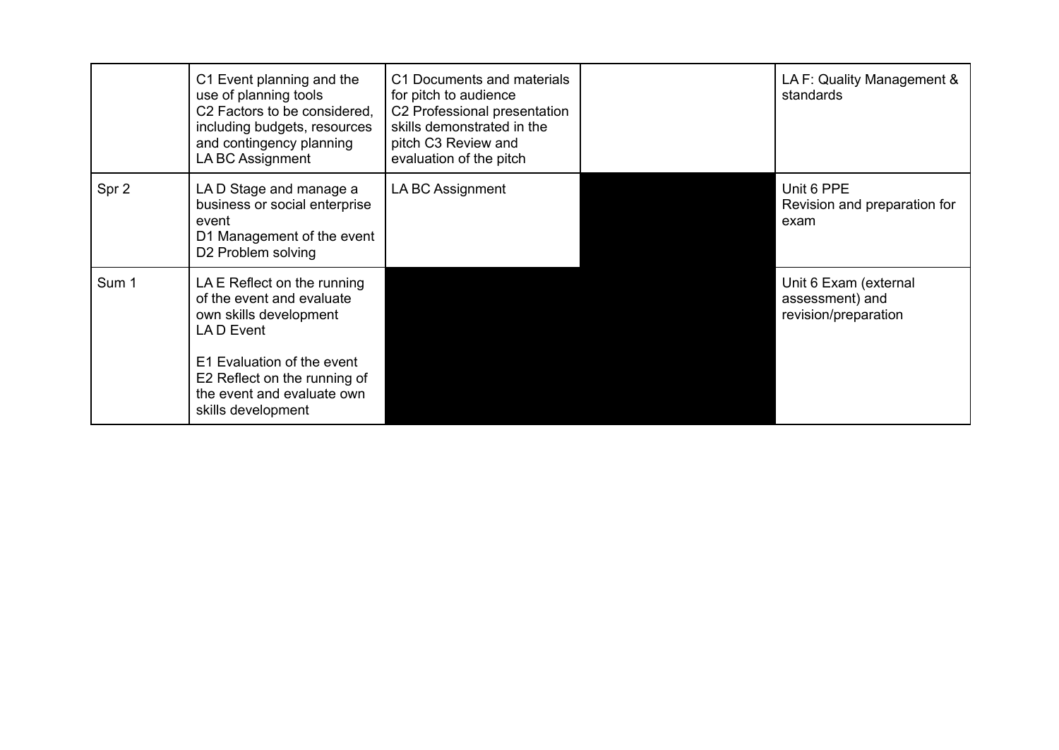| | | | | |
|---|---|---|---|---|
| | C1 Event planning and the use of planning tools<br>C2 Factors to be considered, including budgets, resources and contingency planning<br>LA BC Assignment | C1 Documents and materials for pitch to audience<br>C2 Professional presentation skills demonstrated in the pitch C3 Review and evaluation of the pitch | | LA F: Quality Management & standards |
| Spr 2 | LA D Stage and manage a business or social enterprise event<br>D1 Management of the event<br>D2 Problem solving | LA BC Assignment | | Unit 6 PPE<br>Revision and preparation for exam |
| Sum 1 | LA E Reflect on the running of the event and evaluate own skills development<br>LA D Event<br><br>E1 Evaluation of the event<br>E2 Reflect on the running of the event and evaluate own skills development | | | Unit 6 Exam (external assessment) and revision/preparation |